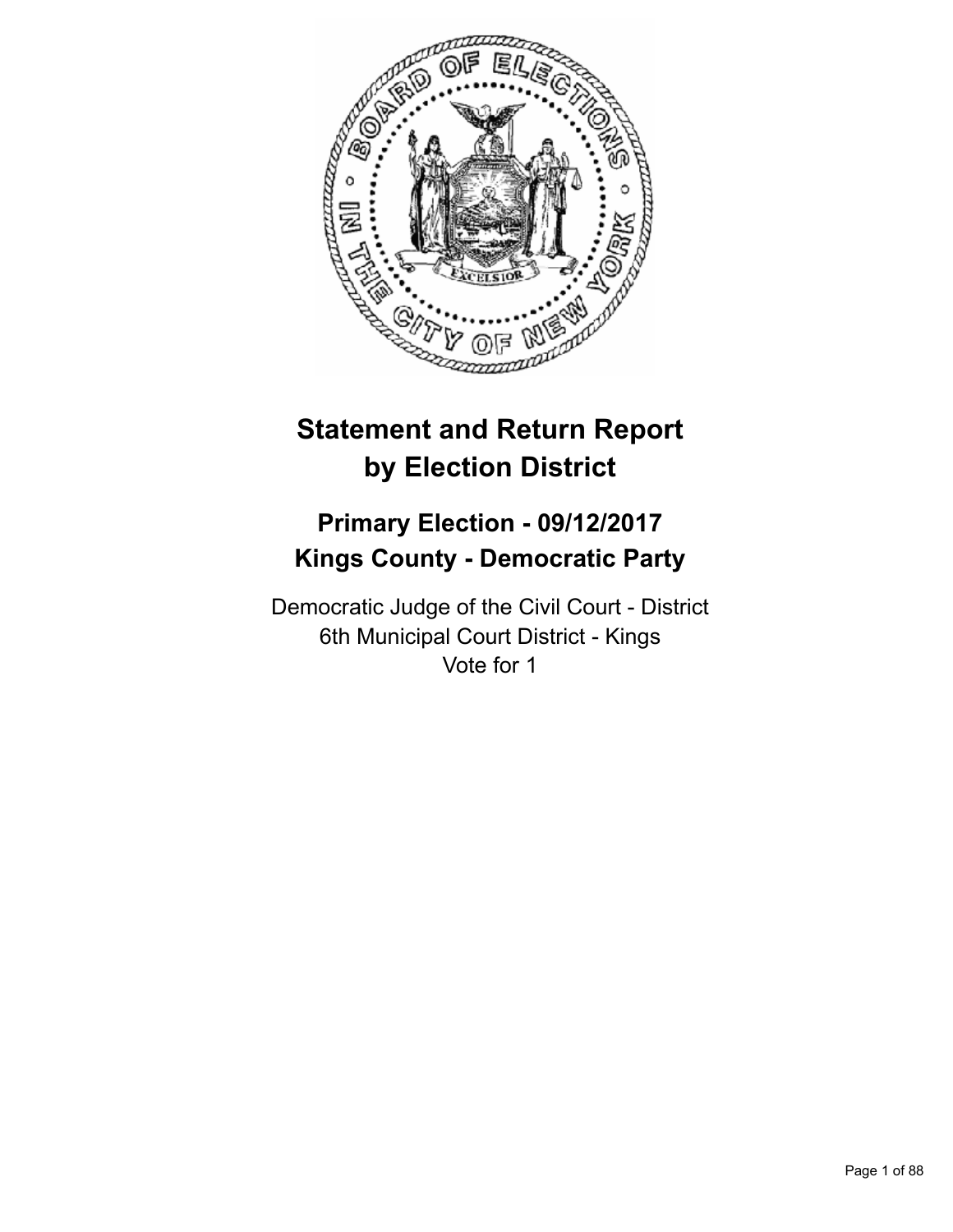# Statement and Return Report by Election District

## Primary Election - 09/12/2017
## Kings County - Democratic Party

Democratic Judge of the Civil Court - District
6th Municipal Court District - Kings
Vote for 1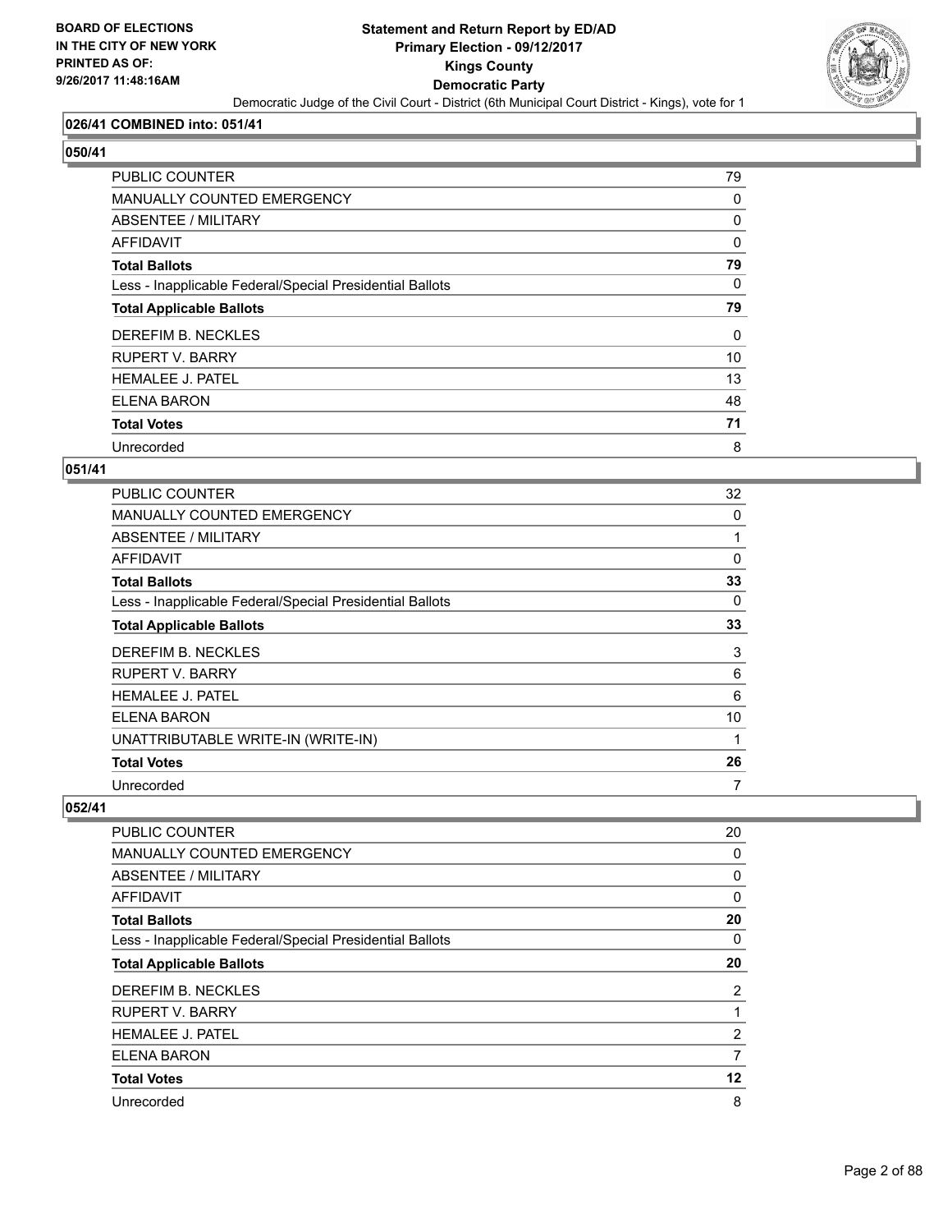**026/41 COMBINED into: 051/41**

**050/41**

| | |
|---|---|
| PUBLIC COUNTER | 79 |
| MANUALLY COUNTED EMERGENCY | 0 |
| ABSENTEE / MILITARY | 0 |
| AFFIDAVIT | 0 |
| **Total Ballots** | **79** |
| Less - Inapplicable Federal/Special Presidential Ballots | 0 |
| **Total Applicable Ballots** | **79** |
| DEREFIM B. NECKLES | 0 |
| RUPERT V. BARRY | 10 |
| HEMALEE J. PATEL | 13 |
| ELENA BARON | 48 |
| **Total Votes** | **71** |
| Unrecorded | 8 |

**051/41**

| | |
|---|---|
| PUBLIC COUNTER | 32 |
| MANUALLY COUNTED EMERGENCY | 0 |
| ABSENTEE / MILITARY | 1 |
| AFFIDAVIT | 0 |
| **Total Ballots** | **33** |
| Less - Inapplicable Federal/Special Presidential Ballots | 0 |
| **Total Applicable Ballots** | **33** |
| DEREFIM B. NECKLES | 3 |
| RUPERT V. BARRY | 6 |
| HEMALEE J. PATEL | 6 |
| ELENA BARON | 10 |
| UNATTRIBUTABLE WRITE-IN (WRITE-IN) | 1 |
| **Total Votes** | **26** |
| Unrecorded | 7 |

**052/41**

| | |
|---|---|
| PUBLIC COUNTER | 20 |
| MANUALLY COUNTED EMERGENCY | 0 |
| ABSENTEE / MILITARY | 0 |
| AFFIDAVIT | 0 |
| **Total Ballots** | **20** |
| Less - Inapplicable Federal/Special Presidential Ballots | 0 |
| **Total Applicable Ballots** | **20** |
| DEREFIM B. NECKLES | 2 |
| RUPERT V. BARRY | 1 |
| HEMALEE J. PATEL | 2 |
| ELENA BARON | 7 |
| **Total Votes** | **12** |
| Unrecorded | 8 |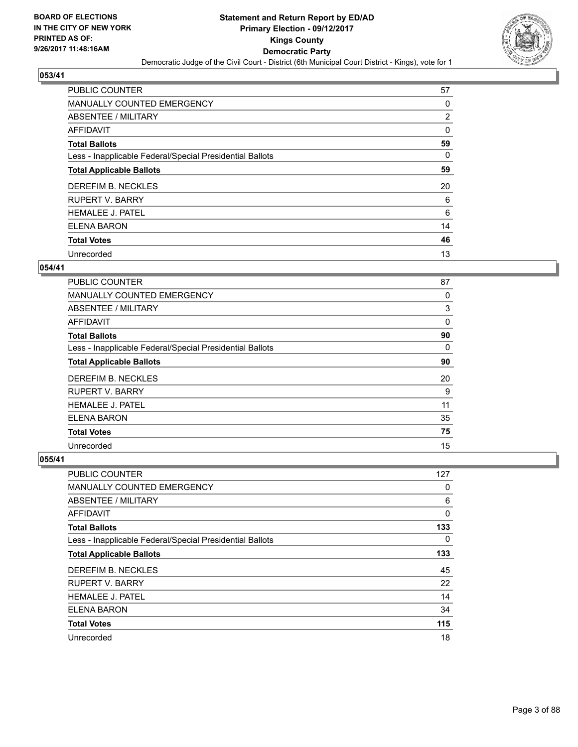**BOARD OF ELECTIONS IN THE CITY OF NEW YORK PRINTED AS OF: 9/26/2017 11:48:16AM**

# Statement and Return Report by ED/AD
## Primary Election - 09/12/2017
## Kings County
## Democratic Party
Democratic Judge of the Civil Court - District (6th Municipal Court District - Kings), vote for 1

### 053/41

| | |
|---|---|
| PUBLIC COUNTER | 57 |
| MANUALLY COUNTED EMERGENCY | 0 |
| ABSENTEE / MILITARY | 2 |
| AFFIDAVIT | 0 |
| **Total Ballots** | **59** |
| Less - Inapplicable Federal/Special Presidential Ballots | 0 |
| **Total Applicable Ballots** | **59** |
| DEREFIM B. NECKLES | 20 |
| RUPERT V. BARRY | 6 |
| HEMALEE J. PATEL | 6 |
| ELENA BARON | 14 |
| **Total Votes** | **46** |
| Unrecorded | 13 |

### 054/41

| | |
|---|---|
| PUBLIC COUNTER | 87 |
| MANUALLY COUNTED EMERGENCY | 0 |
| ABSENTEE / MILITARY | 3 |
| AFFIDAVIT | 0 |
| **Total Ballots** | **90** |
| Less - Inapplicable Federal/Special Presidential Ballots | 0 |
| **Total Applicable Ballots** | **90** |
| DEREFIM B. NECKLES | 20 |
| RUPERT V. BARRY | 9 |
| HEMALEE J. PATEL | 11 |
| ELENA BARON | 35 |
| **Total Votes** | **75** |
| Unrecorded | 15 |

### 055/41

| | |
|---|---|
| PUBLIC COUNTER | 127 |
| MANUALLY COUNTED EMERGENCY | 0 |
| ABSENTEE / MILITARY | 6 |
| AFFIDAVIT | 0 |
| **Total Ballots** | **133** |
| Less - Inapplicable Federal/Special Presidential Ballots | 0 |
| **Total Applicable Ballots** | **133** |
| DEREFIM B. NECKLES | 45 |
| RUPERT V. BARRY | 22 |
| HEMALEE J. PATEL | 14 |
| ELENA BARON | 34 |
| **Total Votes** | **115** |
| Unrecorded | 18 |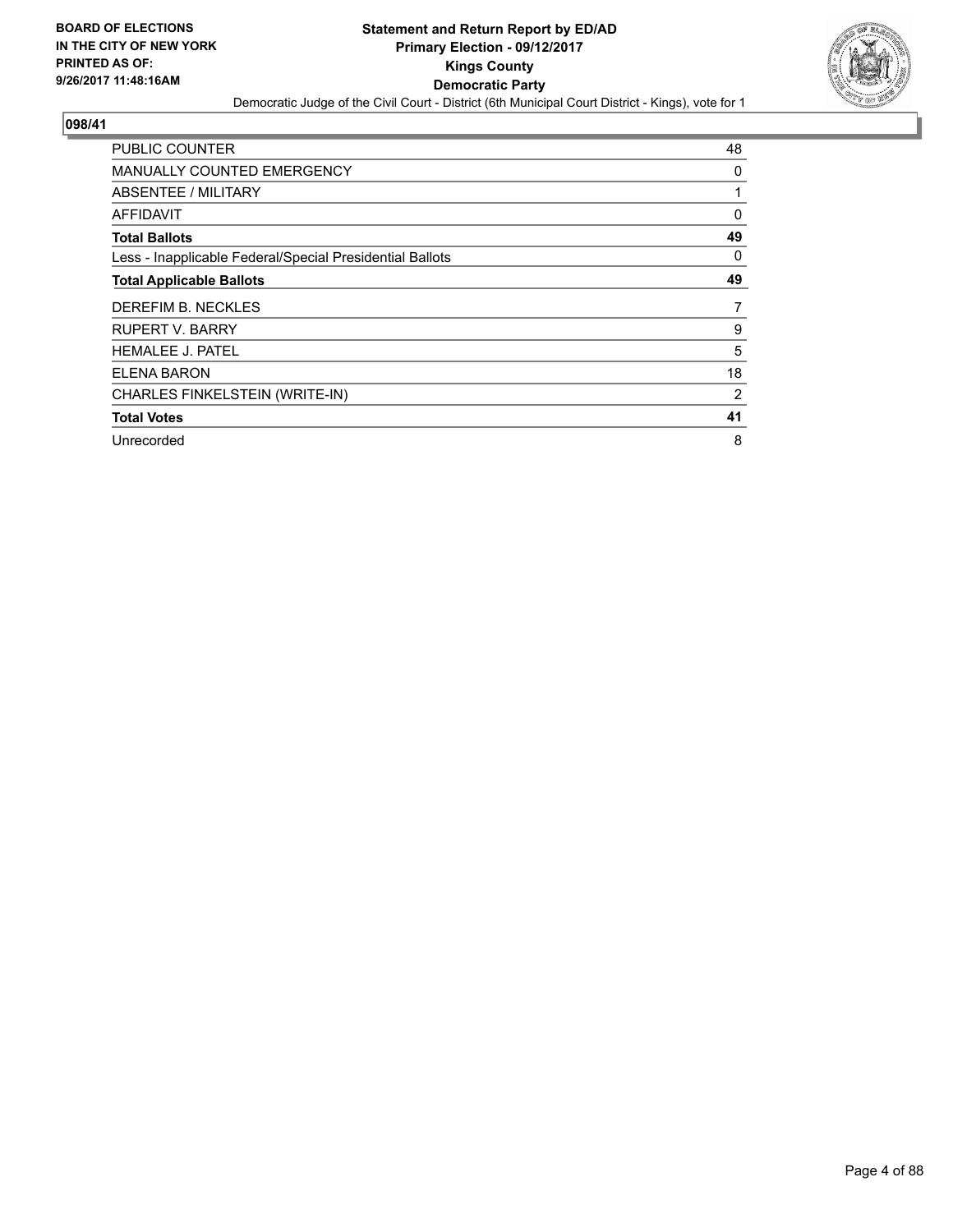BOARD OF ELECTIONS
IN THE CITY OF NEW YORK
PRINTED AS OF:
9/26/2017 11:48:16AM

**Statement and Return Report by ED/AD**
**Primary Election - 09/12/2017**
**Kings County**
**Democratic Party**
Democratic Judge of the Civil Court - District (6th Municipal Court District - Kings), vote for 1

## 098/41

| | |
|---|---|
| PUBLIC COUNTER | 48 |
| MANUALLY COUNTED EMERGENCY | 0 |
| ABSENTEE / MILITARY | 1 |
| AFFIDAVIT | 0 |
| **Total Ballots** | **49** |
| Less - Inapplicable Federal/Special Presidential Ballots | 0 |
| **Total Applicable Ballots** | **49** |
| DEREFIM B. NECKLES | 7 |
| RUPERT V. BARRY | 9 |
| HEMALEE J. PATEL | 5 |
| ELENA BARON | 18 |
| CHARLES FINKELSTEIN (WRITE-IN) | 2 |
| **Total Votes** | **41** |
| Unrecorded | 8 |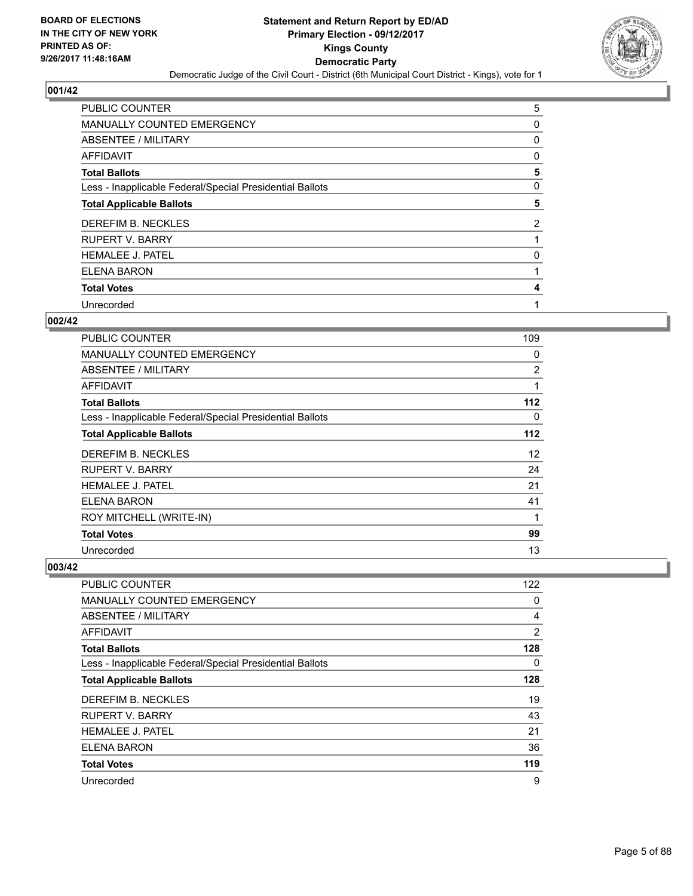BOARD OF ELECTIONS
IN THE CITY OF NEW YORK
PRINTED AS OF:
9/26/2017 11:48:16AM

# Statement and Return Report by ED/AD
## Primary Election - 09/12/2017
## Kings County
## Democratic Party

Democratic Judge of the Civil Court - District (6th Municipal Court District - Kings), vote for 1

### 001/42

| | |
|---|---|
| PUBLIC COUNTER | 5 |
| MANUALLY COUNTED EMERGENCY | 0 |
| ABSENTEE / MILITARY | 0 |
| AFFIDAVIT | 0 |
| **Total Ballots** | **5** |
| Less - Inapplicable Federal/Special Presidential Ballots | 0 |
| **Total Applicable Ballots** | **5** |
| DEREFIM B. NECKLES | 2 |
| RUPERT V. BARRY | 1 |
| HEMALEE J. PATEL | 0 |
| ELENA BARON | 1 |
| **Total Votes** | **4** |
| Unrecorded | 1 |

### 002/42

| | |
|---|---|
| PUBLIC COUNTER | 109 |
| MANUALLY COUNTED EMERGENCY | 0 |
| ABSENTEE / MILITARY | 2 |
| AFFIDAVIT | 1 |
| **Total Ballots** | **112** |
| Less - Inapplicable Federal/Special Presidential Ballots | 0 |
| **Total Applicable Ballots** | **112** |
| DEREFIM B. NECKLES | 12 |
| RUPERT V. BARRY | 24 |
| HEMALEE J. PATEL | 21 |
| ELENA BARON | 41 |
| ROY MITCHELL (WRITE-IN) | 1 |
| **Total Votes** | **99** |
| Unrecorded | 13 |

### 003/42

| | |
|---|---|
| PUBLIC COUNTER | 122 |
| MANUALLY COUNTED EMERGENCY | 0 |
| ABSENTEE / MILITARY | 4 |
| AFFIDAVIT | 2 |
| **Total Ballots** | **128** |
| Less - Inapplicable Federal/Special Presidential Ballots | 0 |
| **Total Applicable Ballots** | **128** |
| DEREFIM B. NECKLES | 19 |
| RUPERT V. BARRY | 43 |
| HEMALEE J. PATEL | 21 |
| ELENA BARON | 36 |
| **Total Votes** | **119** |
| Unrecorded | 9 |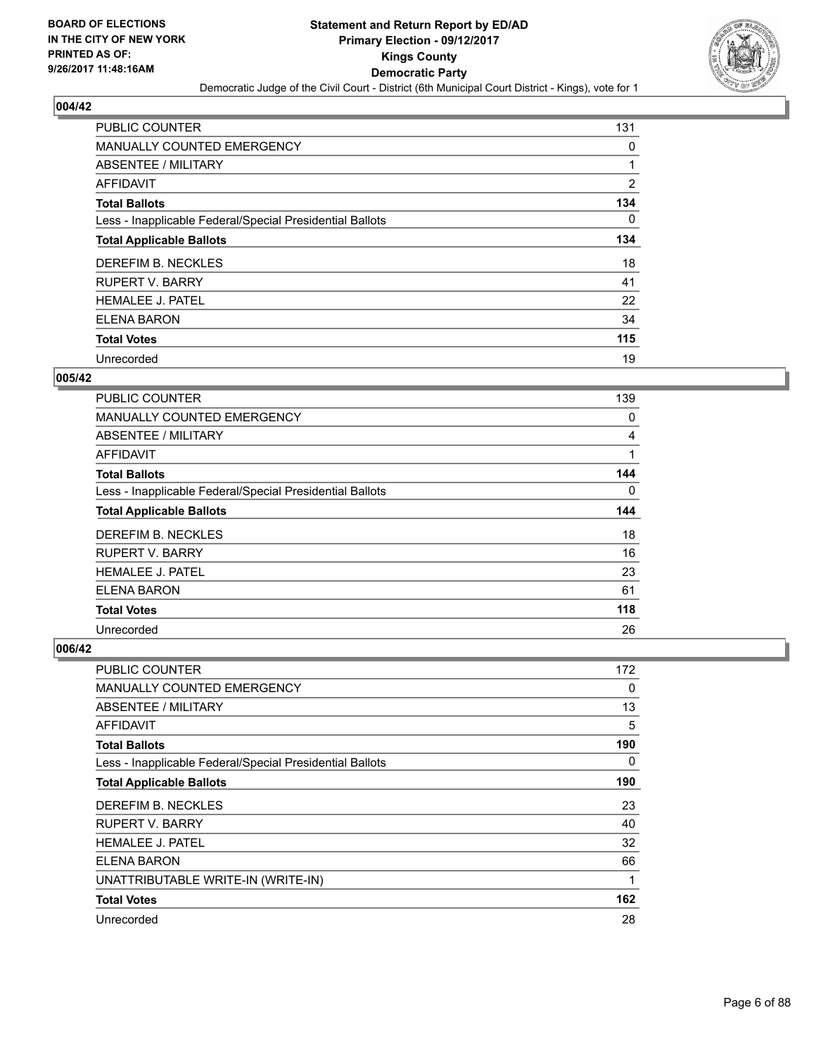**BOARD OF ELECTIONS IN THE CITY OF NEW YORK PRINTED AS OF: 9/26/2017 11:48:16AM**

# Statement and Return Report by ED/AD
## Primary Election - 09/12/2017
## Kings County
## Democratic Party
### Democratic Judge of the Civil Court - District (6th Municipal Court District - Kings), vote for 1

### 004/42

| | |
|---|---|
| PUBLIC COUNTER | 131 |
| MANUALLY COUNTED EMERGENCY | 0 |
| ABSENTEE / MILITARY | 1 |
| AFFIDAVIT | 2 |
| **Total Ballots** | **134** |
| Less - Inapplicable Federal/Special Presidential Ballots | 0 |
| **Total Applicable Ballots** | **134** |
| DEREFIM B. NECKLES | 18 |
| RUPERT V. BARRY | 41 |
| HEMALEE J. PATEL | 22 |
| ELENA BARON | 34 |
| **Total Votes** | **115** |
| Unrecorded | 19 |

### 005/42

| | |
|---|---|
| PUBLIC COUNTER | 139 |
| MANUALLY COUNTED EMERGENCY | 0 |
| ABSENTEE / MILITARY | 4 |
| AFFIDAVIT | 1 |
| **Total Ballots** | **144** |
| Less - Inapplicable Federal/Special Presidential Ballots | 0 |
| **Total Applicable Ballots** | **144** |
| DEREFIM B. NECKLES | 18 |
| RUPERT V. BARRY | 16 |
| HEMALEE J. PATEL | 23 |
| ELENA BARON | 61 |
| **Total Votes** | **118** |
| Unrecorded | 26 |

### 006/42

| | |
|---|---|
| PUBLIC COUNTER | 172 |
| MANUALLY COUNTED EMERGENCY | 0 |
| ABSENTEE / MILITARY | 13 |
| AFFIDAVIT | 5 |
| **Total Ballots** | **190** |
| Less - Inapplicable Federal/Special Presidential Ballots | 0 |
| **Total Applicable Ballots** | **190** |
| DEREFIM B. NECKLES | 23 |
| RUPERT V. BARRY | 40 |
| HEMALEE J. PATEL | 32 |
| ELENA BARON | 66 |
| UNATTRIBUTABLE WRITE-IN (WRITE-IN) | 1 |
| **Total Votes** | **162** |
| Unrecorded | 28 |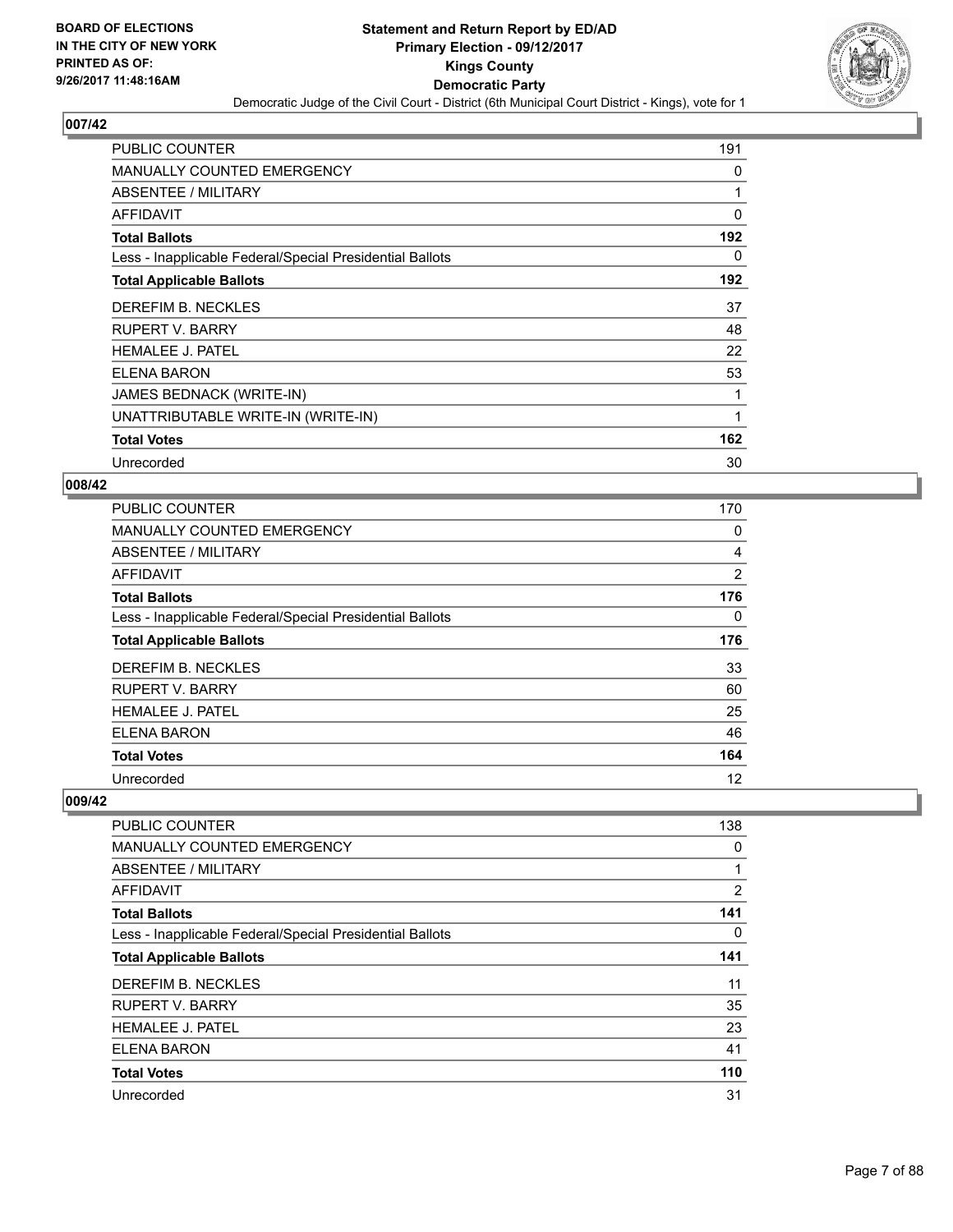## 007/42

| | |
|---|---|
| PUBLIC COUNTER | 191 |
| MANUALLY COUNTED EMERGENCY | 0 |
| ABSENTEE / MILITARY | 1 |
| AFFIDAVIT | 0 |
| **Total Ballots** | **192** |
| Less - Inapplicable Federal/Special Presidential Ballots | 0 |
| **Total Applicable Ballots** | **192** |
| DEREFIM B. NECKLES | 37 |
| RUPERT V. BARRY | 48 |
| HEMALEE J. PATEL | 22 |
| ELENA BARON | 53 |
| JAMES BEDNACK (WRITE-IN) | 1 |
| UNATTRIBUTABLE WRITE-IN (WRITE-IN) | 1 |
| **Total Votes** | **162** |
| Unrecorded | 30 |

## 008/42

| | |
|---|---|
| PUBLIC COUNTER | 170 |
| MANUALLY COUNTED EMERGENCY | 0 |
| ABSENTEE / MILITARY | 4 |
| AFFIDAVIT | 2 |
| **Total Ballots** | **176** |
| Less - Inapplicable Federal/Special Presidential Ballots | 0 |
| **Total Applicable Ballots** | **176** |
| DEREFIM B. NECKLES | 33 |
| RUPERT V. BARRY | 60 |
| HEMALEE J. PATEL | 25 |
| ELENA BARON | 46 |
| **Total Votes** | **164** |
| Unrecorded | 12 |

## 009/42

| | |
|---|---|
| PUBLIC COUNTER | 138 |
| MANUALLY COUNTED EMERGENCY | 0 |
| ABSENTEE / MILITARY | 1 |
| AFFIDAVIT | 2 |
| **Total Ballots** | **141** |
| Less - Inapplicable Federal/Special Presidential Ballots | 0 |
| **Total Applicable Ballots** | **141** |
| DEREFIM B. NECKLES | 11 |
| RUPERT V. BARRY | 35 |
| HEMALEE J. PATEL | 23 |
| ELENA BARON | 41 |
| **Total Votes** | **110** |
| Unrecorded | 31 |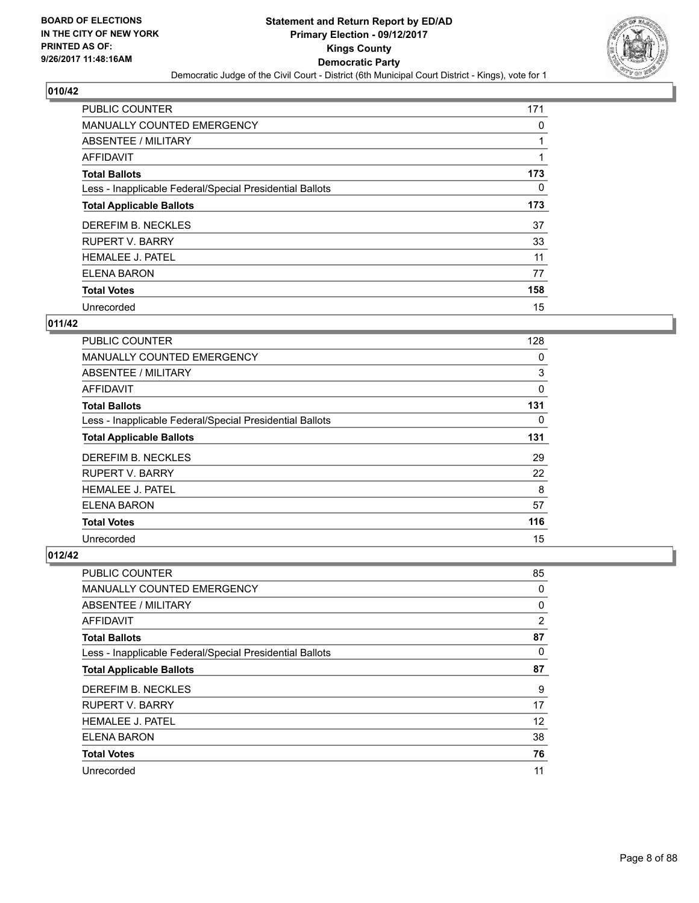BOARD OF ELECTIONS
IN THE CITY OF NEW YORK
PRINTED AS OF:
9/26/2017 11:48:16AM

# Statement and Return Report by ED/AD
## Primary Election - 09/12/2017
## Kings County
## Democratic Party
Democratic Judge of the Civil Court - District (6th Municipal Court District - Kings), vote for 1

### 010/42

| | |
|---|---|
| PUBLIC COUNTER | 171 |
| MANUALLY COUNTED EMERGENCY | 0 |
| ABSENTEE / MILITARY | 1 |
| AFFIDAVIT | 1 |
| **Total Ballots** | **173** |
| Less - Inapplicable Federal/Special Presidential Ballots | 0 |
| **Total Applicable Ballots** | **173** |
| DEREFIM B. NECKLES | 37 |
| RUPERT V. BARRY | 33 |
| HEMALEE J. PATEL | 11 |
| ELENA BARON | 77 |
| **Total Votes** | **158** |
| Unrecorded | 15 |

### 011/42

| | |
|---|---|
| PUBLIC COUNTER | 128 |
| MANUALLY COUNTED EMERGENCY | 0 |
| ABSENTEE / MILITARY | 3 |
| AFFIDAVIT | 0 |
| **Total Ballots** | **131** |
| Less - Inapplicable Federal/Special Presidential Ballots | 0 |
| **Total Applicable Ballots** | **131** |
| DEREFIM B. NECKLES | 29 |
| RUPERT V. BARRY | 22 |
| HEMALEE J. PATEL | 8 |
| ELENA BARON | 57 |
| **Total Votes** | **116** |
| Unrecorded | 15 |

### 012/42

| | |
|---|---|
| PUBLIC COUNTER | 85 |
| MANUALLY COUNTED EMERGENCY | 0 |
| ABSENTEE / MILITARY | 0 |
| AFFIDAVIT | 2 |
| **Total Ballots** | **87** |
| Less - Inapplicable Federal/Special Presidential Ballots | 0 |
| **Total Applicable Ballots** | **87** |
| DEREFIM B. NECKLES | 9 |
| RUPERT V. BARRY | 17 |
| HEMALEE J. PATEL | 12 |
| ELENA BARON | 38 |
| **Total Votes** | **76** |
| Unrecorded | 11 |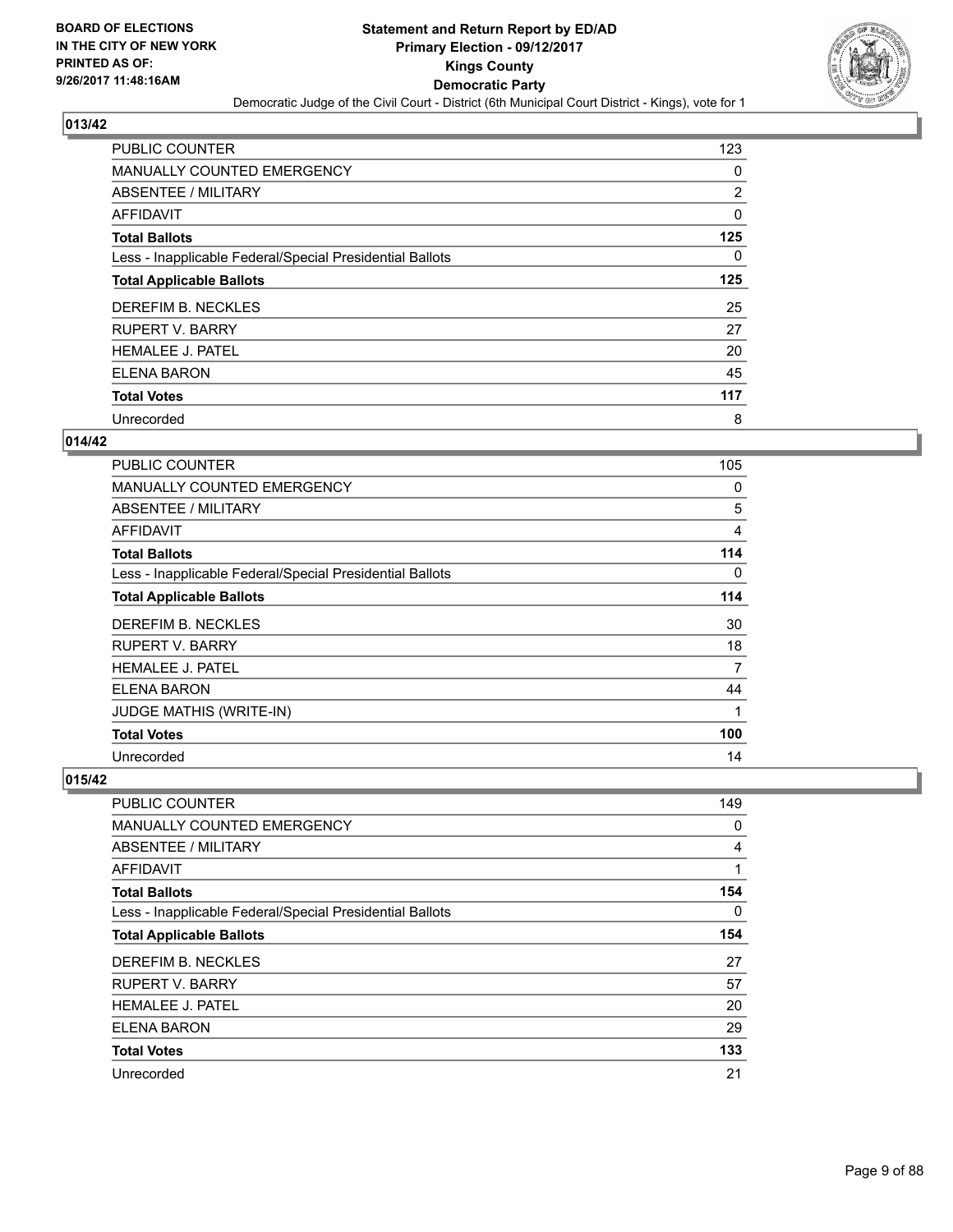**BOARD OF ELECTIONS IN THE CITY OF NEW YORK PRINTED AS OF: 9/26/2017 11:48:16AM**

# Statement and Return Report by ED/AD
## Primary Election - 09/12/2017
## Kings County
## Democratic Party
### Democratic Judge of the Civil Court - District (6th Municipal Court District - Kings), vote for 1

**013/42**

| | |
|---|---|
| PUBLIC COUNTER | 123 |
| MANUALLY COUNTED EMERGENCY | 0 |
| ABSENTEE / MILITARY | 2 |
| AFFIDAVIT | 0 |
| **Total Ballots** | **125** |
| Less - Inapplicable Federal/Special Presidential Ballots | 0 |
| **Total Applicable Ballots** | **125** |
| DEREFIM B. NECKLES | 25 |
| RUPERT V. BARRY | 27 |
| HEMALEE J. PATEL | 20 |
| ELENA BARON | 45 |
| **Total Votes** | **117** |
| Unrecorded | 8 |

**014/42**

| | |
|---|---|
| PUBLIC COUNTER | 105 |
| MANUALLY COUNTED EMERGENCY | 0 |
| ABSENTEE / MILITARY | 5 |
| AFFIDAVIT | 4 |
| **Total Ballots** | **114** |
| Less - Inapplicable Federal/Special Presidential Ballots | 0 |
| **Total Applicable Ballots** | **114** |
| DEREFIM B. NECKLES | 30 |
| RUPERT V. BARRY | 18 |
| HEMALEE J. PATEL | 7 |
| ELENA BARON | 44 |
| JUDGE MATHIS (WRITE-IN) | 1 |
| **Total Votes** | **100** |
| Unrecorded | 14 |

**015/42**

| | |
|---|---|
| PUBLIC COUNTER | 149 |
| MANUALLY COUNTED EMERGENCY | 0 |
| ABSENTEE / MILITARY | 4 |
| AFFIDAVIT | 1 |
| **Total Ballots** | **154** |
| Less - Inapplicable Federal/Special Presidential Ballots | 0 |
| **Total Applicable Ballots** | **154** |
| DEREFIM B. NECKLES | 27 |
| RUPERT V. BARRY | 57 |
| HEMALEE J. PATEL | 20 |
| ELENA BARON | 29 |
| **Total Votes** | **133** |
| Unrecorded | 21 |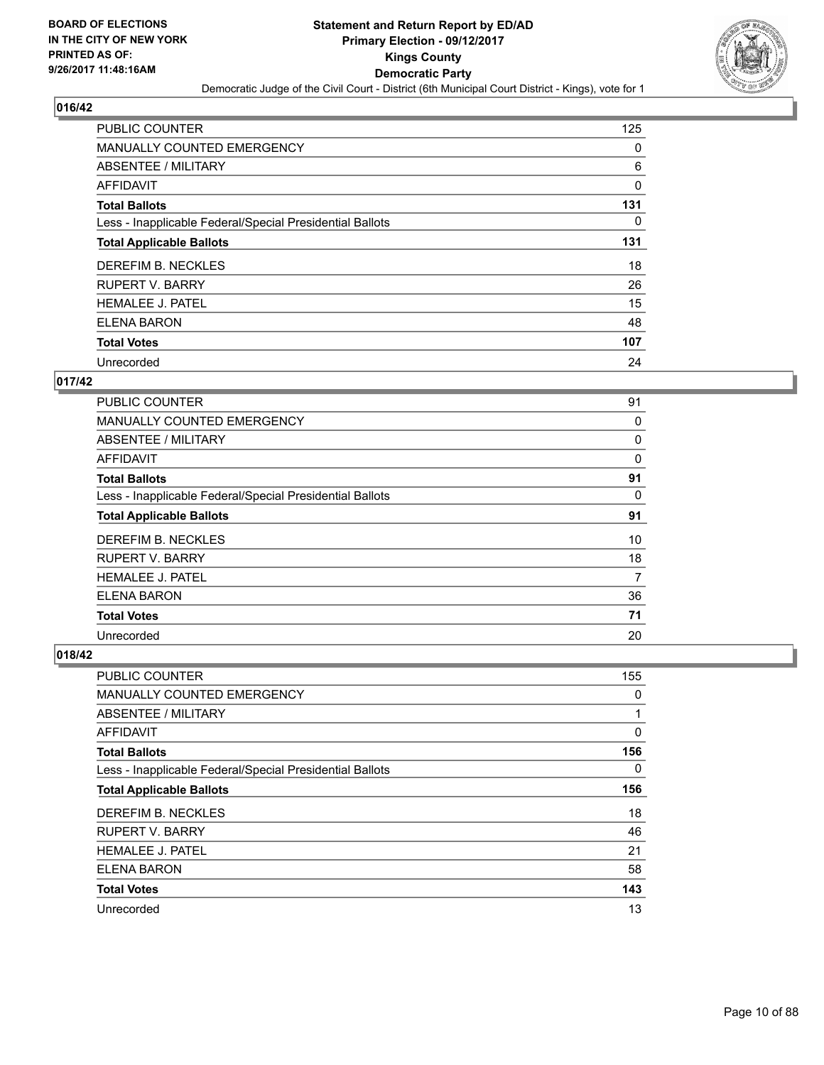BOARD OF ELECTIONS
IN THE CITY OF NEW YORK
PRINTED AS OF:
9/26/2017 11:48:16AM

# Statement and Return Report by ED/AD
## Primary Election - 09/12/2017
## Kings County
## Democratic Party

Democratic Judge of the Civil Court - District (6th Municipal Court District - Kings), vote for 1

### 016/42

| | |
|---|---|
| PUBLIC COUNTER | 125 |
| MANUALLY COUNTED EMERGENCY | 0 |
| ABSENTEE / MILITARY | 6 |
| AFFIDAVIT | 0 |
| **Total Ballots** | **131** |
| Less - Inapplicable Federal/Special Presidential Ballots | 0 |
| **Total Applicable Ballots** | **131** |
| DEREFIM B. NECKLES | 18 |
| RUPERT V. BARRY | 26 |
| HEMALEE J. PATEL | 15 |
| ELENA BARON | 48 |
| **Total Votes** | **107** |
| Unrecorded | 24 |

### 017/42

| | |
|---|---|
| PUBLIC COUNTER | 91 |
| MANUALLY COUNTED EMERGENCY | 0 |
| ABSENTEE / MILITARY | 0 |
| AFFIDAVIT | 0 |
| **Total Ballots** | **91** |
| Less - Inapplicable Federal/Special Presidential Ballots | 0 |
| **Total Applicable Ballots** | **91** |
| DEREFIM B. NECKLES | 10 |
| RUPERT V. BARRY | 18 |
| HEMALEE J. PATEL | 7 |
| ELENA BARON | 36 |
| **Total Votes** | **71** |
| Unrecorded | 20 |

### 018/42

| | |
|---|---|
| PUBLIC COUNTER | 155 |
| MANUALLY COUNTED EMERGENCY | 0 |
| ABSENTEE / MILITARY | 1 |
| AFFIDAVIT | 0 |
| **Total Ballots** | **156** |
| Less - Inapplicable Federal/Special Presidential Ballots | 0 |
| **Total Applicable Ballots** | **156** |
| DEREFIM B. NECKLES | 18 |
| RUPERT V. BARRY | 46 |
| HEMALEE J. PATEL | 21 |
| ELENA BARON | 58 |
| **Total Votes** | **143** |
| Unrecorded | 13 |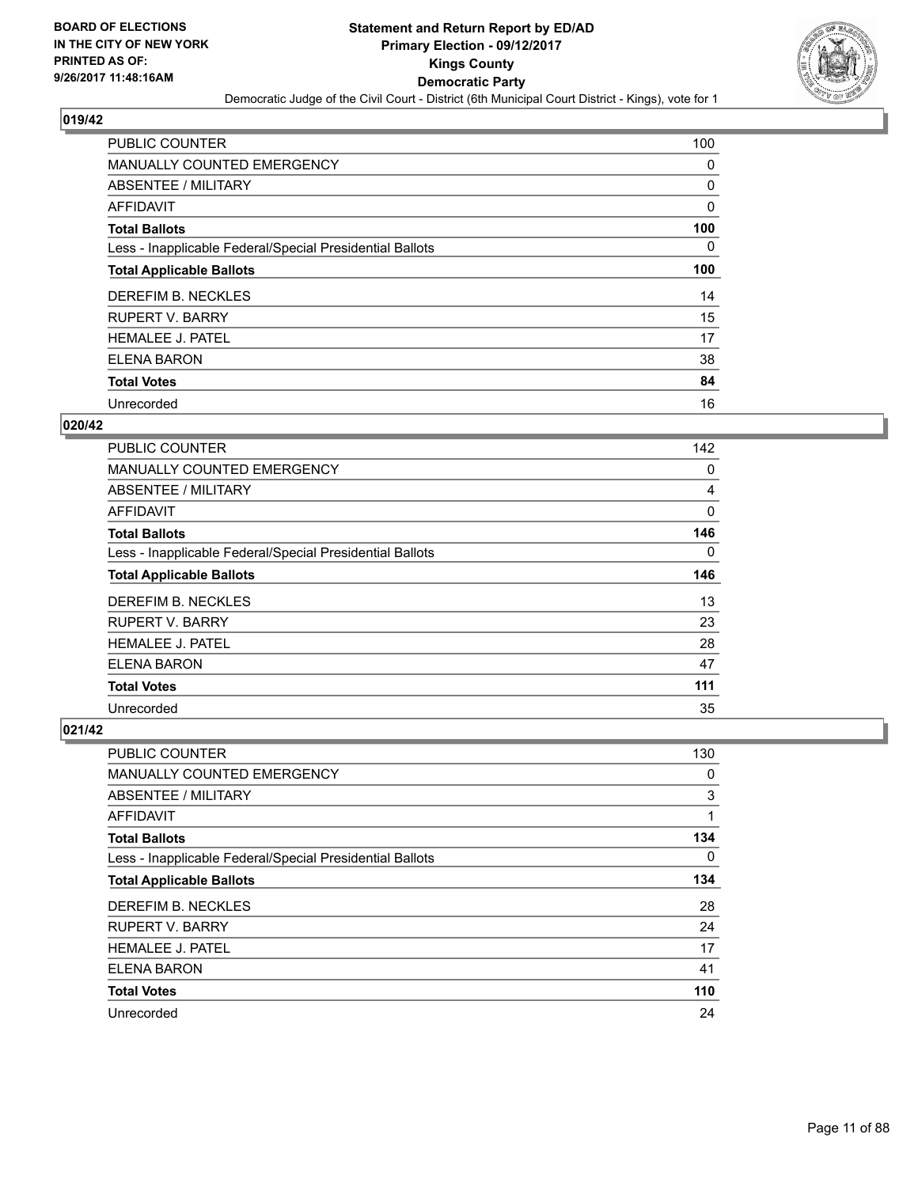BOARD OF ELECTIONS
IN THE CITY OF NEW YORK
PRINTED AS OF:
9/26/2017 11:48:16AM

# Statement and Return Report by ED/AD
## Primary Election - 09/12/2017
## Kings County
## Democratic Party
Democratic Judge of the Civil Court - District (6th Municipal Court District - Kings), vote for 1

### 019/42

| | |
|---|---|
| PUBLIC COUNTER | 100 |
| MANUALLY COUNTED EMERGENCY | 0 |
| ABSENTEE / MILITARY | 0 |
| AFFIDAVIT | 0 |
| **Total Ballots** | **100** |
| Less - Inapplicable Federal/Special Presidential Ballots | 0 |
| **Total Applicable Ballots** | **100** |
| DEREFIM B. NECKLES | 14 |
| RUPERT V. BARRY | 15 |
| HEMALEE J. PATEL | 17 |
| ELENA BARON | 38 |
| **Total Votes** | **84** |
| Unrecorded | 16 |

### 020/42

| | |
|---|---|
| PUBLIC COUNTER | 142 |
| MANUALLY COUNTED EMERGENCY | 0 |
| ABSENTEE / MILITARY | 4 |
| AFFIDAVIT | 0 |
| **Total Ballots** | **146** |
| Less - Inapplicable Federal/Special Presidential Ballots | 0 |
| **Total Applicable Ballots** | **146** |
| DEREFIM B. NECKLES | 13 |
| RUPERT V. BARRY | 23 |
| HEMALEE J. PATEL | 28 |
| ELENA BARON | 47 |
| **Total Votes** | **111** |
| Unrecorded | 35 |

### 021/42

| | |
|---|---|
| PUBLIC COUNTER | 130 |
| MANUALLY COUNTED EMERGENCY | 0 |
| ABSENTEE / MILITARY | 3 |
| AFFIDAVIT | 1 |
| **Total Ballots** | **134** |
| Less - Inapplicable Federal/Special Presidential Ballots | 0 |
| **Total Applicable Ballots** | **134** |
| DEREFIM B. NECKLES | 28 |
| RUPERT V. BARRY | 24 |
| HEMALEE J. PATEL | 17 |
| ELENA BARON | 41 |
| **Total Votes** | **110** |
| Unrecorded | 24 |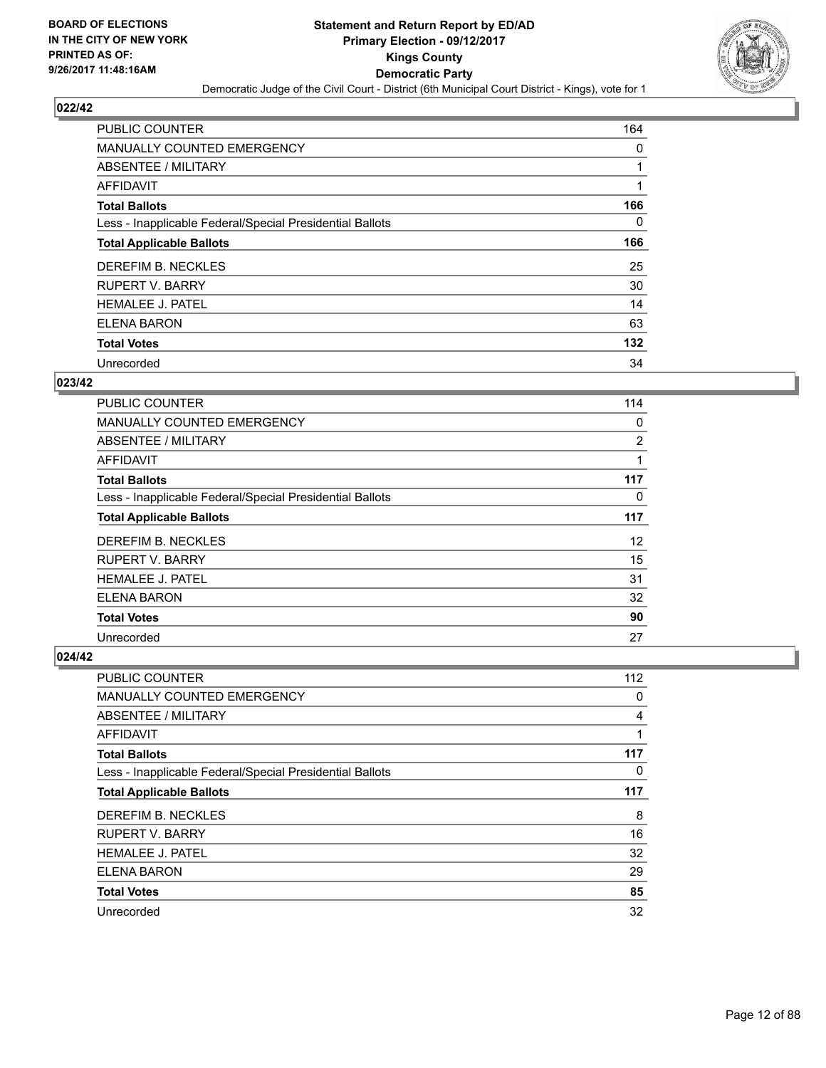BOARD OF ELECTIONS
IN THE CITY OF NEW YORK
PRINTED AS OF:
9/26/2017 11:48:16AM

**Statement and Return Report by ED/AD**
**Primary Election - 09/12/2017**
**Kings County**
**Democratic Party**
Democratic Judge of the Civil Court - District (6th Municipal Court District - Kings), vote for 1

### 022/42

| | |
|---|---|
| PUBLIC COUNTER | 164 |
| MANUALLY COUNTED EMERGENCY | 0 |
| ABSENTEE / MILITARY | 1 |
| AFFIDAVIT | 1 |
| **Total Ballots** | **166** |
| Less - Inapplicable Federal/Special Presidential Ballots | 0 |
| **Total Applicable Ballots** | **166** |
| DEREFIM B. NECKLES | 25 |
| RUPERT V. BARRY | 30 |
| HEMALEE J. PATEL | 14 |
| ELENA BARON | 63 |
| **Total Votes** | **132** |
| Unrecorded | 34 |

### 023/42

| | |
|---|---|
| PUBLIC COUNTER | 114 |
| MANUALLY COUNTED EMERGENCY | 0 |
| ABSENTEE / MILITARY | 2 |
| AFFIDAVIT | 1 |
| **Total Ballots** | **117** |
| Less - Inapplicable Federal/Special Presidential Ballots | 0 |
| **Total Applicable Ballots** | **117** |
| DEREFIM B. NECKLES | 12 |
| RUPERT V. BARRY | 15 |
| HEMALEE J. PATEL | 31 |
| ELENA BARON | 32 |
| **Total Votes** | **90** |
| Unrecorded | 27 |

### 024/42

| | |
|---|---|
| PUBLIC COUNTER | 112 |
| MANUALLY COUNTED EMERGENCY | 0 |
| ABSENTEE / MILITARY | 4 |
| AFFIDAVIT | 1 |
| **Total Ballots** | **117** |
| Less - Inapplicable Federal/Special Presidential Ballots | 0 |
| **Total Applicable Ballots** | **117** |
| DEREFIM B. NECKLES | 8 |
| RUPERT V. BARRY | 16 |
| HEMALEE J. PATEL | 32 |
| ELENA BARON | 29 |
| **Total Votes** | **85** |
| Unrecorded | 32 |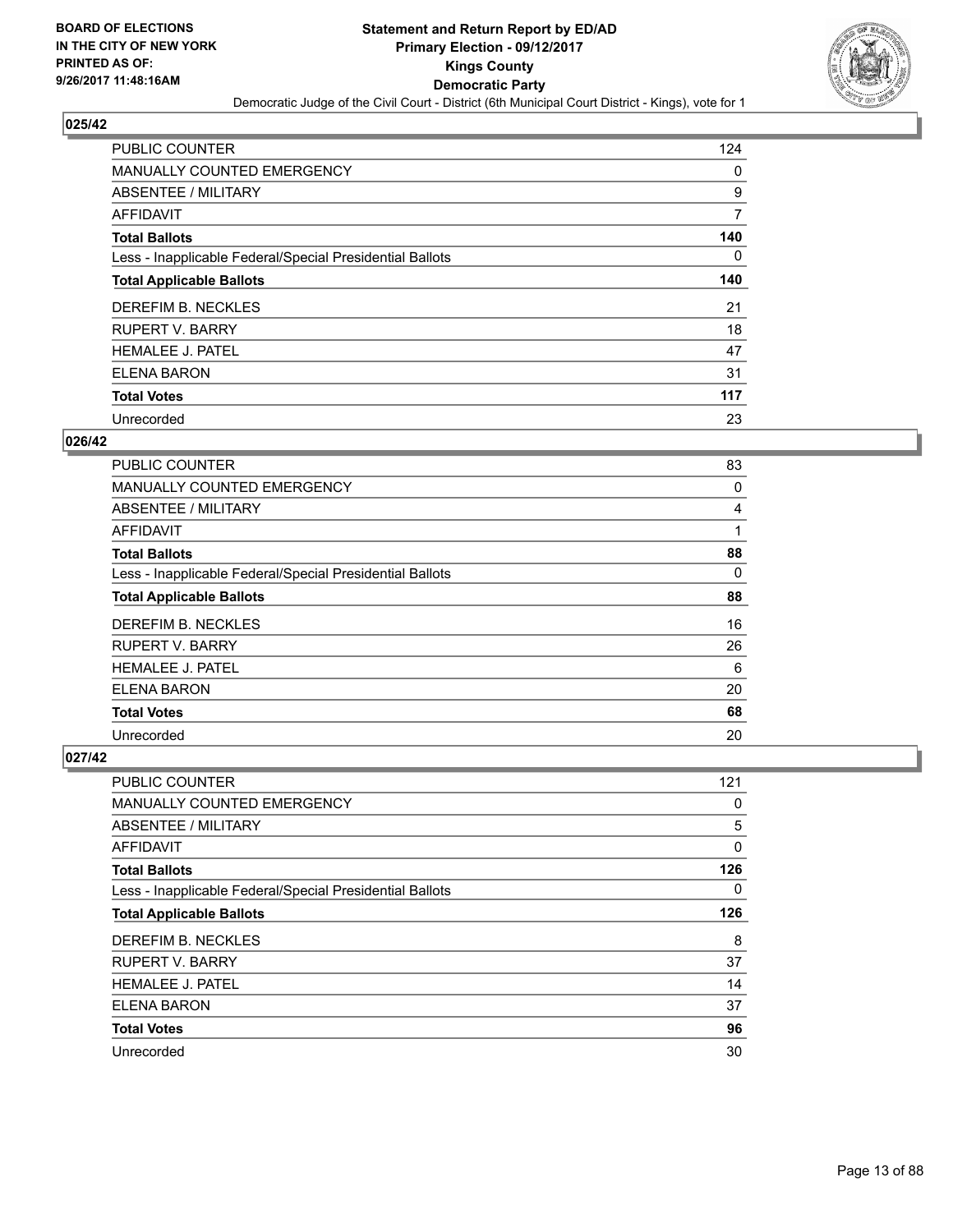**Statement and Return Report by ED/AD**
**Primary Election - 09/12/2017**
**Kings County**
**Democratic Party**
Democratic Judge of the Civil Court - District (6th Municipal Court District - Kings), vote for 1

BOARD OF ELECTIONS
IN THE CITY OF NEW YORK
PRINTED AS OF:
9/26/2017 11:48:16AM

### 025/42

| | |
|---|---|
| PUBLIC COUNTER | 124 |
| MANUALLY COUNTED EMERGENCY | 0 |
| ABSENTEE / MILITARY | 9 |
| AFFIDAVIT | 7 |
| **Total Ballots** | **140** |
| Less - Inapplicable Federal/Special Presidential Ballots | 0 |
| **Total Applicable Ballots** | **140** |
| DEREFIM B. NECKLES | 21 |
| RUPERT V. BARRY | 18 |
| HEMALEE J. PATEL | 47 |
| ELENA BARON | 31 |
| **Total Votes** | **117** |
| Unrecorded | 23 |

### 026/42

| | |
|---|---|
| PUBLIC COUNTER | 83 |
| MANUALLY COUNTED EMERGENCY | 0 |
| ABSENTEE / MILITARY | 4 |
| AFFIDAVIT | 1 |
| **Total Ballots** | **88** |
| Less - Inapplicable Federal/Special Presidential Ballots | 0 |
| **Total Applicable Ballots** | **88** |
| DEREFIM B. NECKLES | 16 |
| RUPERT V. BARRY | 26 |
| HEMALEE J. PATEL | 6 |
| ELENA BARON | 20 |
| **Total Votes** | **68** |
| Unrecorded | 20 |

### 027/42

| | |
|---|---|
| PUBLIC COUNTER | 121 |
| MANUALLY COUNTED EMERGENCY | 0 |
| ABSENTEE / MILITARY | 5 |
| AFFIDAVIT | 0 |
| **Total Ballots** | **126** |
| Less - Inapplicable Federal/Special Presidential Ballots | 0 |
| **Total Applicable Ballots** | **126** |
| DEREFIM B. NECKLES | 8 |
| RUPERT V. BARRY | 37 |
| HEMALEE J. PATEL | 14 |
| ELENA BARON | 37 |
| **Total Votes** | **96** |
| Unrecorded | 30 |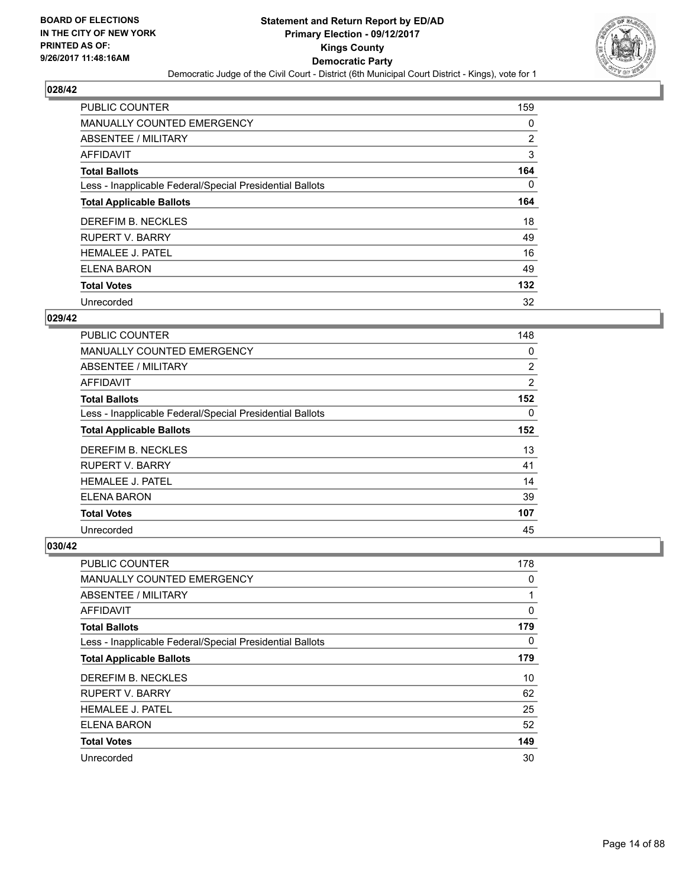**BOARD OF ELECTIONS IN THE CITY OF NEW YORK PRINTED AS OF: 9/26/2017 11:48:16AM**

**Statement and Return Report by ED/AD Primary Election - 09/12/2017 Kings County Democratic Party**

Democratic Judge of the Civil Court - District (6th Municipal Court District - Kings), vote for 1

## 028/42

| | |
|---|---|
| PUBLIC COUNTER | 159 |
| MANUALLY COUNTED EMERGENCY | 0 |
| ABSENTEE / MILITARY | 2 |
| AFFIDAVIT | 3 |
| **Total Ballots** | **164** |
| Less - Inapplicable Federal/Special Presidential Ballots | 0 |
| **Total Applicable Ballots** | **164** |
| DEREFIM B. NECKLES | 18 |
| RUPERT V. BARRY | 49 |
| HEMALEE J. PATEL | 16 |
| ELENA BARON | 49 |
| **Total Votes** | **132** |
| Unrecorded | 32 |

## 029/42

| | |
|---|---|
| PUBLIC COUNTER | 148 |
| MANUALLY COUNTED EMERGENCY | 0 |
| ABSENTEE / MILITARY | 2 |
| AFFIDAVIT | 2 |
| **Total Ballots** | **152** |
| Less - Inapplicable Federal/Special Presidential Ballots | 0 |
| **Total Applicable Ballots** | **152** |
| DEREFIM B. NECKLES | 13 |
| RUPERT V. BARRY | 41 |
| HEMALEE J. PATEL | 14 |
| ELENA BARON | 39 |
| **Total Votes** | **107** |
| Unrecorded | 45 |

## 030/42

| | |
|---|---|
| PUBLIC COUNTER | 178 |
| MANUALLY COUNTED EMERGENCY | 0 |
| ABSENTEE / MILITARY | 1 |
| AFFIDAVIT | 0 |
| **Total Ballots** | **179** |
| Less - Inapplicable Federal/Special Presidential Ballots | 0 |
| **Total Applicable Ballots** | **179** |
| DEREFIM B. NECKLES | 10 |
| RUPERT V. BARRY | 62 |
| HEMALEE J. PATEL | 25 |
| ELENA BARON | 52 |
| **Total Votes** | **149** |
| Unrecorded | 30 |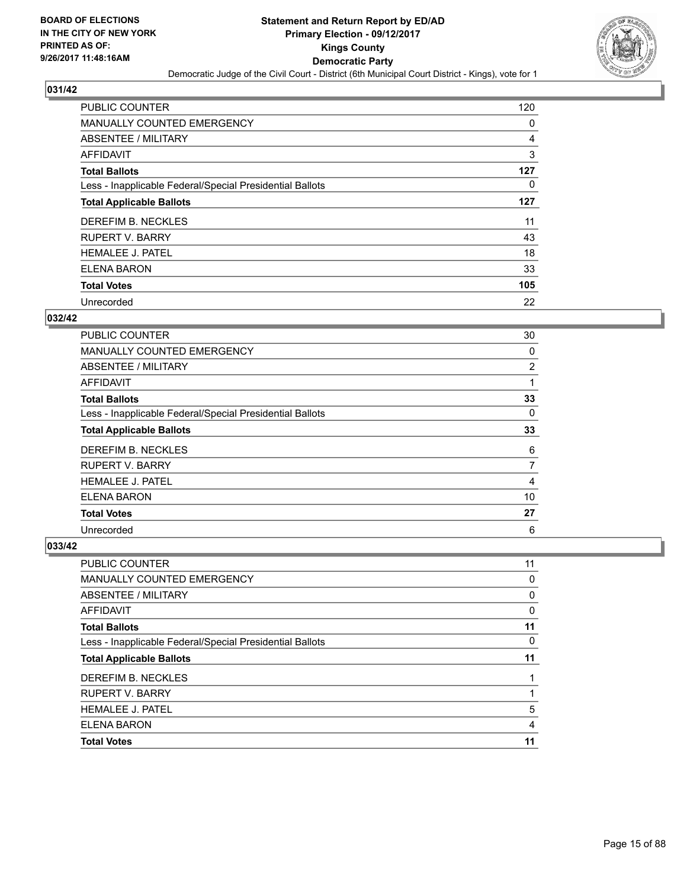BOARD OF ELECTIONS
IN THE CITY OF NEW YORK
PRINTED AS OF:
9/26/2017 11:48:16AM

# Statement and Return Report by ED/AD
## Primary Election - 09/12/2017
## Kings County
## Democratic Party

Democratic Judge of the Civil Court - District (6th Municipal Court District - Kings), vote for 1

### 031/42

| | |
|---|---|
| PUBLIC COUNTER | 120 |
| MANUALLY COUNTED EMERGENCY | 0 |
| ABSENTEE / MILITARY | 4 |
| AFFIDAVIT | 3 |
| **Total Ballots** | **127** |
| Less - Inapplicable Federal/Special Presidential Ballots | 0 |
| **Total Applicable Ballots** | **127** |
| DEREFIM B. NECKLES | 11 |
| RUPERT V. BARRY | 43 |
| HEMALEE J. PATEL | 18 |
| ELENA BARON | 33 |
| **Total Votes** | **105** |
| Unrecorded | 22 |

### 032/42

| | |
|---|---|
| PUBLIC COUNTER | 30 |
| MANUALLY COUNTED EMERGENCY | 0 |
| ABSENTEE / MILITARY | 2 |
| AFFIDAVIT | 1 |
| **Total Ballots** | **33** |
| Less - Inapplicable Federal/Special Presidential Ballots | 0 |
| **Total Applicable Ballots** | **33** |
| DEREFIM B. NECKLES | 6 |
| RUPERT V. BARRY | 7 |
| HEMALEE J. PATEL | 4 |
| ELENA BARON | 10 |
| **Total Votes** | **27** |
| Unrecorded | 6 |

### 033/42

| | |
|---|---|
| PUBLIC COUNTER | 11 |
| MANUALLY COUNTED EMERGENCY | 0 |
| ABSENTEE / MILITARY | 0 |
| AFFIDAVIT | 0 |
| **Total Ballots** | **11** |
| Less - Inapplicable Federal/Special Presidential Ballots | 0 |
| **Total Applicable Ballots** | **11** |
| DEREFIM B. NECKLES | 1 |
| RUPERT V. BARRY | 1 |
| HEMALEE J. PATEL | 5 |
| ELENA BARON | 4 |
| **Total Votes** | **11** |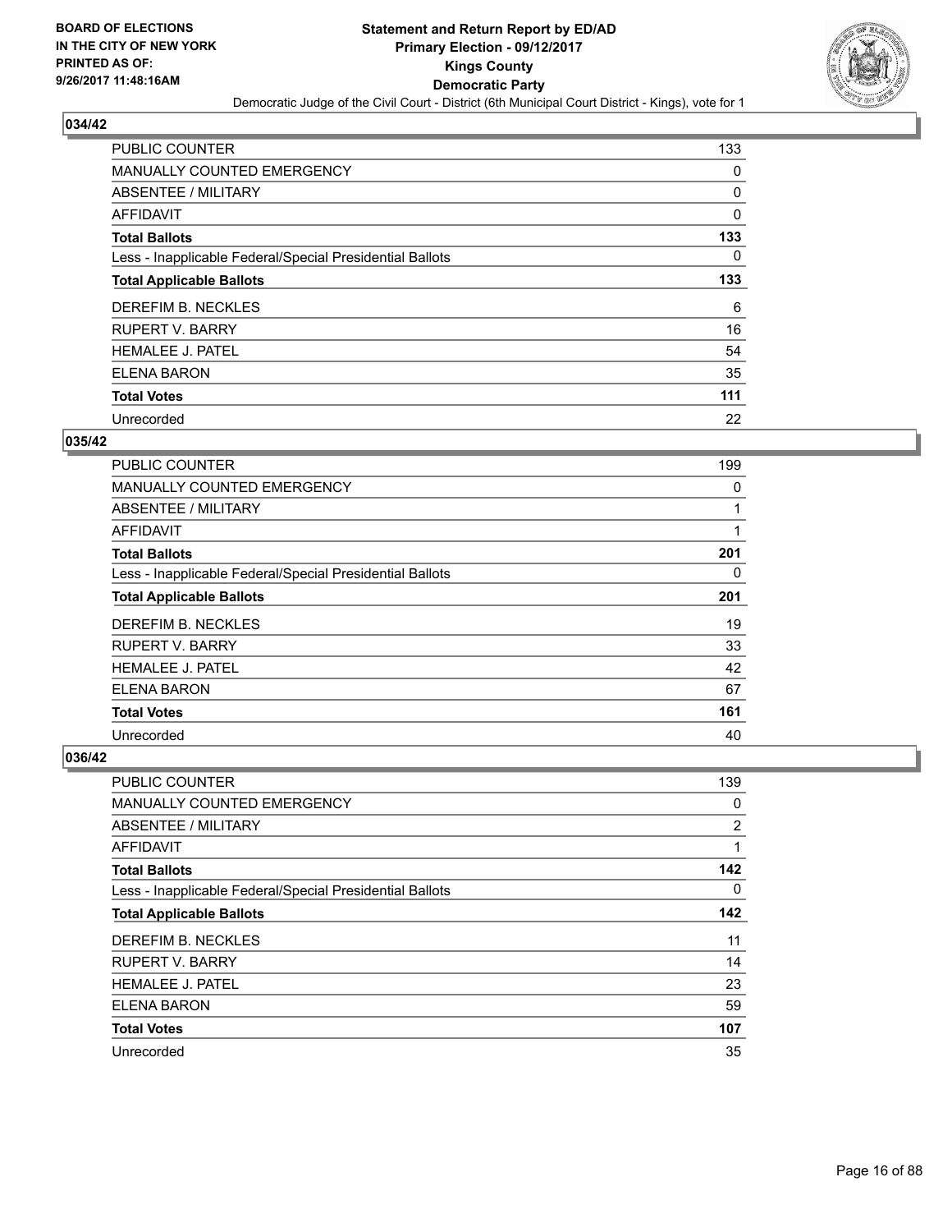BOARD OF ELECTIONS
IN THE CITY OF NEW YORK
PRINTED AS OF:
9/26/2017 11:48:16AM

**Statement and Return Report by ED/AD**
**Primary Election - 09/12/2017**
**Kings County**
**Democratic Party**
Democratic Judge of the Civil Court - District (6th Municipal Court District - Kings), vote for 1

### 034/42

| | |
|---|---|
| PUBLIC COUNTER | 133 |
| MANUALLY COUNTED EMERGENCY | 0 |
| ABSENTEE / MILITARY | 0 |
| AFFIDAVIT | 0 |
| **Total Ballots** | **133** |
| Less - Inapplicable Federal/Special Presidential Ballots | 0 |
| **Total Applicable Ballots** | **133** |
| DEREFIM B. NECKLES | 6 |
| RUPERT V. BARRY | 16 |
| HEMALEE J. PATEL | 54 |
| ELENA BARON | 35 |
| **Total Votes** | **111** |
| Unrecorded | 22 |

### 035/42

| | |
|---|---|
| PUBLIC COUNTER | 199 |
| MANUALLY COUNTED EMERGENCY | 0 |
| ABSENTEE / MILITARY | 1 |
| AFFIDAVIT | 1 |
| **Total Ballots** | **201** |
| Less - Inapplicable Federal/Special Presidential Ballots | 0 |
| **Total Applicable Ballots** | **201** |
| DEREFIM B. NECKLES | 19 |
| RUPERT V. BARRY | 33 |
| HEMALEE J. PATEL | 42 |
| ELENA BARON | 67 |
| **Total Votes** | **161** |
| Unrecorded | 40 |

### 036/42

| | |
|---|---|
| PUBLIC COUNTER | 139 |
| MANUALLY COUNTED EMERGENCY | 0 |
| ABSENTEE / MILITARY | 2 |
| AFFIDAVIT | 1 |
| **Total Ballots** | **142** |
| Less - Inapplicable Federal/Special Presidential Ballots | 0 |
| **Total Applicable Ballots** | **142** |
| DEREFIM B. NECKLES | 11 |
| RUPERT V. BARRY | 14 |
| HEMALEE J. PATEL | 23 |
| ELENA BARON | 59 |
| **Total Votes** | **107** |
| Unrecorded | 35 |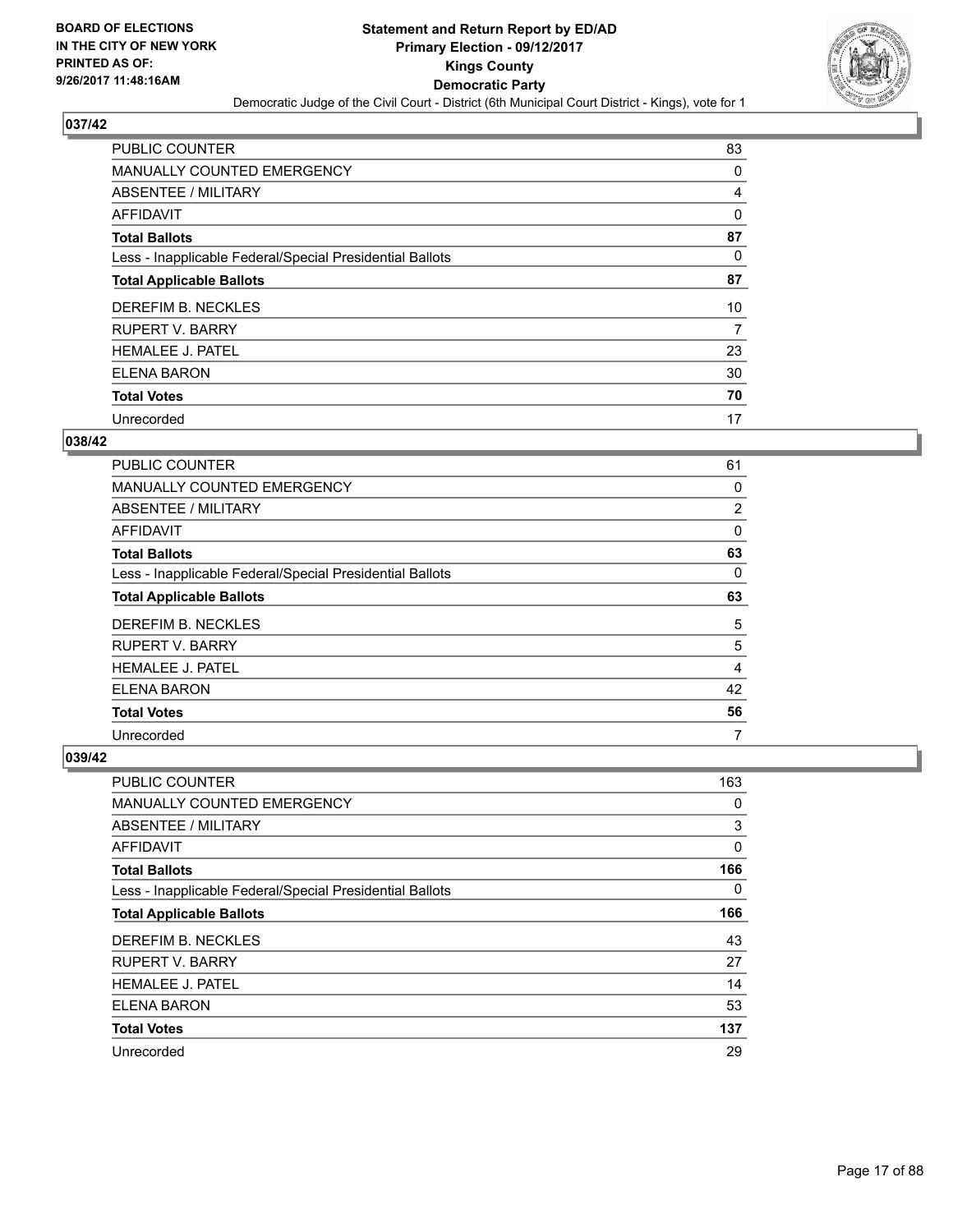**BOARD OF ELECTIONS IN THE CITY OF NEW YORK PRINTED AS OF: 9/26/2017 11:48:16AM**

# Statement and Return Report by ED/AD
## Primary Election - 09/12/2017
## Kings County
## Democratic Party
### Democratic Judge of the Civil Court - District (6th Municipal Court District - Kings), vote for 1

### 037/42

| | |
|---|---|
| PUBLIC COUNTER | 83 |
| MANUALLY COUNTED EMERGENCY | 0 |
| ABSENTEE / MILITARY | 4 |
| AFFIDAVIT | 0 |
| **Total Ballots** | **87** |
| Less - Inapplicable Federal/Special Presidential Ballots | 0 |
| **Total Applicable Ballots** | **87** |
| DEREFIM B. NECKLES | 10 |
| RUPERT V. BARRY | 7 |
| HEMALEE J. PATEL | 23 |
| ELENA BARON | 30 |
| **Total Votes** | **70** |
| Unrecorded | 17 |

### 038/42

| | |
|---|---|
| PUBLIC COUNTER | 61 |
| MANUALLY COUNTED EMERGENCY | 0 |
| ABSENTEE / MILITARY | 2 |
| AFFIDAVIT | 0 |
| **Total Ballots** | **63** |
| Less - Inapplicable Federal/Special Presidential Ballots | 0 |
| **Total Applicable Ballots** | **63** |
| DEREFIM B. NECKLES | 5 |
| RUPERT V. BARRY | 5 |
| HEMALEE J. PATEL | 4 |
| ELENA BARON | 42 |
| **Total Votes** | **56** |
| Unrecorded | 7 |

### 039/42

| | |
|---|---|
| PUBLIC COUNTER | 163 |
| MANUALLY COUNTED EMERGENCY | 0 |
| ABSENTEE / MILITARY | 3 |
| AFFIDAVIT | 0 |
| **Total Ballots** | **166** |
| Less - Inapplicable Federal/Special Presidential Ballots | 0 |
| **Total Applicable Ballots** | **166** |
| DEREFIM B. NECKLES | 43 |
| RUPERT V. BARRY | 27 |
| HEMALEE J. PATEL | 14 |
| ELENA BARON | 53 |
| **Total Votes** | **137** |
| Unrecorded | 29 |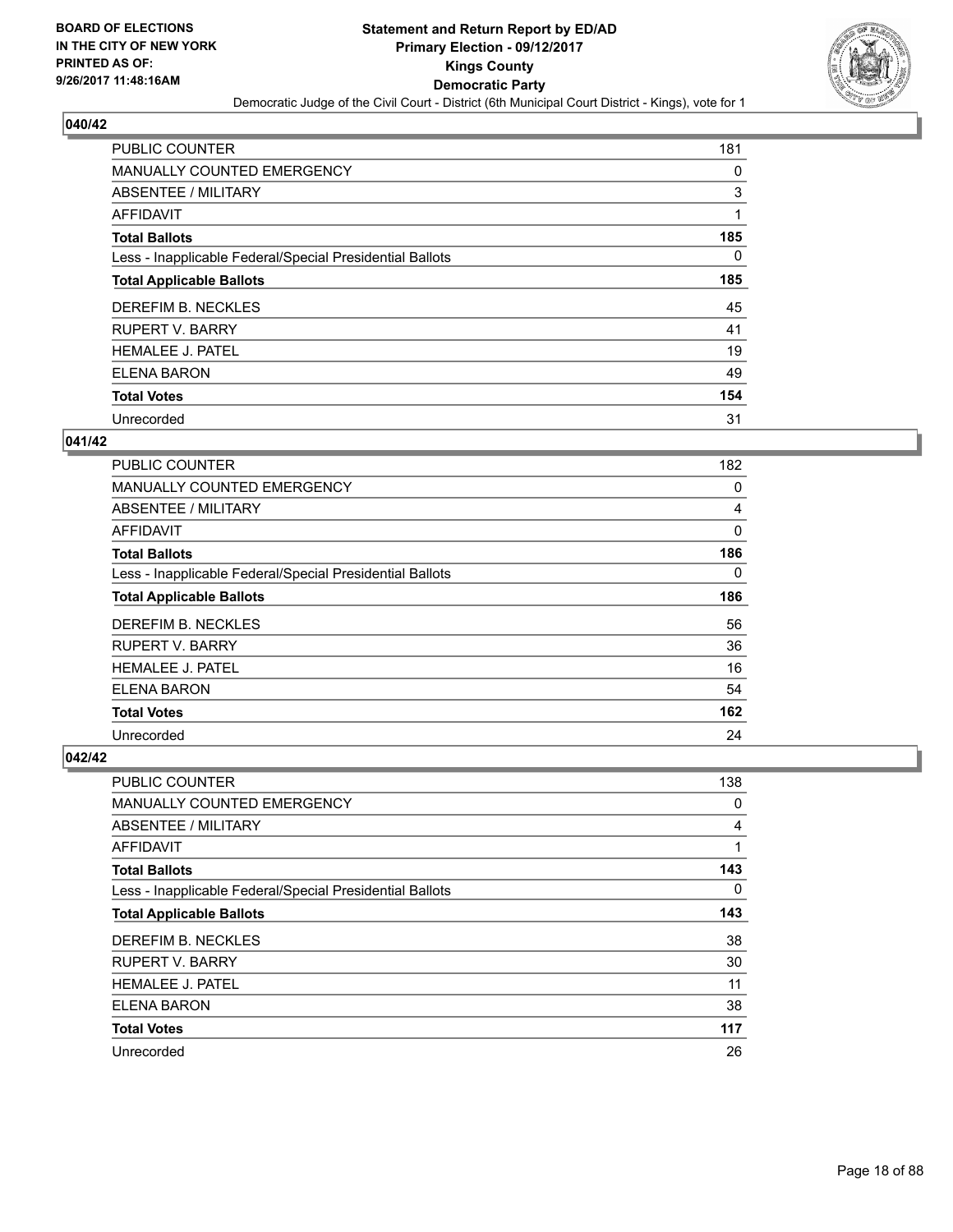**Statement and Return Report by ED/AD**
**Primary Election - 09/12/2017**
**Kings County**
**Democratic Party**
Democratic Judge of the Civil Court - District (6th Municipal Court District - Kings), vote for 1

BOARD OF ELECTIONS
IN THE CITY OF NEW YORK
PRINTED AS OF:
9/26/2017 11:48:16AM

### 040/42

| | |
|---|---|
| PUBLIC COUNTER | 181 |
| MANUALLY COUNTED EMERGENCY | 0 |
| ABSENTEE / MILITARY | 3 |
| AFFIDAVIT | 1 |
| **Total Ballots** | **185** |
| Less - Inapplicable Federal/Special Presidential Ballots | 0 |
| **Total Applicable Ballots** | **185** |
| DEREFIM B. NECKLES | 45 |
| RUPERT V. BARRY | 41 |
| HEMALEE J. PATEL | 19 |
| ELENA BARON | 49 |
| **Total Votes** | **154** |
| Unrecorded | 31 |

### 041/42

| | |
|---|---|
| PUBLIC COUNTER | 182 |
| MANUALLY COUNTED EMERGENCY | 0 |
| ABSENTEE / MILITARY | 4 |
| AFFIDAVIT | 0 |
| **Total Ballots** | **186** |
| Less - Inapplicable Federal/Special Presidential Ballots | 0 |
| **Total Applicable Ballots** | **186** |
| DEREFIM B. NECKLES | 56 |
| RUPERT V. BARRY | 36 |
| HEMALEE J. PATEL | 16 |
| ELENA BARON | 54 |
| **Total Votes** | **162** |
| Unrecorded | 24 |

### 042/42

| | |
|---|---|
| PUBLIC COUNTER | 138 |
| MANUALLY COUNTED EMERGENCY | 0 |
| ABSENTEE / MILITARY | 4 |
| AFFIDAVIT | 1 |
| **Total Ballots** | **143** |
| Less - Inapplicable Federal/Special Presidential Ballots | 0 |
| **Total Applicable Ballots** | **143** |
| DEREFIM B. NECKLES | 38 |
| RUPERT V. BARRY | 30 |
| HEMALEE J. PATEL | 11 |
| ELENA BARON | 38 |
| **Total Votes** | **117** |
| Unrecorded | 26 |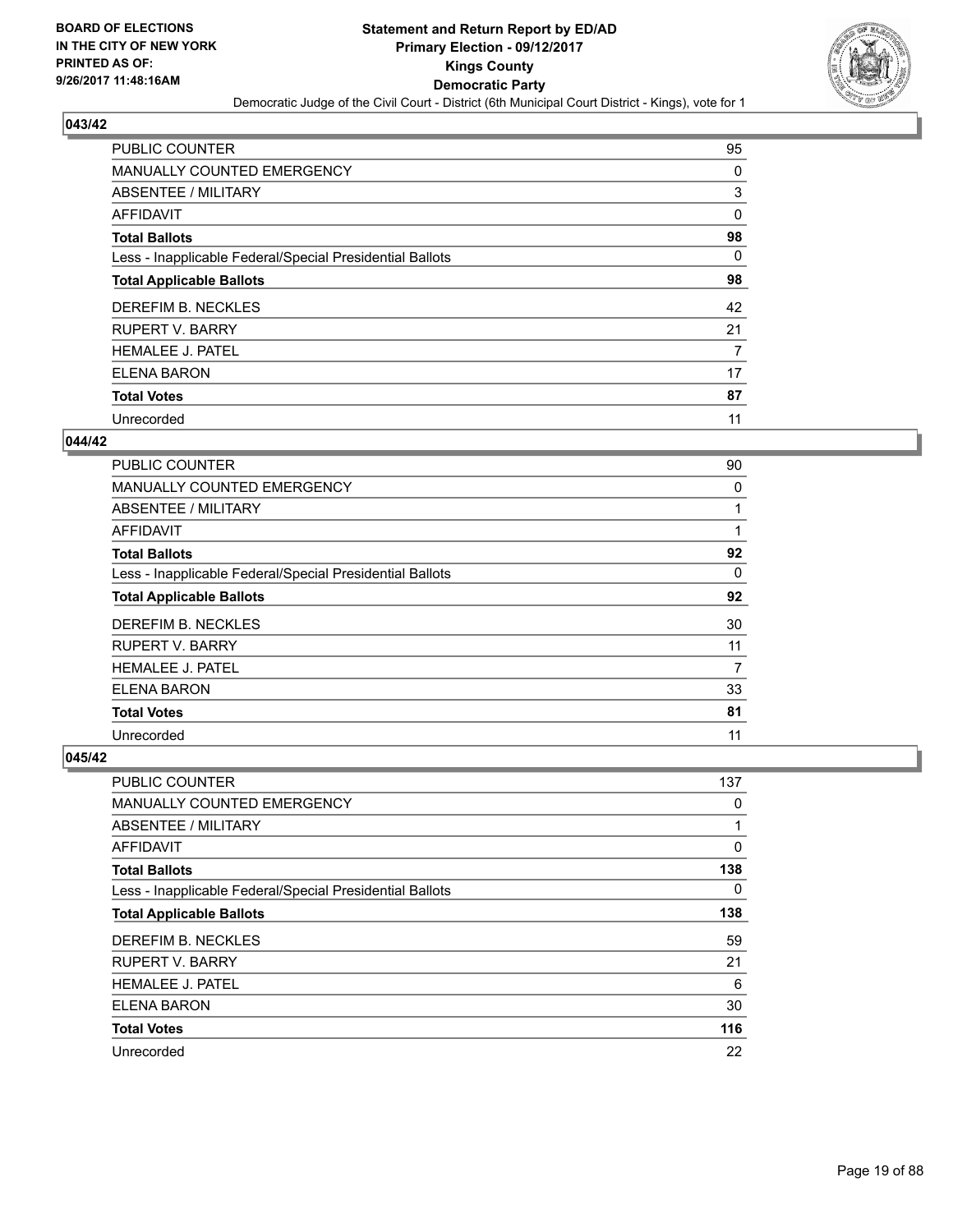**BOARD OF ELECTIONS IN THE CITY OF NEW YORK PRINTED AS OF: 9/26/2017 11:48:16AM**

# Statement and Return Report by ED/AD
## Primary Election - 09/12/2017
## Kings County
## Democratic Party
### Democratic Judge of the Civil Court - District (6th Municipal Court District - Kings), vote for 1

**043/42**

| | |
|---|---|
| PUBLIC COUNTER | 95 |
| MANUALLY COUNTED EMERGENCY | 0 |
| ABSENTEE / MILITARY | 3 |
| AFFIDAVIT | 0 |
| **Total Ballots** | **98** |
| Less - Inapplicable Federal/Special Presidential Ballots | 0 |
| **Total Applicable Ballots** | **98** |
| DEREFIM B. NECKLES | 42 |
| RUPERT V. BARRY | 21 |
| HEMALEE J. PATEL | 7 |
| ELENA BARON | 17 |
| **Total Votes** | **87** |
| Unrecorded | 11 |

**044/42**

| | |
|---|---|
| PUBLIC COUNTER | 90 |
| MANUALLY COUNTED EMERGENCY | 0 |
| ABSENTEE / MILITARY | 1 |
| AFFIDAVIT | 1 |
| **Total Ballots** | **92** |
| Less - Inapplicable Federal/Special Presidential Ballots | 0 |
| **Total Applicable Ballots** | **92** |
| DEREFIM B. NECKLES | 30 |
| RUPERT V. BARRY | 11 |
| HEMALEE J. PATEL | 7 |
| ELENA BARON | 33 |
| **Total Votes** | **81** |
| Unrecorded | 11 |

**045/42**

| | |
|---|---|
| PUBLIC COUNTER | 137 |
| MANUALLY COUNTED EMERGENCY | 0 |
| ABSENTEE / MILITARY | 1 |
| AFFIDAVIT | 0 |
| **Total Ballots** | **138** |
| Less - Inapplicable Federal/Special Presidential Ballots | 0 |
| **Total Applicable Ballots** | **138** |
| DEREFIM B. NECKLES | 59 |
| RUPERT V. BARRY | 21 |
| HEMALEE J. PATEL | 6 |
| ELENA BARON | 30 |
| **Total Votes** | **116** |
| Unrecorded | 22 |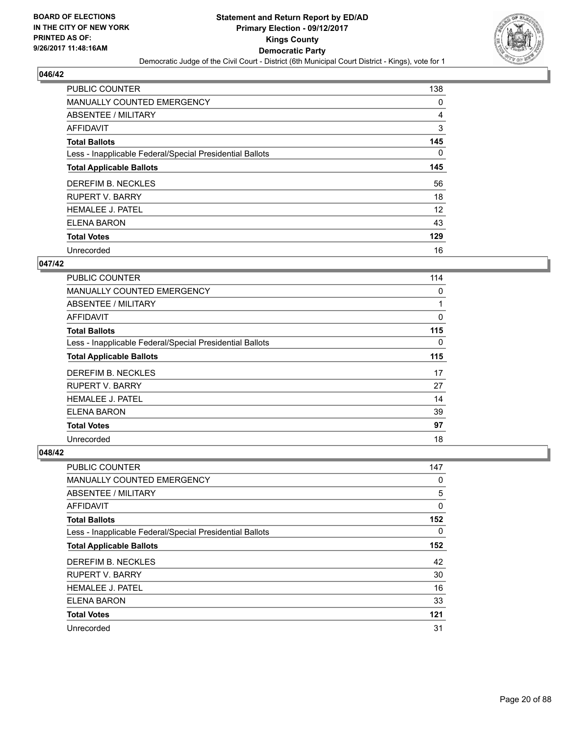## 046/42

| | |
|---|---|
| PUBLIC COUNTER | 138 |
| MANUALLY COUNTED EMERGENCY | 0 |
| ABSENTEE / MILITARY | 4 |
| AFFIDAVIT | 3 |
| **Total Ballots** | **145** |
| Less - Inapplicable Federal/Special Presidential Ballots | 0 |
| **Total Applicable Ballots** | **145** |
| DEREFIM B. NECKLES | 56 |
| RUPERT V. BARRY | 18 |
| HEMALEE J. PATEL | 12 |
| ELENA BARON | 43 |
| **Total Votes** | **129** |
| Unrecorded | 16 |

## 047/42

| | |
|---|---|
| PUBLIC COUNTER | 114 |
| MANUALLY COUNTED EMERGENCY | 0 |
| ABSENTEE / MILITARY | 1 |
| AFFIDAVIT | 0 |
| **Total Ballots** | **115** |
| Less - Inapplicable Federal/Special Presidential Ballots | 0 |
| **Total Applicable Ballots** | **115** |
| DEREFIM B. NECKLES | 17 |
| RUPERT V. BARRY | 27 |
| HEMALEE J. PATEL | 14 |
| ELENA BARON | 39 |
| **Total Votes** | **97** |
| Unrecorded | 18 |

## 048/42

| | |
|---|---|
| PUBLIC COUNTER | 147 |
| MANUALLY COUNTED EMERGENCY | 0 |
| ABSENTEE / MILITARY | 5 |
| AFFIDAVIT | 0 |
| **Total Ballots** | **152** |
| Less - Inapplicable Federal/Special Presidential Ballots | 0 |
| **Total Applicable Ballots** | **152** |
| DEREFIM B. NECKLES | 42 |
| RUPERT V. BARRY | 30 |
| HEMALEE J. PATEL | 16 |
| ELENA BARON | 33 |
| **Total Votes** | **121** |
| Unrecorded | 31 |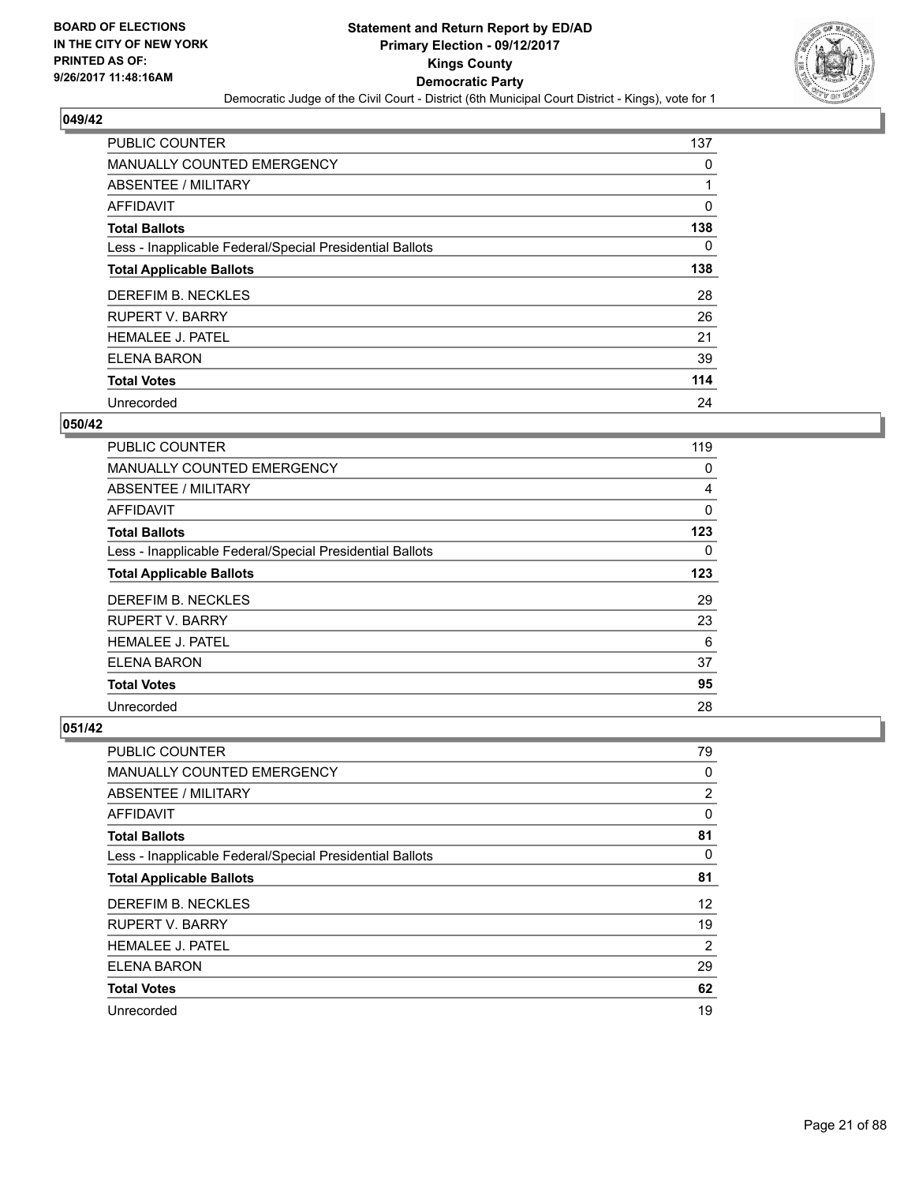BOARD OF ELECTIONS
IN THE CITY OF NEW YORK
PRINTED AS OF:
9/26/2017 11:48:16AM

# Statement and Return Report by ED/AD
## Primary Election - 09/12/2017
## Kings County
## Democratic Party

Democratic Judge of the Civil Court - District (6th Municipal Court District - Kings), vote for 1

### 049/42

| | |
|---|---|
| PUBLIC COUNTER | 137 |
| MANUALLY COUNTED EMERGENCY | 0 |
| ABSENTEE / MILITARY | 1 |
| AFFIDAVIT | 0 |
| **Total Ballots** | **138** |
| Less - Inapplicable Federal/Special Presidential Ballots | 0 |
| **Total Applicable Ballots** | **138** |
| DEREFIM B. NECKLES | 28 |
| RUPERT V. BARRY | 26 |
| HEMALEE J. PATEL | 21 |
| ELENA BARON | 39 |
| **Total Votes** | **114** |
| Unrecorded | 24 |

### 050/42

| | |
|---|---|
| PUBLIC COUNTER | 119 |
| MANUALLY COUNTED EMERGENCY | 0 |
| ABSENTEE / MILITARY | 4 |
| AFFIDAVIT | 0 |
| **Total Ballots** | **123** |
| Less - Inapplicable Federal/Special Presidential Ballots | 0 |
| **Total Applicable Ballots** | **123** |
| DEREFIM B. NECKLES | 29 |
| RUPERT V. BARRY | 23 |
| HEMALEE J. PATEL | 6 |
| ELENA BARON | 37 |
| **Total Votes** | **95** |
| Unrecorded | 28 |

### 051/42

| | |
|---|---|
| PUBLIC COUNTER | 79 |
| MANUALLY COUNTED EMERGENCY | 0 |
| ABSENTEE / MILITARY | 2 |
| AFFIDAVIT | 0 |
| **Total Ballots** | **81** |
| Less - Inapplicable Federal/Special Presidential Ballots | 0 |
| **Total Applicable Ballots** | **81** |
| DEREFIM B. NECKLES | 12 |
| RUPERT V. BARRY | 19 |
| HEMALEE J. PATEL | 2 |
| ELENA BARON | 29 |
| **Total Votes** | **62** |
| Unrecorded | 19 |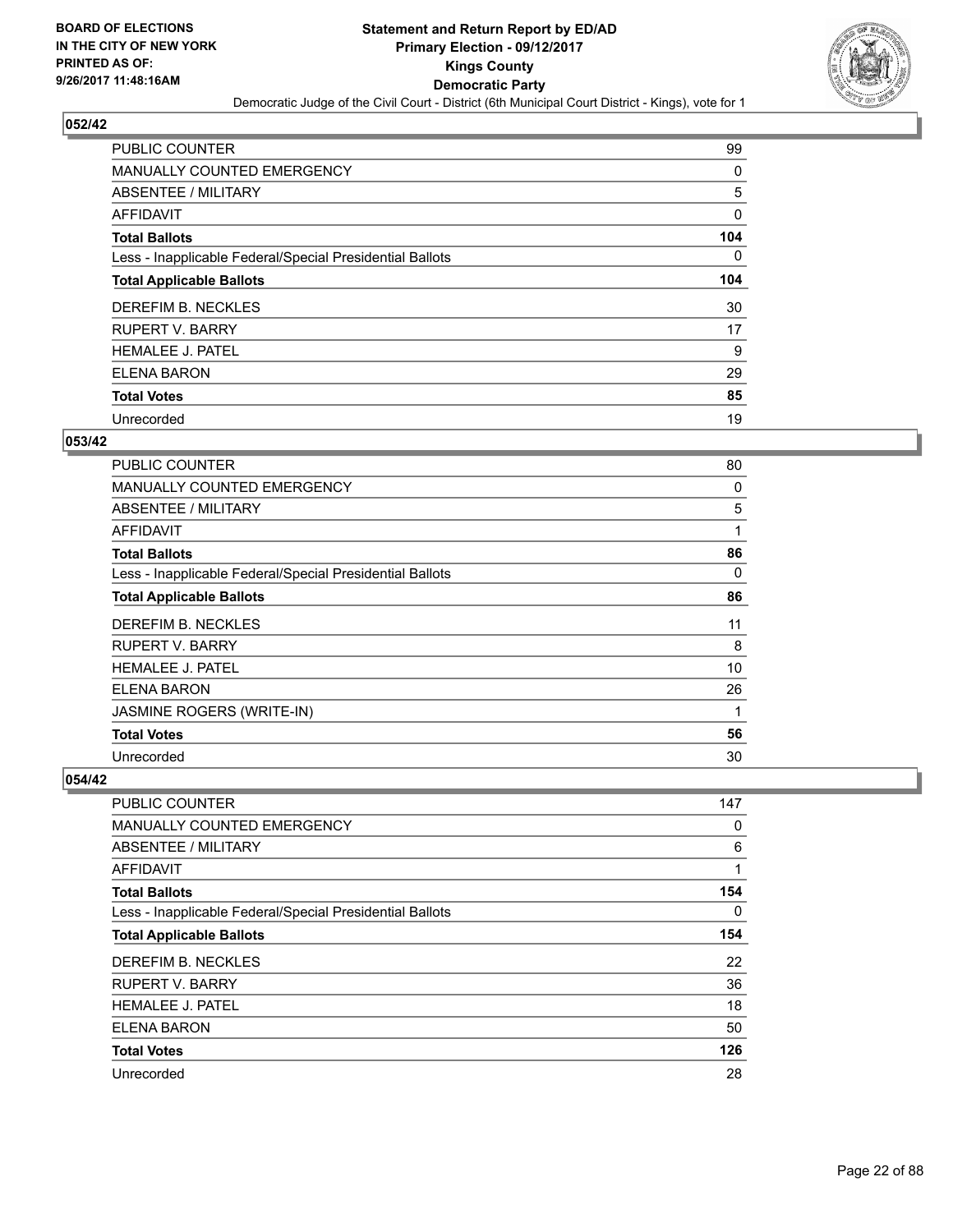**BOARD OF ELECTIONS IN THE CITY OF NEW YORK PRINTED AS OF: 9/26/2017 11:48:16AM**

**Statement and Return Report by ED/AD**
**Primary Election - 09/12/2017**
**Kings County**
**Democratic Party**
Democratic Judge of the Civil Court - District (6th Municipal Court District - Kings), vote for 1

## 052/42

| | |
|---|---|
| PUBLIC COUNTER | 99 |
| MANUALLY COUNTED EMERGENCY | 0 |
| ABSENTEE / MILITARY | 5 |
| AFFIDAVIT | 0 |
| **Total Ballots** | **104** |
| Less - Inapplicable Federal/Special Presidential Ballots | 0 |
| **Total Applicable Ballots** | **104** |
| DEREFIM B. NECKLES | 30 |
| RUPERT V. BARRY | 17 |
| HEMALEE J. PATEL | 9 |
| ELENA BARON | 29 |
| **Total Votes** | **85** |
| Unrecorded | 19 |

## 053/42

| | |
|---|---|
| PUBLIC COUNTER | 80 |
| MANUALLY COUNTED EMERGENCY | 0 |
| ABSENTEE / MILITARY | 5 |
| AFFIDAVIT | 1 |
| **Total Ballots** | **86** |
| Less - Inapplicable Federal/Special Presidential Ballots | 0 |
| **Total Applicable Ballots** | **86** |
| DEREFIM B. NECKLES | 11 |
| RUPERT V. BARRY | 8 |
| HEMALEE J. PATEL | 10 |
| ELENA BARON | 26 |
| JASMINE ROGERS (WRITE-IN) | 1 |
| **Total Votes** | **56** |
| Unrecorded | 30 |

## 054/42

| | |
|---|---|
| PUBLIC COUNTER | 147 |
| MANUALLY COUNTED EMERGENCY | 0 |
| ABSENTEE / MILITARY | 6 |
| AFFIDAVIT | 1 |
| **Total Ballots** | **154** |
| Less - Inapplicable Federal/Special Presidential Ballots | 0 |
| **Total Applicable Ballots** | **154** |
| DEREFIM B. NECKLES | 22 |
| RUPERT V. BARRY | 36 |
| HEMALEE J. PATEL | 18 |
| ELENA BARON | 50 |
| **Total Votes** | **126** |
| Unrecorded | 28 |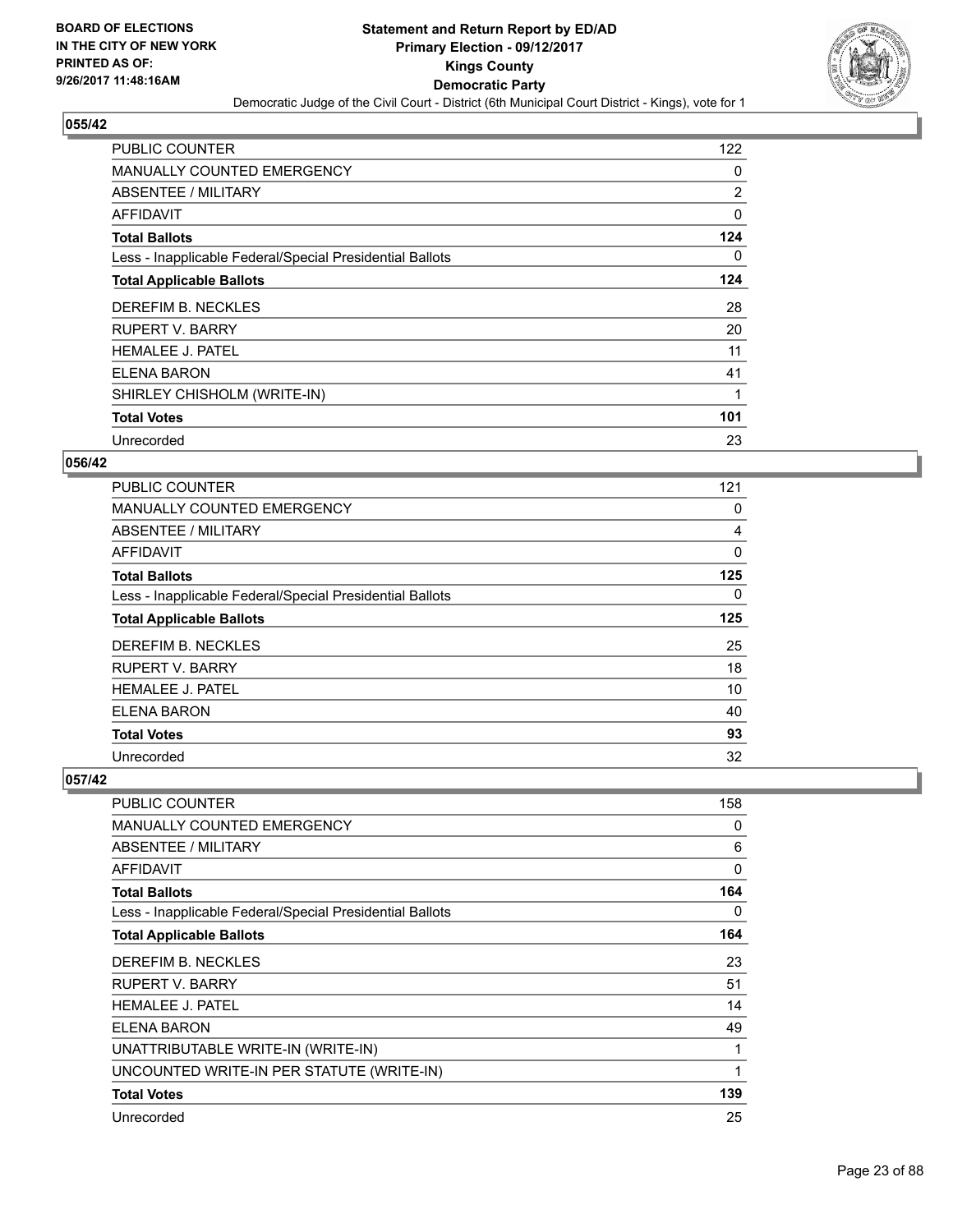BOARD OF ELECTIONS
IN THE CITY OF NEW YORK
PRINTED AS OF:
9/26/2017 11:48:16AM

# Statement and Return Report by ED/AD
## Primary Election - 09/12/2017
## Kings County
## Democratic Party
### Democratic Judge of the Civil Court - District (6th Municipal Court District - Kings), vote for 1

### 055/42

| | |
|---|---|
| PUBLIC COUNTER | 122 |
| MANUALLY COUNTED EMERGENCY | 0 |
| ABSENTEE / MILITARY | 2 |
| AFFIDAVIT | 0 |
| **Total Ballots** | **124** |
| Less - Inapplicable Federal/Special Presidential Ballots | 0 |
| **Total Applicable Ballots** | **124** |
| DEREFIM B. NECKLES | 28 |
| RUPERT V. BARRY | 20 |
| HEMALEE J. PATEL | 11 |
| ELENA BARON | 41 |
| SHIRLEY CHISHOLM (WRITE-IN) | 1 |
| **Total Votes** | **101** |
| Unrecorded | 23 |

### 056/42

| | |
|---|---|
| PUBLIC COUNTER | 121 |
| MANUALLY COUNTED EMERGENCY | 0 |
| ABSENTEE / MILITARY | 4 |
| AFFIDAVIT | 0 |
| **Total Ballots** | **125** |
| Less - Inapplicable Federal/Special Presidential Ballots | 0 |
| **Total Applicable Ballots** | **125** |
| DEREFIM B. NECKLES | 25 |
| RUPERT V. BARRY | 18 |
| HEMALEE J. PATEL | 10 |
| ELENA BARON | 40 |
| **Total Votes** | **93** |
| Unrecorded | 32 |

### 057/42

| | |
|---|---|
| PUBLIC COUNTER | 158 |
| MANUALLY COUNTED EMERGENCY | 0 |
| ABSENTEE / MILITARY | 6 |
| AFFIDAVIT | 0 |
| **Total Ballots** | **164** |
| Less - Inapplicable Federal/Special Presidential Ballots | 0 |
| **Total Applicable Ballots** | **164** |
| DEREFIM B. NECKLES | 23 |
| RUPERT V. BARRY | 51 |
| HEMALEE J. PATEL | 14 |
| ELENA BARON | 49 |
| UNATTRIBUTABLE WRITE-IN (WRITE-IN) | 1 |
| UNCOUNTED WRITE-IN PER STATUTE (WRITE-IN) | 1 |
| **Total Votes** | **139** |
| Unrecorded | 25 |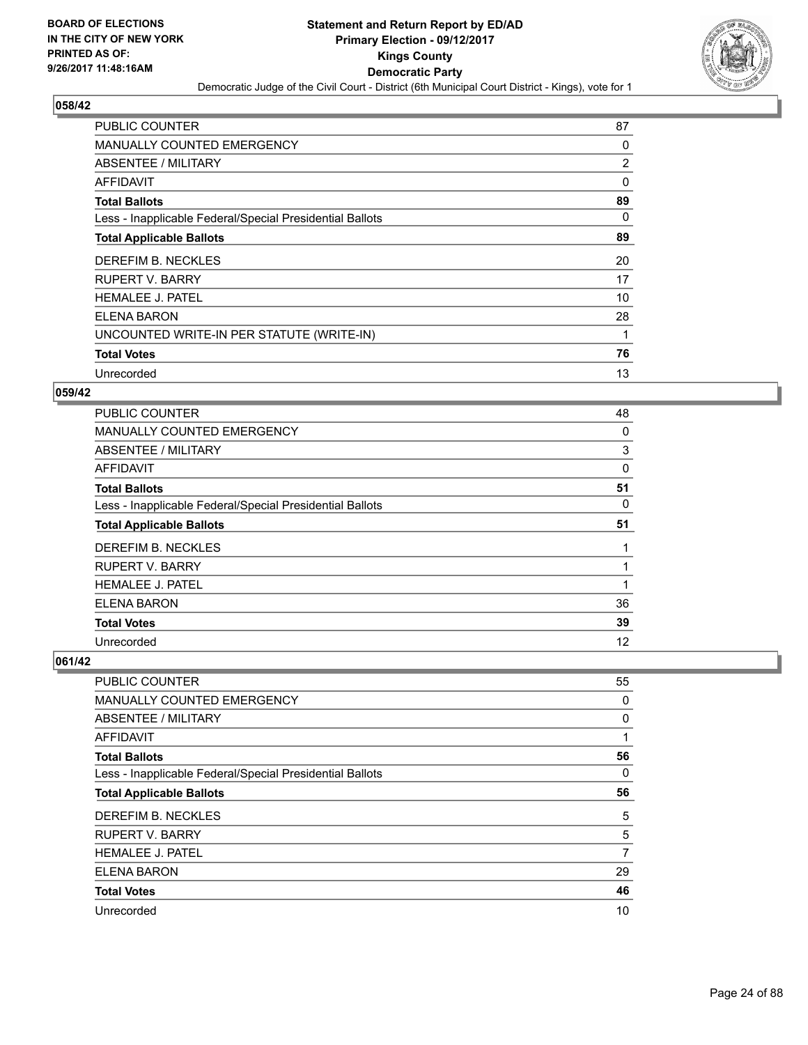**BOARD OF ELECTIONS IN THE CITY OF NEW YORK PRINTED AS OF: 9/26/2017 11:48:16AM**

**Statement and Return Report by ED/AD**
**Primary Election - 09/12/2017**
**Kings County**
**Democratic Party**
Democratic Judge of the Civil Court - District (6th Municipal Court District - Kings), vote for 1

## 058/42

| | |
|---|---|
| PUBLIC COUNTER | 87 |
| MANUALLY COUNTED EMERGENCY | 0 |
| ABSENTEE / MILITARY | 2 |
| AFFIDAVIT | 0 |
| **Total Ballots** | **89** |
| Less - Inapplicable Federal/Special Presidential Ballots | 0 |
| **Total Applicable Ballots** | **89** |
| DEREFIM B. NECKLES | 20 |
| RUPERT V. BARRY | 17 |
| HEMALEE J. PATEL | 10 |
| ELENA BARON | 28 |
| UNCOUNTED WRITE-IN PER STATUTE (WRITE-IN) | 1 |
| **Total Votes** | **76** |
| Unrecorded | 13 |

## 059/42

| | |
|---|---|
| PUBLIC COUNTER | 48 |
| MANUALLY COUNTED EMERGENCY | 0 |
| ABSENTEE / MILITARY | 3 |
| AFFIDAVIT | 0 |
| **Total Ballots** | **51** |
| Less - Inapplicable Federal/Special Presidential Ballots | 0 |
| **Total Applicable Ballots** | **51** |
| DEREFIM B. NECKLES | 1 |
| RUPERT V. BARRY | 1 |
| HEMALEE J. PATEL | 1 |
| ELENA BARON | 36 |
| **Total Votes** | **39** |
| Unrecorded | 12 |

## 061/42

| | |
|---|---|
| PUBLIC COUNTER | 55 |
| MANUALLY COUNTED EMERGENCY | 0 |
| ABSENTEE / MILITARY | 0 |
| AFFIDAVIT | 1 |
| **Total Ballots** | **56** |
| Less - Inapplicable Federal/Special Presidential Ballots | 0 |
| **Total Applicable Ballots** | **56** |
| DEREFIM B. NECKLES | 5 |
| RUPERT V. BARRY | 5 |
| HEMALEE J. PATEL | 7 |
| ELENA BARON | 29 |
| **Total Votes** | **46** |
| Unrecorded | 10 |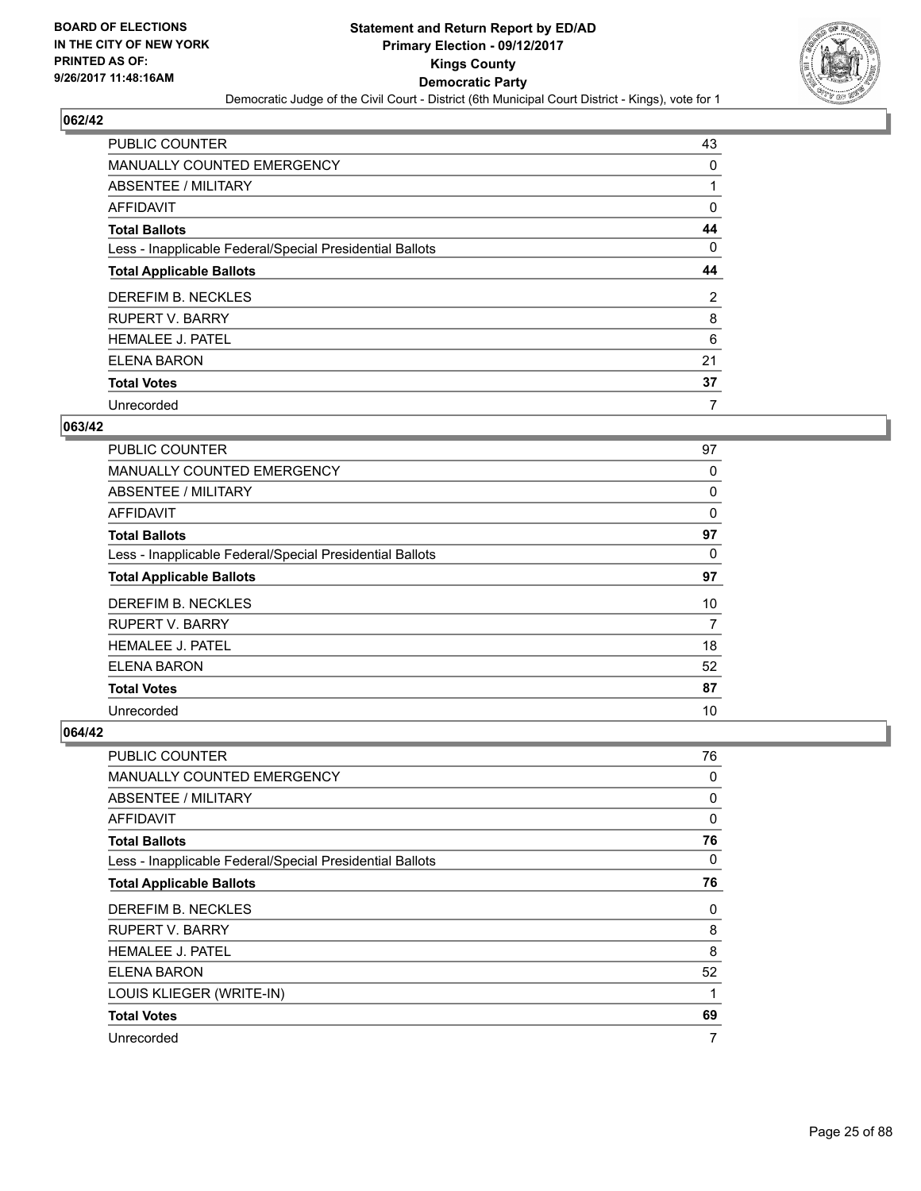BOARD OF ELECTIONS
IN THE CITY OF NEW YORK
PRINTED AS OF:
9/26/2017 11:48:16AM

**Statement and Return Report by ED/AD**
**Primary Election - 09/12/2017**
**Kings County**
**Democratic Party**
Democratic Judge of the Civil Court - District (6th Municipal Court District - Kings), vote for 1

## 062/42

| | |
|---|---|
| PUBLIC COUNTER | 43 |
| MANUALLY COUNTED EMERGENCY | 0 |
| ABSENTEE / MILITARY | 1 |
| AFFIDAVIT | 0 |
| **Total Ballots** | **44** |
| Less - Inapplicable Federal/Special Presidential Ballots | 0 |
| **Total Applicable Ballots** | **44** |
| DEREFIM B. NECKLES | 2 |
| RUPERT V. BARRY | 8 |
| HEMALEE J. PATEL | 6 |
| ELENA BARON | 21 |
| **Total Votes** | **37** |
| Unrecorded | 7 |

## 063/42

| | |
|---|---|
| PUBLIC COUNTER | 97 |
| MANUALLY COUNTED EMERGENCY | 0 |
| ABSENTEE / MILITARY | 0 |
| AFFIDAVIT | 0 |
| **Total Ballots** | **97** |
| Less - Inapplicable Federal/Special Presidential Ballots | 0 |
| **Total Applicable Ballots** | **97** |
| DEREFIM B. NECKLES | 10 |
| RUPERT V. BARRY | 7 |
| HEMALEE J. PATEL | 18 |
| ELENA BARON | 52 |
| **Total Votes** | **87** |
| Unrecorded | 10 |

## 064/42

| | |
|---|---|
| PUBLIC COUNTER | 76 |
| MANUALLY COUNTED EMERGENCY | 0 |
| ABSENTEE / MILITARY | 0 |
| AFFIDAVIT | 0 |
| **Total Ballots** | **76** |
| Less - Inapplicable Federal/Special Presidential Ballots | 0 |
| **Total Applicable Ballots** | **76** |
| DEREFIM B. NECKLES | 0 |
| RUPERT V. BARRY | 8 |
| HEMALEE J. PATEL | 8 |
| ELENA BARON | 52 |
| LOUIS KLIEGER (WRITE-IN) | 1 |
| **Total Votes** | **69** |
| Unrecorded | 7 |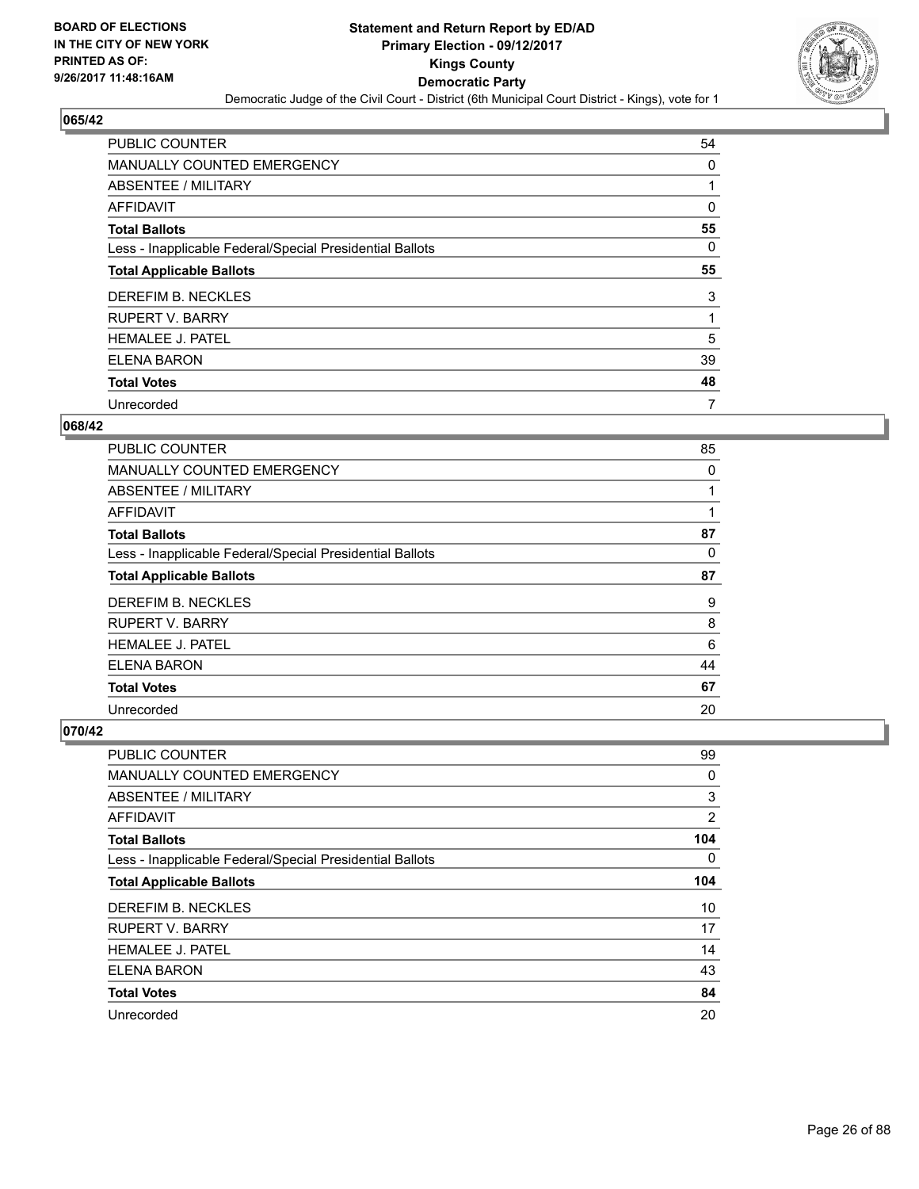**BOARD OF ELECTIONS IN THE CITY OF NEW YORK PRINTED AS OF: 9/26/2017 11:48:16AM**

# Statement and Return Report by ED/AD
## Primary Election - 09/12/2017
## Kings County
## Democratic Party
### Democratic Judge of the Civil Court - District (6th Municipal Court District - Kings), vote for 1

### 065/42

| | |
|---|---|
| PUBLIC COUNTER | 54 |
| MANUALLY COUNTED EMERGENCY | 0 |
| ABSENTEE / MILITARY | 1 |
| AFFIDAVIT | 0 |
| **Total Ballots** | **55** |
| Less - Inapplicable Federal/Special Presidential Ballots | 0 |
| **Total Applicable Ballots** | **55** |
| DEREFIM B. NECKLES | 3 |
| RUPERT V. BARRY | 1 |
| HEMALEE J. PATEL | 5 |
| ELENA BARON | 39 |
| **Total Votes** | **48** |
| Unrecorded | 7 |

### 068/42

| | |
|---|---|
| PUBLIC COUNTER | 85 |
| MANUALLY COUNTED EMERGENCY | 0 |
| ABSENTEE / MILITARY | 1 |
| AFFIDAVIT | 1 |
| **Total Ballots** | **87** |
| Less - Inapplicable Federal/Special Presidential Ballots | 0 |
| **Total Applicable Ballots** | **87** |
| DEREFIM B. NECKLES | 9 |
| RUPERT V. BARRY | 8 |
| HEMALEE J. PATEL | 6 |
| ELENA BARON | 44 |
| **Total Votes** | **67** |
| Unrecorded | 20 |

### 070/42

| | |
|---|---|
| PUBLIC COUNTER | 99 |
| MANUALLY COUNTED EMERGENCY | 0 |
| ABSENTEE / MILITARY | 3 |
| AFFIDAVIT | 2 |
| **Total Ballots** | **104** |
| Less - Inapplicable Federal/Special Presidential Ballots | 0 |
| **Total Applicable Ballots** | **104** |
| DEREFIM B. NECKLES | 10 |
| RUPERT V. BARRY | 17 |
| HEMALEE J. PATEL | 14 |
| ELENA BARON | 43 |
| **Total Votes** | **84** |
| Unrecorded | 20 |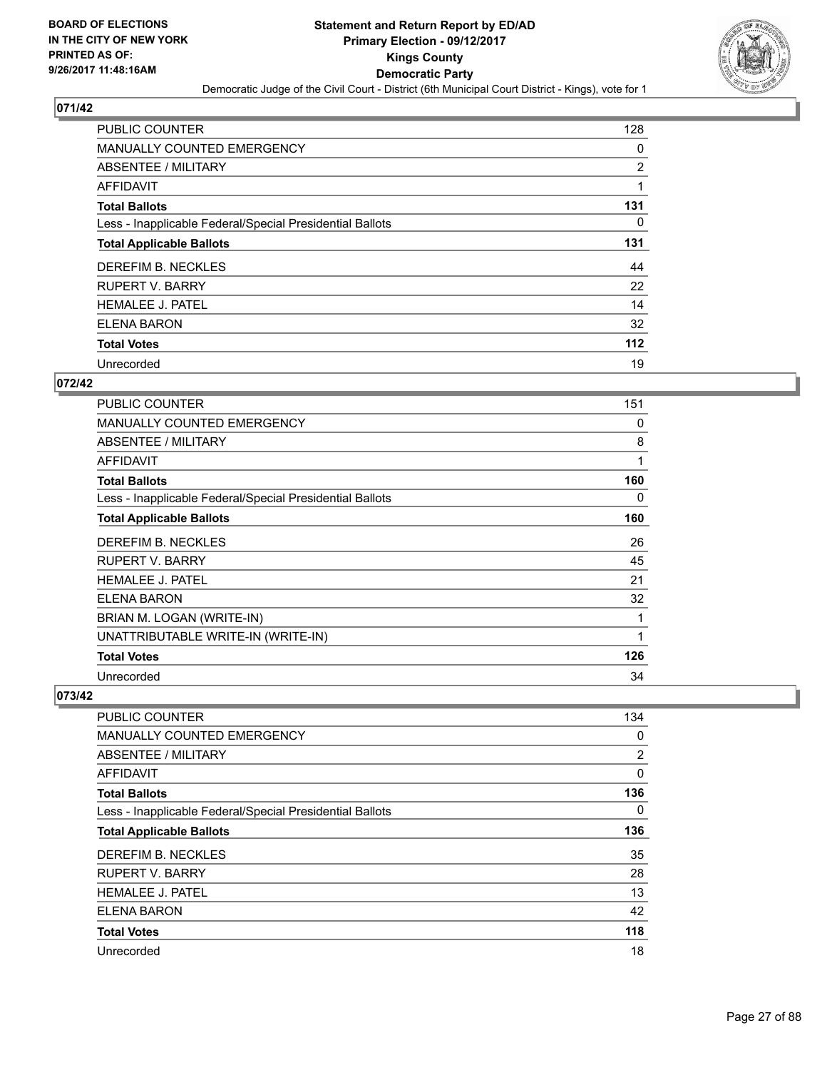BOARD OF ELECTIONS
IN THE CITY OF NEW YORK
PRINTED AS OF:
9/26/2017 11:48:16AM

# Statement and Return Report by ED/AD
## Primary Election - 09/12/2017
## Kings County
## Democratic Party
Democratic Judge of the Civil Court - District (6th Municipal Court District - Kings), vote for 1

### 071/42

| | |
|---|---|
| PUBLIC COUNTER | 128 |
| MANUALLY COUNTED EMERGENCY | 0 |
| ABSENTEE / MILITARY | 2 |
| AFFIDAVIT | 1 |
| **Total Ballots** | **131** |
| Less - Inapplicable Federal/Special Presidential Ballots | 0 |
| **Total Applicable Ballots** | **131** |
| DEREFIM B. NECKLES | 44 |
| RUPERT V. BARRY | 22 |
| HEMALEE J. PATEL | 14 |
| ELENA BARON | 32 |
| **Total Votes** | **112** |
| Unrecorded | 19 |

### 072/42

| | |
|---|---|
| PUBLIC COUNTER | 151 |
| MANUALLY COUNTED EMERGENCY | 0 |
| ABSENTEE / MILITARY | 8 |
| AFFIDAVIT | 1 |
| **Total Ballots** | **160** |
| Less - Inapplicable Federal/Special Presidential Ballots | 0 |
| **Total Applicable Ballots** | **160** |
| DEREFIM B. NECKLES | 26 |
| RUPERT V. BARRY | 45 |
| HEMALEE J. PATEL | 21 |
| ELENA BARON | 32 |
| BRIAN M. LOGAN (WRITE-IN) | 1 |
| UNATTRIBUTABLE WRITE-IN (WRITE-IN) | 1 |
| **Total Votes** | **126** |
| Unrecorded | 34 |

### 073/42

| | |
|---|---|
| PUBLIC COUNTER | 134 |
| MANUALLY COUNTED EMERGENCY | 0 |
| ABSENTEE / MILITARY | 2 |
| AFFIDAVIT | 0 |
| **Total Ballots** | **136** |
| Less - Inapplicable Federal/Special Presidential Ballots | 0 |
| **Total Applicable Ballots** | **136** |
| DEREFIM B. NECKLES | 35 |
| RUPERT V. BARRY | 28 |
| HEMALEE J. PATEL | 13 |
| ELENA BARON | 42 |
| **Total Votes** | **118** |
| Unrecorded | 18 |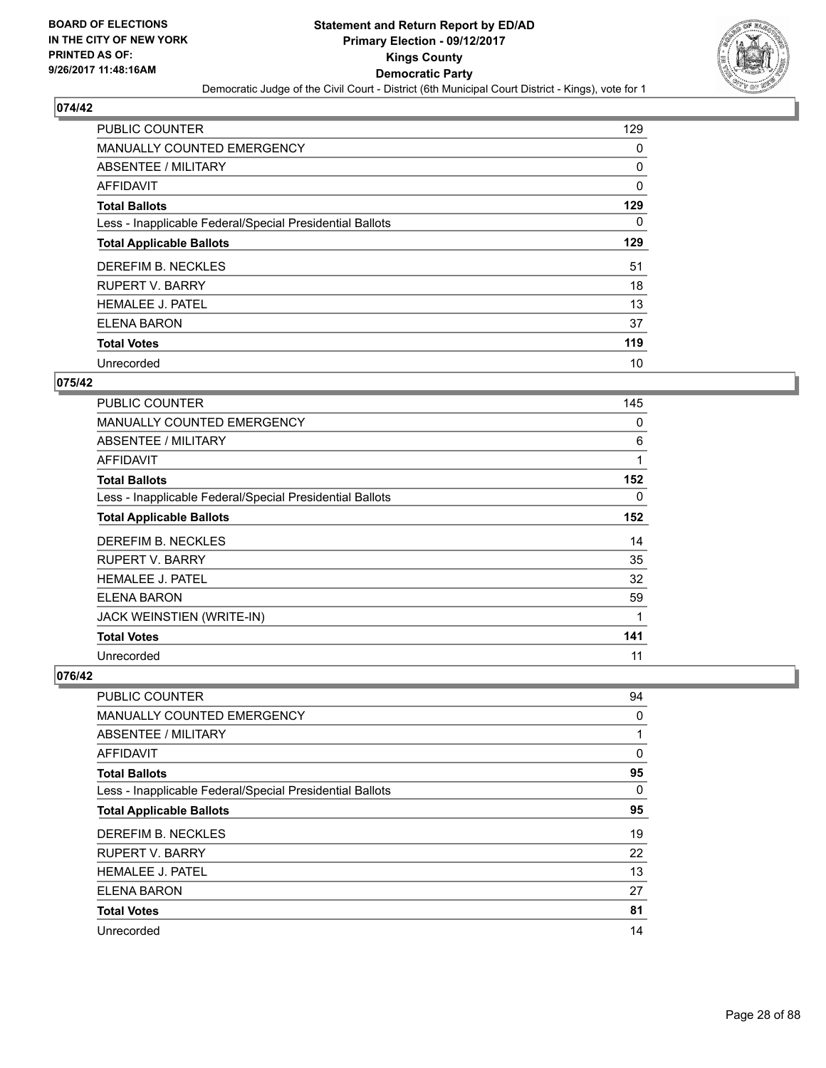BOARD OF ELECTIONS
IN THE CITY OF NEW YORK
PRINTED AS OF:
9/26/2017 11:48:16AM

**Statement and Return Report by ED/AD**
**Primary Election - 09/12/2017**
**Kings County**
**Democratic Party**
Democratic Judge of the Civil Court - District (6th Municipal Court District - Kings), vote for 1

## 074/42

| | |
|---|---|
| PUBLIC COUNTER | 129 |
| MANUALLY COUNTED EMERGENCY | 0 |
| ABSENTEE / MILITARY | 0 |
| AFFIDAVIT | 0 |
| **Total Ballots** | **129** |
| Less - Inapplicable Federal/Special Presidential Ballots | 0 |
| **Total Applicable Ballots** | **129** |
| DEREFIM B. NECKLES | 51 |
| RUPERT V. BARRY | 18 |
| HEMALEE J. PATEL | 13 |
| ELENA BARON | 37 |
| **Total Votes** | **119** |
| Unrecorded | 10 |

## 075/42

| | |
|---|---|
| PUBLIC COUNTER | 145 |
| MANUALLY COUNTED EMERGENCY | 0 |
| ABSENTEE / MILITARY | 6 |
| AFFIDAVIT | 1 |
| **Total Ballots** | **152** |
| Less - Inapplicable Federal/Special Presidential Ballots | 0 |
| **Total Applicable Ballots** | **152** |
| DEREFIM B. NECKLES | 14 |
| RUPERT V. BARRY | 35 |
| HEMALEE J. PATEL | 32 |
| ELENA BARON | 59 |
| JACK WEINSTIEN (WRITE-IN) | 1 |
| **Total Votes** | **141** |
| Unrecorded | 11 |

## 076/42

| | |
|---|---|
| PUBLIC COUNTER | 94 |
| MANUALLY COUNTED EMERGENCY | 0 |
| ABSENTEE / MILITARY | 1 |
| AFFIDAVIT | 0 |
| **Total Ballots** | **95** |
| Less - Inapplicable Federal/Special Presidential Ballots | 0 |
| **Total Applicable Ballots** | **95** |
| DEREFIM B. NECKLES | 19 |
| RUPERT V. BARRY | 22 |
| HEMALEE J. PATEL | 13 |
| ELENA BARON | 27 |
| **Total Votes** | **81** |
| Unrecorded | 14 |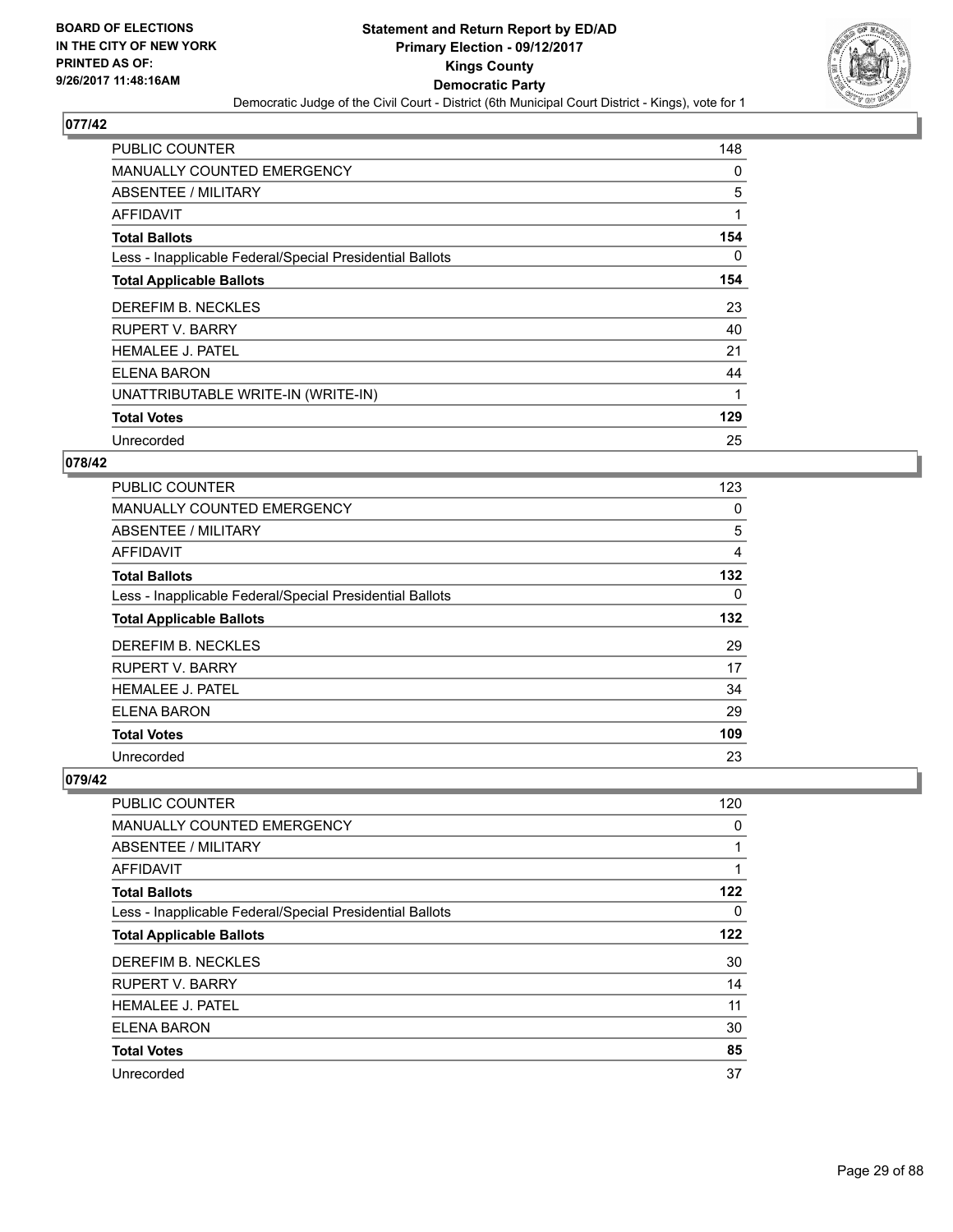**Statement and Return Report by ED/AD**
**Primary Election - 09/12/2017**
**Kings County**
**Democratic Party**
Democratic Judge of the Civil Court - District (6th Municipal Court District - Kings), vote for 1

BOARD OF ELECTIONS IN THE CITY OF NEW YORK PRINTED AS OF: 9/26/2017 11:48:16AM

## 077/42

| | |
|---|---|
| PUBLIC COUNTER | 148 |
| MANUALLY COUNTED EMERGENCY | 0 |
| ABSENTEE / MILITARY | 5 |
| AFFIDAVIT | 1 |
| **Total Ballots** | **154** |
| Less - Inapplicable Federal/Special Presidential Ballots | 0 |
| **Total Applicable Ballots** | **154** |
| DEREFIM B. NECKLES | 23 |
| RUPERT V. BARRY | 40 |
| HEMALEE J. PATEL | 21 |
| ELENA BARON | 44 |
| UNATTRIBUTABLE WRITE-IN (WRITE-IN) | 1 |
| **Total Votes** | **129** |
| Unrecorded | 25 |

## 078/42

| | |
|---|---|
| PUBLIC COUNTER | 123 |
| MANUALLY COUNTED EMERGENCY | 0 |
| ABSENTEE / MILITARY | 5 |
| AFFIDAVIT | 4 |
| **Total Ballots** | **132** |
| Less - Inapplicable Federal/Special Presidential Ballots | 0 |
| **Total Applicable Ballots** | **132** |
| DEREFIM B. NECKLES | 29 |
| RUPERT V. BARRY | 17 |
| HEMALEE J. PATEL | 34 |
| ELENA BARON | 29 |
| **Total Votes** | **109** |
| Unrecorded | 23 |

## 079/42

| | |
|---|---|
| PUBLIC COUNTER | 120 |
| MANUALLY COUNTED EMERGENCY | 0 |
| ABSENTEE / MILITARY | 1 |
| AFFIDAVIT | 1 |
| **Total Ballots** | **122** |
| Less - Inapplicable Federal/Special Presidential Ballots | 0 |
| **Total Applicable Ballots** | **122** |
| DEREFIM B. NECKLES | 30 |
| RUPERT V. BARRY | 14 |
| HEMALEE J. PATEL | 11 |
| ELENA BARON | 30 |
| **Total Votes** | **85** |
| Unrecorded | 37 |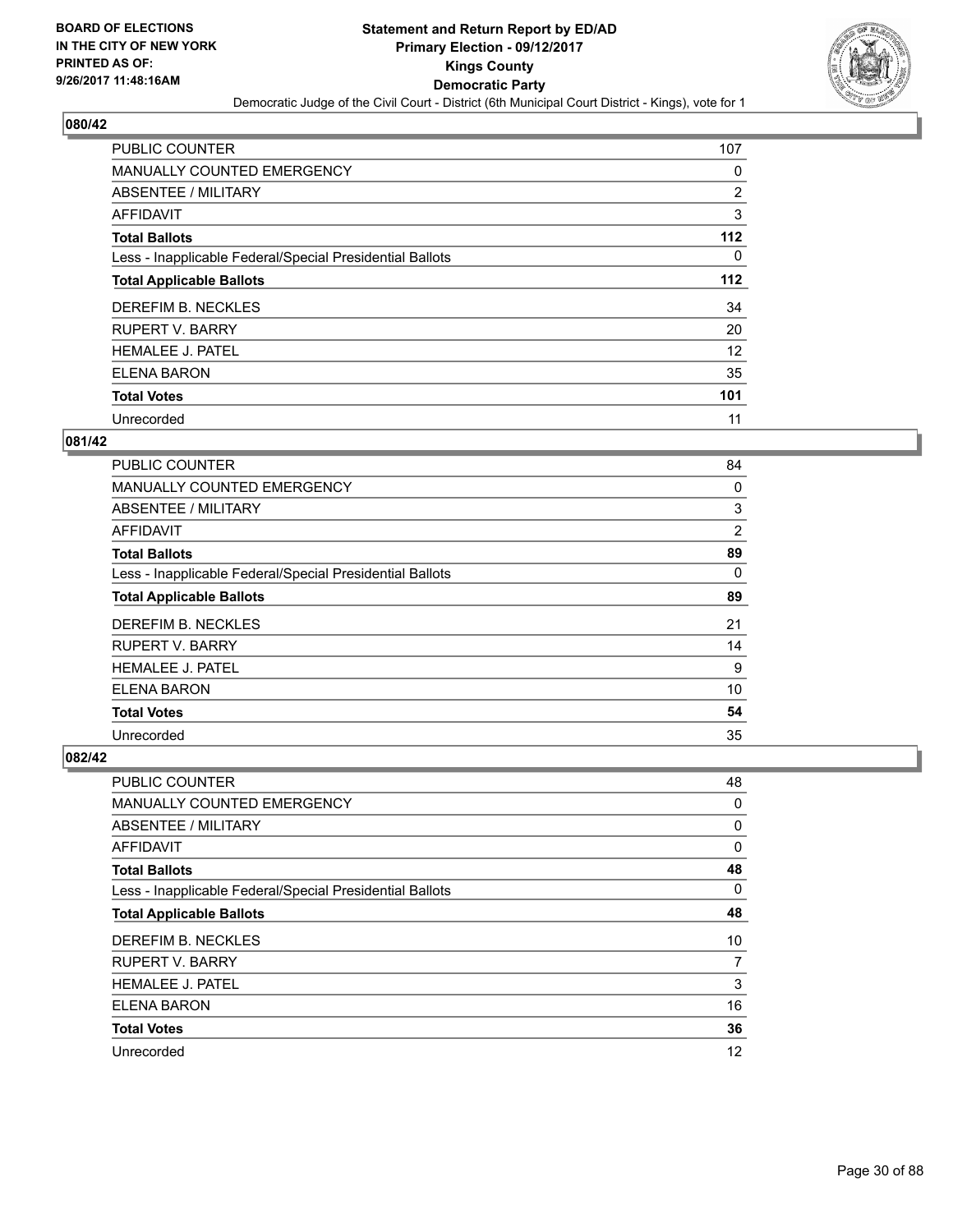BOARD OF ELECTIONS
IN THE CITY OF NEW YORK
PRINTED AS OF:
9/26/2017 11:48:16AM

**Statement and Return Report by ED/AD**
**Primary Election - 09/12/2017**
**Kings County**
**Democratic Party**
Democratic Judge of the Civil Court - District (6th Municipal Court District - Kings), vote for 1

### 080/42

| | |
|---|---|
| PUBLIC COUNTER | 107 |
| MANUALLY COUNTED EMERGENCY | 0 |
| ABSENTEE / MILITARY | 2 |
| AFFIDAVIT | 3 |
| **Total Ballots** | **112** |
| Less - Inapplicable Federal/Special Presidential Ballots | 0 |
| **Total Applicable Ballots** | **112** |
| DEREFIM B. NECKLES | 34 |
| RUPERT V. BARRY | 20 |
| HEMALEE J. PATEL | 12 |
| ELENA BARON | 35 |
| **Total Votes** | **101** |
| Unrecorded | 11 |

### 081/42

| | |
|---|---|
| PUBLIC COUNTER | 84 |
| MANUALLY COUNTED EMERGENCY | 0 |
| ABSENTEE / MILITARY | 3 |
| AFFIDAVIT | 2 |
| **Total Ballots** | **89** |
| Less - Inapplicable Federal/Special Presidential Ballots | 0 |
| **Total Applicable Ballots** | **89** |
| DEREFIM B. NECKLES | 21 |
| RUPERT V. BARRY | 14 |
| HEMALEE J. PATEL | 9 |
| ELENA BARON | 10 |
| **Total Votes** | **54** |
| Unrecorded | 35 |

### 082/42

| | |
|---|---|
| PUBLIC COUNTER | 48 |
| MANUALLY COUNTED EMERGENCY | 0 |
| ABSENTEE / MILITARY | 0 |
| AFFIDAVIT | 0 |
| **Total Ballots** | **48** |
| Less - Inapplicable Federal/Special Presidential Ballots | 0 |
| **Total Applicable Ballots** | **48** |
| DEREFIM B. NECKLES | 10 |
| RUPERT V. BARRY | 7 |
| HEMALEE J. PATEL | 3 |
| ELENA BARON | 16 |
| **Total Votes** | **36** |
| Unrecorded | 12 |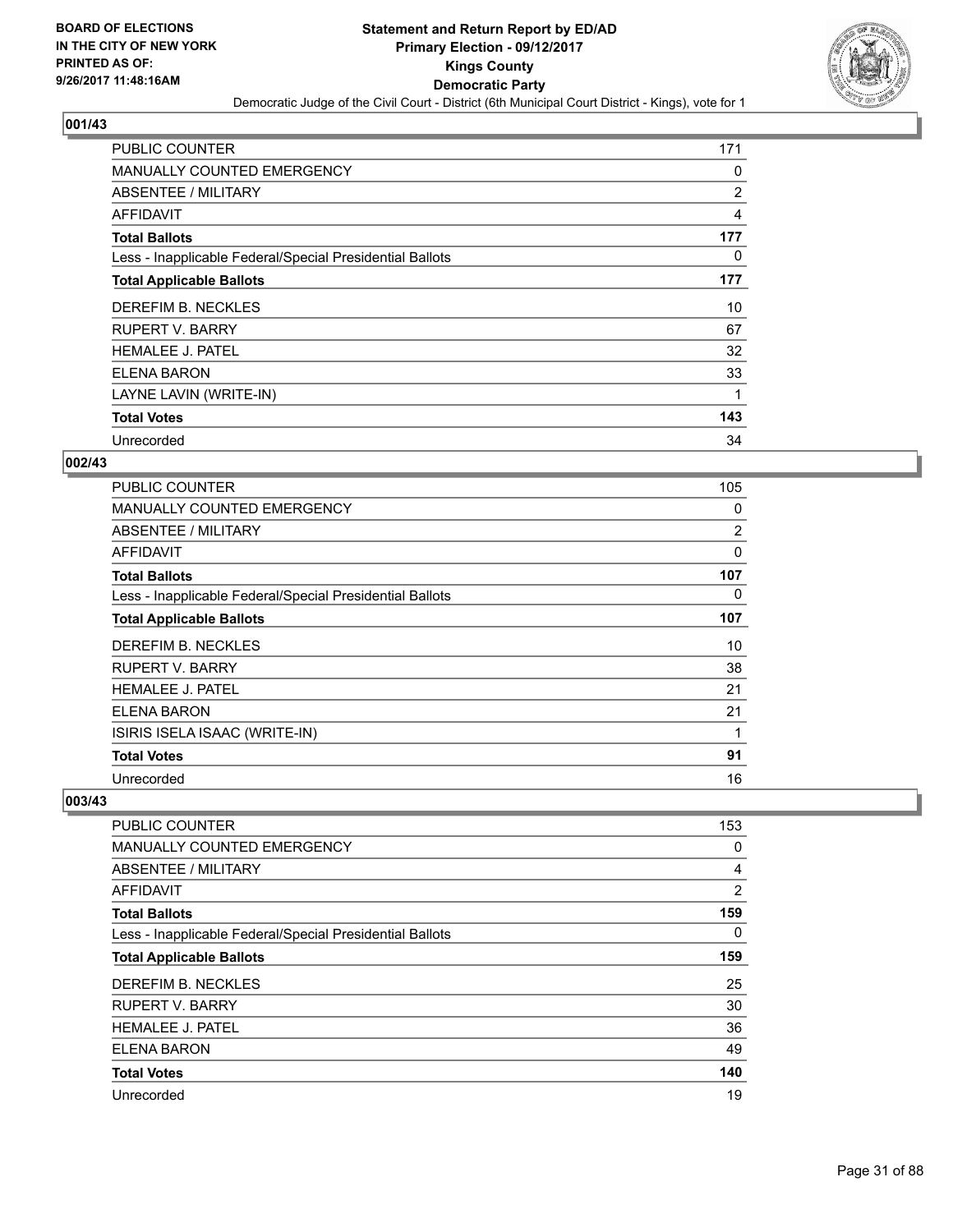BOARD OF ELECTIONS
IN THE CITY OF NEW YORK
PRINTED AS OF:
9/26/2017 11:48:16AM

**Statement and Return Report by ED/AD**
**Primary Election - 09/12/2017**
**Kings County**
**Democratic Party**
Democratic Judge of the Civil Court - District (6th Municipal Court District - Kings), vote for 1

### 001/43

| | |
|---|---|
| PUBLIC COUNTER | 171 |
| MANUALLY COUNTED EMERGENCY | 0 |
| ABSENTEE / MILITARY | 2 |
| AFFIDAVIT | 4 |
| **Total Ballots** | **177** |
| Less - Inapplicable Federal/Special Presidential Ballots | 0 |
| **Total Applicable Ballots** | **177** |
| DEREFIM B. NECKLES | 10 |
| RUPERT V. BARRY | 67 |
| HEMALEE J. PATEL | 32 |
| ELENA BARON | 33 |
| LAYNE LAVIN (WRITE-IN) | 1 |
| **Total Votes** | **143** |
| Unrecorded | 34 |

### 002/43

| | |
|---|---|
| PUBLIC COUNTER | 105 |
| MANUALLY COUNTED EMERGENCY | 0 |
| ABSENTEE / MILITARY | 2 |
| AFFIDAVIT | 0 |
| **Total Ballots** | **107** |
| Less - Inapplicable Federal/Special Presidential Ballots | 0 |
| **Total Applicable Ballots** | **107** |
| DEREFIM B. NECKLES | 10 |
| RUPERT V. BARRY | 38 |
| HEMALEE J. PATEL | 21 |
| ELENA BARON | 21 |
| ISIRIS ISELA ISAAC (WRITE-IN) | 1 |
| **Total Votes** | **91** |
| Unrecorded | 16 |

### 003/43

| | |
|---|---|
| PUBLIC COUNTER | 153 |
| MANUALLY COUNTED EMERGENCY | 0 |
| ABSENTEE / MILITARY | 4 |
| AFFIDAVIT | 2 |
| **Total Ballots** | **159** |
| Less - Inapplicable Federal/Special Presidential Ballots | 0 |
| **Total Applicable Ballots** | **159** |
| DEREFIM B. NECKLES | 25 |
| RUPERT V. BARRY | 30 |
| HEMALEE J. PATEL | 36 |
| ELENA BARON | 49 |
| **Total Votes** | **140** |
| Unrecorded | 19 |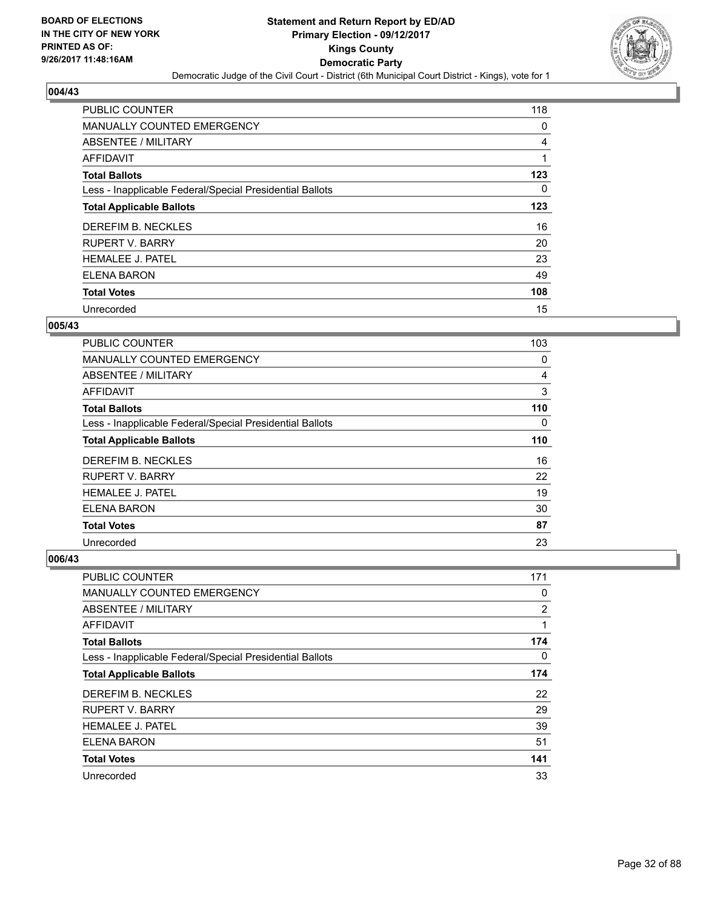BOARD OF ELECTIONS
IN THE CITY OF NEW YORK
PRINTED AS OF:
9/26/2017 11:48:16AM

# Statement and Return Report by ED/AD
## Primary Election - 09/12/2017
## Kings County
## Democratic Party
Democratic Judge of the Civil Court - District (6th Municipal Court District - Kings), vote for 1

### 004/43

| | |
|---|---|
| PUBLIC COUNTER | 118 |
| MANUALLY COUNTED EMERGENCY | 0 |
| ABSENTEE / MILITARY | 4 |
| AFFIDAVIT | 1 |
| **Total Ballots** | **123** |
| Less - Inapplicable Federal/Special Presidential Ballots | 0 |
| **Total Applicable Ballots** | **123** |
| DEREFIM B. NECKLES | 16 |
| RUPERT V. BARRY | 20 |
| HEMALEE J. PATEL | 23 |
| ELENA BARON | 49 |
| **Total Votes** | **108** |
| Unrecorded | 15 |

### 005/43

| | |
|---|---|
| PUBLIC COUNTER | 103 |
| MANUALLY COUNTED EMERGENCY | 0 |
| ABSENTEE / MILITARY | 4 |
| AFFIDAVIT | 3 |
| **Total Ballots** | **110** |
| Less - Inapplicable Federal/Special Presidential Ballots | 0 |
| **Total Applicable Ballots** | **110** |
| DEREFIM B. NECKLES | 16 |
| RUPERT V. BARRY | 22 |
| HEMALEE J. PATEL | 19 |
| ELENA BARON | 30 |
| **Total Votes** | **87** |
| Unrecorded | 23 |

### 006/43

| | |
|---|---|
| PUBLIC COUNTER | 171 |
| MANUALLY COUNTED EMERGENCY | 0 |
| ABSENTEE / MILITARY | 2 |
| AFFIDAVIT | 1 |
| **Total Ballots** | **174** |
| Less - Inapplicable Federal/Special Presidential Ballots | 0 |
| **Total Applicable Ballots** | **174** |
| DEREFIM B. NECKLES | 22 |
| RUPERT V. BARRY | 29 |
| HEMALEE J. PATEL | 39 |
| ELENA BARON | 51 |
| **Total Votes** | **141** |
| Unrecorded | 33 |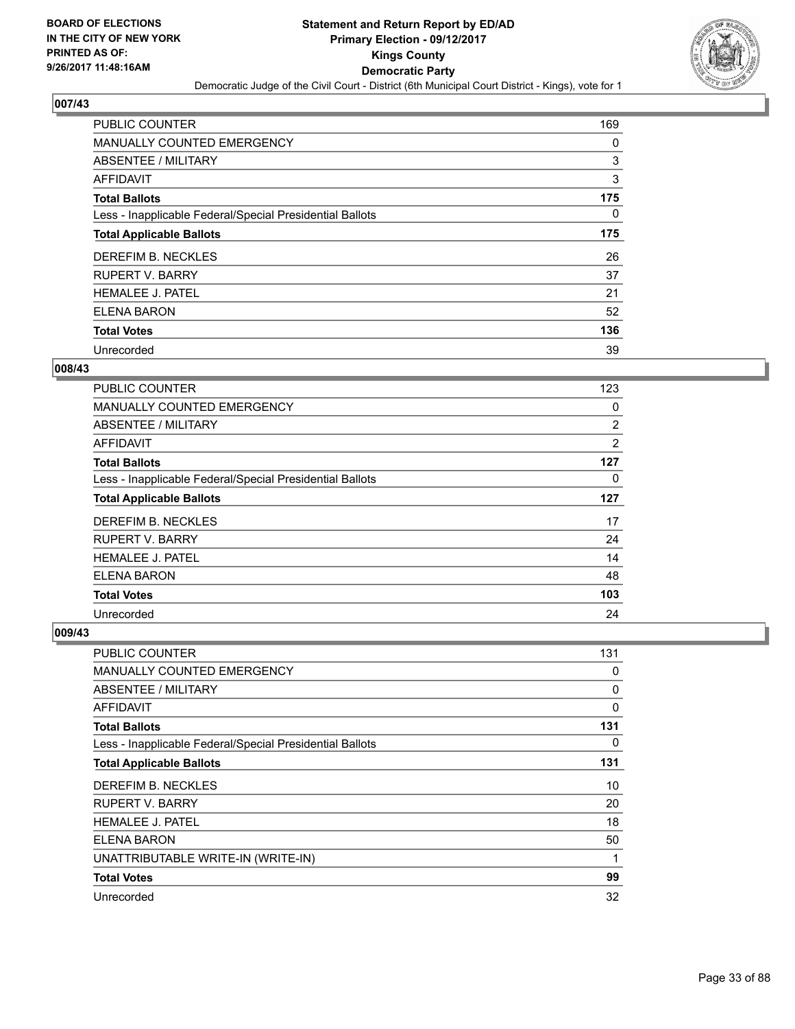## 007/43

| | |
|---|---|
| PUBLIC COUNTER | 169 |
| MANUALLY COUNTED EMERGENCY | 0 |
| ABSENTEE / MILITARY | 3 |
| AFFIDAVIT | 3 |
| **Total Ballots** | **175** |
| Less - Inapplicable Federal/Special Presidential Ballots | 0 |
| **Total Applicable Ballots** | **175** |
| DEREFIM B. NECKLES | 26 |
| RUPERT V. BARRY | 37 |
| HEMALEE J. PATEL | 21 |
| ELENA BARON | 52 |
| **Total Votes** | **136** |
| Unrecorded | 39 |

## 008/43

| | |
|---|---|
| PUBLIC COUNTER | 123 |
| MANUALLY COUNTED EMERGENCY | 0 |
| ABSENTEE / MILITARY | 2 |
| AFFIDAVIT | 2 |
| **Total Ballots** | **127** |
| Less - Inapplicable Federal/Special Presidential Ballots | 0 |
| **Total Applicable Ballots** | **127** |
| DEREFIM B. NECKLES | 17 |
| RUPERT V. BARRY | 24 |
| HEMALEE J. PATEL | 14 |
| ELENA BARON | 48 |
| **Total Votes** | **103** |
| Unrecorded | 24 |

## 009/43

| | |
|---|---|
| PUBLIC COUNTER | 131 |
| MANUALLY COUNTED EMERGENCY | 0 |
| ABSENTEE / MILITARY | 0 |
| AFFIDAVIT | 0 |
| **Total Ballots** | **131** |
| Less - Inapplicable Federal/Special Presidential Ballots | 0 |
| **Total Applicable Ballots** | **131** |
| DEREFIM B. NECKLES | 10 |
| RUPERT V. BARRY | 20 |
| HEMALEE J. PATEL | 18 |
| ELENA BARON | 50 |
| UNATTRIBUTABLE WRITE-IN (WRITE-IN) | 1 |
| **Total Votes** | **99** |
| Unrecorded | 32 |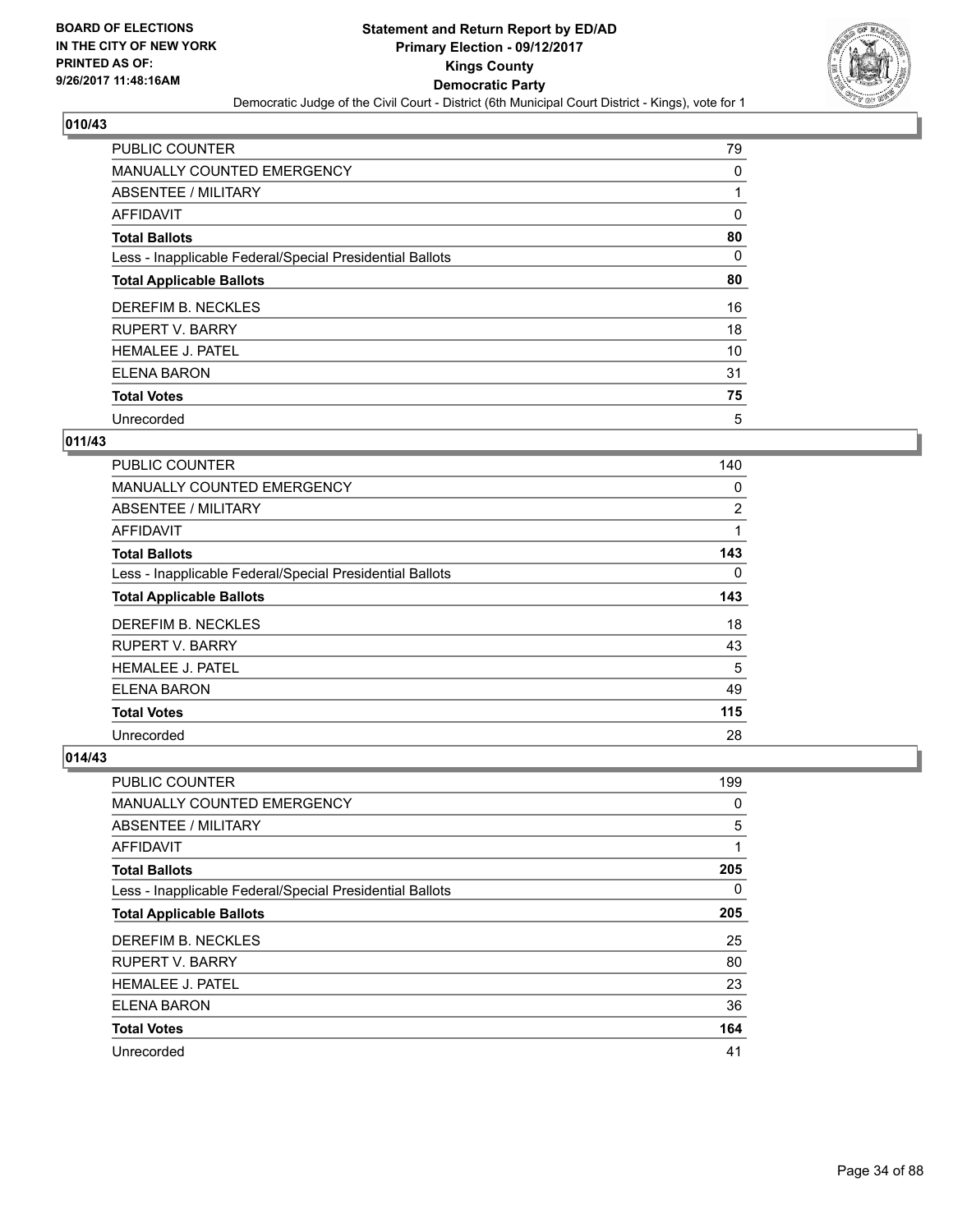BOARD OF ELECTIONS
IN THE CITY OF NEW YORK
PRINTED AS OF:
9/26/2017 11:48:16AM

**Statement and Return Report by ED/AD**
**Primary Election - 09/12/2017**
**Kings County**
**Democratic Party**
Democratic Judge of the Civil Court - District (6th Municipal Court District - Kings), vote for 1

### 010/43

| | |
|---|---|
| PUBLIC COUNTER | 79 |
| MANUALLY COUNTED EMERGENCY | 0 |
| ABSENTEE / MILITARY | 1 |
| AFFIDAVIT | 0 |
| **Total Ballots** | **80** |
| Less - Inapplicable Federal/Special Presidential Ballots | 0 |
| **Total Applicable Ballots** | **80** |
| DEREFIM B. NECKLES | 16 |
| RUPERT V. BARRY | 18 |
| HEMALEE J. PATEL | 10 |
| ELENA BARON | 31 |
| **Total Votes** | **75** |
| Unrecorded | 5 |

### 011/43

| | |
|---|---|
| PUBLIC COUNTER | 140 |
| MANUALLY COUNTED EMERGENCY | 0 |
| ABSENTEE / MILITARY | 2 |
| AFFIDAVIT | 1 |
| **Total Ballots** | **143** |
| Less - Inapplicable Federal/Special Presidential Ballots | 0 |
| **Total Applicable Ballots** | **143** |
| DEREFIM B. NECKLES | 18 |
| RUPERT V. BARRY | 43 |
| HEMALEE J. PATEL | 5 |
| ELENA BARON | 49 |
| **Total Votes** | **115** |
| Unrecorded | 28 |

### 014/43

| | |
|---|---|
| PUBLIC COUNTER | 199 |
| MANUALLY COUNTED EMERGENCY | 0 |
| ABSENTEE / MILITARY | 5 |
| AFFIDAVIT | 1 |
| **Total Ballots** | **205** |
| Less - Inapplicable Federal/Special Presidential Ballots | 0 |
| **Total Applicable Ballots** | **205** |
| DEREFIM B. NECKLES | 25 |
| RUPERT V. BARRY | 80 |
| HEMALEE J. PATEL | 23 |
| ELENA BARON | 36 |
| **Total Votes** | **164** |
| Unrecorded | 41 |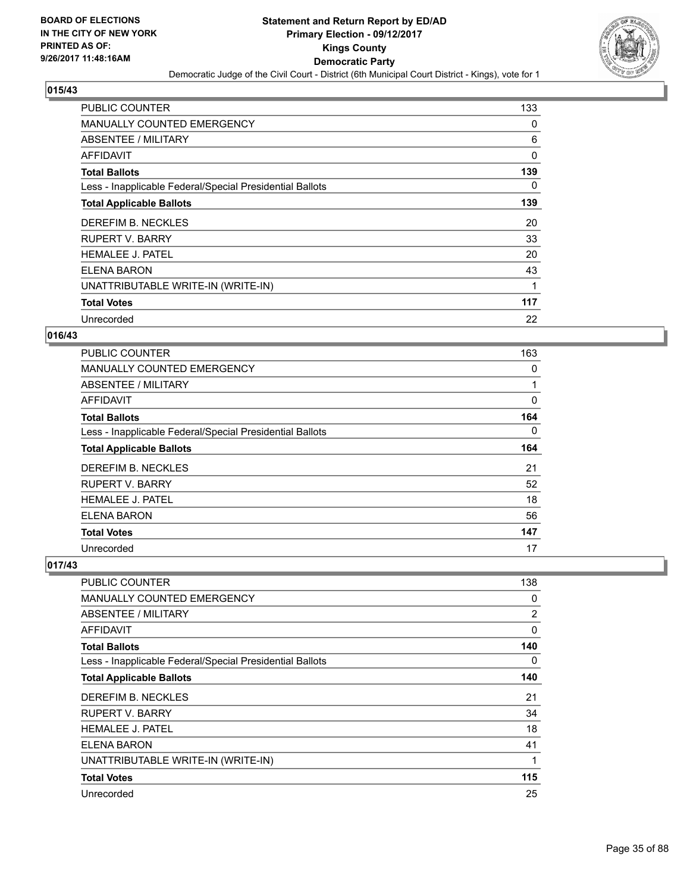BOARD OF ELECTIONS
IN THE CITY OF NEW YORK
PRINTED AS OF:
9/26/2017 11:48:16AM

# Statement and Return Report by ED/AD
## Primary Election - 09/12/2017
## Kings County
## Democratic Party
Democratic Judge of the Civil Court - District (6th Municipal Court District - Kings), vote for 1

### 015/43

| | |
|---|---|
| PUBLIC COUNTER | 133 |
| MANUALLY COUNTED EMERGENCY | 0 |
| ABSENTEE / MILITARY | 6 |
| AFFIDAVIT | 0 |
| **Total Ballots** | **139** |
| Less - Inapplicable Federal/Special Presidential Ballots | 0 |
| **Total Applicable Ballots** | **139** |
| DEREFIM B. NECKLES | 20 |
| RUPERT V. BARRY | 33 |
| HEMALEE J. PATEL | 20 |
| ELENA BARON | 43 |
| UNATTRIBUTABLE WRITE-IN (WRITE-IN) | 1 |
| **Total Votes** | **117** |
| Unrecorded | 22 |

### 016/43

| | |
|---|---|
| PUBLIC COUNTER | 163 |
| MANUALLY COUNTED EMERGENCY | 0 |
| ABSENTEE / MILITARY | 1 |
| AFFIDAVIT | 0 |
| **Total Ballots** | **164** |
| Less - Inapplicable Federal/Special Presidential Ballots | 0 |
| **Total Applicable Ballots** | **164** |
| DEREFIM B. NECKLES | 21 |
| RUPERT V. BARRY | 52 |
| HEMALEE J. PATEL | 18 |
| ELENA BARON | 56 |
| **Total Votes** | **147** |
| Unrecorded | 17 |

### 017/43

| | |
|---|---|
| PUBLIC COUNTER | 138 |
| MANUALLY COUNTED EMERGENCY | 0 |
| ABSENTEE / MILITARY | 2 |
| AFFIDAVIT | 0 |
| **Total Ballots** | **140** |
| Less - Inapplicable Federal/Special Presidential Ballots | 0 |
| **Total Applicable Ballots** | **140** |
| DEREFIM B. NECKLES | 21 |
| RUPERT V. BARRY | 34 |
| HEMALEE J. PATEL | 18 |
| ELENA BARON | 41 |
| UNATTRIBUTABLE WRITE-IN (WRITE-IN) | 1 |
| **Total Votes** | **115** |
| Unrecorded | 25 |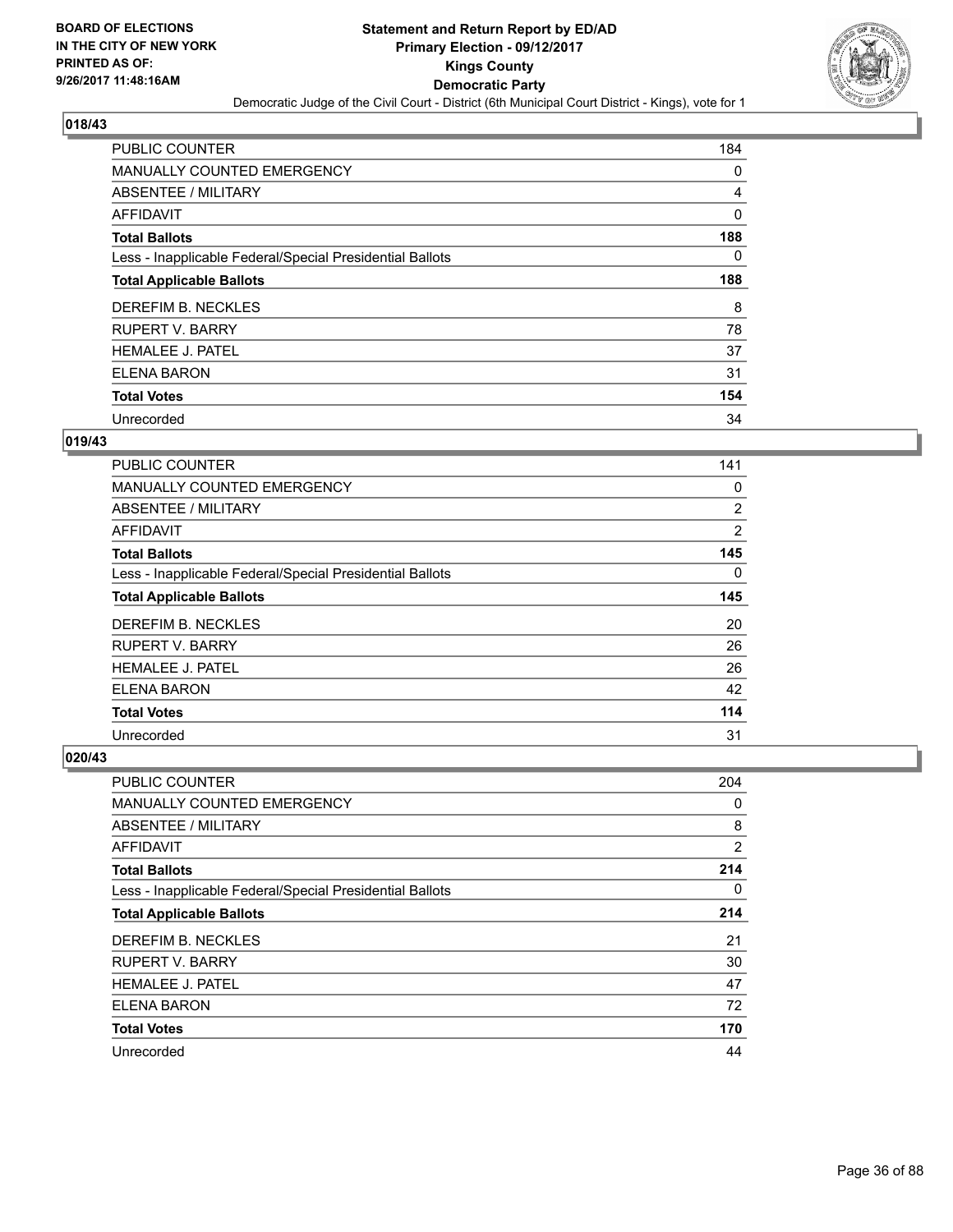BOARD OF ELECTIONS
IN THE CITY OF NEW YORK
PRINTED AS OF:
9/26/2017 11:48:16AM

**Statement and Return Report by ED/AD**
**Primary Election - 09/12/2017**
**Kings County**
**Democratic Party**
Democratic Judge of the Civil Court - District (6th Municipal Court District - Kings), vote for 1

### 018/43

| | |
|---|---|
| PUBLIC COUNTER | 184 |
| MANUALLY COUNTED EMERGENCY | 0 |
| ABSENTEE / MILITARY | 4 |
| AFFIDAVIT | 0 |
| **Total Ballots** | **188** |
| Less - Inapplicable Federal/Special Presidential Ballots | 0 |
| **Total Applicable Ballots** | **188** |
| DEREFIM B. NECKLES | 8 |
| RUPERT V. BARRY | 78 |
| HEMALEE J. PATEL | 37 |
| ELENA BARON | 31 |
| **Total Votes** | **154** |
| Unrecorded | 34 |

### 019/43

| | |
|---|---|
| PUBLIC COUNTER | 141 |
| MANUALLY COUNTED EMERGENCY | 0 |
| ABSENTEE / MILITARY | 2 |
| AFFIDAVIT | 2 |
| **Total Ballots** | **145** |
| Less - Inapplicable Federal/Special Presidential Ballots | 0 |
| **Total Applicable Ballots** | **145** |
| DEREFIM B. NECKLES | 20 |
| RUPERT V. BARRY | 26 |
| HEMALEE J. PATEL | 26 |
| ELENA BARON | 42 |
| **Total Votes** | **114** |
| Unrecorded | 31 |

### 020/43

| | |
|---|---|
| PUBLIC COUNTER | 204 |
| MANUALLY COUNTED EMERGENCY | 0 |
| ABSENTEE / MILITARY | 8 |
| AFFIDAVIT | 2 |
| **Total Ballots** | **214** |
| Less - Inapplicable Federal/Special Presidential Ballots | 0 |
| **Total Applicable Ballots** | **214** |
| DEREFIM B. NECKLES | 21 |
| RUPERT V. BARRY | 30 |
| HEMALEE J. PATEL | 47 |
| ELENA BARON | 72 |
| **Total Votes** | **170** |
| Unrecorded | 44 |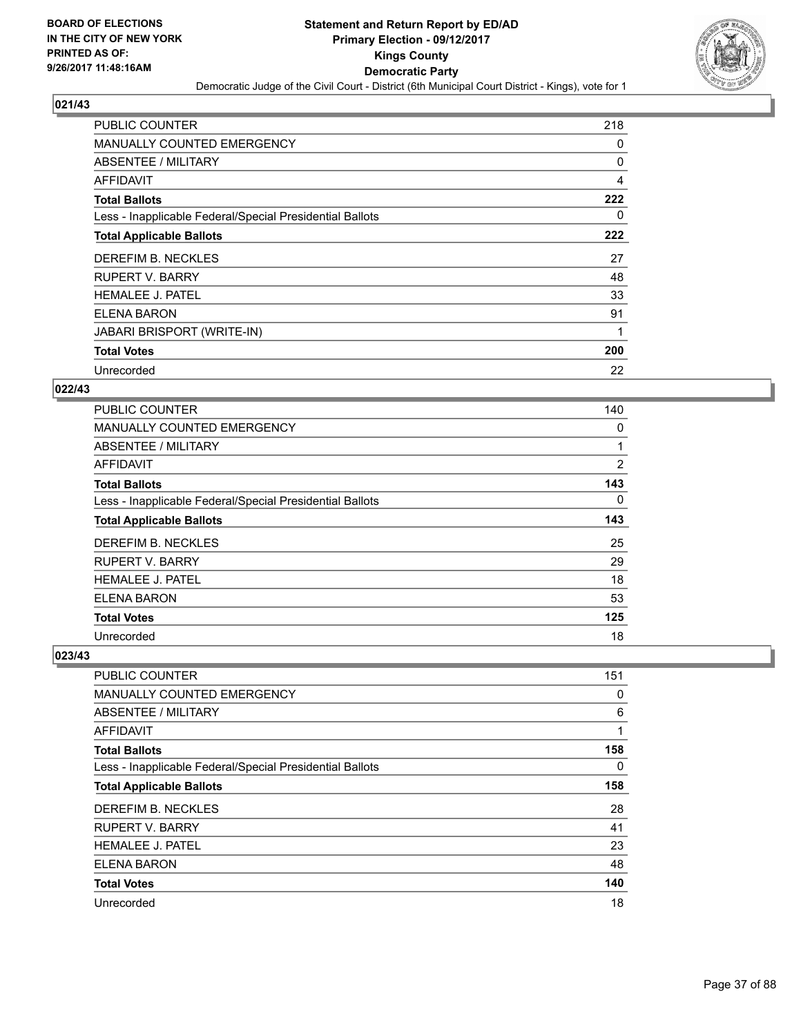BOARD OF ELECTIONS
IN THE CITY OF NEW YORK
PRINTED AS OF:
9/26/2017 11:48:16AM

**Statement and Return Report by ED/AD**
**Primary Election - 09/12/2017**
**Kings County**
**Democratic Party**
Democratic Judge of the Civil Court - District (6th Municipal Court District - Kings), vote for 1

### 021/43

| | |
|---|---|
| PUBLIC COUNTER | 218 |
| MANUALLY COUNTED EMERGENCY | 0 |
| ABSENTEE / MILITARY | 0 |
| AFFIDAVIT | 4 |
| **Total Ballots** | **222** |
| Less - Inapplicable Federal/Special Presidential Ballots | 0 |
| **Total Applicable Ballots** | **222** |
| DEREFIM B. NECKLES | 27 |
| RUPERT V. BARRY | 48 |
| HEMALEE J. PATEL | 33 |
| ELENA BARON | 91 |
| JABARI BRISPORT (WRITE-IN) | 1 |
| **Total Votes** | **200** |
| Unrecorded | 22 |

### 022/43

| | |
|---|---|
| PUBLIC COUNTER | 140 |
| MANUALLY COUNTED EMERGENCY | 0 |
| ABSENTEE / MILITARY | 1 |
| AFFIDAVIT | 2 |
| **Total Ballots** | **143** |
| Less - Inapplicable Federal/Special Presidential Ballots | 0 |
| **Total Applicable Ballots** | **143** |
| DEREFIM B. NECKLES | 25 |
| RUPERT V. BARRY | 29 |
| HEMALEE J. PATEL | 18 |
| ELENA BARON | 53 |
| **Total Votes** | **125** |
| Unrecorded | 18 |

### 023/43

| | |
|---|---|
| PUBLIC COUNTER | 151 |
| MANUALLY COUNTED EMERGENCY | 0 |
| ABSENTEE / MILITARY | 6 |
| AFFIDAVIT | 1 |
| **Total Ballots** | **158** |
| Less - Inapplicable Federal/Special Presidential Ballots | 0 |
| **Total Applicable Ballots** | **158** |
| DEREFIM B. NECKLES | 28 |
| RUPERT V. BARRY | 41 |
| HEMALEE J. PATEL | 23 |
| ELENA BARON | 48 |
| **Total Votes** | **140** |
| Unrecorded | 18 |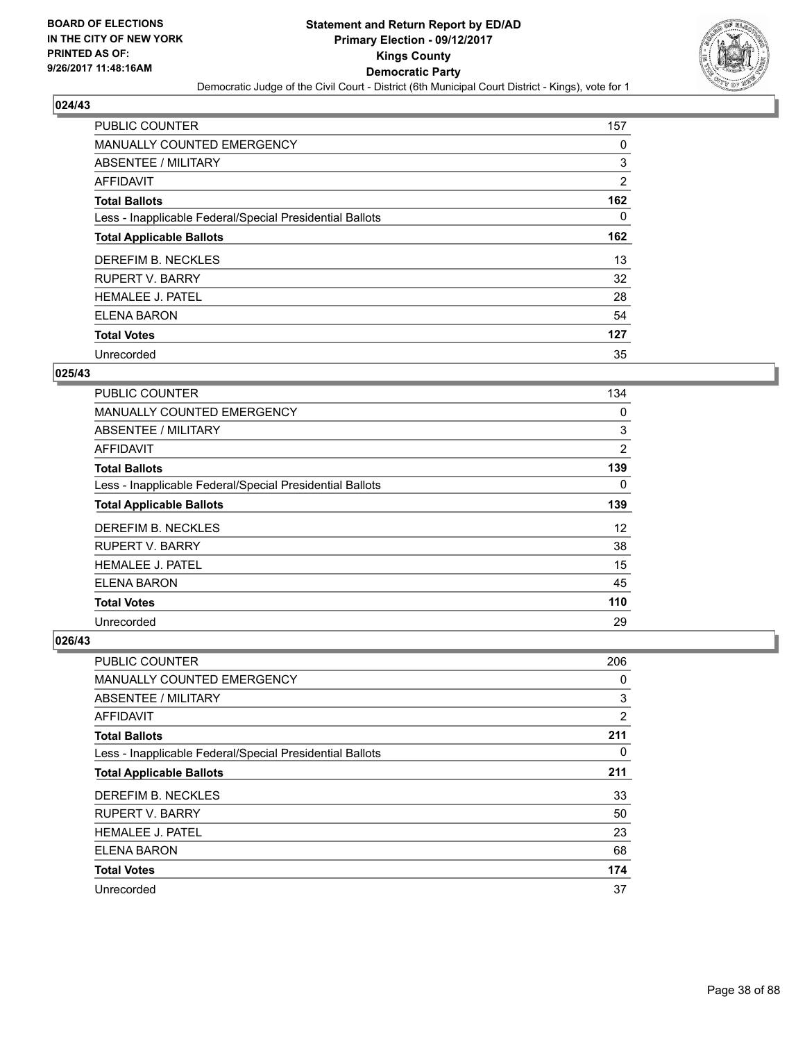BOARD OF ELECTIONS
IN THE CITY OF NEW YORK
PRINTED AS OF:
9/26/2017 11:48:16AM

# Statement and Return Report by ED/AD
## Primary Election - 09/12/2017
## Kings County
## Democratic Party
Democratic Judge of the Civil Court - District (6th Municipal Court District - Kings), vote for 1

### 024/43

| | |
|---|---|
| PUBLIC COUNTER | 157 |
| MANUALLY COUNTED EMERGENCY | 0 |
| ABSENTEE / MILITARY | 3 |
| AFFIDAVIT | 2 |
| **Total Ballots** | **162** |
| Less - Inapplicable Federal/Special Presidential Ballots | 0 |
| **Total Applicable Ballots** | **162** |
| DEREFIM B. NECKLES | 13 |
| RUPERT V. BARRY | 32 |
| HEMALEE J. PATEL | 28 |
| ELENA BARON | 54 |
| **Total Votes** | **127** |
| Unrecorded | 35 |

### 025/43

| | |
|---|---|
| PUBLIC COUNTER | 134 |
| MANUALLY COUNTED EMERGENCY | 0 |
| ABSENTEE / MILITARY | 3 |
| AFFIDAVIT | 2 |
| **Total Ballots** | **139** |
| Less - Inapplicable Federal/Special Presidential Ballots | 0 |
| **Total Applicable Ballots** | **139** |
| DEREFIM B. NECKLES | 12 |
| RUPERT V. BARRY | 38 |
| HEMALEE J. PATEL | 15 |
| ELENA BARON | 45 |
| **Total Votes** | **110** |
| Unrecorded | 29 |

### 026/43

| | |
|---|---|
| PUBLIC COUNTER | 206 |
| MANUALLY COUNTED EMERGENCY | 0 |
| ABSENTEE / MILITARY | 3 |
| AFFIDAVIT | 2 |
| **Total Ballots** | **211** |
| Less - Inapplicable Federal/Special Presidential Ballots | 0 |
| **Total Applicable Ballots** | **211** |
| DEREFIM B. NECKLES | 33 |
| RUPERT V. BARRY | 50 |
| HEMALEE J. PATEL | 23 |
| ELENA BARON | 68 |
| **Total Votes** | **174** |
| Unrecorded | 37 |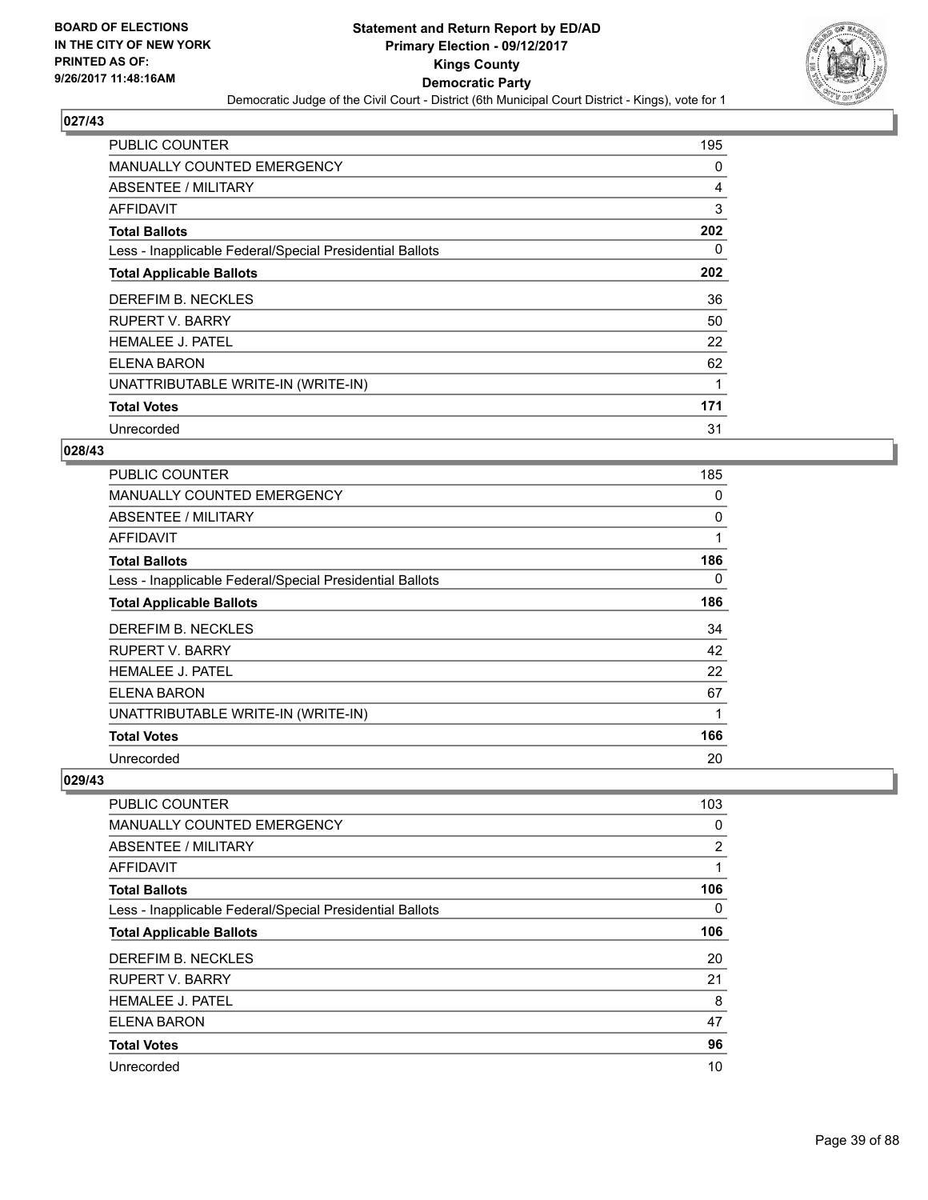BOARD OF ELECTIONS
IN THE CITY OF NEW YORK
PRINTED AS OF:
9/26/2017 11:48:16AM

# Statement and Return Report by ED/AD
## Primary Election - 09/12/2017
## Kings County
## Democratic Party
Democratic Judge of the Civil Court - District (6th Municipal Court District - Kings), vote for 1

### 027/43

| | |
|---|---|
| PUBLIC COUNTER | 195 |
| MANUALLY COUNTED EMERGENCY | 0 |
| ABSENTEE / MILITARY | 4 |
| AFFIDAVIT | 3 |
| **Total Ballots** | **202** |
| Less - Inapplicable Federal/Special Presidential Ballots | 0 |
| **Total Applicable Ballots** | **202** |
| DEREFIM B. NECKLES | 36 |
| RUPERT V. BARRY | 50 |
| HEMALEE J. PATEL | 22 |
| ELENA BARON | 62 |
| UNATTRIBUTABLE WRITE-IN (WRITE-IN) | 1 |
| **Total Votes** | **171** |
| Unrecorded | 31 |

### 028/43

| | |
|---|---|
| PUBLIC COUNTER | 185 |
| MANUALLY COUNTED EMERGENCY | 0 |
| ABSENTEE / MILITARY | 0 |
| AFFIDAVIT | 1 |
| **Total Ballots** | **186** |
| Less - Inapplicable Federal/Special Presidential Ballots | 0 |
| **Total Applicable Ballots** | **186** |
| DEREFIM B. NECKLES | 34 |
| RUPERT V. BARRY | 42 |
| HEMALEE J. PATEL | 22 |
| ELENA BARON | 67 |
| UNATTRIBUTABLE WRITE-IN (WRITE-IN) | 1 |
| **Total Votes** | **166** |
| Unrecorded | 20 |

### 029/43

| | |
|---|---|
| PUBLIC COUNTER | 103 |
| MANUALLY COUNTED EMERGENCY | 0 |
| ABSENTEE / MILITARY | 2 |
| AFFIDAVIT | 1 |
| **Total Ballots** | **106** |
| Less - Inapplicable Federal/Special Presidential Ballots | 0 |
| **Total Applicable Ballots** | **106** |
| DEREFIM B. NECKLES | 20 |
| RUPERT V. BARRY | 21 |
| HEMALEE J. PATEL | 8 |
| ELENA BARON | 47 |
| **Total Votes** | **96** |
| Unrecorded | 10 |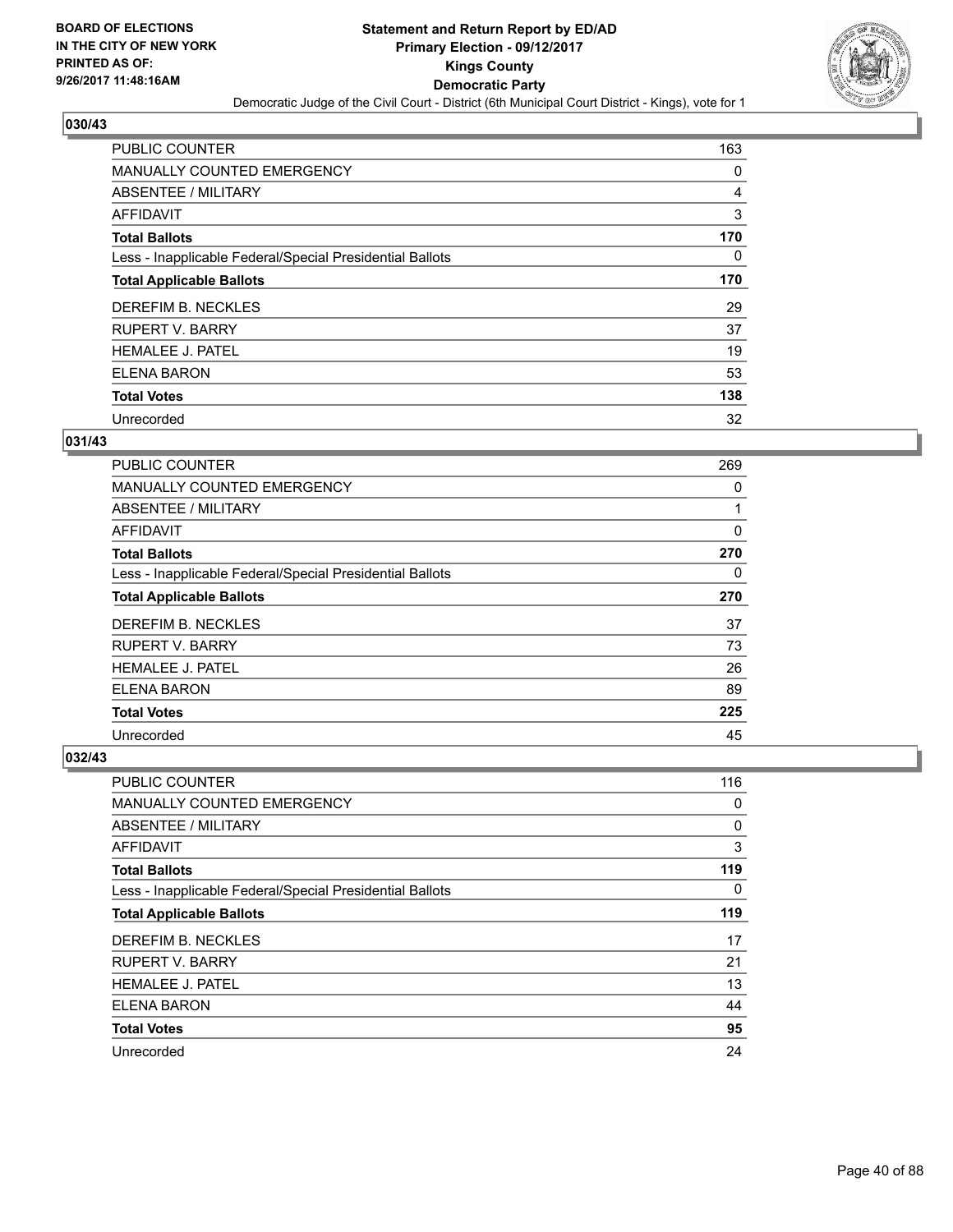BOARD OF ELECTIONS
IN THE CITY OF NEW YORK
PRINTED AS OF:
9/26/2017 11:48:16AM

# Statement and Return Report by ED/AD
## Primary Election - 09/12/2017
## Kings County
## Democratic Party
Democratic Judge of the Civil Court - District (6th Municipal Court District - Kings), vote for 1

### 030/43

| | |
|---|---|
| PUBLIC COUNTER | 163 |
| MANUALLY COUNTED EMERGENCY | 0 |
| ABSENTEE / MILITARY | 4 |
| AFFIDAVIT | 3 |
| **Total Ballots** | **170** |
| Less - Inapplicable Federal/Special Presidential Ballots | 0 |
| **Total Applicable Ballots** | **170** |
| DEREFIM B. NECKLES | 29 |
| RUPERT V. BARRY | 37 |
| HEMALEE J. PATEL | 19 |
| ELENA BARON | 53 |
| **Total Votes** | **138** |
| Unrecorded | 32 |

### 031/43

| | |
|---|---|
| PUBLIC COUNTER | 269 |
| MANUALLY COUNTED EMERGENCY | 0 |
| ABSENTEE / MILITARY | 1 |
| AFFIDAVIT | 0 |
| **Total Ballots** | **270** |
| Less - Inapplicable Federal/Special Presidential Ballots | 0 |
| **Total Applicable Ballots** | **270** |
| DEREFIM B. NECKLES | 37 |
| RUPERT V. BARRY | 73 |
| HEMALEE J. PATEL | 26 |
| ELENA BARON | 89 |
| **Total Votes** | **225** |
| Unrecorded | 45 |

### 032/43

| | |
|---|---|
| PUBLIC COUNTER | 116 |
| MANUALLY COUNTED EMERGENCY | 0 |
| ABSENTEE / MILITARY | 0 |
| AFFIDAVIT | 3 |
| **Total Ballots** | **119** |
| Less - Inapplicable Federal/Special Presidential Ballots | 0 |
| **Total Applicable Ballots** | **119** |
| DEREFIM B. NECKLES | 17 |
| RUPERT V. BARRY | 21 |
| HEMALEE J. PATEL | 13 |
| ELENA BARON | 44 |
| **Total Votes** | **95** |
| Unrecorded | 24 |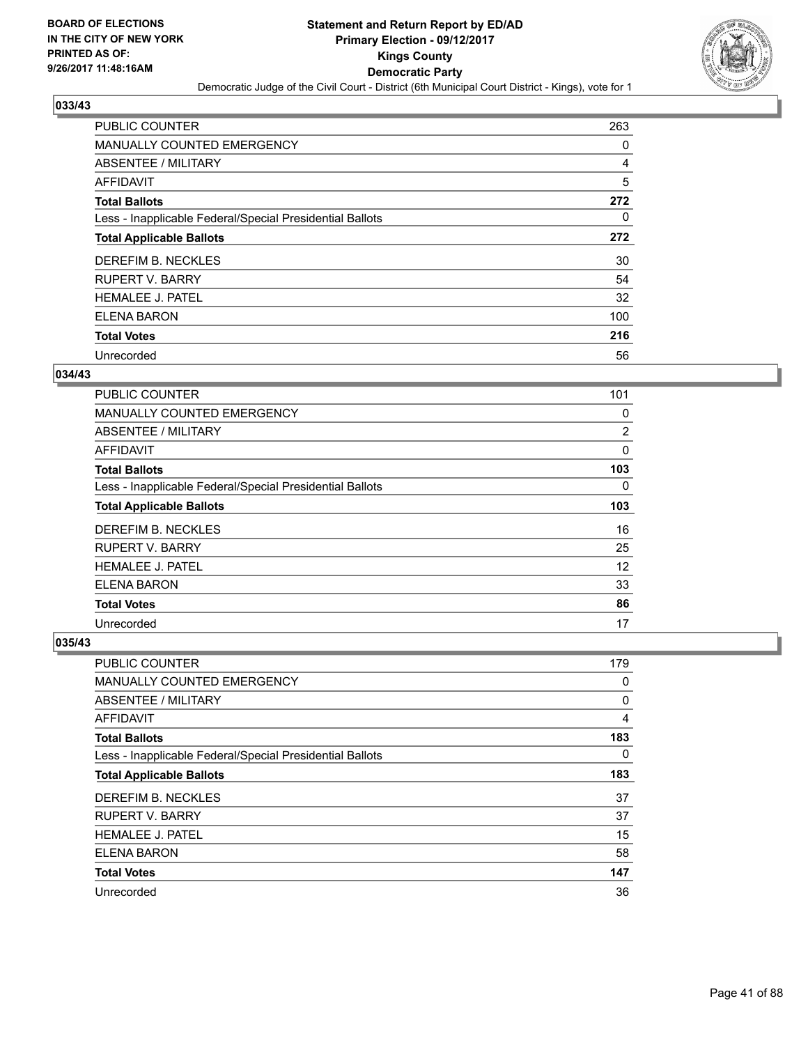BOARD OF ELECTIONS
IN THE CITY OF NEW YORK
PRINTED AS OF:
9/26/2017 11:48:16AM

# Statement and Return Report by ED/AD
## Primary Election - 09/12/2017
## Kings County
## Democratic Party

Democratic Judge of the Civil Court - District (6th Municipal Court District - Kings), vote for 1

### 033/43

| | |
|---|---|
| PUBLIC COUNTER | 263 |
| MANUALLY COUNTED EMERGENCY | 0 |
| ABSENTEE / MILITARY | 4 |
| AFFIDAVIT | 5 |
| **Total Ballots** | **272** |
| Less - Inapplicable Federal/Special Presidential Ballots | 0 |
| **Total Applicable Ballots** | **272** |
| DEREFIM B. NECKLES | 30 |
| RUPERT V. BARRY | 54 |
| HEMALEE J. PATEL | 32 |
| ELENA BARON | 100 |
| **Total Votes** | **216** |
| Unrecorded | 56 |

### 034/43

| | |
|---|---|
| PUBLIC COUNTER | 101 |
| MANUALLY COUNTED EMERGENCY | 0 |
| ABSENTEE / MILITARY | 2 |
| AFFIDAVIT | 0 |
| **Total Ballots** | **103** |
| Less - Inapplicable Federal/Special Presidential Ballots | 0 |
| **Total Applicable Ballots** | **103** |
| DEREFIM B. NECKLES | 16 |
| RUPERT V. BARRY | 25 |
| HEMALEE J. PATEL | 12 |
| ELENA BARON | 33 |
| **Total Votes** | **86** |
| Unrecorded | 17 |

### 035/43

| | |
|---|---|
| PUBLIC COUNTER | 179 |
| MANUALLY COUNTED EMERGENCY | 0 |
| ABSENTEE / MILITARY | 0 |
| AFFIDAVIT | 4 |
| **Total Ballots** | **183** |
| Less - Inapplicable Federal/Special Presidential Ballots | 0 |
| **Total Applicable Ballots** | **183** |
| DEREFIM B. NECKLES | 37 |
| RUPERT V. BARRY | 37 |
| HEMALEE J. PATEL | 15 |
| ELENA BARON | 58 |
| **Total Votes** | **147** |
| Unrecorded | 36 |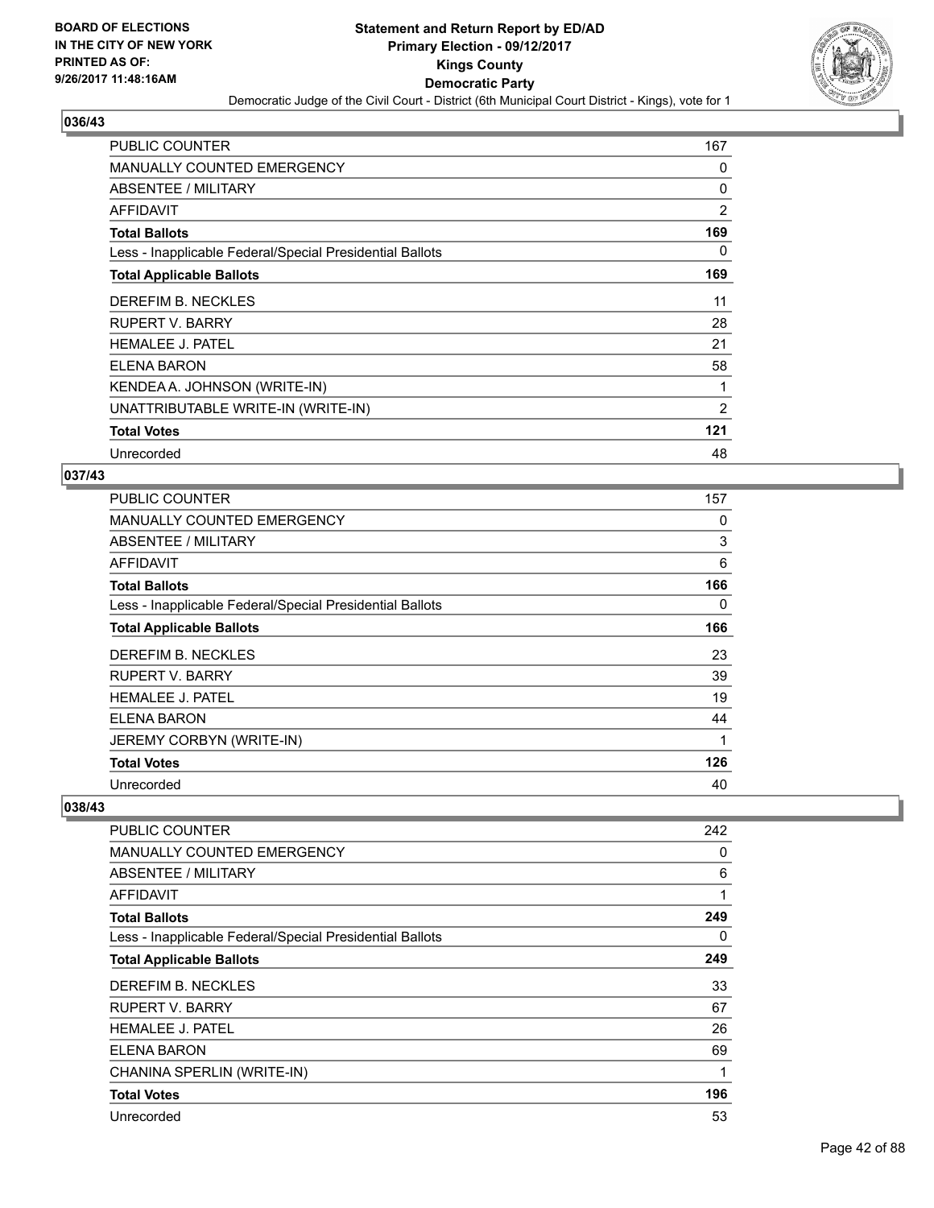**Statement and Return Report by ED/AD**
**Primary Election - 09/12/2017**
**Kings County**
**Democratic Party**
Democratic Judge of the Civil Court - District (6th Municipal Court District - Kings), vote for 1

BOARD OF ELECTIONS IN THE CITY OF NEW YORK PRINTED AS OF: 9/26/2017 11:48:16AM

## 036/43

| | |
|---|---|
| PUBLIC COUNTER | 167 |
| MANUALLY COUNTED EMERGENCY | 0 |
| ABSENTEE / MILITARY | 0 |
| AFFIDAVIT | 2 |
| **Total Ballots** | **169** |
| Less - Inapplicable Federal/Special Presidential Ballots | 0 |
| **Total Applicable Ballots** | **169** |
| DEREFIM B. NECKLES | 11 |
| RUPERT V. BARRY | 28 |
| HEMALEE J. PATEL | 21 |
| ELENA BARON | 58 |
| KENDEA A. JOHNSON (WRITE-IN) | 1 |
| UNATTRIBUTABLE WRITE-IN (WRITE-IN) | 2 |
| **Total Votes** | **121** |
| Unrecorded | 48 |

## 037/43

| | |
|---|---|
| PUBLIC COUNTER | 157 |
| MANUALLY COUNTED EMERGENCY | 0 |
| ABSENTEE / MILITARY | 3 |
| AFFIDAVIT | 6 |
| **Total Ballots** | **166** |
| Less - Inapplicable Federal/Special Presidential Ballots | 0 |
| **Total Applicable Ballots** | **166** |
| DEREFIM B. NECKLES | 23 |
| RUPERT V. BARRY | 39 |
| HEMALEE J. PATEL | 19 |
| ELENA BARON | 44 |
| JEREMY CORBYN (WRITE-IN) | 1 |
| **Total Votes** | **126** |
| Unrecorded | 40 |

## 038/43

| | |
|---|---|
| PUBLIC COUNTER | 242 |
| MANUALLY COUNTED EMERGENCY | 0 |
| ABSENTEE / MILITARY | 6 |
| AFFIDAVIT | 1 |
| **Total Ballots** | **249** |
| Less - Inapplicable Federal/Special Presidential Ballots | 0 |
| **Total Applicable Ballots** | **249** |
| DEREFIM B. NECKLES | 33 |
| RUPERT V. BARRY | 67 |
| HEMALEE J. PATEL | 26 |
| ELENA BARON | 69 |
| CHANINA SPERLIN (WRITE-IN) | 1 |
| **Total Votes** | **196** |
| Unrecorded | 53 |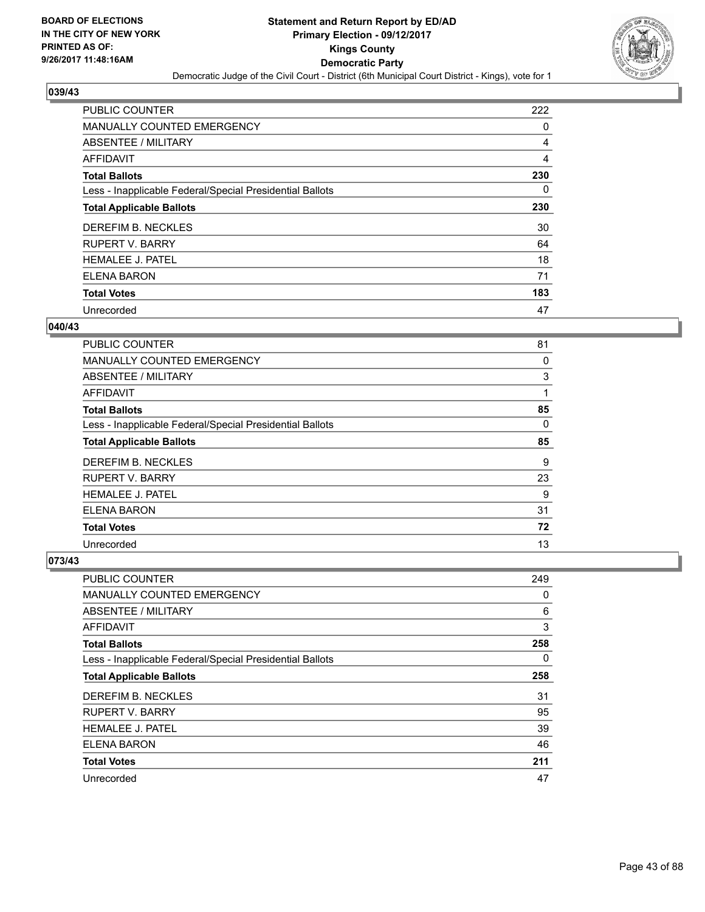**BOARD OF ELECTIONS IN THE CITY OF NEW YORK PRINTED AS OF: 9/26/2017 11:48:16AM**

# Statement and Return Report by ED/AD
## Primary Election - 09/12/2017
## Kings County
## Democratic Party
Democratic Judge of the Civil Court - District (6th Municipal Court District - Kings), vote for 1

### 039/43

| | |
|---|---|
| PUBLIC COUNTER | 222 |
| MANUALLY COUNTED EMERGENCY | 0 |
| ABSENTEE / MILITARY | 4 |
| AFFIDAVIT | 4 |
| **Total Ballots** | **230** |
| Less - Inapplicable Federal/Special Presidential Ballots | 0 |
| **Total Applicable Ballots** | **230** |
| DEREFIM B. NECKLES | 30 |
| RUPERT V. BARRY | 64 |
| HEMALEE J. PATEL | 18 |
| ELENA BARON | 71 |
| **Total Votes** | **183** |
| Unrecorded | 47 |

### 040/43

| | |
|---|---|
| PUBLIC COUNTER | 81 |
| MANUALLY COUNTED EMERGENCY | 0 |
| ABSENTEE / MILITARY | 3 |
| AFFIDAVIT | 1 |
| **Total Ballots** | **85** |
| Less - Inapplicable Federal/Special Presidential Ballots | 0 |
| **Total Applicable Ballots** | **85** |
| DEREFIM B. NECKLES | 9 |
| RUPERT V. BARRY | 23 |
| HEMALEE J. PATEL | 9 |
| ELENA BARON | 31 |
| **Total Votes** | **72** |
| Unrecorded | 13 |

### 073/43

| | |
|---|---|
| PUBLIC COUNTER | 249 |
| MANUALLY COUNTED EMERGENCY | 0 |
| ABSENTEE / MILITARY | 6 |
| AFFIDAVIT | 3 |
| **Total Ballots** | **258** |
| Less - Inapplicable Federal/Special Presidential Ballots | 0 |
| **Total Applicable Ballots** | **258** |
| DEREFIM B. NECKLES | 31 |
| RUPERT V. BARRY | 95 |
| HEMALEE J. PATEL | 39 |
| ELENA BARON | 46 |
| **Total Votes** | **211** |
| Unrecorded | 47 |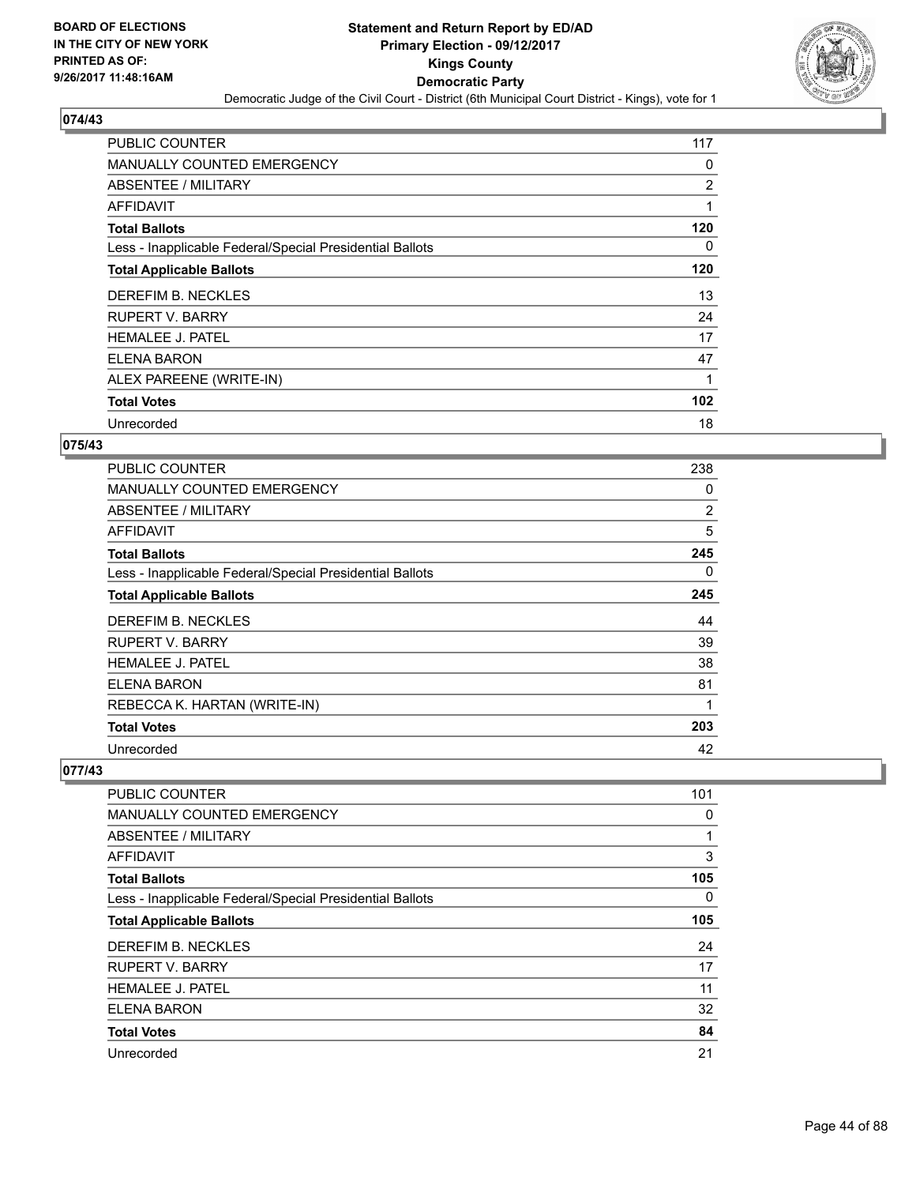**Statement and Return Report by ED/AD**
**Primary Election - 09/12/2017**
**Kings County**
**Democratic Party**
Democratic Judge of the Civil Court - District (6th Municipal Court District - Kings), vote for 1

BOARD OF ELECTIONS
IN THE CITY OF NEW YORK
PRINTED AS OF:
9/26/2017 11:48:16AM

## 074/43

| | |
|---|---|
| PUBLIC COUNTER | 117 |
| MANUALLY COUNTED EMERGENCY | 0 |
| ABSENTEE / MILITARY | 2 |
| AFFIDAVIT | 1 |
| **Total Ballots** | **120** |
| Less - Inapplicable Federal/Special Presidential Ballots | 0 |
| **Total Applicable Ballots** | **120** |
| DEREFIM B. NECKLES | 13 |
| RUPERT V. BARRY | 24 |
| HEMALEE J. PATEL | 17 |
| ELENA BARON | 47 |
| ALEX PAREENE (WRITE-IN) | 1 |
| **Total Votes** | **102** |
| Unrecorded | 18 |

## 075/43

| | |
|---|---|
| PUBLIC COUNTER | 238 |
| MANUALLY COUNTED EMERGENCY | 0 |
| ABSENTEE / MILITARY | 2 |
| AFFIDAVIT | 5 |
| **Total Ballots** | **245** |
| Less - Inapplicable Federal/Special Presidential Ballots | 0 |
| **Total Applicable Ballots** | **245** |
| DEREFIM B. NECKLES | 44 |
| RUPERT V. BARRY | 39 |
| HEMALEE J. PATEL | 38 |
| ELENA BARON | 81 |
| REBECCA K. HARTAN (WRITE-IN) | 1 |
| **Total Votes** | **203** |
| Unrecorded | 42 |

## 077/43

| | |
|---|---|
| PUBLIC COUNTER | 101 |
| MANUALLY COUNTED EMERGENCY | 0 |
| ABSENTEE / MILITARY | 1 |
| AFFIDAVIT | 3 |
| **Total Ballots** | **105** |
| Less - Inapplicable Federal/Special Presidential Ballots | 0 |
| **Total Applicable Ballots** | **105** |
| DEREFIM B. NECKLES | 24 |
| RUPERT V. BARRY | 17 |
| HEMALEE J. PATEL | 11 |
| ELENA BARON | 32 |
| **Total Votes** | **84** |
| Unrecorded | 21 |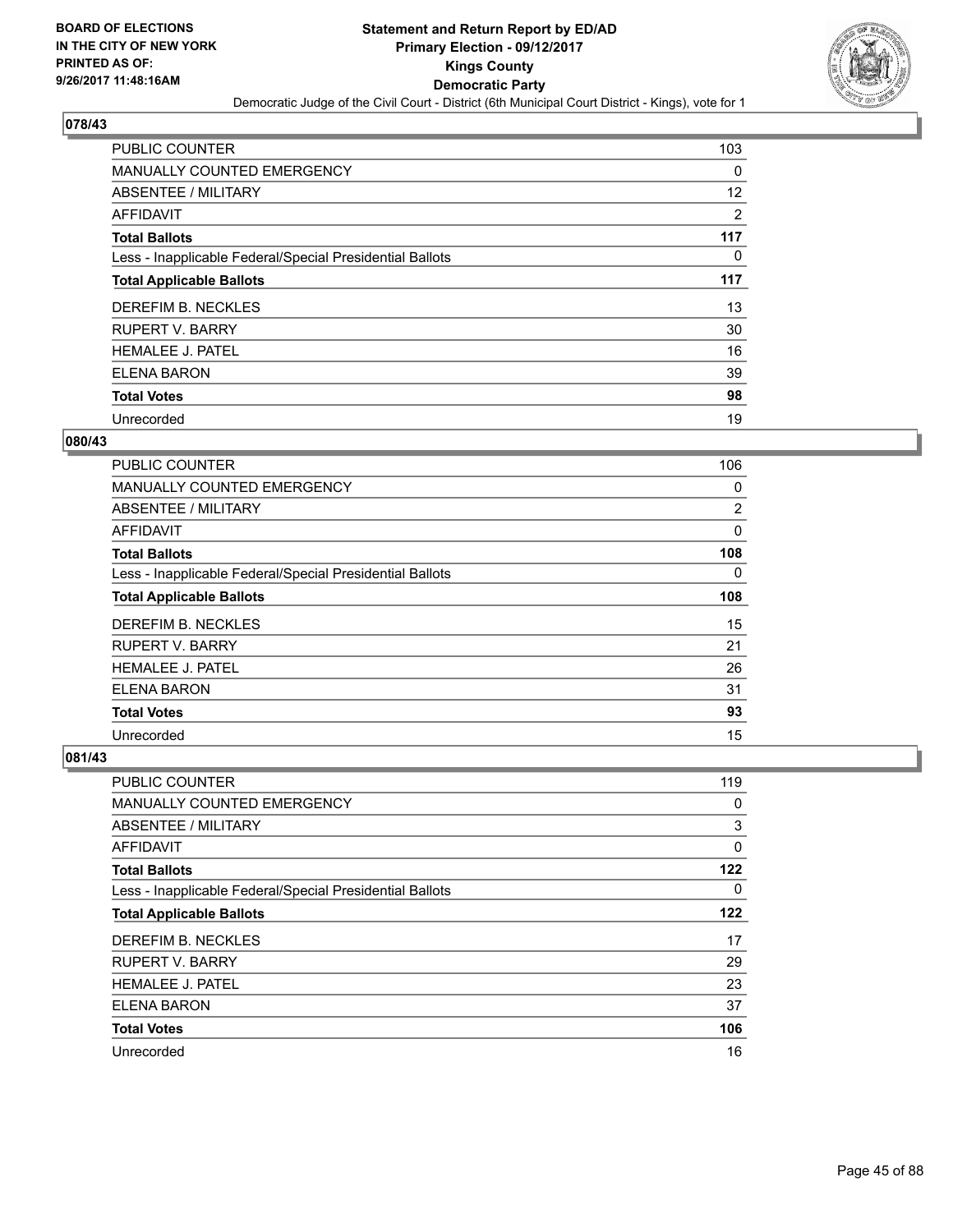BOARD OF ELECTIONS
IN THE CITY OF NEW YORK
PRINTED AS OF:
9/26/2017 11:48:16AM

# Statement and Return Report by ED/AD
## Primary Election - 09/12/2017
## Kings County
## Democratic Party
Democratic Judge of the Civil Court - District (6th Municipal Court District - Kings), vote for 1

### 078/43

| | |
|---|---|
| PUBLIC COUNTER | 103 |
| MANUALLY COUNTED EMERGENCY | 0 |
| ABSENTEE / MILITARY | 12 |
| AFFIDAVIT | 2 |
| **Total Ballots** | **117** |
| Less - Inapplicable Federal/Special Presidential Ballots | 0 |
| **Total Applicable Ballots** | **117** |
| DEREFIM B. NECKLES | 13 |
| RUPERT V. BARRY | 30 |
| HEMALEE J. PATEL | 16 |
| ELENA BARON | 39 |
| **Total Votes** | **98** |
| Unrecorded | 19 |

### 080/43

| | |
|---|---|
| PUBLIC COUNTER | 106 |
| MANUALLY COUNTED EMERGENCY | 0 |
| ABSENTEE / MILITARY | 2 |
| AFFIDAVIT | 0 |
| **Total Ballots** | **108** |
| Less - Inapplicable Federal/Special Presidential Ballots | 0 |
| **Total Applicable Ballots** | **108** |
| DEREFIM B. NECKLES | 15 |
| RUPERT V. BARRY | 21 |
| HEMALEE J. PATEL | 26 |
| ELENA BARON | 31 |
| **Total Votes** | **93** |
| Unrecorded | 15 |

### 081/43

| | |
|---|---|
| PUBLIC COUNTER | 119 |
| MANUALLY COUNTED EMERGENCY | 0 |
| ABSENTEE / MILITARY | 3 |
| AFFIDAVIT | 0 |
| **Total Ballots** | **122** |
| Less - Inapplicable Federal/Special Presidential Ballots | 0 |
| **Total Applicable Ballots** | **122** |
| DEREFIM B. NECKLES | 17 |
| RUPERT V. BARRY | 29 |
| HEMALEE J. PATEL | 23 |
| ELENA BARON | 37 |
| **Total Votes** | **106** |
| Unrecorded | 16 |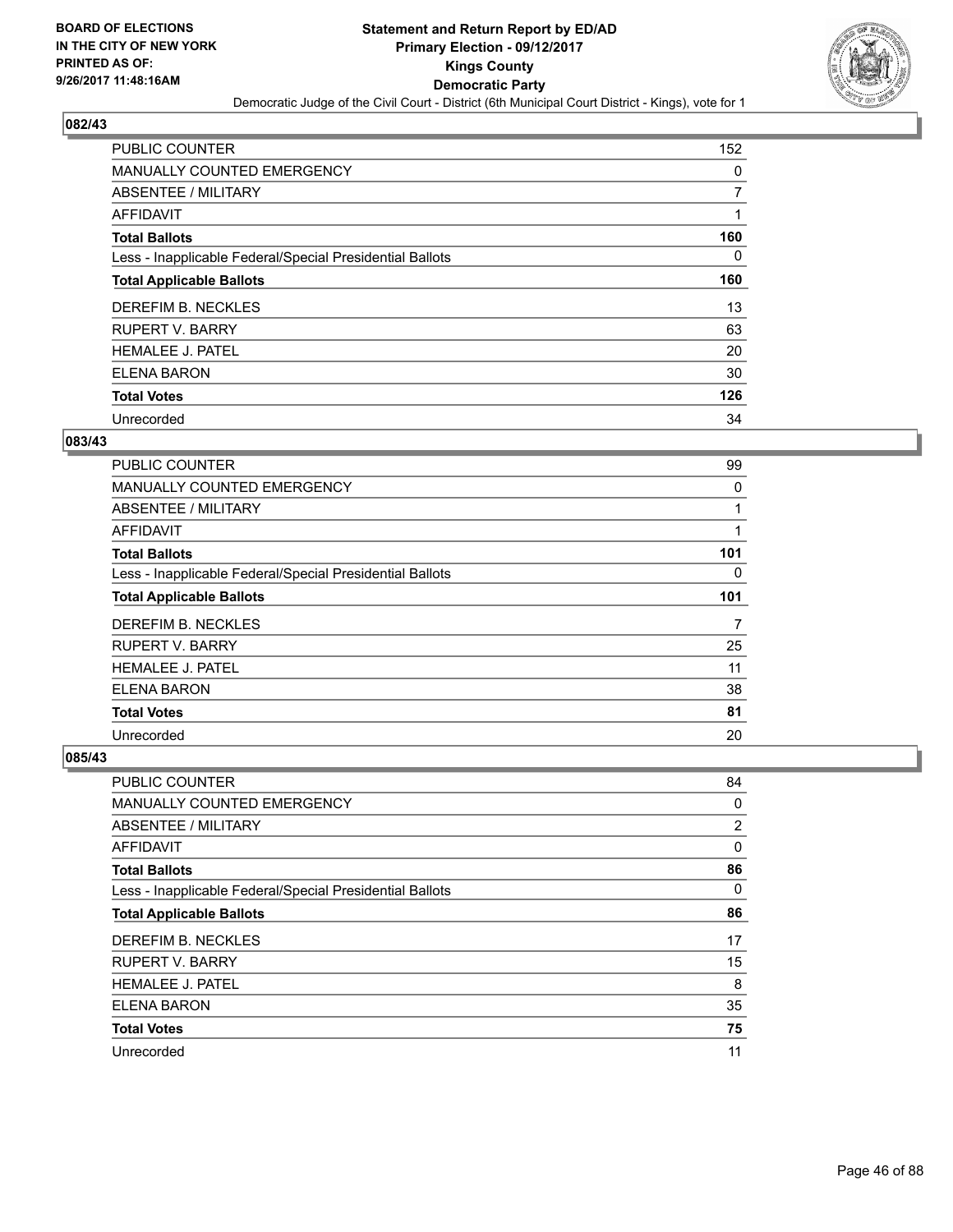BOARD OF ELECTIONS
IN THE CITY OF NEW YORK
PRINTED AS OF:
9/26/2017 11:48:16AM

# Statement and Return Report by ED/AD
## Primary Election - 09/12/2017
## Kings County
## Democratic Party
Democratic Judge of the Civil Court - District (6th Municipal Court District - Kings), vote for 1

### 082/43

| | |
|---|---|
| PUBLIC COUNTER | 152 |
| MANUALLY COUNTED EMERGENCY | 0 |
| ABSENTEE / MILITARY | 7 |
| AFFIDAVIT | 1 |
| **Total Ballots** | **160** |
| Less - Inapplicable Federal/Special Presidential Ballots | 0 |
| **Total Applicable Ballots** | **160** |
| DEREFIM B. NECKLES | 13 |
| RUPERT V. BARRY | 63 |
| HEMALEE J. PATEL | 20 |
| ELENA BARON | 30 |
| **Total Votes** | **126** |
| Unrecorded | 34 |

### 083/43

| | |
|---|---|
| PUBLIC COUNTER | 99 |
| MANUALLY COUNTED EMERGENCY | 0 |
| ABSENTEE / MILITARY | 1 |
| AFFIDAVIT | 1 |
| **Total Ballots** | **101** |
| Less - Inapplicable Federal/Special Presidential Ballots | 0 |
| **Total Applicable Ballots** | **101** |
| DEREFIM B. NECKLES | 7 |
| RUPERT V. BARRY | 25 |
| HEMALEE J. PATEL | 11 |
| ELENA BARON | 38 |
| **Total Votes** | **81** |
| Unrecorded | 20 |

### 085/43

| | |
|---|---|
| PUBLIC COUNTER | 84 |
| MANUALLY COUNTED EMERGENCY | 0 |
| ABSENTEE / MILITARY | 2 |
| AFFIDAVIT | 0 |
| **Total Ballots** | **86** |
| Less - Inapplicable Federal/Special Presidential Ballots | 0 |
| **Total Applicable Ballots** | **86** |
| DEREFIM B. NECKLES | 17 |
| RUPERT V. BARRY | 15 |
| HEMALEE J. PATEL | 8 |
| ELENA BARON | 35 |
| **Total Votes** | **75** |
| Unrecorded | 11 |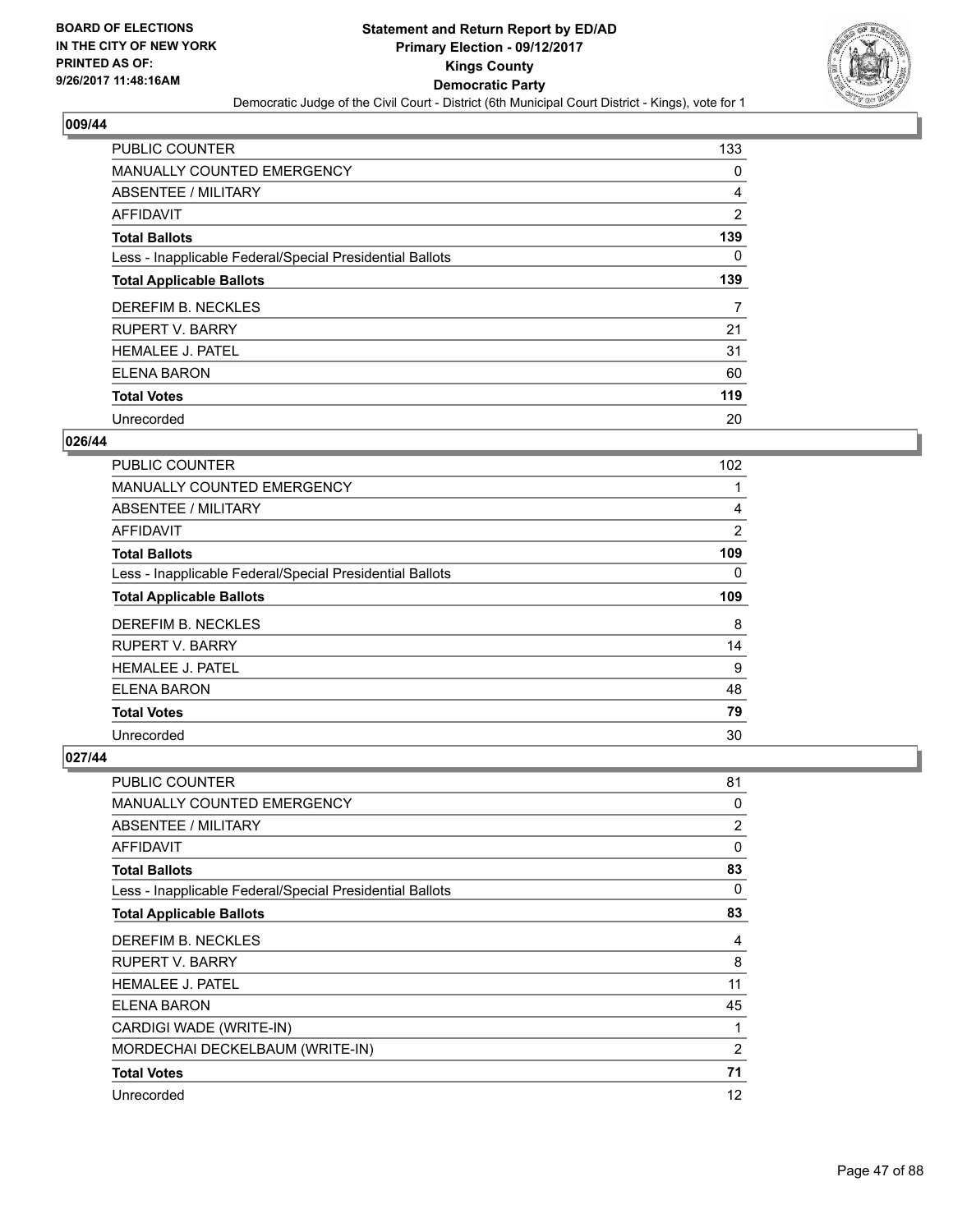**BOARD OF ELECTIONS IN THE CITY OF NEW YORK PRINTED AS OF: 9/26/2017 11:48:16AM**

# Statement and Return Report by ED/AD
## Primary Election - 09/12/2017
## Kings County
## Democratic Party
Democratic Judge of the Civil Court - District (6th Municipal Court District - Kings), vote for 1

### 009/44

| | |
|---|---|
| PUBLIC COUNTER | 133 |
| MANUALLY COUNTED EMERGENCY | 0 |
| ABSENTEE / MILITARY | 4 |
| AFFIDAVIT | 2 |
| **Total Ballots** | **139** |
| Less - Inapplicable Federal/Special Presidential Ballots | 0 |
| **Total Applicable Ballots** | **139** |
| DEREFIM B. NECKLES | 7 |
| RUPERT V. BARRY | 21 |
| HEMALEE J. PATEL | 31 |
| ELENA BARON | 60 |
| **Total Votes** | **119** |
| Unrecorded | 20 |

### 026/44

| | |
|---|---|
| PUBLIC COUNTER | 102 |
| MANUALLY COUNTED EMERGENCY | 1 |
| ABSENTEE / MILITARY | 4 |
| AFFIDAVIT | 2 |
| **Total Ballots** | **109** |
| Less - Inapplicable Federal/Special Presidential Ballots | 0 |
| **Total Applicable Ballots** | **109** |
| DEREFIM B. NECKLES | 8 |
| RUPERT V. BARRY | 14 |
| HEMALEE J. PATEL | 9 |
| ELENA BARON | 48 |
| **Total Votes** | **79** |
| Unrecorded | 30 |

### 027/44

| | |
|---|---|
| PUBLIC COUNTER | 81 |
| MANUALLY COUNTED EMERGENCY | 0 |
| ABSENTEE / MILITARY | 2 |
| AFFIDAVIT | 0 |
| **Total Ballots** | **83** |
| Less - Inapplicable Federal/Special Presidential Ballots | 0 |
| **Total Applicable Ballots** | **83** |
| DEREFIM B. NECKLES | 4 |
| RUPERT V. BARRY | 8 |
| HEMALEE J. PATEL | 11 |
| ELENA BARON | 45 |
| CARDIGI WADE (WRITE-IN) | 1 |
| MORDECHAI DECKELBAUM (WRITE-IN) | 2 |
| **Total Votes** | **71** |
| Unrecorded | 12 |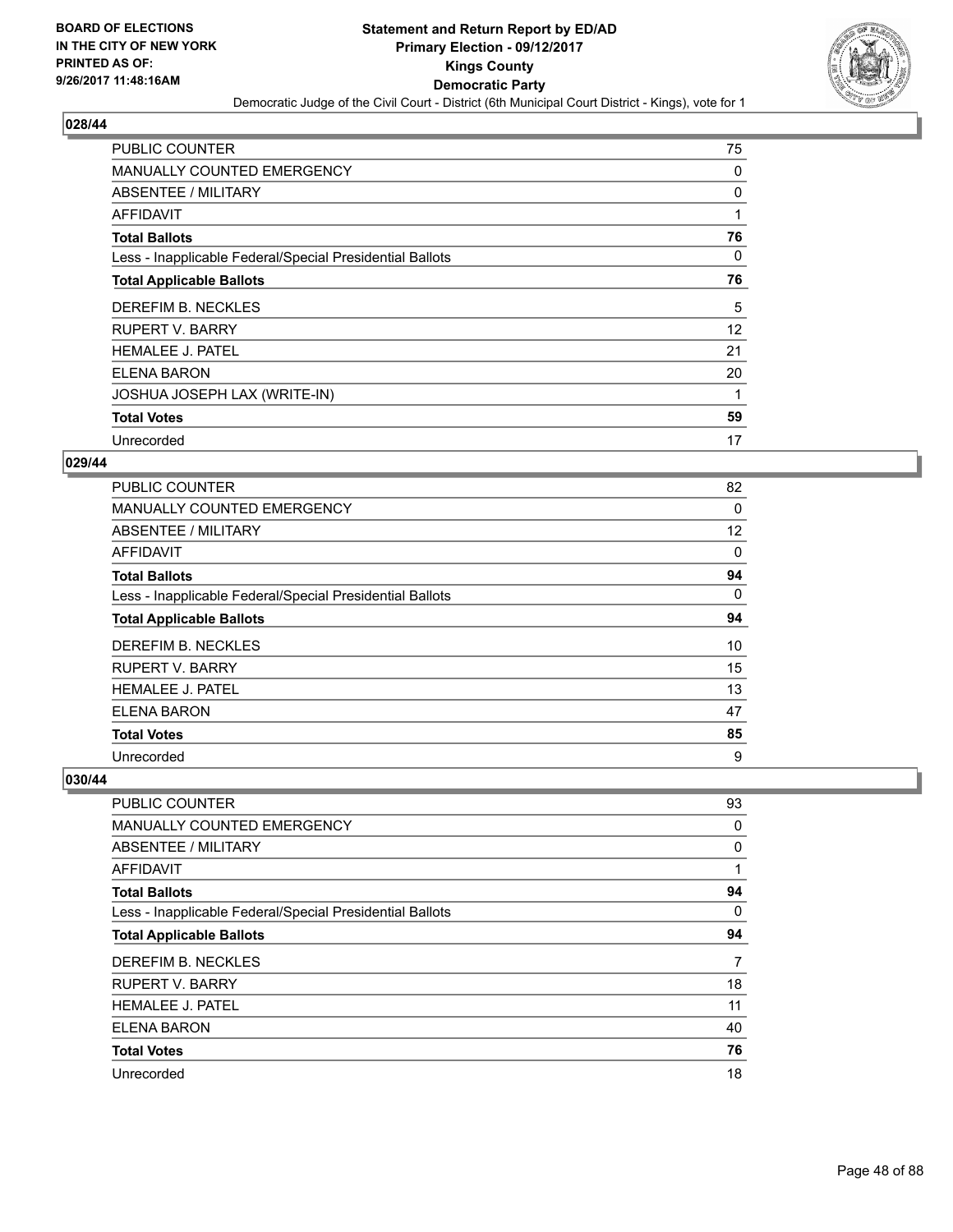## 028/44

| | |
|---|---|
| PUBLIC COUNTER | 75 |
| MANUALLY COUNTED EMERGENCY | 0 |
| ABSENTEE / MILITARY | 0 |
| AFFIDAVIT | 1 |
| **Total Ballots** | **76** |
| Less - Inapplicable Federal/Special Presidential Ballots | 0 |
| **Total Applicable Ballots** | **76** |
| DEREFIM B. NECKLES | 5 |
| RUPERT V. BARRY | 12 |
| HEMALEE J. PATEL | 21 |
| ELENA BARON | 20 |
| JOSHUA JOSEPH LAX (WRITE-IN) | 1 |
| **Total Votes** | **59** |
| Unrecorded | 17 |

## 029/44

| | |
|---|---|
| PUBLIC COUNTER | 82 |
| MANUALLY COUNTED EMERGENCY | 0 |
| ABSENTEE / MILITARY | 12 |
| AFFIDAVIT | 0 |
| **Total Ballots** | **94** |
| Less - Inapplicable Federal/Special Presidential Ballots | 0 |
| **Total Applicable Ballots** | **94** |
| DEREFIM B. NECKLES | 10 |
| RUPERT V. BARRY | 15 |
| HEMALEE J. PATEL | 13 |
| ELENA BARON | 47 |
| **Total Votes** | **85** |
| Unrecorded | 9 |

## 030/44

| | |
|---|---|
| PUBLIC COUNTER | 93 |
| MANUALLY COUNTED EMERGENCY | 0 |
| ABSENTEE / MILITARY | 0 |
| AFFIDAVIT | 1 |
| **Total Ballots** | **94** |
| Less - Inapplicable Federal/Special Presidential Ballots | 0 |
| **Total Applicable Ballots** | **94** |
| DEREFIM B. NECKLES | 7 |
| RUPERT V. BARRY | 18 |
| HEMALEE J. PATEL | 11 |
| ELENA BARON | 40 |
| **Total Votes** | **76** |
| Unrecorded | 18 |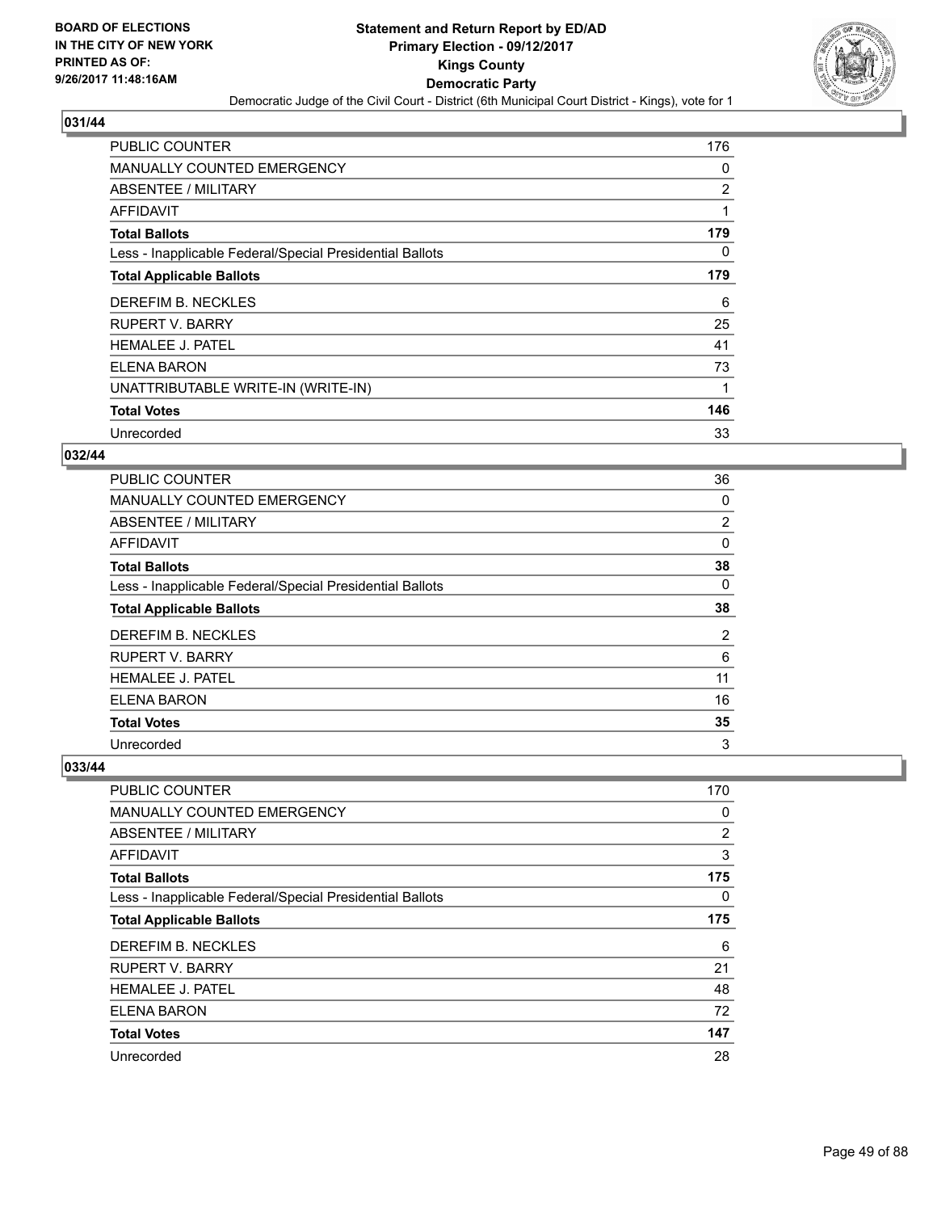BOARD OF ELECTIONS
IN THE CITY OF NEW YORK
PRINTED AS OF:
9/26/2017 11:48:16AM

# Statement and Return Report by ED/AD
## Primary Election - 09/12/2017
## Kings County
## Democratic Party
Democratic Judge of the Civil Court - District (6th Municipal Court District - Kings), vote for 1

### 031/44

| | |
|---|---|
| PUBLIC COUNTER | 176 |
| MANUALLY COUNTED EMERGENCY | 0 |
| ABSENTEE / MILITARY | 2 |
| AFFIDAVIT | 1 |
| **Total Ballots** | **179** |
| Less - Inapplicable Federal/Special Presidential Ballots | 0 |
| **Total Applicable Ballots** | **179** |
| DEREFIM B. NECKLES | 6 |
| RUPERT V. BARRY | 25 |
| HEMALEE J. PATEL | 41 |
| ELENA BARON | 73 |
| UNATTRIBUTABLE WRITE-IN (WRITE-IN) | 1 |
| **Total Votes** | **146** |
| Unrecorded | 33 |

### 032/44

| | |
|---|---|
| PUBLIC COUNTER | 36 |
| MANUALLY COUNTED EMERGENCY | 0 |
| ABSENTEE / MILITARY | 2 |
| AFFIDAVIT | 0 |
| **Total Ballots** | **38** |
| Less - Inapplicable Federal/Special Presidential Ballots | 0 |
| **Total Applicable Ballots** | **38** |
| DEREFIM B. NECKLES | 2 |
| RUPERT V. BARRY | 6 |
| HEMALEE J. PATEL | 11 |
| ELENA BARON | 16 |
| **Total Votes** | **35** |
| Unrecorded | 3 |

### 033/44

| | |
|---|---|
| PUBLIC COUNTER | 170 |
| MANUALLY COUNTED EMERGENCY | 0 |
| ABSENTEE / MILITARY | 2 |
| AFFIDAVIT | 3 |
| **Total Ballots** | **175** |
| Less - Inapplicable Federal/Special Presidential Ballots | 0 |
| **Total Applicable Ballots** | **175** |
| DEREFIM B. NECKLES | 6 |
| RUPERT V. BARRY | 21 |
| HEMALEE J. PATEL | 48 |
| ELENA BARON | 72 |
| **Total Votes** | **147** |
| Unrecorded | 28 |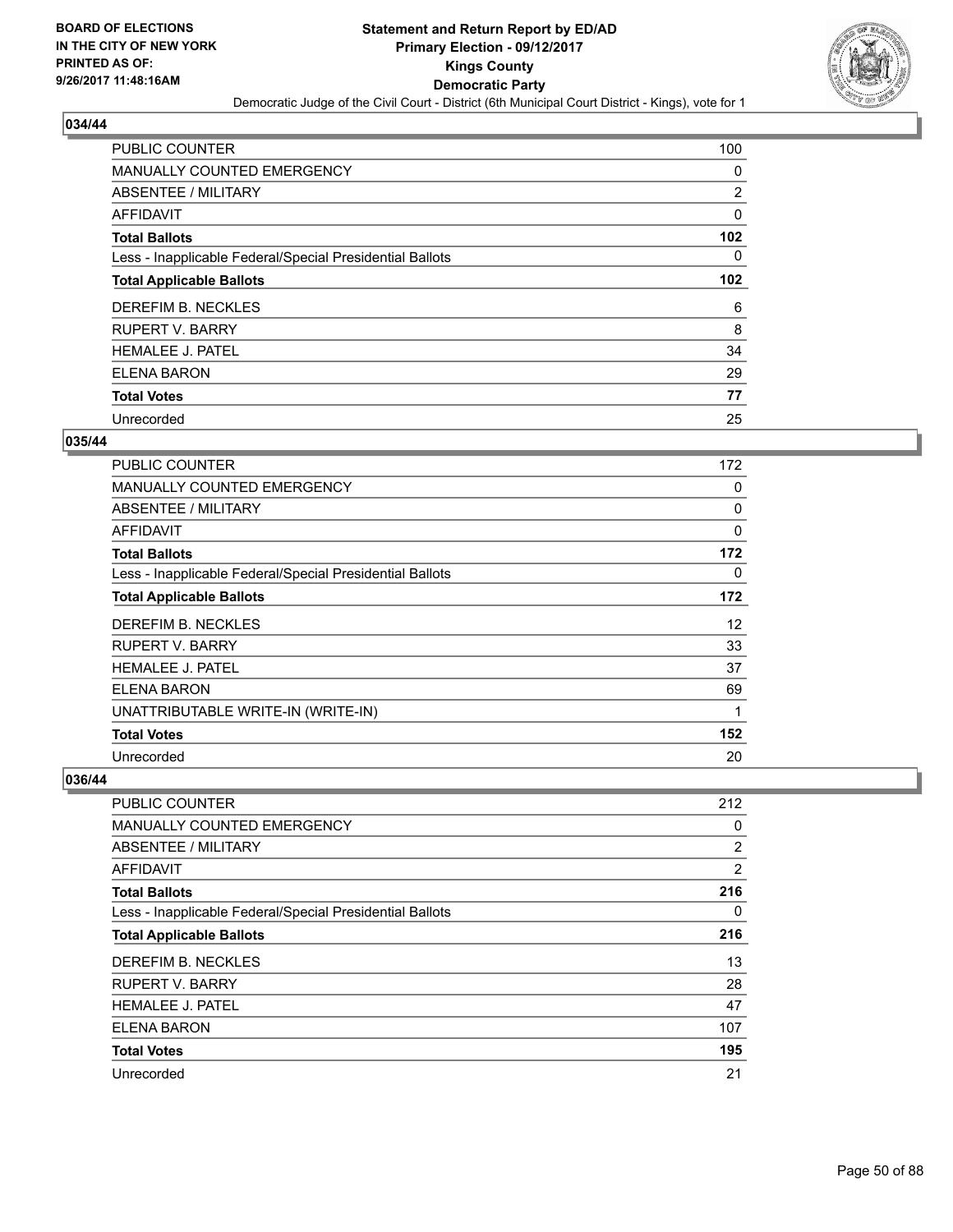BOARD OF ELECTIONS
IN THE CITY OF NEW YORK
PRINTED AS OF:
9/26/2017 11:48:16AM

**Statement and Return Report by ED/AD**
**Primary Election - 09/12/2017**
**Kings County**
**Democratic Party**
Democratic Judge of the Civil Court - District (6th Municipal Court District - Kings), vote for 1

## 034/44

| | |
|---|---|
| PUBLIC COUNTER | 100 |
| MANUALLY COUNTED EMERGENCY | 0 |
| ABSENTEE / MILITARY | 2 |
| AFFIDAVIT | 0 |
| **Total Ballots** | **102** |
| Less - Inapplicable Federal/Special Presidential Ballots | 0 |
| **Total Applicable Ballots** | **102** |
| DEREFIM B. NECKLES | 6 |
| RUPERT V. BARRY | 8 |
| HEMALEE J. PATEL | 34 |
| ELENA BARON | 29 |
| **Total Votes** | **77** |
| Unrecorded | 25 |

## 035/44

| | |
|---|---|
| PUBLIC COUNTER | 172 |
| MANUALLY COUNTED EMERGENCY | 0 |
| ABSENTEE / MILITARY | 0 |
| AFFIDAVIT | 0 |
| **Total Ballots** | **172** |
| Less - Inapplicable Federal/Special Presidential Ballots | 0 |
| **Total Applicable Ballots** | **172** |
| DEREFIM B. NECKLES | 12 |
| RUPERT V. BARRY | 33 |
| HEMALEE J. PATEL | 37 |
| ELENA BARON | 69 |
| UNATTRIBUTABLE WRITE-IN (WRITE-IN) | 1 |
| **Total Votes** | **152** |
| Unrecorded | 20 |

## 036/44

| | |
|---|---|
| PUBLIC COUNTER | 212 |
| MANUALLY COUNTED EMERGENCY | 0 |
| ABSENTEE / MILITARY | 2 |
| AFFIDAVIT | 2 |
| **Total Ballots** | **216** |
| Less - Inapplicable Federal/Special Presidential Ballots | 0 |
| **Total Applicable Ballots** | **216** |
| DEREFIM B. NECKLES | 13 |
| RUPERT V. BARRY | 28 |
| HEMALEE J. PATEL | 47 |
| ELENA BARON | 107 |
| **Total Votes** | **195** |
| Unrecorded | 21 |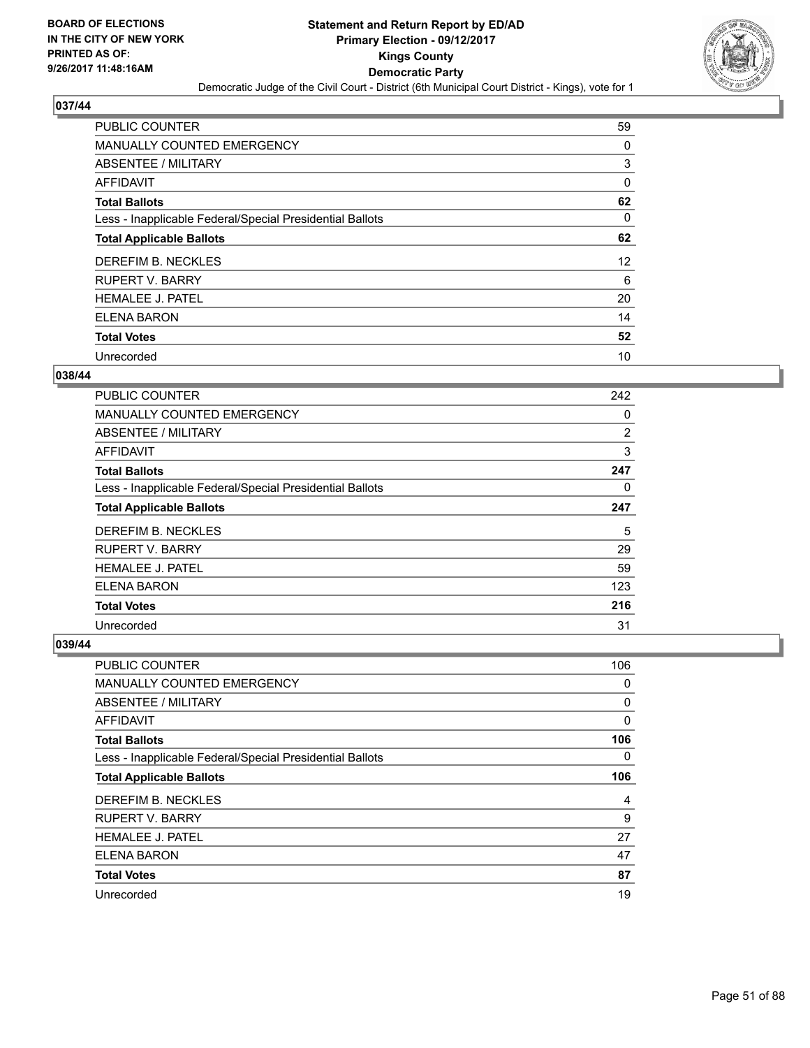**BOARD OF ELECTIONS IN THE CITY OF NEW YORK PRINTED AS OF: 9/26/2017 11:48:16AM**

# Statement and Return Report by ED/AD
## Primary Election - 09/12/2017
## Kings County
## Democratic Party
### Democratic Judge of the Civil Court - District (6th Municipal Court District - Kings), vote for 1

### 037/44

| | |
|---|---|
| PUBLIC COUNTER | 59 |
| MANUALLY COUNTED EMERGENCY | 0 |
| ABSENTEE / MILITARY | 3 |
| AFFIDAVIT | 0 |
| **Total Ballots** | **62** |
| Less - Inapplicable Federal/Special Presidential Ballots | 0 |
| **Total Applicable Ballots** | **62** |
| DEREFIM B. NECKLES | 12 |
| RUPERT V. BARRY | 6 |
| HEMALEE J. PATEL | 20 |
| ELENA BARON | 14 |
| **Total Votes** | **52** |
| Unrecorded | 10 |

### 038/44

| | |
|---|---|
| PUBLIC COUNTER | 242 |
| MANUALLY COUNTED EMERGENCY | 0 |
| ABSENTEE / MILITARY | 2 |
| AFFIDAVIT | 3 |
| **Total Ballots** | **247** |
| Less - Inapplicable Federal/Special Presidential Ballots | 0 |
| **Total Applicable Ballots** | **247** |
| DEREFIM B. NECKLES | 5 |
| RUPERT V. BARRY | 29 |
| HEMALEE J. PATEL | 59 |
| ELENA BARON | 123 |
| **Total Votes** | **216** |
| Unrecorded | 31 |

### 039/44

| | |
|---|---|
| PUBLIC COUNTER | 106 |
| MANUALLY COUNTED EMERGENCY | 0 |
| ABSENTEE / MILITARY | 0 |
| AFFIDAVIT | 0 |
| **Total Ballots** | **106** |
| Less - Inapplicable Federal/Special Presidential Ballots | 0 |
| **Total Applicable Ballots** | **106** |
| DEREFIM B. NECKLES | 4 |
| RUPERT V. BARRY | 9 |
| HEMALEE J. PATEL | 27 |
| ELENA BARON | 47 |
| **Total Votes** | **87** |
| Unrecorded | 19 |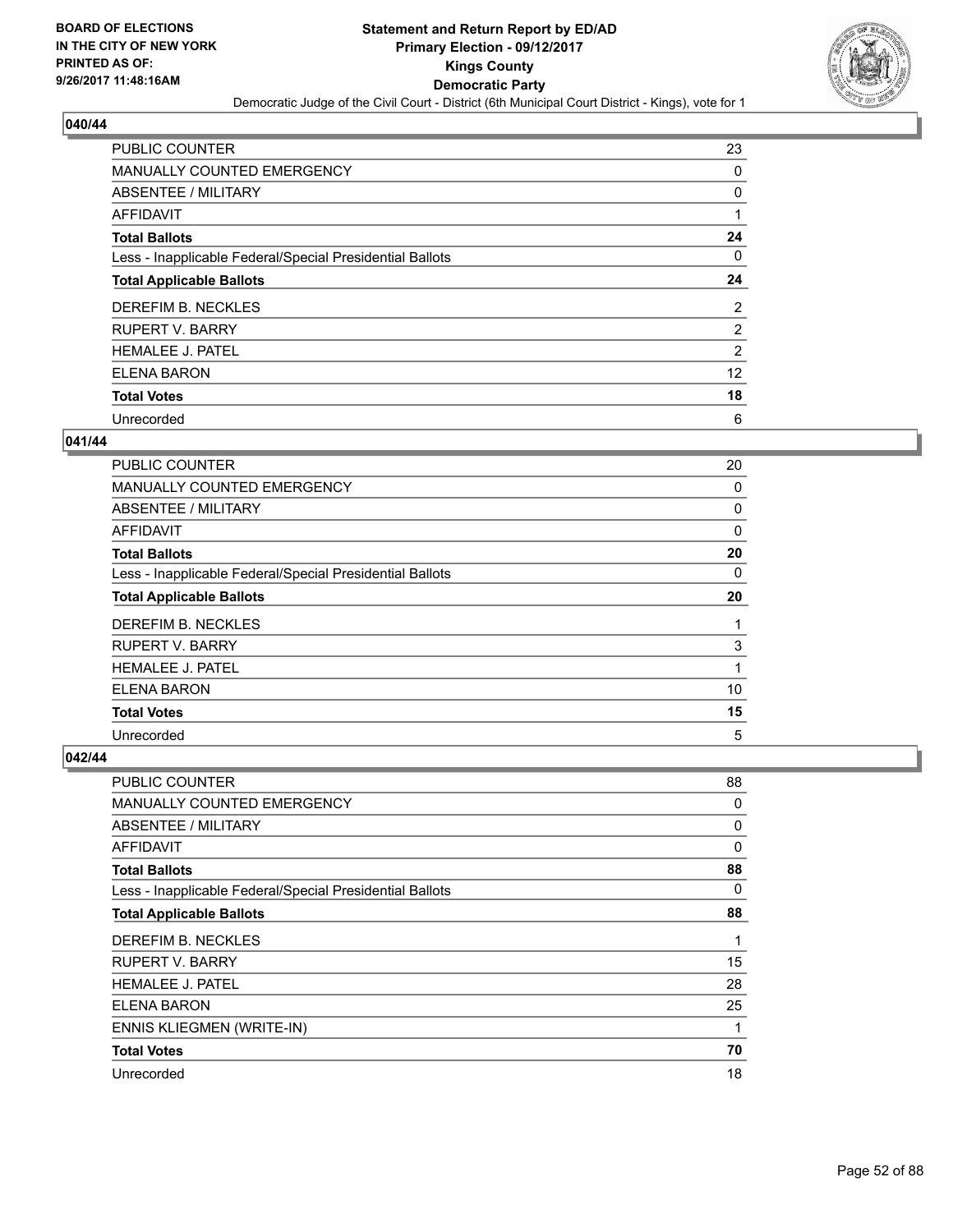BOARD OF ELECTIONS
IN THE CITY OF NEW YORK
PRINTED AS OF:
9/26/2017 11:48:16AM

**Statement and Return Report by ED/AD**
**Primary Election - 09/12/2017**
**Kings County**
**Democratic Party**
Democratic Judge of the Civil Court - District (6th Municipal Court District - Kings), vote for 1

### 040/44

| | |
|---|---|
| PUBLIC COUNTER | 23 |
| MANUALLY COUNTED EMERGENCY | 0 |
| ABSENTEE / MILITARY | 0 |
| AFFIDAVIT | 1 |
| **Total Ballots** | **24** |
| Less - Inapplicable Federal/Special Presidential Ballots | 0 |
| **Total Applicable Ballots** | **24** |
| DEREFIM B. NECKLES | 2 |
| RUPERT V. BARRY | 2 |
| HEMALEE J. PATEL | 2 |
| ELENA BARON | 12 |
| **Total Votes** | **18** |
| Unrecorded | 6 |

### 041/44

| | |
|---|---|
| PUBLIC COUNTER | 20 |
| MANUALLY COUNTED EMERGENCY | 0 |
| ABSENTEE / MILITARY | 0 |
| AFFIDAVIT | 0 |
| **Total Ballots** | **20** |
| Less - Inapplicable Federal/Special Presidential Ballots | 0 |
| **Total Applicable Ballots** | **20** |
| DEREFIM B. NECKLES | 1 |
| RUPERT V. BARRY | 3 |
| HEMALEE J. PATEL | 1 |
| ELENA BARON | 10 |
| **Total Votes** | **15** |
| Unrecorded | 5 |

### 042/44

| | |
|---|---|
| PUBLIC COUNTER | 88 |
| MANUALLY COUNTED EMERGENCY | 0 |
| ABSENTEE / MILITARY | 0 |
| AFFIDAVIT | 0 |
| **Total Ballots** | **88** |
| Less - Inapplicable Federal/Special Presidential Ballots | 0 |
| **Total Applicable Ballots** | **88** |
| DEREFIM B. NECKLES | 1 |
| RUPERT V. BARRY | 15 |
| HEMALEE J. PATEL | 28 |
| ELENA BARON | 25 |
| ENNIS KLIEGMEN (WRITE-IN) | 1 |
| **Total Votes** | **70** |
| Unrecorded | 18 |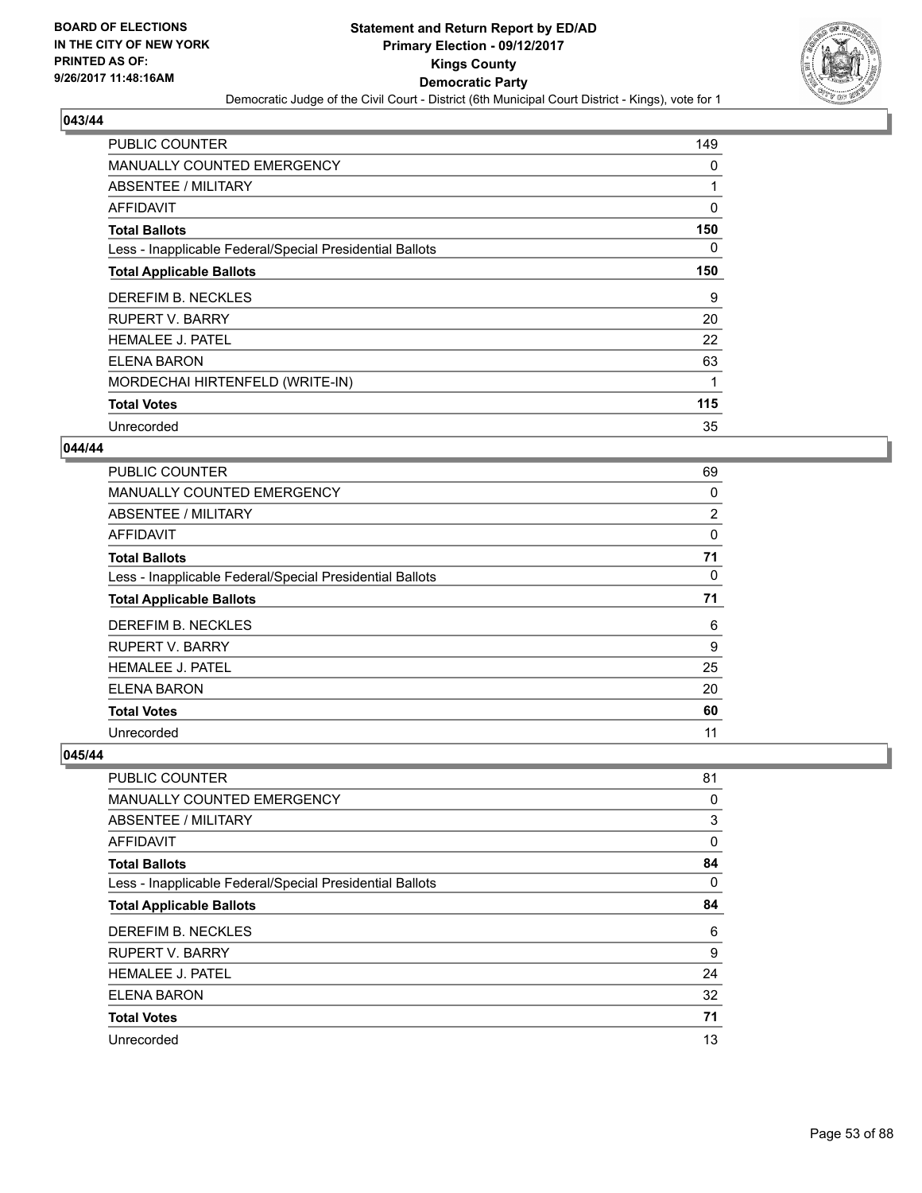BOARD OF ELECTIONS
IN THE CITY OF NEW YORK
PRINTED AS OF:
9/26/2017 11:48:16AM

**Statement and Return Report by ED/AD**
**Primary Election - 09/12/2017**
**Kings County**
**Democratic Party**
Democratic Judge of the Civil Court - District (6th Municipal Court District - Kings), vote for 1

### 043/44

| | |
|---|---|
| PUBLIC COUNTER | 149 |
| MANUALLY COUNTED EMERGENCY | 0 |
| ABSENTEE / MILITARY | 1 |
| AFFIDAVIT | 0 |
| **Total Ballots** | **150** |
| Less - Inapplicable Federal/Special Presidential Ballots | 0 |
| **Total Applicable Ballots** | **150** |
| DEREFIM B. NECKLES | 9 |
| RUPERT V. BARRY | 20 |
| HEMALEE J. PATEL | 22 |
| ELENA BARON | 63 |
| MORDECHAI HIRTENFELD (WRITE-IN) | 1 |
| **Total Votes** | **115** |
| Unrecorded | 35 |

### 044/44

| | |
|---|---|
| PUBLIC COUNTER | 69 |
| MANUALLY COUNTED EMERGENCY | 0 |
| ABSENTEE / MILITARY | 2 |
| AFFIDAVIT | 0 |
| **Total Ballots** | **71** |
| Less - Inapplicable Federal/Special Presidential Ballots | 0 |
| **Total Applicable Ballots** | **71** |
| DEREFIM B. NECKLES | 6 |
| RUPERT V. BARRY | 9 |
| HEMALEE J. PATEL | 25 |
| ELENA BARON | 20 |
| **Total Votes** | **60** |
| Unrecorded | 11 |

### 045/44

| | |
|---|---|
| PUBLIC COUNTER | 81 |
| MANUALLY COUNTED EMERGENCY | 0 |
| ABSENTEE / MILITARY | 3 |
| AFFIDAVIT | 0 |
| **Total Ballots** | **84** |
| Less - Inapplicable Federal/Special Presidential Ballots | 0 |
| **Total Applicable Ballots** | **84** |
| DEREFIM B. NECKLES | 6 |
| RUPERT V. BARRY | 9 |
| HEMALEE J. PATEL | 24 |
| ELENA BARON | 32 |
| **Total Votes** | **71** |
| Unrecorded | 13 |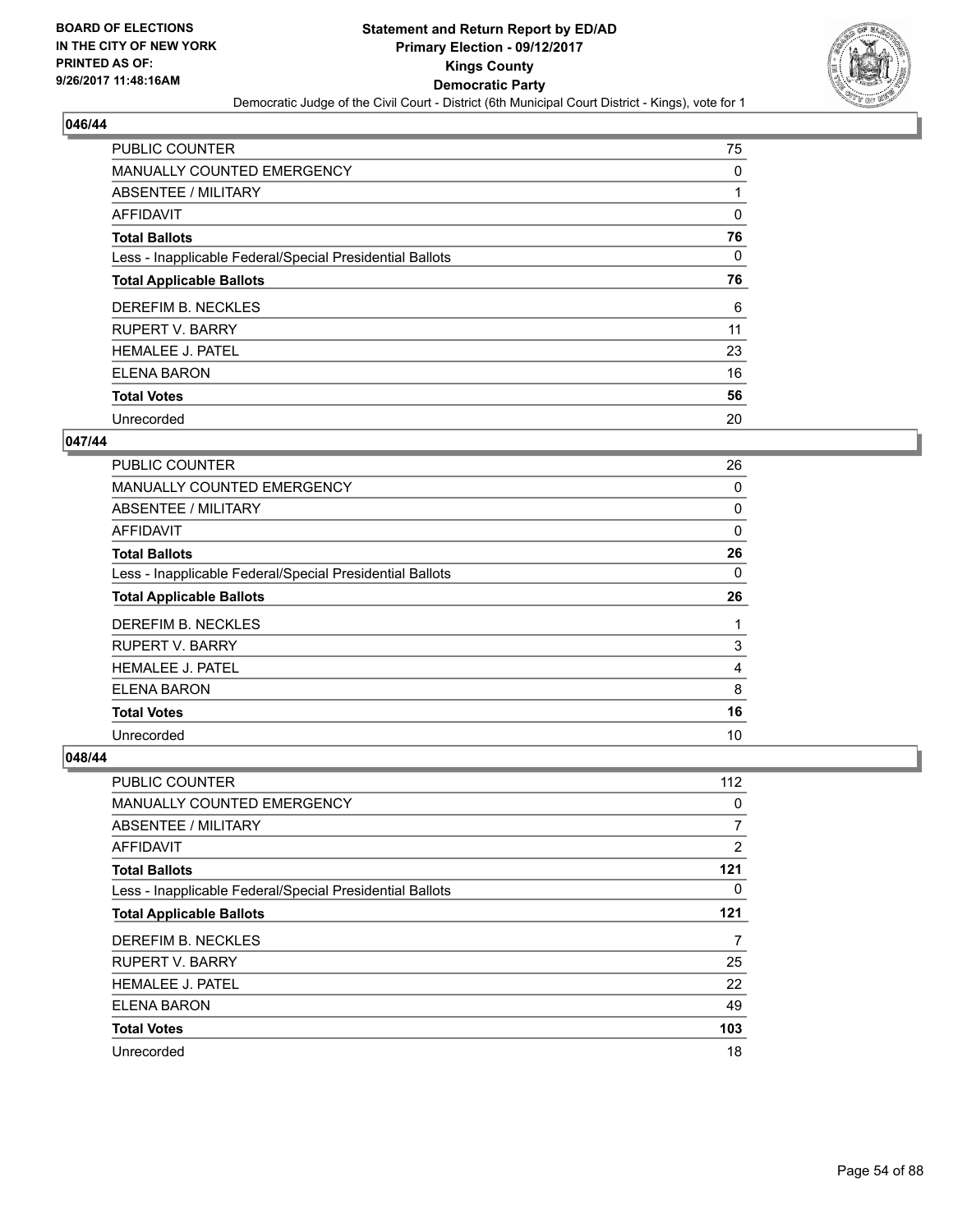**BOARD OF ELECTIONS IN THE CITY OF NEW YORK PRINTED AS OF: 9/26/2017 11:48:16AM**

# Statement and Return Report by ED/AD
## Primary Election - 09/12/2017
## Kings County
## Democratic Party
Democratic Judge of the Civil Court - District (6th Municipal Court District - Kings), vote for 1

### 046/44

| | |
|---|---|
| PUBLIC COUNTER | 75 |
| MANUALLY COUNTED EMERGENCY | 0 |
| ABSENTEE / MILITARY | 1 |
| AFFIDAVIT | 0 |
| **Total Ballots** | **76** |
| Less - Inapplicable Federal/Special Presidential Ballots | 0 |
| **Total Applicable Ballots** | **76** |
| DEREFIM B. NECKLES | 6 |
| RUPERT V. BARRY | 11 |
| HEMALEE J. PATEL | 23 |
| ELENA BARON | 16 |
| **Total Votes** | **56** |
| Unrecorded | 20 |

### 047/44

| | |
|---|---|
| PUBLIC COUNTER | 26 |
| MANUALLY COUNTED EMERGENCY | 0 |
| ABSENTEE / MILITARY | 0 |
| AFFIDAVIT | 0 |
| **Total Ballots** | **26** |
| Less - Inapplicable Federal/Special Presidential Ballots | 0 |
| **Total Applicable Ballots** | **26** |
| DEREFIM B. NECKLES | 1 |
| RUPERT V. BARRY | 3 |
| HEMALEE J. PATEL | 4 |
| ELENA BARON | 8 |
| **Total Votes** | **16** |
| Unrecorded | 10 |

### 048/44

| | |
|---|---|
| PUBLIC COUNTER | 112 |
| MANUALLY COUNTED EMERGENCY | 0 |
| ABSENTEE / MILITARY | 7 |
| AFFIDAVIT | 2 |
| **Total Ballots** | **121** |
| Less - Inapplicable Federal/Special Presidential Ballots | 0 |
| **Total Applicable Ballots** | **121** |
| DEREFIM B. NECKLES | 7 |
| RUPERT V. BARRY | 25 |
| HEMALEE J. PATEL | 22 |
| ELENA BARON | 49 |
| **Total Votes** | **103** |
| Unrecorded | 18 |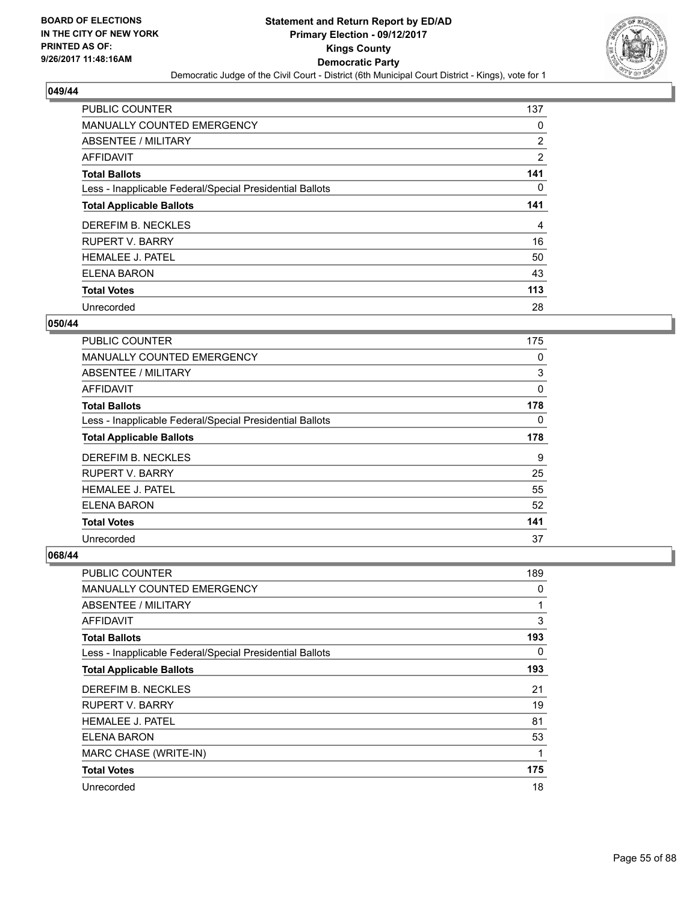**Statement and Return Report by ED/AD**
**Primary Election - 09/12/2017**
**Kings County**
**Democratic Party**
Democratic Judge of the Civil Court - District (6th Municipal Court District - Kings), vote for 1

BOARD OF ELECTIONS IN THE CITY OF NEW YORK PRINTED AS OF: 9/26/2017 11:48:16AM

### 049/44

| | |
|---|---|
| PUBLIC COUNTER | 137 |
| MANUALLY COUNTED EMERGENCY | 0 |
| ABSENTEE / MILITARY | 2 |
| AFFIDAVIT | 2 |
| **Total Ballots** | **141** |
| Less - Inapplicable Federal/Special Presidential Ballots | 0 |
| **Total Applicable Ballots** | **141** |
| DEREFIM B. NECKLES | 4 |
| RUPERT V. BARRY | 16 |
| HEMALEE J. PATEL | 50 |
| ELENA BARON | 43 |
| **Total Votes** | **113** |
| Unrecorded | 28 |

### 050/44

| | |
|---|---|
| PUBLIC COUNTER | 175 |
| MANUALLY COUNTED EMERGENCY | 0 |
| ABSENTEE / MILITARY | 3 |
| AFFIDAVIT | 0 |
| **Total Ballots** | **178** |
| Less - Inapplicable Federal/Special Presidential Ballots | 0 |
| **Total Applicable Ballots** | **178** |
| DEREFIM B. NECKLES | 9 |
| RUPERT V. BARRY | 25 |
| HEMALEE J. PATEL | 55 |
| ELENA BARON | 52 |
| **Total Votes** | **141** |
| Unrecorded | 37 |

### 068/44

| | |
|---|---|
| PUBLIC COUNTER | 189 |
| MANUALLY COUNTED EMERGENCY | 0 |
| ABSENTEE / MILITARY | 1 |
| AFFIDAVIT | 3 |
| **Total Ballots** | **193** |
| Less - Inapplicable Federal/Special Presidential Ballots | 0 |
| **Total Applicable Ballots** | **193** |
| DEREFIM B. NECKLES | 21 |
| RUPERT V. BARRY | 19 |
| HEMALEE J. PATEL | 81 |
| ELENA BARON | 53 |
| MARC CHASE (WRITE-IN) | 1 |
| **Total Votes** | **175** |
| Unrecorded | 18 |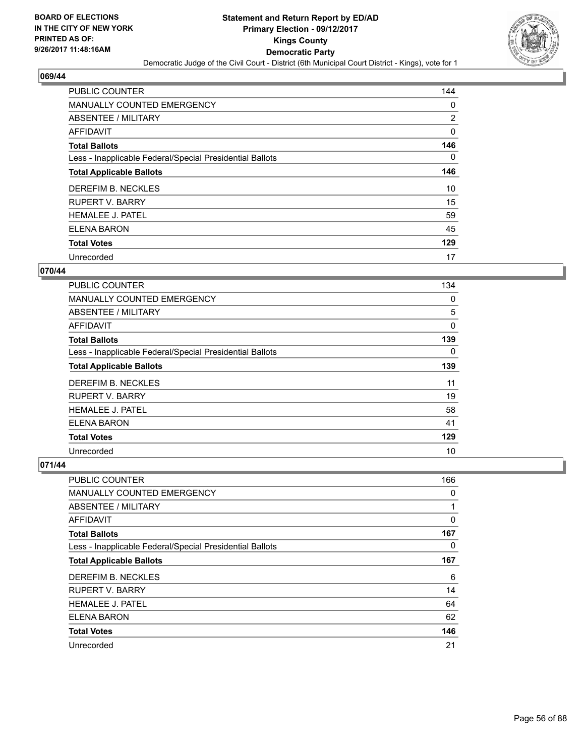**Statement and Return Report by ED/AD**
**Primary Election - 09/12/2017**
**Kings County**
**Democratic Party**
Democratic Judge of the Civil Court - District (6th Municipal Court District - Kings), vote for 1

BOARD OF ELECTIONS
IN THE CITY OF NEW YORK
PRINTED AS OF:
9/26/2017 11:48:16AM

## 069/44

| | |
|---|---|
| PUBLIC COUNTER | 144 |
| MANUALLY COUNTED EMERGENCY | 0 |
| ABSENTEE / MILITARY | 2 |
| AFFIDAVIT | 0 |
| **Total Ballots** | **146** |
| Less - Inapplicable Federal/Special Presidential Ballots | 0 |
| **Total Applicable Ballots** | **146** |
| DEREFIM B. NECKLES | 10 |
| RUPERT V. BARRY | 15 |
| HEMALEE J. PATEL | 59 |
| ELENA BARON | 45 |
| **Total Votes** | **129** |
| Unrecorded | 17 |

## 070/44

| | |
|---|---|
| PUBLIC COUNTER | 134 |
| MANUALLY COUNTED EMERGENCY | 0 |
| ABSENTEE / MILITARY | 5 |
| AFFIDAVIT | 0 |
| **Total Ballots** | **139** |
| Less - Inapplicable Federal/Special Presidential Ballots | 0 |
| **Total Applicable Ballots** | **139** |
| DEREFIM B. NECKLES | 11 |
| RUPERT V. BARRY | 19 |
| HEMALEE J. PATEL | 58 |
| ELENA BARON | 41 |
| **Total Votes** | **129** |
| Unrecorded | 10 |

## 071/44

| | |
|---|---|
| PUBLIC COUNTER | 166 |
| MANUALLY COUNTED EMERGENCY | 0 |
| ABSENTEE / MILITARY | 1 |
| AFFIDAVIT | 0 |
| **Total Ballots** | **167** |
| Less - Inapplicable Federal/Special Presidential Ballots | 0 |
| **Total Applicable Ballots** | **167** |
| DEREFIM B. NECKLES | 6 |
| RUPERT V. BARRY | 14 |
| HEMALEE J. PATEL | 64 |
| ELENA BARON | 62 |
| **Total Votes** | **146** |
| Unrecorded | 21 |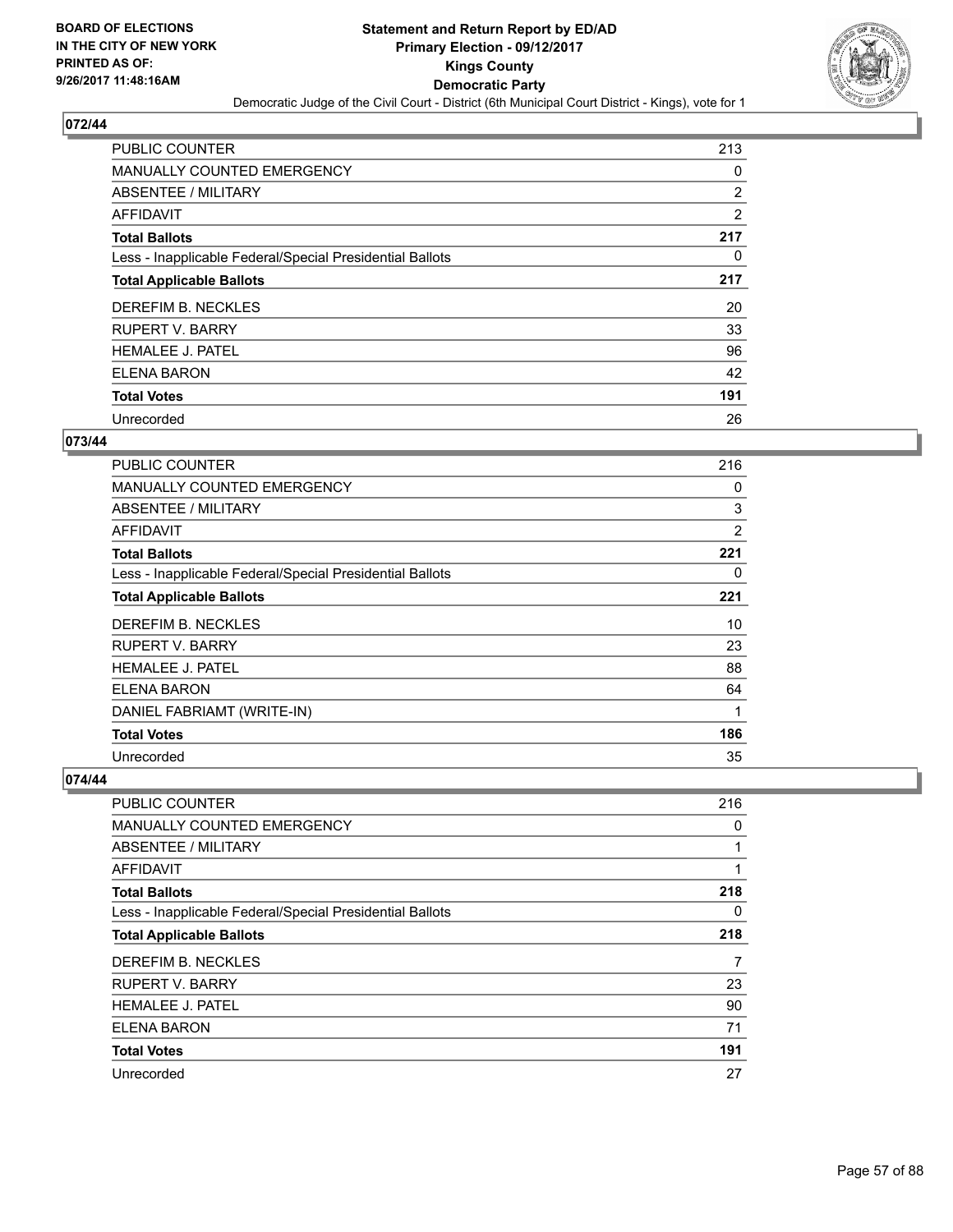## 072/44

| | |
|---|---|
| PUBLIC COUNTER | 213 |
| MANUALLY COUNTED EMERGENCY | 0 |
| ABSENTEE / MILITARY | 2 |
| AFFIDAVIT | 2 |
| **Total Ballots** | **217** |
| Less - Inapplicable Federal/Special Presidential Ballots | 0 |
| **Total Applicable Ballots** | **217** |
| DEREFIM B. NECKLES | 20 |
| RUPERT V. BARRY | 33 |
| HEMALEE J. PATEL | 96 |
| ELENA BARON | 42 |
| **Total Votes** | **191** |
| Unrecorded | 26 |

## 073/44

| | |
|---|---|
| PUBLIC COUNTER | 216 |
| MANUALLY COUNTED EMERGENCY | 0 |
| ABSENTEE / MILITARY | 3 |
| AFFIDAVIT | 2 |
| **Total Ballots** | **221** |
| Less - Inapplicable Federal/Special Presidential Ballots | 0 |
| **Total Applicable Ballots** | **221** |
| DEREFIM B. NECKLES | 10 |
| RUPERT V. BARRY | 23 |
| HEMALEE J. PATEL | 88 |
| ELENA BARON | 64 |
| DANIEL FABRIAMT (WRITE-IN) | 1 |
| **Total Votes** | **186** |
| Unrecorded | 35 |

## 074/44

| | |
|---|---|
| PUBLIC COUNTER | 216 |
| MANUALLY COUNTED EMERGENCY | 0 |
| ABSENTEE / MILITARY | 1 |
| AFFIDAVIT | 1 |
| **Total Ballots** | **218** |
| Less - Inapplicable Federal/Special Presidential Ballots | 0 |
| **Total Applicable Ballots** | **218** |
| DEREFIM B. NECKLES | 7 |
| RUPERT V. BARRY | 23 |
| HEMALEE J. PATEL | 90 |
| ELENA BARON | 71 |
| **Total Votes** | **191** |
| Unrecorded | 27 |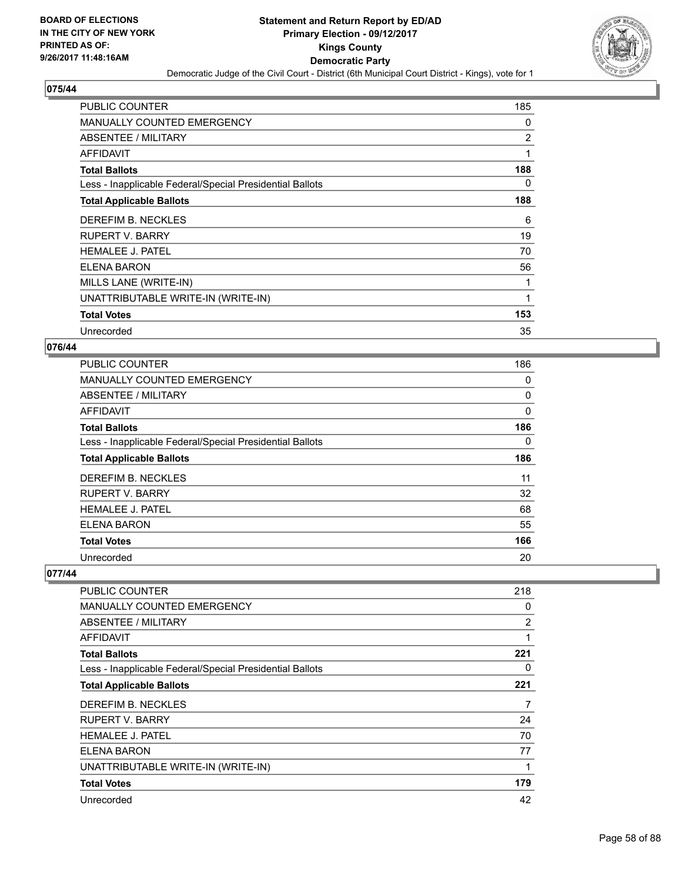**BOARD OF ELECTIONS IN THE CITY OF NEW YORK PRINTED AS OF: 9/26/2017 11:48:16AM**

**Statement and Return Report by ED/AD Primary Election - 09/12/2017 Kings County Democratic Party**

Democratic Judge of the Civil Court - District (6th Municipal Court District - Kings), vote for 1

## 075/44

| | |
|---|---|
| PUBLIC COUNTER | 185 |
| MANUALLY COUNTED EMERGENCY | 0 |
| ABSENTEE / MILITARY | 2 |
| AFFIDAVIT | 1 |
| **Total Ballots** | **188** |
| Less - Inapplicable Federal/Special Presidential Ballots | 0 |
| **Total Applicable Ballots** | **188** |
| DEREFIM B. NECKLES | 6 |
| RUPERT V. BARRY | 19 |
| HEMALEE J. PATEL | 70 |
| ELENA BARON | 56 |
| MILLS LANE (WRITE-IN) | 1 |
| UNATTRIBUTABLE WRITE-IN (WRITE-IN) | 1 |
| **Total Votes** | **153** |
| Unrecorded | 35 |

## 076/44

| | |
|---|---|
| PUBLIC COUNTER | 186 |
| MANUALLY COUNTED EMERGENCY | 0 |
| ABSENTEE / MILITARY | 0 |
| AFFIDAVIT | 0 |
| **Total Ballots** | **186** |
| Less - Inapplicable Federal/Special Presidential Ballots | 0 |
| **Total Applicable Ballots** | **186** |
| DEREFIM B. NECKLES | 11 |
| RUPERT V. BARRY | 32 |
| HEMALEE J. PATEL | 68 |
| ELENA BARON | 55 |
| **Total Votes** | **166** |
| Unrecorded | 20 |

## 077/44

| | |
|---|---|
| PUBLIC COUNTER | 218 |
| MANUALLY COUNTED EMERGENCY | 0 |
| ABSENTEE / MILITARY | 2 |
| AFFIDAVIT | 1 |
| **Total Ballots** | **221** |
| Less - Inapplicable Federal/Special Presidential Ballots | 0 |
| **Total Applicable Ballots** | **221** |
| DEREFIM B. NECKLES | 7 |
| RUPERT V. BARRY | 24 |
| HEMALEE J. PATEL | 70 |
| ELENA BARON | 77 |
| UNATTRIBUTABLE WRITE-IN (WRITE-IN) | 1 |
| **Total Votes** | **179** |
| Unrecorded | 42 |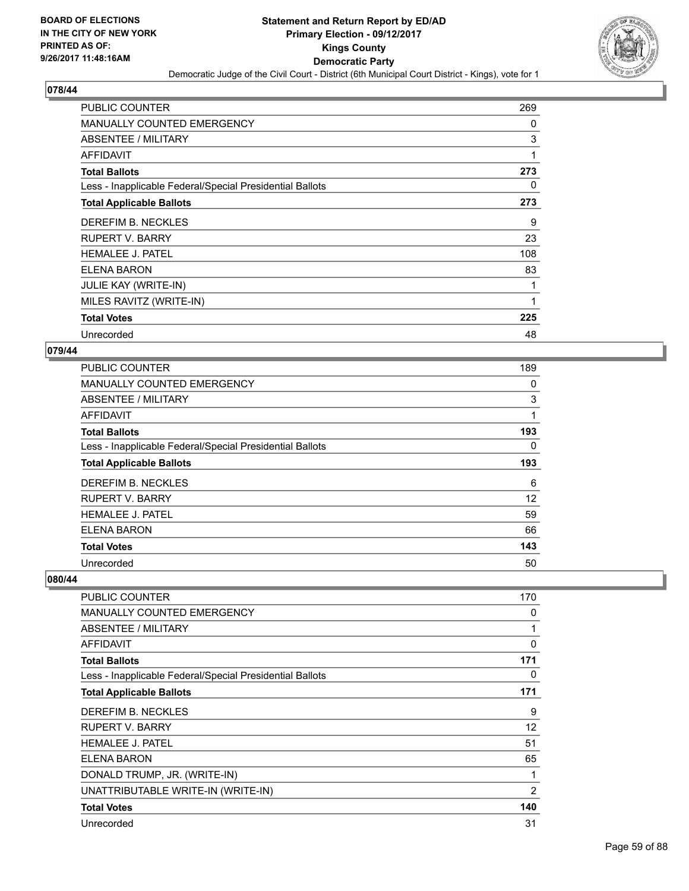**Statement and Return Report by ED/AD**
**Primary Election - 09/12/2017**
**Kings County**
**Democratic Party**
Democratic Judge of the Civil Court - District (6th Municipal Court District - Kings), vote for 1

BOARD OF ELECTIONS
IN THE CITY OF NEW YORK
PRINTED AS OF:
9/26/2017 11:48:16AM

### 078/44

| | |
|---|---|
| PUBLIC COUNTER | 269 |
| MANUALLY COUNTED EMERGENCY | 0 |
| ABSENTEE / MILITARY | 3 |
| AFFIDAVIT | 1 |
| **Total Ballots** | **273** |
| Less - Inapplicable Federal/Special Presidential Ballots | 0 |
| **Total Applicable Ballots** | **273** |
| DEREFIM B. NECKLES | 9 |
| RUPERT V. BARRY | 23 |
| HEMALEE J. PATEL | 108 |
| ELENA BARON | 83 |
| JULIE KAY (WRITE-IN) | 1 |
| MILES RAVITZ (WRITE-IN) | 1 |
| **Total Votes** | **225** |
| Unrecorded | 48 |

### 079/44

| | |
|---|---|
| PUBLIC COUNTER | 189 |
| MANUALLY COUNTED EMERGENCY | 0 |
| ABSENTEE / MILITARY | 3 |
| AFFIDAVIT | 1 |
| **Total Ballots** | **193** |
| Less - Inapplicable Federal/Special Presidential Ballots | 0 |
| **Total Applicable Ballots** | **193** |
| DEREFIM B. NECKLES | 6 |
| RUPERT V. BARRY | 12 |
| HEMALEE J. PATEL | 59 |
| ELENA BARON | 66 |
| **Total Votes** | **143** |
| Unrecorded | 50 |

### 080/44

| | |
|---|---|
| PUBLIC COUNTER | 170 |
| MANUALLY COUNTED EMERGENCY | 0 |
| ABSENTEE / MILITARY | 1 |
| AFFIDAVIT | 0 |
| **Total Ballots** | **171** |
| Less - Inapplicable Federal/Special Presidential Ballots | 0 |
| **Total Applicable Ballots** | **171** |
| DEREFIM B. NECKLES | 9 |
| RUPERT V. BARRY | 12 |
| HEMALEE J. PATEL | 51 |
| ELENA BARON | 65 |
| DONALD TRUMP, JR. (WRITE-IN) | 1 |
| UNATTRIBUTABLE WRITE-IN (WRITE-IN) | 2 |
| **Total Votes** | **140** |
| Unrecorded | 31 |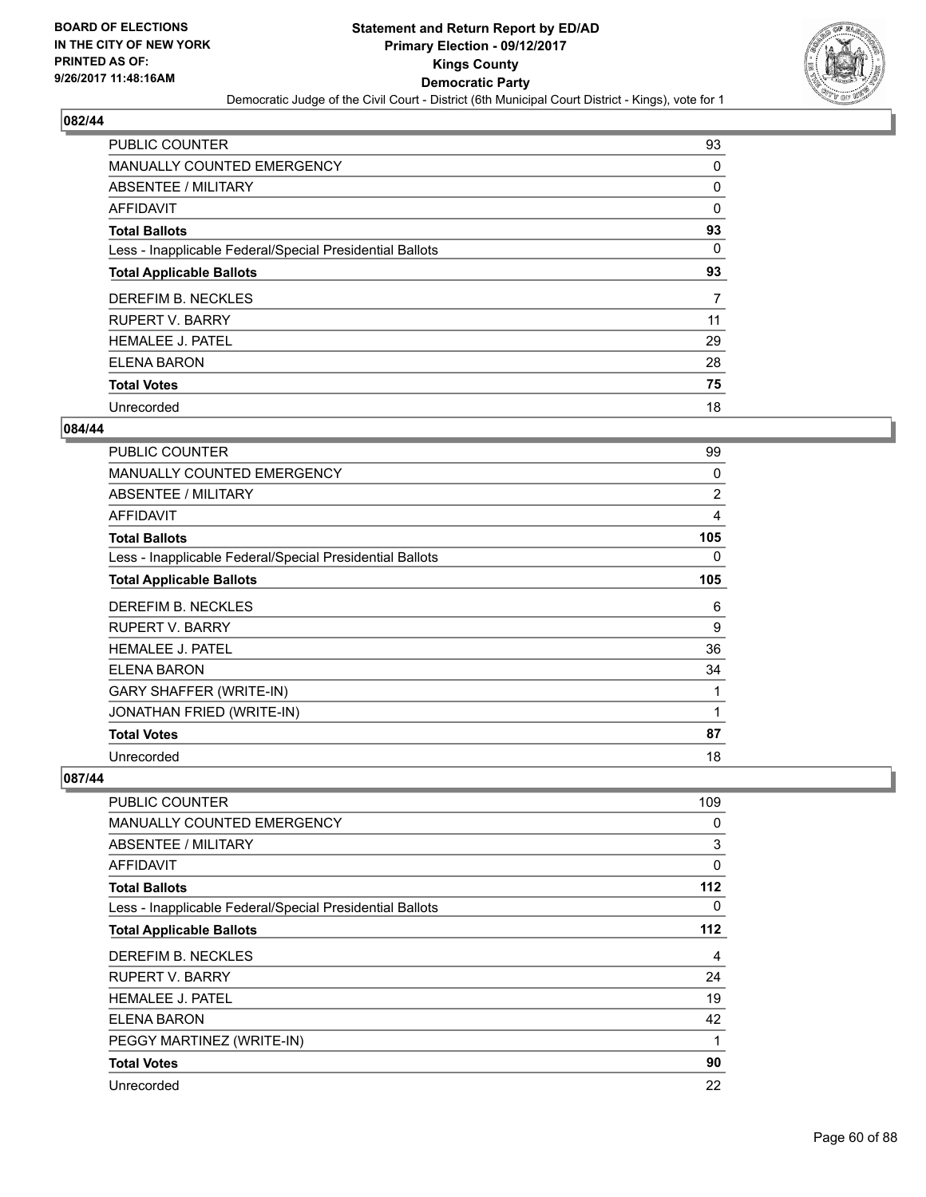**BOARD OF ELECTIONS IN THE CITY OF NEW YORK PRINTED AS OF: 9/26/2017 11:48:16AM**

**Statement and Return Report by ED/AD Primary Election - 09/12/2017 Kings County Democratic Party**

Democratic Judge of the Civil Court - District (6th Municipal Court District - Kings), vote for 1

### 082/44

| | |
|---|---|
| PUBLIC COUNTER | 93 |
| MANUALLY COUNTED EMERGENCY | 0 |
| ABSENTEE / MILITARY | 0 |
| AFFIDAVIT | 0 |
| **Total Ballots** | **93** |
| Less - Inapplicable Federal/Special Presidential Ballots | 0 |
| **Total Applicable Ballots** | **93** |
| DEREFIM B. NECKLES | 7 |
| RUPERT V. BARRY | 11 |
| HEMALEE J. PATEL | 29 |
| ELENA BARON | 28 |
| **Total Votes** | **75** |
| Unrecorded | 18 |

### 084/44

| | |
|---|---|
| PUBLIC COUNTER | 99 |
| MANUALLY COUNTED EMERGENCY | 0 |
| ABSENTEE / MILITARY | 2 |
| AFFIDAVIT | 4 |
| **Total Ballots** | **105** |
| Less - Inapplicable Federal/Special Presidential Ballots | 0 |
| **Total Applicable Ballots** | **105** |
| DEREFIM B. NECKLES | 6 |
| RUPERT V. BARRY | 9 |
| HEMALEE J. PATEL | 36 |
| ELENA BARON | 34 |
| GARY SHAFFER (WRITE-IN) | 1 |
| JONATHAN FRIED (WRITE-IN) | 1 |
| **Total Votes** | **87** |
| Unrecorded | 18 |

### 087/44

| | |
|---|---|
| PUBLIC COUNTER | 109 |
| MANUALLY COUNTED EMERGENCY | 0 |
| ABSENTEE / MILITARY | 3 |
| AFFIDAVIT | 0 |
| **Total Ballots** | **112** |
| Less - Inapplicable Federal/Special Presidential Ballots | 0 |
| **Total Applicable Ballots** | **112** |
| DEREFIM B. NECKLES | 4 |
| RUPERT V. BARRY | 24 |
| HEMALEE J. PATEL | 19 |
| ELENA BARON | 42 |
| PEGGY MARTINEZ (WRITE-IN) | 1 |
| **Total Votes** | **90** |
| Unrecorded | 22 |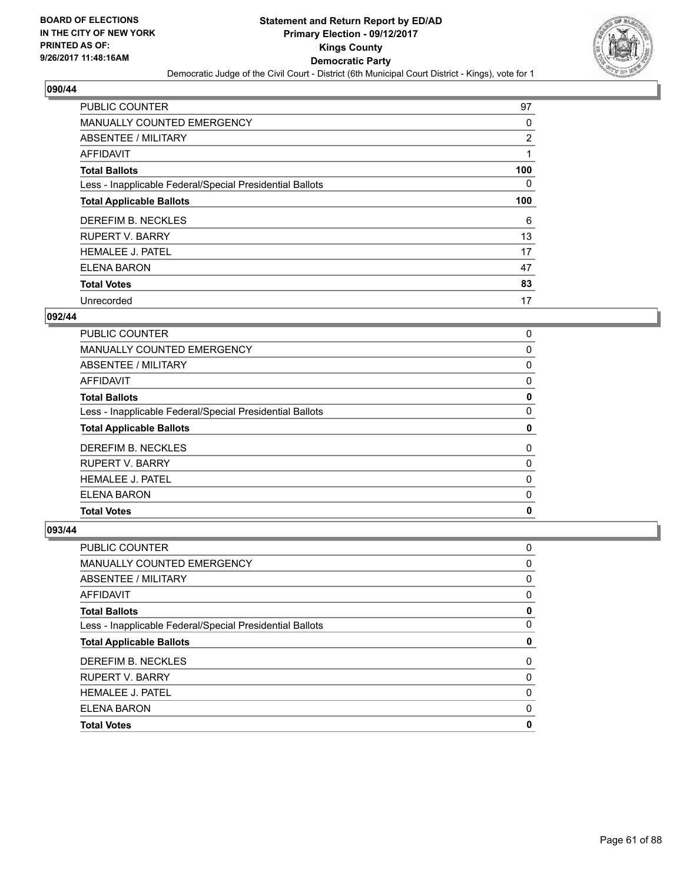**BOARD OF ELECTIONS IN THE CITY OF NEW YORK PRINTED AS OF: 9/26/2017 11:48:16AM**

# Statement and Return Report by ED/AD
## Primary Election - 09/12/2017
## Kings County
## Democratic Party
### Democratic Judge of the Civil Court - District (6th Municipal Court District - Kings), vote for 1

### 090/44

| | |
|---|---|
| PUBLIC COUNTER | 97 |
| MANUALLY COUNTED EMERGENCY | 0 |
| ABSENTEE / MILITARY | 2 |
| AFFIDAVIT | 1 |
| **Total Ballots** | **100** |
| Less - Inapplicable Federal/Special Presidential Ballots | 0 |
| **Total Applicable Ballots** | **100** |
| DEREFIM B. NECKLES | 6 |
| RUPERT V. BARRY | 13 |
| HEMALEE J. PATEL | 17 |
| ELENA BARON | 47 |
| **Total Votes** | **83** |
| Unrecorded | 17 |

### 092/44

| | |
|---|---|
| PUBLIC COUNTER | 0 |
| MANUALLY COUNTED EMERGENCY | 0 |
| ABSENTEE / MILITARY | 0 |
| AFFIDAVIT | 0 |
| **Total Ballots** | **0** |
| Less - Inapplicable Federal/Special Presidential Ballots | 0 |
| **Total Applicable Ballots** | **0** |
| DEREFIM B. NECKLES | 0 |
| RUPERT V. BARRY | 0 |
| HEMALEE J. PATEL | 0 |
| ELENA BARON | 0 |
| **Total Votes** | **0** |

### 093/44

| | |
|---|---|
| PUBLIC COUNTER | 0 |
| MANUALLY COUNTED EMERGENCY | 0 |
| ABSENTEE / MILITARY | 0 |
| AFFIDAVIT | 0 |
| **Total Ballots** | **0** |
| Less - Inapplicable Federal/Special Presidential Ballots | 0 |
| **Total Applicable Ballots** | **0** |
| DEREFIM B. NECKLES | 0 |
| RUPERT V. BARRY | 0 |
| HEMALEE J. PATEL | 0 |
| ELENA BARON | 0 |
| **Total Votes** | **0** |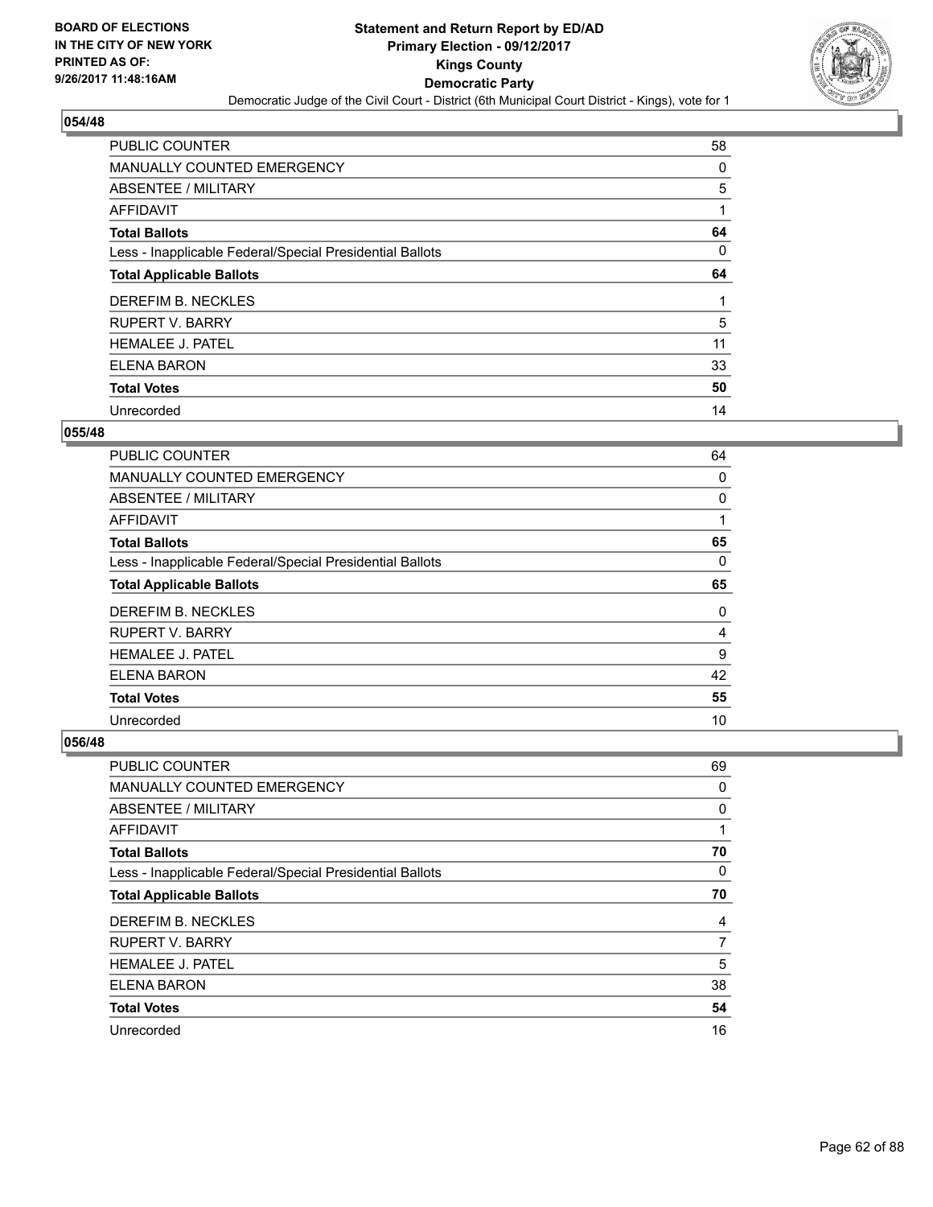BOARD OF ELECTIONS
IN THE CITY OF NEW YORK
PRINTED AS OF:
9/26/2017 11:48:16AM

**Statement and Return Report by ED/AD**
**Primary Election - 09/12/2017**
**Kings County**
**Democratic Party**
Democratic Judge of the Civil Court - District (6th Municipal Court District - Kings), vote for 1

### 054/48

| | |
|---|---|
| PUBLIC COUNTER | 58 |
| MANUALLY COUNTED EMERGENCY | 0 |
| ABSENTEE / MILITARY | 5 |
| AFFIDAVIT | 1 |
| **Total Ballots** | **64** |
| Less - Inapplicable Federal/Special Presidential Ballots | 0 |
| **Total Applicable Ballots** | **64** |
| DEREFIM B. NECKLES | 1 |
| RUPERT V. BARRY | 5 |
| HEMALEE J. PATEL | 11 |
| ELENA BARON | 33 |
| **Total Votes** | **50** |
| Unrecorded | 14 |

### 055/48

| | |
|---|---|
| PUBLIC COUNTER | 64 |
| MANUALLY COUNTED EMERGENCY | 0 |
| ABSENTEE / MILITARY | 0 |
| AFFIDAVIT | 1 |
| **Total Ballots** | **65** |
| Less - Inapplicable Federal/Special Presidential Ballots | 0 |
| **Total Applicable Ballots** | **65** |
| DEREFIM B. NECKLES | 0 |
| RUPERT V. BARRY | 4 |
| HEMALEE J. PATEL | 9 |
| ELENA BARON | 42 |
| **Total Votes** | **55** |
| Unrecorded | 10 |

### 056/48

| | |
|---|---|
| PUBLIC COUNTER | 69 |
| MANUALLY COUNTED EMERGENCY | 0 |
| ABSENTEE / MILITARY | 0 |
| AFFIDAVIT | 1 |
| **Total Ballots** | **70** |
| Less - Inapplicable Federal/Special Presidential Ballots | 0 |
| **Total Applicable Ballots** | **70** |
| DEREFIM B. NECKLES | 4 |
| RUPERT V. BARRY | 7 |
| HEMALEE J. PATEL | 5 |
| ELENA BARON | 38 |
| **Total Votes** | **54** |
| Unrecorded | 16 |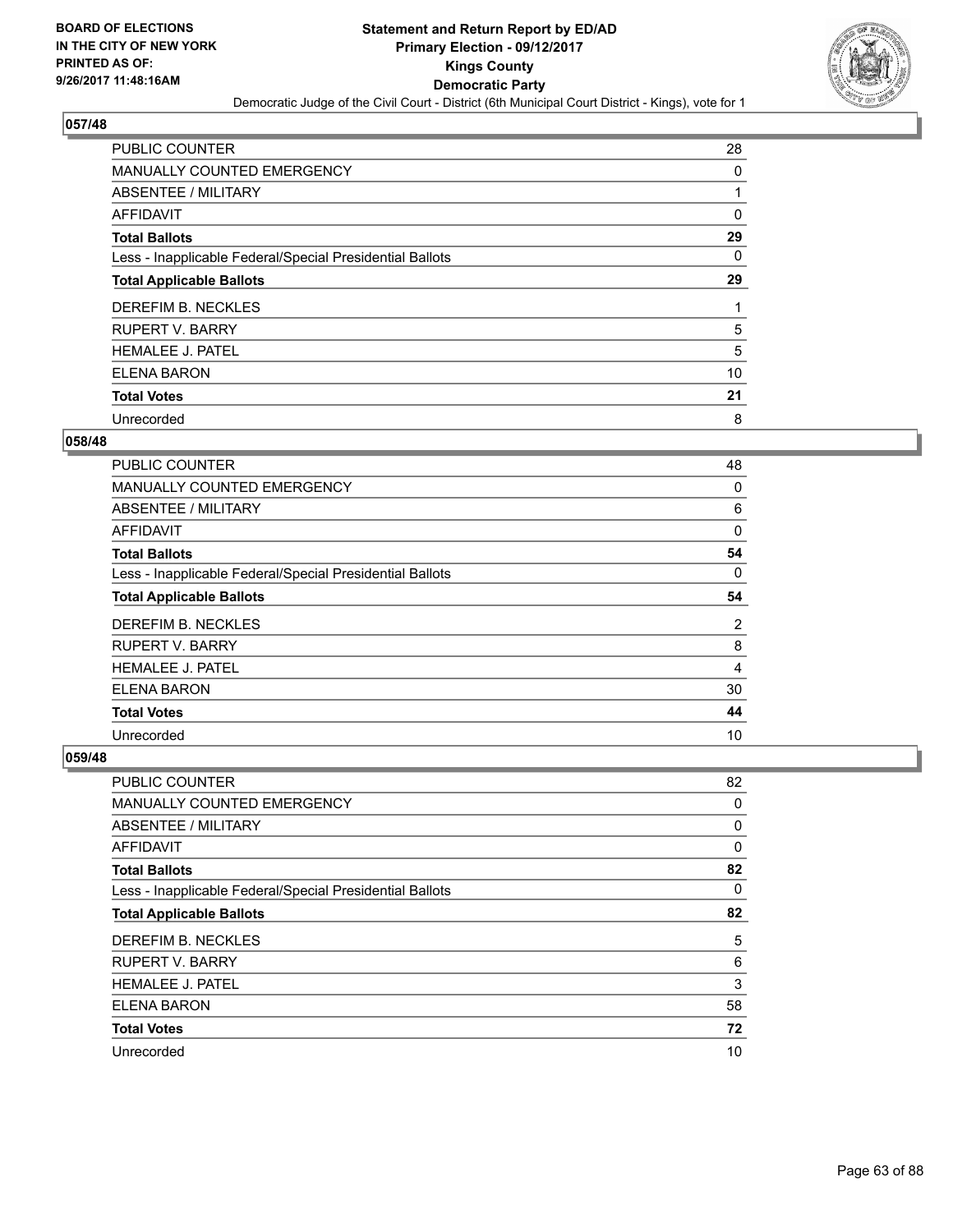**BOARD OF ELECTIONS IN THE CITY OF NEW YORK PRINTED AS OF: 9/26/2017 11:48:16AM**

# Statement and Return Report by ED/AD
## Primary Election - 09/12/2017
## Kings County
## Democratic Party
### Democratic Judge of the Civil Court - District (6th Municipal Court District - Kings), vote for 1

### 057/48

| | |
|---|---|
| PUBLIC COUNTER | 28 |
| MANUALLY COUNTED EMERGENCY | 0 |
| ABSENTEE / MILITARY | 1 |
| AFFIDAVIT | 0 |
| **Total Ballots** | **29** |
| Less - Inapplicable Federal/Special Presidential Ballots | 0 |
| **Total Applicable Ballots** | **29** |
| DEREFIM B. NECKLES | 1 |
| RUPERT V. BARRY | 5 |
| HEMALEE J. PATEL | 5 |
| ELENA BARON | 10 |
| **Total Votes** | **21** |
| Unrecorded | 8 |

### 058/48

| | |
|---|---|
| PUBLIC COUNTER | 48 |
| MANUALLY COUNTED EMERGENCY | 0 |
| ABSENTEE / MILITARY | 6 |
| AFFIDAVIT | 0 |
| **Total Ballots** | **54** |
| Less - Inapplicable Federal/Special Presidential Ballots | 0 |
| **Total Applicable Ballots** | **54** |
| DEREFIM B. NECKLES | 2 |
| RUPERT V. BARRY | 8 |
| HEMALEE J. PATEL | 4 |
| ELENA BARON | 30 |
| **Total Votes** | **44** |
| Unrecorded | 10 |

### 059/48

| | |
|---|---|
| PUBLIC COUNTER | 82 |
| MANUALLY COUNTED EMERGENCY | 0 |
| ABSENTEE / MILITARY | 0 |
| AFFIDAVIT | 0 |
| **Total Ballots** | **82** |
| Less - Inapplicable Federal/Special Presidential Ballots | 0 |
| **Total Applicable Ballots** | **82** |
| DEREFIM B. NECKLES | 5 |
| RUPERT V. BARRY | 6 |
| HEMALEE J. PATEL | 3 |
| ELENA BARON | 58 |
| **Total Votes** | **72** |
| Unrecorded | 10 |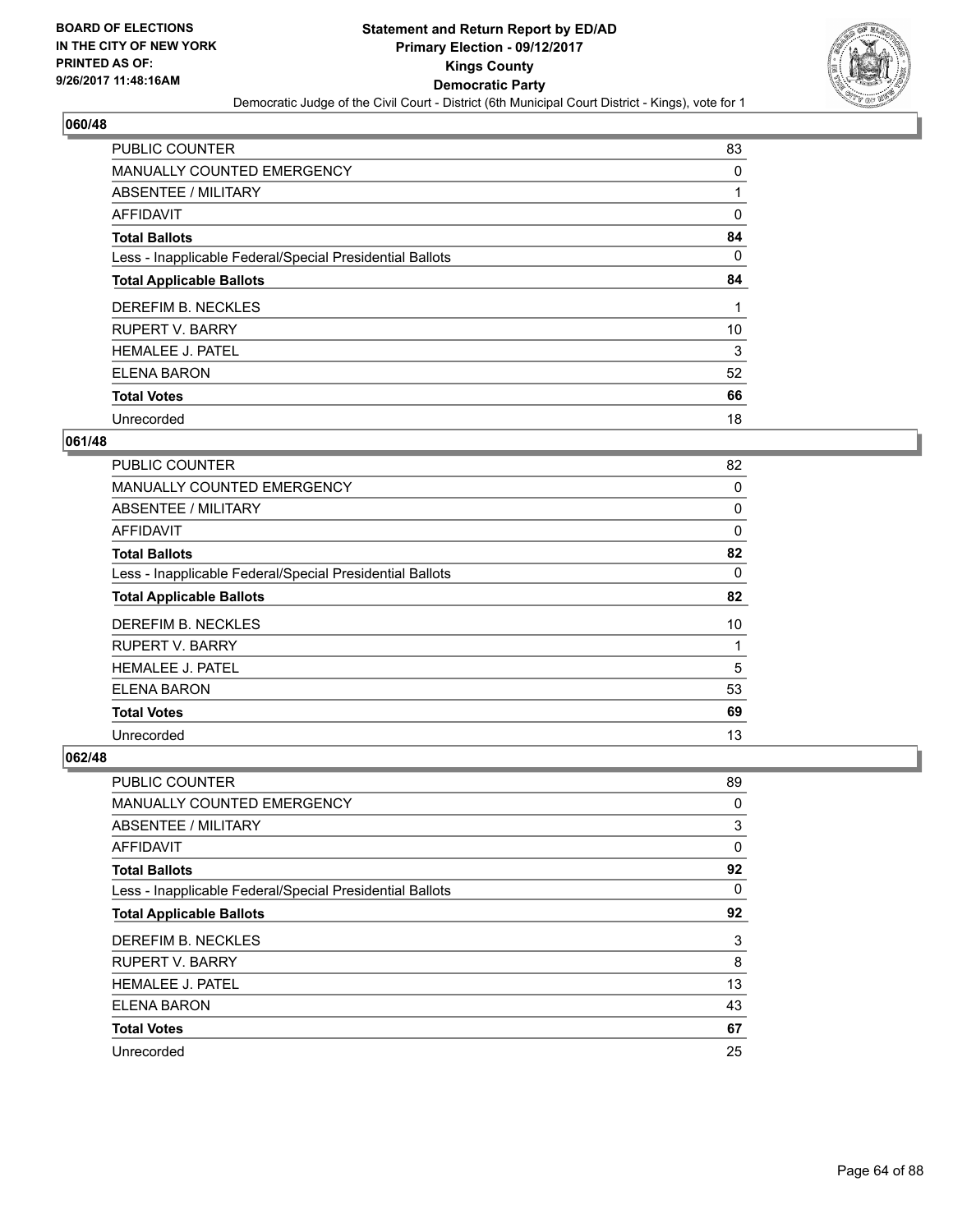BOARD OF ELECTIONS
IN THE CITY OF NEW YORK
PRINTED AS OF:
9/26/2017 11:48:16AM

**Statement and Return Report by ED/AD**
**Primary Election - 09/12/2017**
**Kings County**
**Democratic Party**
Democratic Judge of the Civil Court - District (6th Municipal Court District - Kings), vote for 1

### 060/48

| | |
|---|---|
| PUBLIC COUNTER | 83 |
| MANUALLY COUNTED EMERGENCY | 0 |
| ABSENTEE / MILITARY | 1 |
| AFFIDAVIT | 0 |
| **Total Ballots** | **84** |
| Less - Inapplicable Federal/Special Presidential Ballots | 0 |
| **Total Applicable Ballots** | **84** |
| DEREFIM B. NECKLES | 1 |
| RUPERT V. BARRY | 10 |
| HEMALEE J. PATEL | 3 |
| ELENA BARON | 52 |
| **Total Votes** | **66** |
| Unrecorded | 18 |

### 061/48

| | |
|---|---|
| PUBLIC COUNTER | 82 |
| MANUALLY COUNTED EMERGENCY | 0 |
| ABSENTEE / MILITARY | 0 |
| AFFIDAVIT | 0 |
| **Total Ballots** | **82** |
| Less - Inapplicable Federal/Special Presidential Ballots | 0 |
| **Total Applicable Ballots** | **82** |
| DEREFIM B. NECKLES | 10 |
| RUPERT V. BARRY | 1 |
| HEMALEE J. PATEL | 5 |
| ELENA BARON | 53 |
| **Total Votes** | **69** |
| Unrecorded | 13 |

### 062/48

| | |
|---|---|
| PUBLIC COUNTER | 89 |
| MANUALLY COUNTED EMERGENCY | 0 |
| ABSENTEE / MILITARY | 3 |
| AFFIDAVIT | 0 |
| **Total Ballots** | **92** |
| Less - Inapplicable Federal/Special Presidential Ballots | 0 |
| **Total Applicable Ballots** | **92** |
| DEREFIM B. NECKLES | 3 |
| RUPERT V. BARRY | 8 |
| HEMALEE J. PATEL | 13 |
| ELENA BARON | 43 |
| **Total Votes** | **67** |
| Unrecorded | 25 |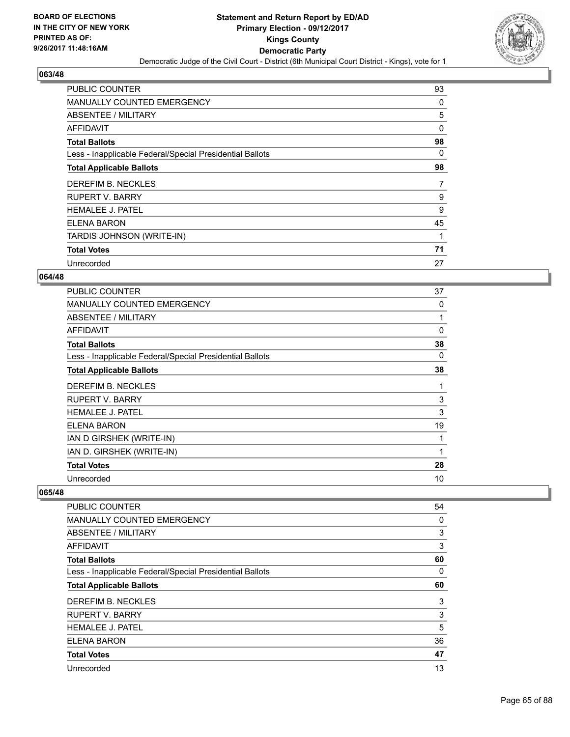BOARD OF ELECTIONS
IN THE CITY OF NEW YORK
PRINTED AS OF:
9/26/2017 11:48:16AM

# Statement and Return Report by ED/AD
## Primary Election - 09/12/2017
## Kings County
## Democratic Party
### Democratic Judge of the Civil Court - District (6th Municipal Court District - Kings), vote for 1

### 063/48

| | |
|---|---|
| PUBLIC COUNTER | 93 |
| MANUALLY COUNTED EMERGENCY | 0 |
| ABSENTEE / MILITARY | 5 |
| AFFIDAVIT | 0 |
| **Total Ballots** | **98** |
| Less - Inapplicable Federal/Special Presidential Ballots | 0 |
| **Total Applicable Ballots** | **98** |
| DEREFIM B. NECKLES | 7 |
| RUPERT V. BARRY | 9 |
| HEMALEE J. PATEL | 9 |
| ELENA BARON | 45 |
| TARDIS JOHNSON (WRITE-IN) | 1 |
| **Total Votes** | **71** |
| Unrecorded | 27 |

### 064/48

| | |
|---|---|
| PUBLIC COUNTER | 37 |
| MANUALLY COUNTED EMERGENCY | 0 |
| ABSENTEE / MILITARY | 1 |
| AFFIDAVIT | 0 |
| **Total Ballots** | **38** |
| Less - Inapplicable Federal/Special Presidential Ballots | 0 |
| **Total Applicable Ballots** | **38** |
| DEREFIM B. NECKLES | 1 |
| RUPERT V. BARRY | 3 |
| HEMALEE J. PATEL | 3 |
| ELENA BARON | 19 |
| IAN D GIRSHEK (WRITE-IN) | 1 |
| IAN D. GIRSHEK (WRITE-IN) | 1 |
| **Total Votes** | **28** |
| Unrecorded | 10 |

### 065/48

| | |
|---|---|
| PUBLIC COUNTER | 54 |
| MANUALLY COUNTED EMERGENCY | 0 |
| ABSENTEE / MILITARY | 3 |
| AFFIDAVIT | 3 |
| **Total Ballots** | **60** |
| Less - Inapplicable Federal/Special Presidential Ballots | 0 |
| **Total Applicable Ballots** | **60** |
| DEREFIM B. NECKLES | 3 |
| RUPERT V. BARRY | 3 |
| HEMALEE J. PATEL | 5 |
| ELENA BARON | 36 |
| **Total Votes** | **47** |
| Unrecorded | 13 |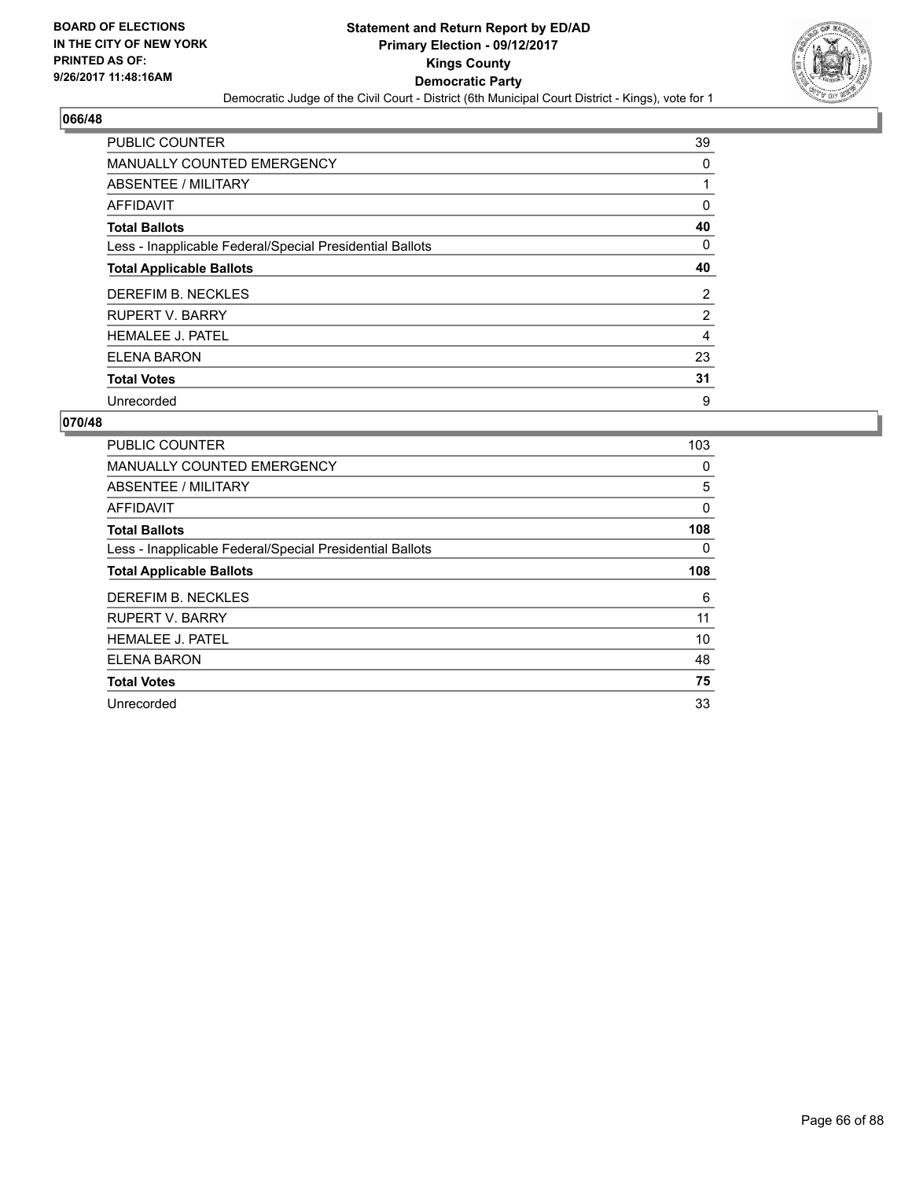BOARD OF ELECTIONS
IN THE CITY OF NEW YORK
PRINTED AS OF:
9/26/2017 11:48:16AM

**Statement and Return Report by ED/AD**
**Primary Election - 09/12/2017**
**Kings County**
**Democratic Party**
Democratic Judge of the Civil Court - District (6th Municipal Court District - Kings), vote for 1

## 066/48

| | |
|---|---|
| PUBLIC COUNTER | 39 |
| MANUALLY COUNTED EMERGENCY | 0 |
| ABSENTEE / MILITARY | 1 |
| AFFIDAVIT | 0 |
| **Total Ballots** | **40** |
| Less - Inapplicable Federal/Special Presidential Ballots | 0 |
| **Total Applicable Ballots** | **40** |
| DEREFIM B. NECKLES | 2 |
| RUPERT V. BARRY | 2 |
| HEMALEE J. PATEL | 4 |
| ELENA BARON | 23 |
| **Total Votes** | **31** |
| Unrecorded | 9 |

## 070/48

| | |
|---|---|
| PUBLIC COUNTER | 103 |
| MANUALLY COUNTED EMERGENCY | 0 |
| ABSENTEE / MILITARY | 5 |
| AFFIDAVIT | 0 |
| **Total Ballots** | **108** |
| Less - Inapplicable Federal/Special Presidential Ballots | 0 |
| **Total Applicable Ballots** | **108** |
| DEREFIM B. NECKLES | 6 |
| RUPERT V. BARRY | 11 |
| HEMALEE J. PATEL | 10 |
| ELENA BARON | 48 |
| **Total Votes** | **75** |
| Unrecorded | 33 |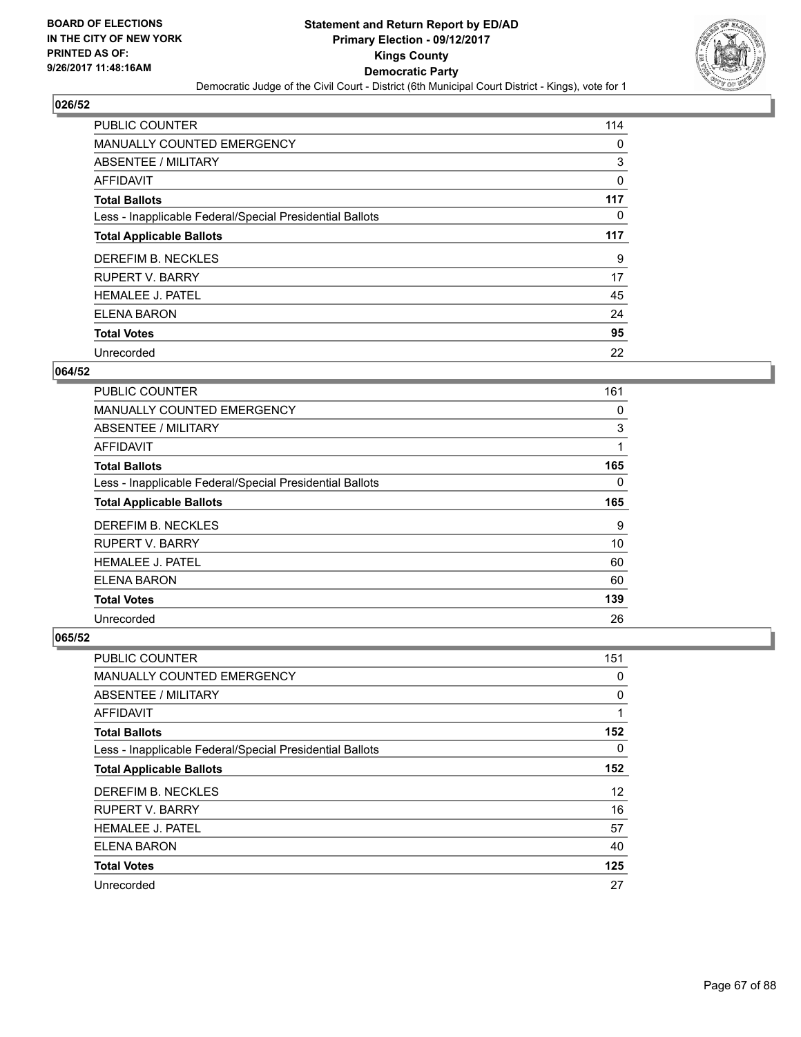BOARD OF ELECTIONS
IN THE CITY OF NEW YORK
PRINTED AS OF:
9/26/2017 11:48:16AM

# Statement and Return Report by ED/AD
## Primary Election - 09/12/2017
## Kings County
## Democratic Party

Democratic Judge of the Civil Court - District (6th Municipal Court District - Kings), vote for 1

### 026/52

| | |
|---|---|
| PUBLIC COUNTER | 114 |
| MANUALLY COUNTED EMERGENCY | 0 |
| ABSENTEE / MILITARY | 3 |
| AFFIDAVIT | 0 |
| **Total Ballots** | **117** |
| Less - Inapplicable Federal/Special Presidential Ballots | 0 |
| **Total Applicable Ballots** | **117** |
| DEREFIM B. NECKLES | 9 |
| RUPERT V. BARRY | 17 |
| HEMALEE J. PATEL | 45 |
| ELENA BARON | 24 |
| **Total Votes** | **95** |
| Unrecorded | 22 |

### 064/52

| | |
|---|---|
| PUBLIC COUNTER | 161 |
| MANUALLY COUNTED EMERGENCY | 0 |
| ABSENTEE / MILITARY | 3 |
| AFFIDAVIT | 1 |
| **Total Ballots** | **165** |
| Less - Inapplicable Federal/Special Presidential Ballots | 0 |
| **Total Applicable Ballots** | **165** |
| DEREFIM B. NECKLES | 9 |
| RUPERT V. BARRY | 10 |
| HEMALEE J. PATEL | 60 |
| ELENA BARON | 60 |
| **Total Votes** | **139** |
| Unrecorded | 26 |

### 065/52

| | |
|---|---|
| PUBLIC COUNTER | 151 |
| MANUALLY COUNTED EMERGENCY | 0 |
| ABSENTEE / MILITARY | 0 |
| AFFIDAVIT | 1 |
| **Total Ballots** | **152** |
| Less - Inapplicable Federal/Special Presidential Ballots | 0 |
| **Total Applicable Ballots** | **152** |
| DEREFIM B. NECKLES | 12 |
| RUPERT V. BARRY | 16 |
| HEMALEE J. PATEL | 57 |
| ELENA BARON | 40 |
| **Total Votes** | **125** |
| Unrecorded | 27 |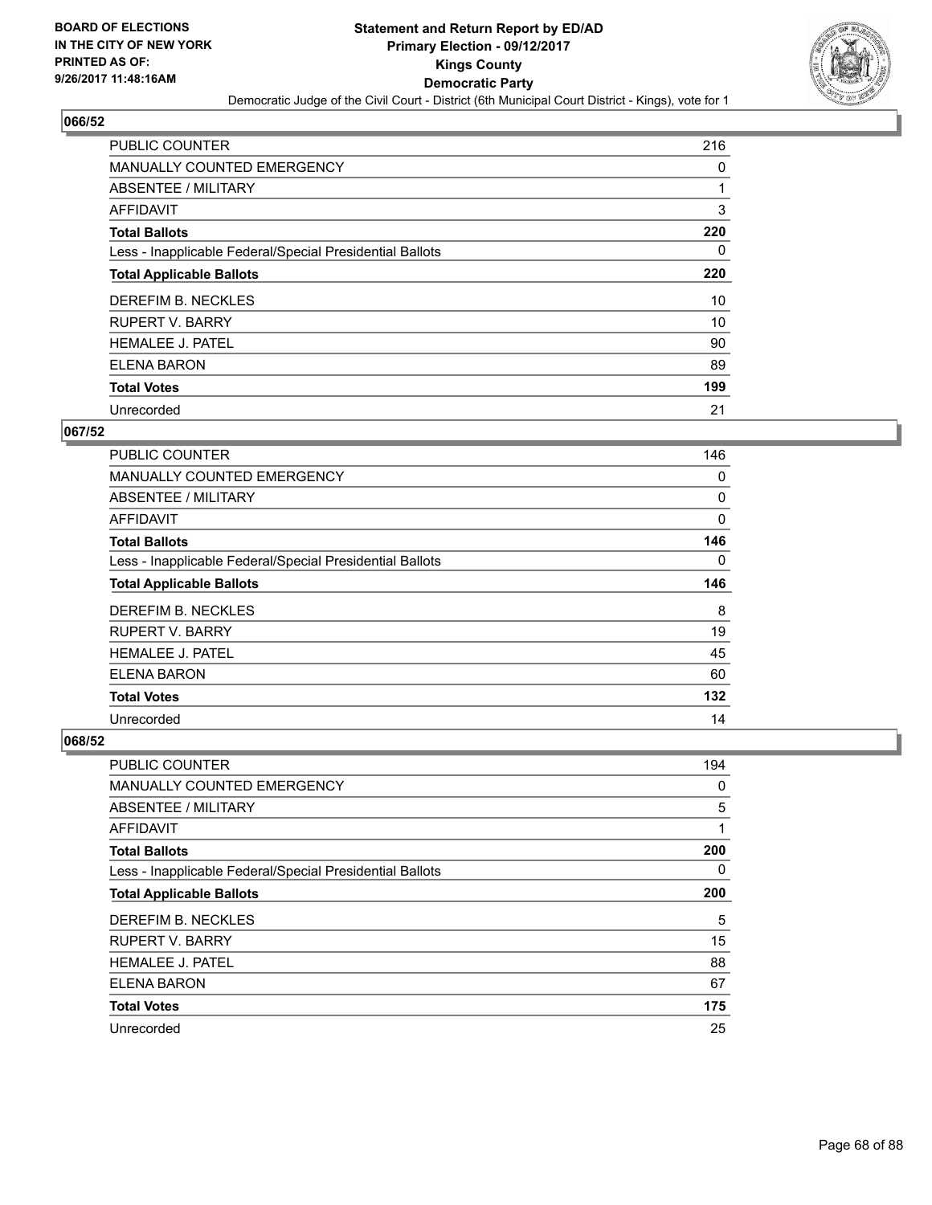**BOARD OF ELECTIONS IN THE CITY OF NEW YORK PRINTED AS OF: 9/26/2017 11:48:16AM**

# Statement and Return Report by ED/AD
## Primary Election - 09/12/2017
## Kings County
## Democratic Party
### Democratic Judge of the Civil Court - District (6th Municipal Court District - Kings), vote for 1

### 066/52

| | |
|---|---|
| PUBLIC COUNTER | 216 |
| MANUALLY COUNTED EMERGENCY | 0 |
| ABSENTEE / MILITARY | 1 |
| AFFIDAVIT | 3 |
| **Total Ballots** | **220** |
| Less - Inapplicable Federal/Special Presidential Ballots | 0 |
| **Total Applicable Ballots** | **220** |
| DEREFIM B. NECKLES | 10 |
| RUPERT V. BARRY | 10 |
| HEMALEE J. PATEL | 90 |
| ELENA BARON | 89 |
| **Total Votes** | **199** |
| Unrecorded | 21 |

### 067/52

| | |
|---|---|
| PUBLIC COUNTER | 146 |
| MANUALLY COUNTED EMERGENCY | 0 |
| ABSENTEE / MILITARY | 0 |
| AFFIDAVIT | 0 |
| **Total Ballots** | **146** |
| Less - Inapplicable Federal/Special Presidential Ballots | 0 |
| **Total Applicable Ballots** | **146** |
| DEREFIM B. NECKLES | 8 |
| RUPERT V. BARRY | 19 |
| HEMALEE J. PATEL | 45 |
| ELENA BARON | 60 |
| **Total Votes** | **132** |
| Unrecorded | 14 |

### 068/52

| | |
|---|---|
| PUBLIC COUNTER | 194 |
| MANUALLY COUNTED EMERGENCY | 0 |
| ABSENTEE / MILITARY | 5 |
| AFFIDAVIT | 1 |
| **Total Ballots** | **200** |
| Less - Inapplicable Federal/Special Presidential Ballots | 0 |
| **Total Applicable Ballots** | **200** |
| DEREFIM B. NECKLES | 5 |
| RUPERT V. BARRY | 15 |
| HEMALEE J. PATEL | 88 |
| ELENA BARON | 67 |
| **Total Votes** | **175** |
| Unrecorded | 25 |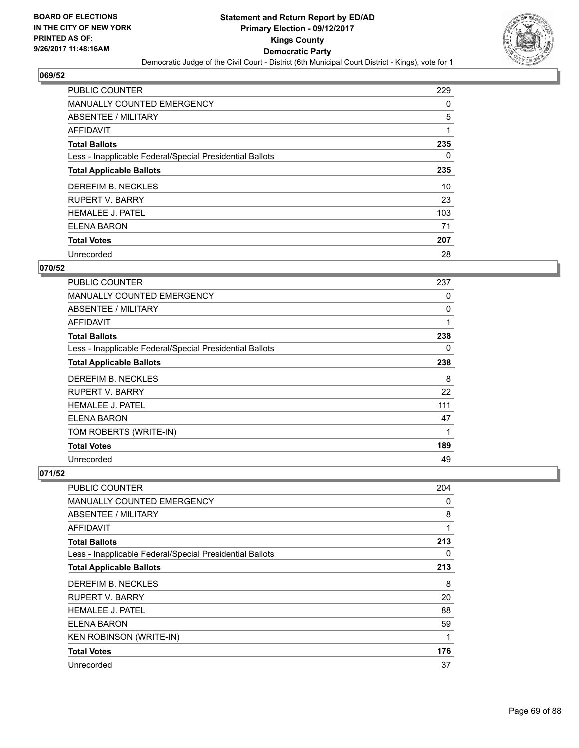**BOARD OF ELECTIONS IN THE CITY OF NEW YORK PRINTED AS OF: 9/26/2017 11:48:16AM**

# Statement and Return Report by ED/AD
## Primary Election - 09/12/2017
## Kings County
## Democratic Party
Democratic Judge of the Civil Court - District (6th Municipal Court District - Kings), vote for 1

### 069/52

| | |
|---|---|
| PUBLIC COUNTER | 229 |
| MANUALLY COUNTED EMERGENCY | 0 |
| ABSENTEE / MILITARY | 5 |
| AFFIDAVIT | 1 |
| **Total Ballots** | **235** |
| Less - Inapplicable Federal/Special Presidential Ballots | 0 |
| **Total Applicable Ballots** | **235** |
| DEREFIM B. NECKLES | 10 |
| RUPERT V. BARRY | 23 |
| HEMALEE J. PATEL | 103 |
| ELENA BARON | 71 |
| **Total Votes** | **207** |
| Unrecorded | 28 |

### 070/52

| | |
|---|---|
| PUBLIC COUNTER | 237 |
| MANUALLY COUNTED EMERGENCY | 0 |
| ABSENTEE / MILITARY | 0 |
| AFFIDAVIT | 1 |
| **Total Ballots** | **238** |
| Less - Inapplicable Federal/Special Presidential Ballots | 0 |
| **Total Applicable Ballots** | **238** |
| DEREFIM B. NECKLES | 8 |
| RUPERT V. BARRY | 22 |
| HEMALEE J. PATEL | 111 |
| ELENA BARON | 47 |
| TOM ROBERTS (WRITE-IN) | 1 |
| **Total Votes** | **189** |
| Unrecorded | 49 |

### 071/52

| | |
|---|---|
| PUBLIC COUNTER | 204 |
| MANUALLY COUNTED EMERGENCY | 0 |
| ABSENTEE / MILITARY | 8 |
| AFFIDAVIT | 1 |
| **Total Ballots** | **213** |
| Less - Inapplicable Federal/Special Presidential Ballots | 0 |
| **Total Applicable Ballots** | **213** |
| DEREFIM B. NECKLES | 8 |
| RUPERT V. BARRY | 20 |
| HEMALEE J. PATEL | 88 |
| ELENA BARON | 59 |
| KEN ROBINSON (WRITE-IN) | 1 |
| **Total Votes** | **176** |
| Unrecorded | 37 |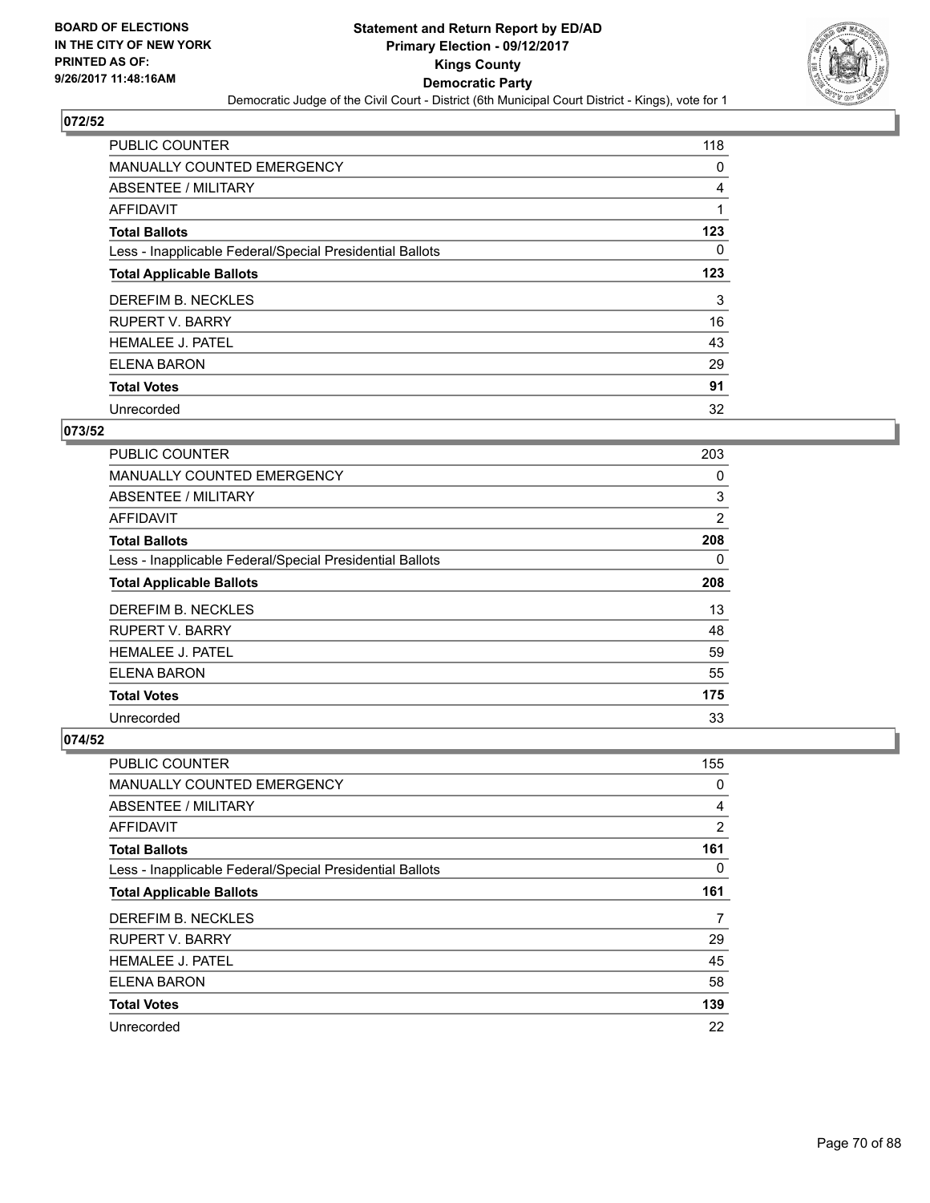## 072/52

| | |
|---|---|
| PUBLIC COUNTER | 118 |
| MANUALLY COUNTED EMERGENCY | 0 |
| ABSENTEE / MILITARY | 4 |
| AFFIDAVIT | 1 |
| **Total Ballots** | **123** |
| Less - Inapplicable Federal/Special Presidential Ballots | 0 |
| **Total Applicable Ballots** | **123** |
| DEREFIM B. NECKLES | 3 |
| RUPERT V. BARRY | 16 |
| HEMALEE J. PATEL | 43 |
| ELENA BARON | 29 |
| **Total Votes** | **91** |
| Unrecorded | 32 |

## 073/52

| | |
|---|---|
| PUBLIC COUNTER | 203 |
| MANUALLY COUNTED EMERGENCY | 0 |
| ABSENTEE / MILITARY | 3 |
| AFFIDAVIT | 2 |
| **Total Ballots** | **208** |
| Less - Inapplicable Federal/Special Presidential Ballots | 0 |
| **Total Applicable Ballots** | **208** |
| DEREFIM B. NECKLES | 13 |
| RUPERT V. BARRY | 48 |
| HEMALEE J. PATEL | 59 |
| ELENA BARON | 55 |
| **Total Votes** | **175** |
| Unrecorded | 33 |

## 074/52

| | |
|---|---|
| PUBLIC COUNTER | 155 |
| MANUALLY COUNTED EMERGENCY | 0 |
| ABSENTEE / MILITARY | 4 |
| AFFIDAVIT | 2 |
| **Total Ballots** | **161** |
| Less - Inapplicable Federal/Special Presidential Ballots | 0 |
| **Total Applicable Ballots** | **161** |
| DEREFIM B. NECKLES | 7 |
| RUPERT V. BARRY | 29 |
| HEMALEE J. PATEL | 45 |
| ELENA BARON | 58 |
| **Total Votes** | **139** |
| Unrecorded | 22 |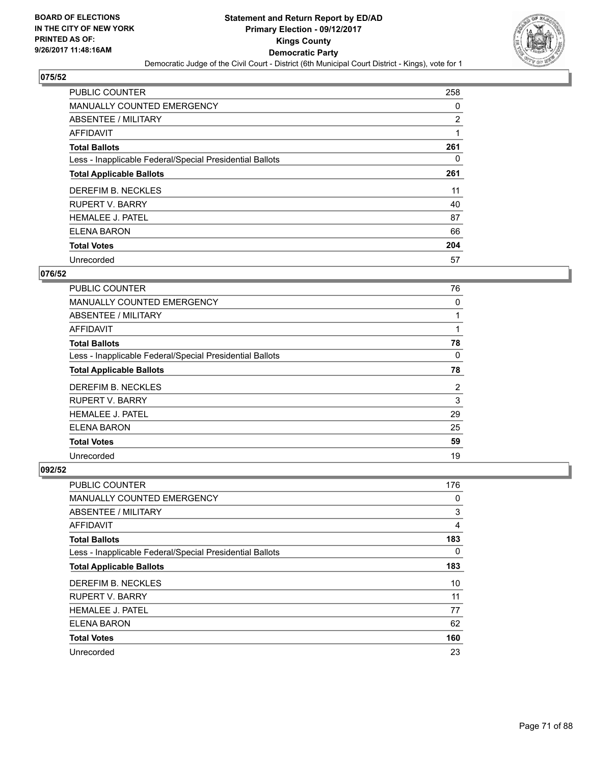BOARD OF ELECTIONS
IN THE CITY OF NEW YORK
PRINTED AS OF:
9/26/2017 11:48:16AM

# Statement and Return Report by ED/AD
## Primary Election - 09/12/2017
## Kings County
## Democratic Party

Democratic Judge of the Civil Court - District (6th Municipal Court District - Kings), vote for 1

### 075/52

| | |
|---|---|
| PUBLIC COUNTER | 258 |
| MANUALLY COUNTED EMERGENCY | 0 |
| ABSENTEE / MILITARY | 2 |
| AFFIDAVIT | 1 |
| **Total Ballots** | **261** |
| Less - Inapplicable Federal/Special Presidential Ballots | 0 |
| **Total Applicable Ballots** | **261** |
| DEREFIM B. NECKLES | 11 |
| RUPERT V. BARRY | 40 |
| HEMALEE J. PATEL | 87 |
| ELENA BARON | 66 |
| **Total Votes** | **204** |
| Unrecorded | 57 |

### 076/52

| | |
|---|---|
| PUBLIC COUNTER | 76 |
| MANUALLY COUNTED EMERGENCY | 0 |
| ABSENTEE / MILITARY | 1 |
| AFFIDAVIT | 1 |
| **Total Ballots** | **78** |
| Less - Inapplicable Federal/Special Presidential Ballots | 0 |
| **Total Applicable Ballots** | **78** |
| DEREFIM B. NECKLES | 2 |
| RUPERT V. BARRY | 3 |
| HEMALEE J. PATEL | 29 |
| ELENA BARON | 25 |
| **Total Votes** | **59** |
| Unrecorded | 19 |

### 092/52

| | |
|---|---|
| PUBLIC COUNTER | 176 |
| MANUALLY COUNTED EMERGENCY | 0 |
| ABSENTEE / MILITARY | 3 |
| AFFIDAVIT | 4 |
| **Total Ballots** | **183** |
| Less - Inapplicable Federal/Special Presidential Ballots | 0 |
| **Total Applicable Ballots** | **183** |
| DEREFIM B. NECKLES | 10 |
| RUPERT V. BARRY | 11 |
| HEMALEE J. PATEL | 77 |
| ELENA BARON | 62 |
| **Total Votes** | **160** |
| Unrecorded | 23 |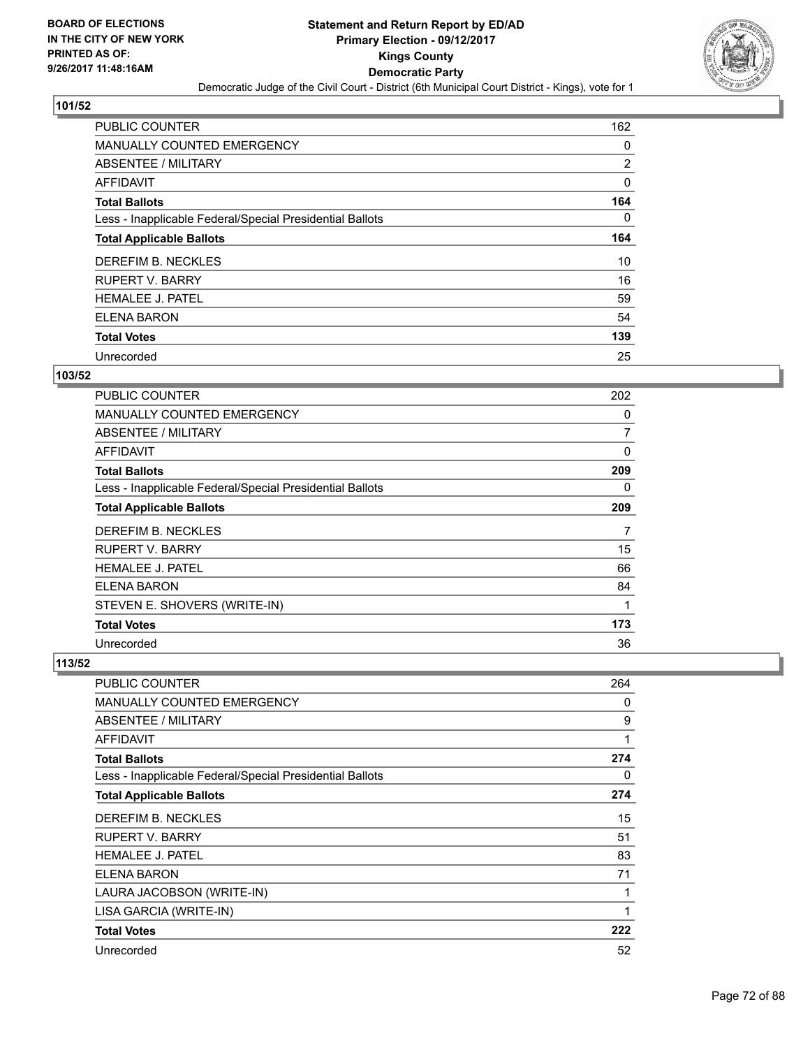**BOARD OF ELECTIONS IN THE CITY OF NEW YORK PRINTED AS OF: 9/26/2017 11:48:16AM**

# Statement and Return Report by ED/AD
## Primary Election - 09/12/2017
## Kings County
## Democratic Party
### Democratic Judge of the Civil Court - District (6th Municipal Court District - Kings), vote for 1

### 101/52

| | |
|---|---|
| PUBLIC COUNTER | 162 |
| MANUALLY COUNTED EMERGENCY | 0 |
| ABSENTEE / MILITARY | 2 |
| AFFIDAVIT | 0 |
| **Total Ballots** | **164** |
| Less - Inapplicable Federal/Special Presidential Ballots | 0 |
| **Total Applicable Ballots** | **164** |
| DEREFIM B. NECKLES | 10 |
| RUPERT V. BARRY | 16 |
| HEMALEE J. PATEL | 59 |
| ELENA BARON | 54 |
| **Total Votes** | **139** |
| Unrecorded | 25 |

### 103/52

| | |
|---|---|
| PUBLIC COUNTER | 202 |
| MANUALLY COUNTED EMERGENCY | 0 |
| ABSENTEE / MILITARY | 7 |
| AFFIDAVIT | 0 |
| **Total Ballots** | **209** |
| Less - Inapplicable Federal/Special Presidential Ballots | 0 |
| **Total Applicable Ballots** | **209** |
| DEREFIM B. NECKLES | 7 |
| RUPERT V. BARRY | 15 |
| HEMALEE J. PATEL | 66 |
| ELENA BARON | 84 |
| STEVEN E. SHOVERS (WRITE-IN) | 1 |
| **Total Votes** | **173** |
| Unrecorded | 36 |

### 113/52

| | |
|---|---|
| PUBLIC COUNTER | 264 |
| MANUALLY COUNTED EMERGENCY | 0 |
| ABSENTEE / MILITARY | 9 |
| AFFIDAVIT | 1 |
| **Total Ballots** | **274** |
| Less - Inapplicable Federal/Special Presidential Ballots | 0 |
| **Total Applicable Ballots** | **274** |
| DEREFIM B. NECKLES | 15 |
| RUPERT V. BARRY | 51 |
| HEMALEE J. PATEL | 83 |
| ELENA BARON | 71 |
| LAURA JACOBSON (WRITE-IN) | 1 |
| LISA GARCIA (WRITE-IN) | 1 |
| **Total Votes** | **222** |
| Unrecorded | 52 |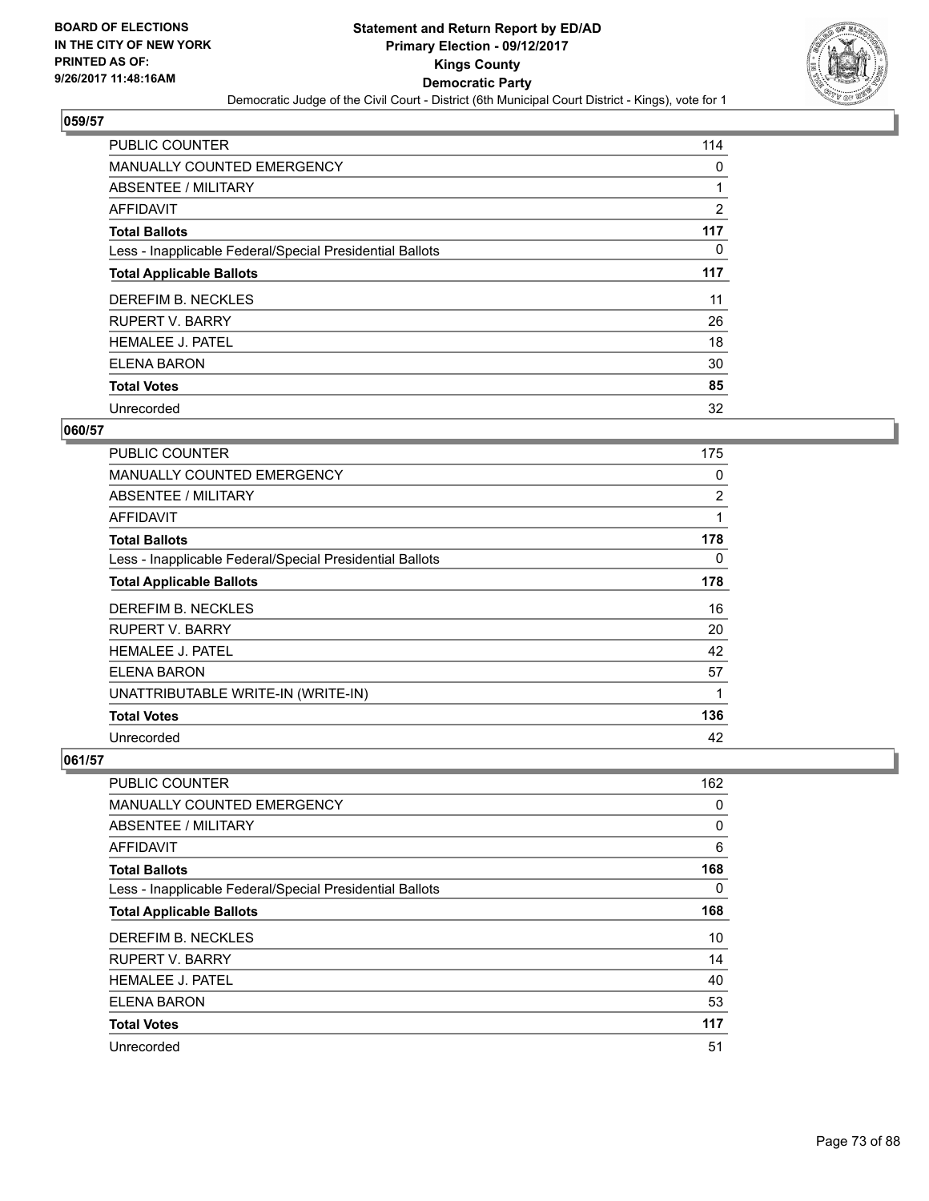**BOARD OF ELECTIONS IN THE CITY OF NEW YORK PRINTED AS OF: 9/26/2017 11:48:16AM**

**Statement and Return Report by ED/AD**
**Primary Election - 09/12/2017**
**Kings County**
**Democratic Party**
Democratic Judge of the Civil Court - District (6th Municipal Court District - Kings), vote for 1

## 059/57

| | |
|---|---|
| PUBLIC COUNTER | 114 |
| MANUALLY COUNTED EMERGENCY | 0 |
| ABSENTEE / MILITARY | 1 |
| AFFIDAVIT | 2 |
| **Total Ballots** | **117** |
| Less - Inapplicable Federal/Special Presidential Ballots | 0 |
| **Total Applicable Ballots** | **117** |
| DEREFIM B. NECKLES | 11 |
| RUPERT V. BARRY | 26 |
| HEMALEE J. PATEL | 18 |
| ELENA BARON | 30 |
| **Total Votes** | **85** |
| Unrecorded | 32 |

## 060/57

| | |
|---|---|
| PUBLIC COUNTER | 175 |
| MANUALLY COUNTED EMERGENCY | 0 |
| ABSENTEE / MILITARY | 2 |
| AFFIDAVIT | 1 |
| **Total Ballots** | **178** |
| Less - Inapplicable Federal/Special Presidential Ballots | 0 |
| **Total Applicable Ballots** | **178** |
| DEREFIM B. NECKLES | 16 |
| RUPERT V. BARRY | 20 |
| HEMALEE J. PATEL | 42 |
| ELENA BARON | 57 |
| UNATTRIBUTABLE WRITE-IN (WRITE-IN) | 1 |
| **Total Votes** | **136** |
| Unrecorded | 42 |

## 061/57

| | |
|---|---|
| PUBLIC COUNTER | 162 |
| MANUALLY COUNTED EMERGENCY | 0 |
| ABSENTEE / MILITARY | 0 |
| AFFIDAVIT | 6 |
| **Total Ballots** | **168** |
| Less - Inapplicable Federal/Special Presidential Ballots | 0 |
| **Total Applicable Ballots** | **168** |
| DEREFIM B. NECKLES | 10 |
| RUPERT V. BARRY | 14 |
| HEMALEE J. PATEL | 40 |
| ELENA BARON | 53 |
| **Total Votes** | **117** |
| Unrecorded | 51 |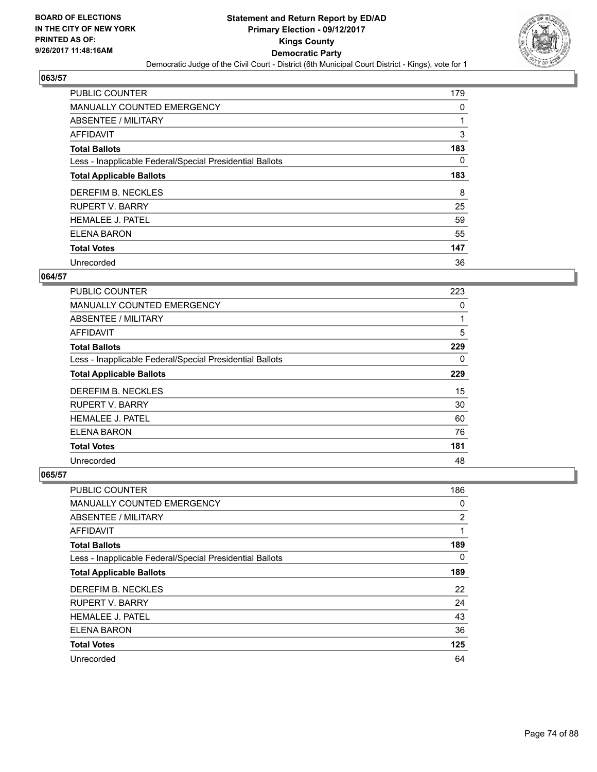BOARD OF ELECTIONS
IN THE CITY OF NEW YORK
PRINTED AS OF:
9/26/2017 11:48:16AM

**Statement and Return Report by ED/AD**
**Primary Election - 09/12/2017**
**Kings County**
**Democratic Party**
Democratic Judge of the Civil Court - District (6th Municipal Court District - Kings), vote for 1

### 063/57

| | |
|---|---|
| PUBLIC COUNTER | 179 |
| MANUALLY COUNTED EMERGENCY | 0 |
| ABSENTEE / MILITARY | 1 |
| AFFIDAVIT | 3 |
| **Total Ballots** | **183** |
| Less - Inapplicable Federal/Special Presidential Ballots | 0 |
| **Total Applicable Ballots** | **183** |
| DEREFIM B. NECKLES | 8 |
| RUPERT V. BARRY | 25 |
| HEMALEE J. PATEL | 59 |
| ELENA BARON | 55 |
| **Total Votes** | **147** |
| Unrecorded | 36 |

### 064/57

| | |
|---|---|
| PUBLIC COUNTER | 223 |
| MANUALLY COUNTED EMERGENCY | 0 |
| ABSENTEE / MILITARY | 1 |
| AFFIDAVIT | 5 |
| **Total Ballots** | **229** |
| Less - Inapplicable Federal/Special Presidential Ballots | 0 |
| **Total Applicable Ballots** | **229** |
| DEREFIM B. NECKLES | 15 |
| RUPERT V. BARRY | 30 |
| HEMALEE J. PATEL | 60 |
| ELENA BARON | 76 |
| **Total Votes** | **181** |
| Unrecorded | 48 |

### 065/57

| | |
|---|---|
| PUBLIC COUNTER | 186 |
| MANUALLY COUNTED EMERGENCY | 0 |
| ABSENTEE / MILITARY | 2 |
| AFFIDAVIT | 1 |
| **Total Ballots** | **189** |
| Less - Inapplicable Federal/Special Presidential Ballots | 0 |
| **Total Applicable Ballots** | **189** |
| DEREFIM B. NECKLES | 22 |
| RUPERT V. BARRY | 24 |
| HEMALEE J. PATEL | 43 |
| ELENA BARON | 36 |
| **Total Votes** | **125** |
| Unrecorded | 64 |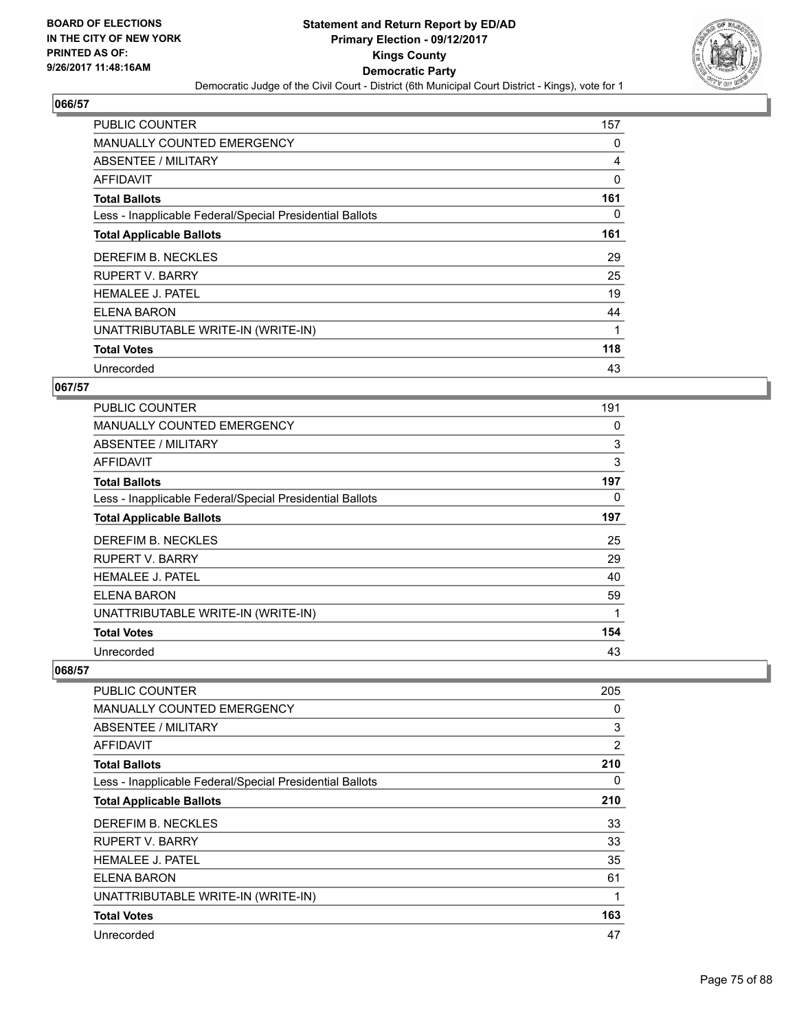**Statement and Return Report by ED/AD**
**Primary Election - 09/12/2017**
**Kings County**
**Democratic Party**
Democratic Judge of the Civil Court - District (6th Municipal Court District - Kings), vote for 1

BOARD OF ELECTIONS
IN THE CITY OF NEW YORK
PRINTED AS OF:
9/26/2017 11:48:16AM

### 066/57

| | |
|---|---|
| PUBLIC COUNTER | 157 |
| MANUALLY COUNTED EMERGENCY | 0 |
| ABSENTEE / MILITARY | 4 |
| AFFIDAVIT | 0 |
| **Total Ballots** | **161** |
| Less - Inapplicable Federal/Special Presidential Ballots | 0 |
| **Total Applicable Ballots** | **161** |
| DEREFIM B. NECKLES | 29 |
| RUPERT V. BARRY | 25 |
| HEMALEE J. PATEL | 19 |
| ELENA BARON | 44 |
| UNATTRIBUTABLE WRITE-IN (WRITE-IN) | 1 |
| **Total Votes** | **118** |
| Unrecorded | 43 |

### 067/57

| | |
|---|---|
| PUBLIC COUNTER | 191 |
| MANUALLY COUNTED EMERGENCY | 0 |
| ABSENTEE / MILITARY | 3 |
| AFFIDAVIT | 3 |
| **Total Ballots** | **197** |
| Less - Inapplicable Federal/Special Presidential Ballots | 0 |
| **Total Applicable Ballots** | **197** |
| DEREFIM B. NECKLES | 25 |
| RUPERT V. BARRY | 29 |
| HEMALEE J. PATEL | 40 |
| ELENA BARON | 59 |
| UNATTRIBUTABLE WRITE-IN (WRITE-IN) | 1 |
| **Total Votes** | **154** |
| Unrecorded | 43 |

### 068/57

| | |
|---|---|
| PUBLIC COUNTER | 205 |
| MANUALLY COUNTED EMERGENCY | 0 |
| ABSENTEE / MILITARY | 3 |
| AFFIDAVIT | 2 |
| **Total Ballots** | **210** |
| Less - Inapplicable Federal/Special Presidential Ballots | 0 |
| **Total Applicable Ballots** | **210** |
| DEREFIM B. NECKLES | 33 |
| RUPERT V. BARRY | 33 |
| HEMALEE J. PATEL | 35 |
| ELENA BARON | 61 |
| UNATTRIBUTABLE WRITE-IN (WRITE-IN) | 1 |
| **Total Votes** | **163** |
| Unrecorded | 47 |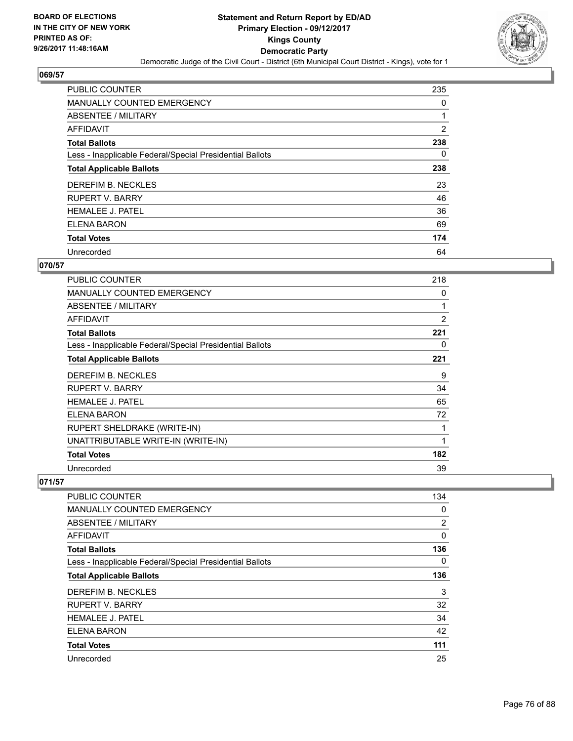BOARD OF ELECTIONS
IN THE CITY OF NEW YORK
PRINTED AS OF:
9/26/2017 11:48:16AM

**Statement and Return Report by ED/AD**
**Primary Election - 09/12/2017**
**Kings County**
**Democratic Party**
Democratic Judge of the Civil Court - District (6th Municipal Court District - Kings), vote for 1

## 069/57

| | |
|---|---|
| PUBLIC COUNTER | 235 |
| MANUALLY COUNTED EMERGENCY | 0 |
| ABSENTEE / MILITARY | 1 |
| AFFIDAVIT | 2 |
| **Total Ballots** | **238** |
| Less - Inapplicable Federal/Special Presidential Ballots | 0 |
| **Total Applicable Ballots** | **238** |
| DEREFIM B. NECKLES | 23 |
| RUPERT V. BARRY | 46 |
| HEMALEE J. PATEL | 36 |
| ELENA BARON | 69 |
| **Total Votes** | **174** |
| Unrecorded | 64 |

## 070/57

| | |
|---|---|
| PUBLIC COUNTER | 218 |
| MANUALLY COUNTED EMERGENCY | 0 |
| ABSENTEE / MILITARY | 1 |
| AFFIDAVIT | 2 |
| **Total Ballots** | **221** |
| Less - Inapplicable Federal/Special Presidential Ballots | 0 |
| **Total Applicable Ballots** | **221** |
| DEREFIM B. NECKLES | 9 |
| RUPERT V. BARRY | 34 |
| HEMALEE J. PATEL | 65 |
| ELENA BARON | 72 |
| RUPERT SHELDRAKE (WRITE-IN) | 1 |
| UNATTRIBUTABLE WRITE-IN (WRITE-IN) | 1 |
| **Total Votes** | **182** |
| Unrecorded | 39 |

## 071/57

| | |
|---|---|
| PUBLIC COUNTER | 134 |
| MANUALLY COUNTED EMERGENCY | 0 |
| ABSENTEE / MILITARY | 2 |
| AFFIDAVIT | 0 |
| **Total Ballots** | **136** |
| Less - Inapplicable Federal/Special Presidential Ballots | 0 |
| **Total Applicable Ballots** | **136** |
| DEREFIM B. NECKLES | 3 |
| RUPERT V. BARRY | 32 |
| HEMALEE J. PATEL | 34 |
| ELENA BARON | 42 |
| **Total Votes** | **111** |
| Unrecorded | 25 |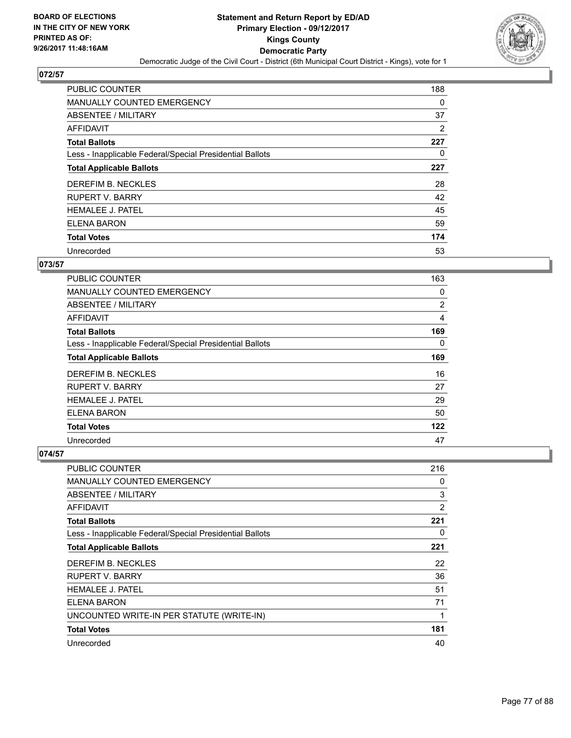BOARD OF ELECTIONS
IN THE CITY OF NEW YORK
PRINTED AS OF:
9/26/2017 11:48:16AM

# Statement and Return Report by ED/AD
## Primary Election - 09/12/2017
## Kings County
## Democratic Party
Democratic Judge of the Civil Court - District (6th Municipal Court District - Kings), vote for 1

### 072/57

| | |
|---|---|
| PUBLIC COUNTER | 188 |
| MANUALLY COUNTED EMERGENCY | 0 |
| ABSENTEE / MILITARY | 37 |
| AFFIDAVIT | 2 |
| **Total Ballots** | **227** |
| Less - Inapplicable Federal/Special Presidential Ballots | 0 |
| **Total Applicable Ballots** | **227** |
| DEREFIM B. NECKLES | 28 |
| RUPERT V. BARRY | 42 |
| HEMALEE J. PATEL | 45 |
| ELENA BARON | 59 |
| **Total Votes** | **174** |
| Unrecorded | 53 |

### 073/57

| | |
|---|---|
| PUBLIC COUNTER | 163 |
| MANUALLY COUNTED EMERGENCY | 0 |
| ABSENTEE / MILITARY | 2 |
| AFFIDAVIT | 4 |
| **Total Ballots** | **169** |
| Less - Inapplicable Federal/Special Presidential Ballots | 0 |
| **Total Applicable Ballots** | **169** |
| DEREFIM B. NECKLES | 16 |
| RUPERT V. BARRY | 27 |
| HEMALEE J. PATEL | 29 |
| ELENA BARON | 50 |
| **Total Votes** | **122** |
| Unrecorded | 47 |

### 074/57

| | |
|---|---|
| PUBLIC COUNTER | 216 |
| MANUALLY COUNTED EMERGENCY | 0 |
| ABSENTEE / MILITARY | 3 |
| AFFIDAVIT | 2 |
| **Total Ballots** | **221** |
| Less - Inapplicable Federal/Special Presidential Ballots | 0 |
| **Total Applicable Ballots** | **221** |
| DEREFIM B. NECKLES | 22 |
| RUPERT V. BARRY | 36 |
| HEMALEE J. PATEL | 51 |
| ELENA BARON | 71 |
| UNCOUNTED WRITE-IN PER STATUTE (WRITE-IN) | 1 |
| **Total Votes** | **181** |
| Unrecorded | 40 |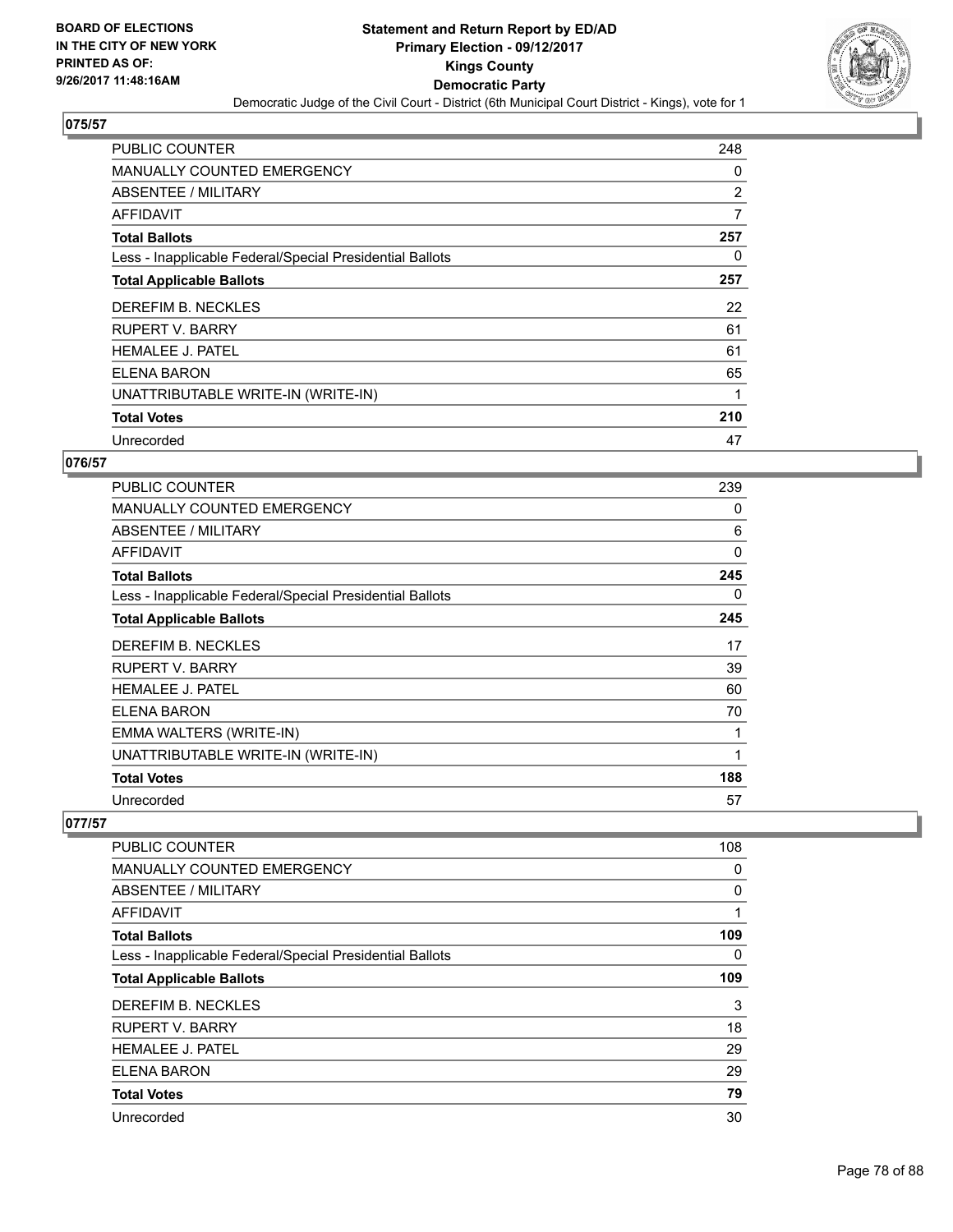## 075/57

| | |
|---|---|
| PUBLIC COUNTER | 248 |
| MANUALLY COUNTED EMERGENCY | 0 |
| ABSENTEE / MILITARY | 2 |
| AFFIDAVIT | 7 |
| **Total Ballots** | **257** |
| Less - Inapplicable Federal/Special Presidential Ballots | 0 |
| **Total Applicable Ballots** | **257** |
| DEREFIM B. NECKLES | 22 |
| RUPERT V. BARRY | 61 |
| HEMALEE J. PATEL | 61 |
| ELENA BARON | 65 |
| UNATTRIBUTABLE WRITE-IN (WRITE-IN) | 1 |
| **Total Votes** | **210** |
| Unrecorded | 47 |

## 076/57

| | |
|---|---|
| PUBLIC COUNTER | 239 |
| MANUALLY COUNTED EMERGENCY | 0 |
| ABSENTEE / MILITARY | 6 |
| AFFIDAVIT | 0 |
| **Total Ballots** | **245** |
| Less - Inapplicable Federal/Special Presidential Ballots | 0 |
| **Total Applicable Ballots** | **245** |
| DEREFIM B. NECKLES | 17 |
| RUPERT V. BARRY | 39 |
| HEMALEE J. PATEL | 60 |
| ELENA BARON | 70 |
| EMMA WALTERS (WRITE-IN) | 1 |
| UNATTRIBUTABLE WRITE-IN (WRITE-IN) | 1 |
| **Total Votes** | **188** |
| Unrecorded | 57 |

## 077/57

| | |
|---|---|
| PUBLIC COUNTER | 108 |
| MANUALLY COUNTED EMERGENCY | 0 |
| ABSENTEE / MILITARY | 0 |
| AFFIDAVIT | 1 |
| **Total Ballots** | **109** |
| Less - Inapplicable Federal/Special Presidential Ballots | 0 |
| **Total Applicable Ballots** | **109** |
| DEREFIM B. NECKLES | 3 |
| RUPERT V. BARRY | 18 |
| HEMALEE J. PATEL | 29 |
| ELENA BARON | 29 |
| **Total Votes** | **79** |
| Unrecorded | 30 |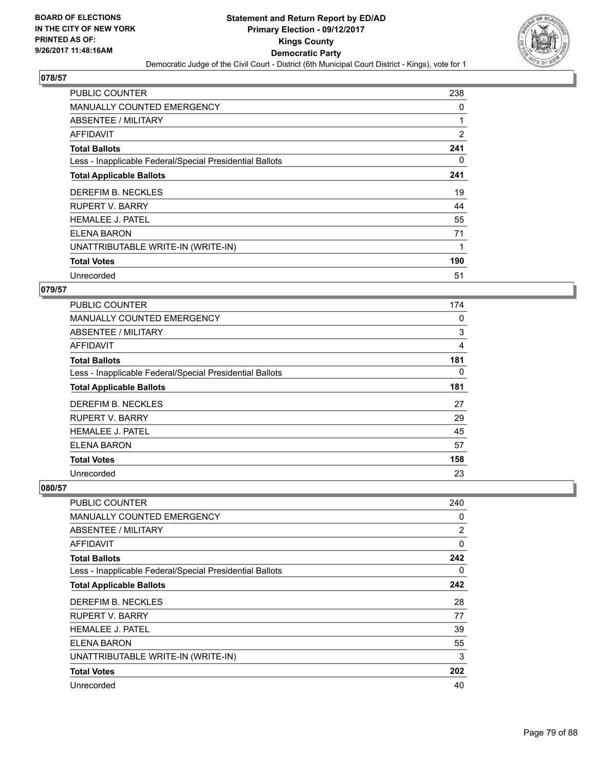**BOARD OF ELECTIONS IN THE CITY OF NEW YORK PRINTED AS OF: 9/26/2017 11:48:16AM**

**Statement and Return Report by ED/AD**
**Primary Election - 09/12/2017**
**Kings County**
**Democratic Party**
Democratic Judge of the Civil Court - District (6th Municipal Court District - Kings), vote for 1

## 078/57

| | |
|---|---|
| PUBLIC COUNTER | 238 |
| MANUALLY COUNTED EMERGENCY | 0 |
| ABSENTEE / MILITARY | 1 |
| AFFIDAVIT | 2 |
| **Total Ballots** | **241** |
| Less - Inapplicable Federal/Special Presidential Ballots | 0 |
| **Total Applicable Ballots** | **241** |
| DEREFIM B. NECKLES | 19 |
| RUPERT V. BARRY | 44 |
| HEMALEE J. PATEL | 55 |
| ELENA BARON | 71 |
| UNATTRIBUTABLE WRITE-IN (WRITE-IN) | 1 |
| **Total Votes** | **190** |
| Unrecorded | 51 |

## 079/57

| | |
|---|---|
| PUBLIC COUNTER | 174 |
| MANUALLY COUNTED EMERGENCY | 0 |
| ABSENTEE / MILITARY | 3 |
| AFFIDAVIT | 4 |
| **Total Ballots** | **181** |
| Less - Inapplicable Federal/Special Presidential Ballots | 0 |
| **Total Applicable Ballots** | **181** |
| DEREFIM B. NECKLES | 27 |
| RUPERT V. BARRY | 29 |
| HEMALEE J. PATEL | 45 |
| ELENA BARON | 57 |
| **Total Votes** | **158** |
| Unrecorded | 23 |

## 080/57

| | |
|---|---|
| PUBLIC COUNTER | 240 |
| MANUALLY COUNTED EMERGENCY | 0 |
| ABSENTEE / MILITARY | 2 |
| AFFIDAVIT | 0 |
| **Total Ballots** | **242** |
| Less - Inapplicable Federal/Special Presidential Ballots | 0 |
| **Total Applicable Ballots** | **242** |
| DEREFIM B. NECKLES | 28 |
| RUPERT V. BARRY | 77 |
| HEMALEE J. PATEL | 39 |
| ELENA BARON | 55 |
| UNATTRIBUTABLE WRITE-IN (WRITE-IN) | 3 |
| **Total Votes** | **202** |
| Unrecorded | 40 |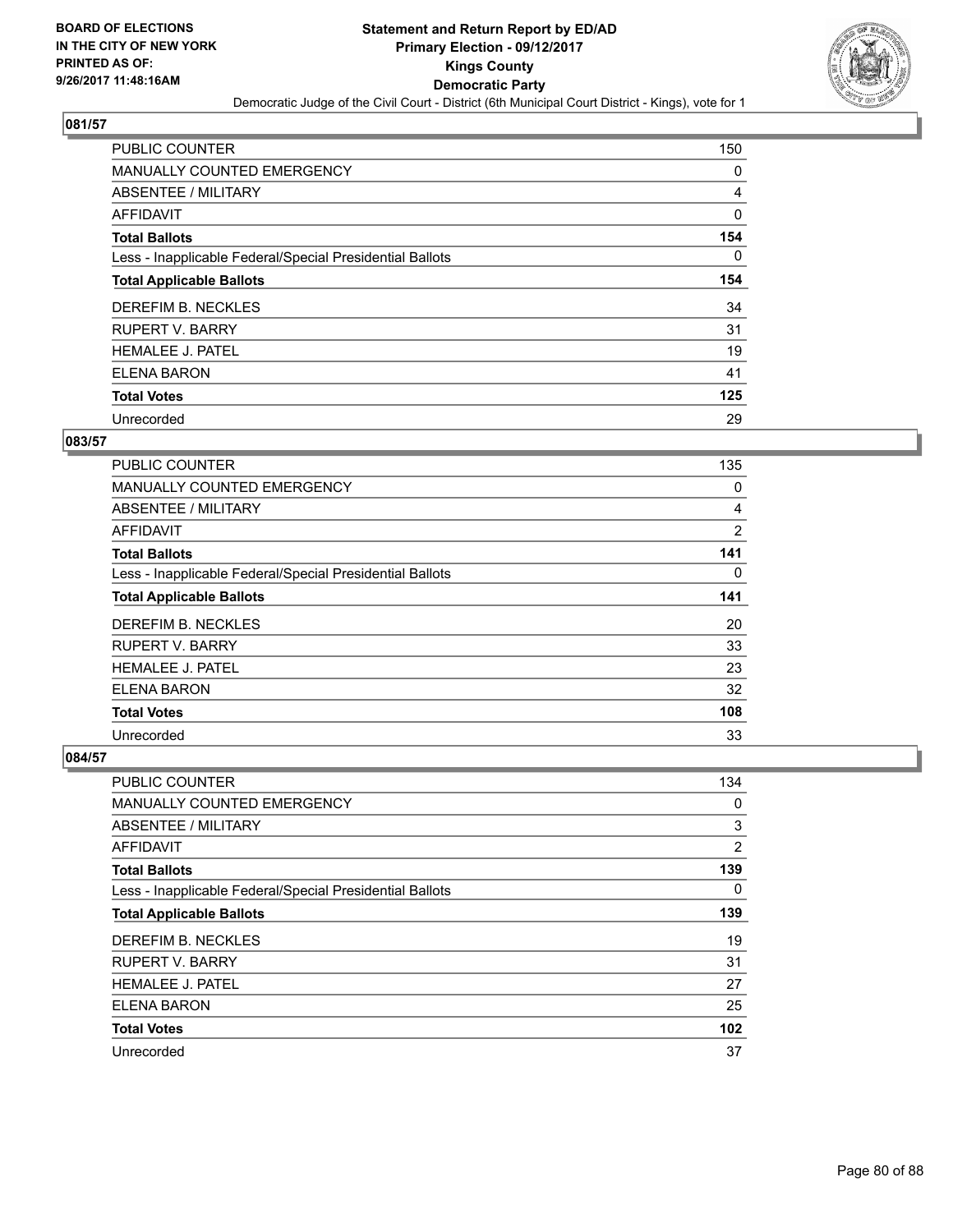**BOARD OF ELECTIONS IN THE CITY OF NEW YORK PRINTED AS OF: 9/26/2017 11:48:16AM**

# Statement and Return Report by ED/AD
## Primary Election - 09/12/2017
## Kings County
## Democratic Party
Democratic Judge of the Civil Court - District (6th Municipal Court District - Kings), vote for 1

### 081/57

| | |
|---|---|
| PUBLIC COUNTER | 150 |
| MANUALLY COUNTED EMERGENCY | 0 |
| ABSENTEE / MILITARY | 4 |
| AFFIDAVIT | 0 |
| **Total Ballots** | **154** |
| Less - Inapplicable Federal/Special Presidential Ballots | 0 |
| **Total Applicable Ballots** | **154** |
| DEREFIM B. NECKLES | 34 |
| RUPERT V. BARRY | 31 |
| HEMALEE J. PATEL | 19 |
| ELENA BARON | 41 |
| **Total Votes** | **125** |
| Unrecorded | 29 |

### 083/57

| | |
|---|---|
| PUBLIC COUNTER | 135 |
| MANUALLY COUNTED EMERGENCY | 0 |
| ABSENTEE / MILITARY | 4 |
| AFFIDAVIT | 2 |
| **Total Ballots** | **141** |
| Less - Inapplicable Federal/Special Presidential Ballots | 0 |
| **Total Applicable Ballots** | **141** |
| DEREFIM B. NECKLES | 20 |
| RUPERT V. BARRY | 33 |
| HEMALEE J. PATEL | 23 |
| ELENA BARON | 32 |
| **Total Votes** | **108** |
| Unrecorded | 33 |

### 084/57

| | |
|---|---|
| PUBLIC COUNTER | 134 |
| MANUALLY COUNTED EMERGENCY | 0 |
| ABSENTEE / MILITARY | 3 |
| AFFIDAVIT | 2 |
| **Total Ballots** | **139** |
| Less - Inapplicable Federal/Special Presidential Ballots | 0 |
| **Total Applicable Ballots** | **139** |
| DEREFIM B. NECKLES | 19 |
| RUPERT V. BARRY | 31 |
| HEMALEE J. PATEL | 27 |
| ELENA BARON | 25 |
| **Total Votes** | **102** |
| Unrecorded | 37 |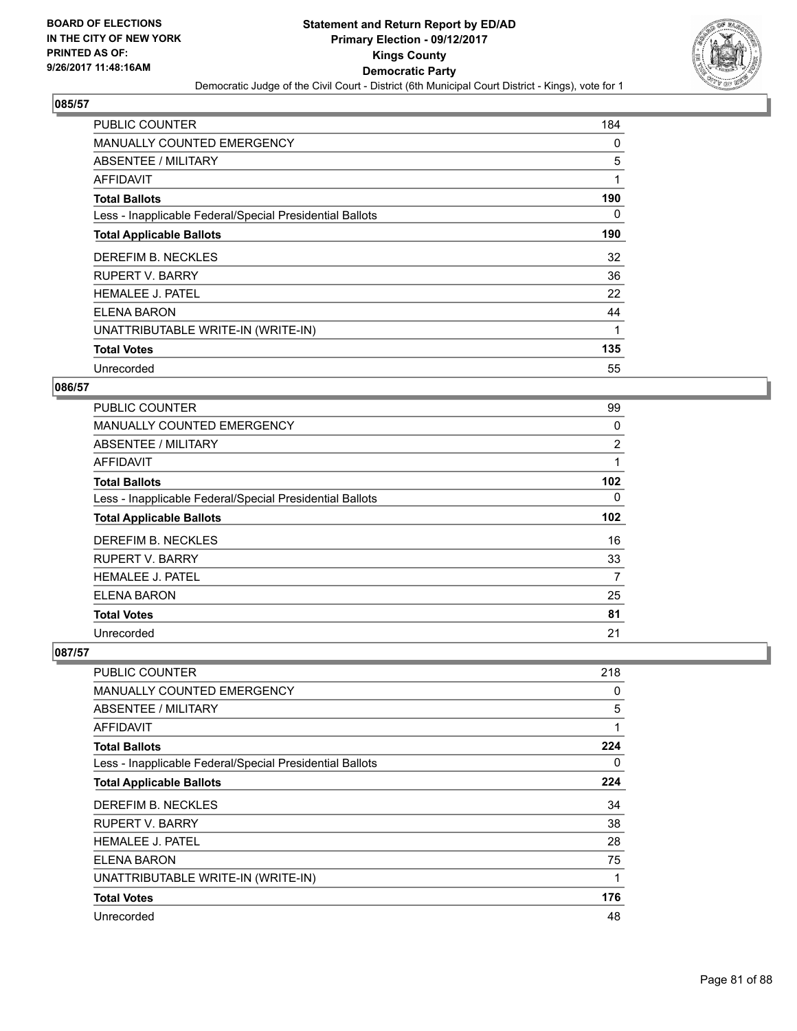BOARD OF ELECTIONS
IN THE CITY OF NEW YORK
PRINTED AS OF:
9/26/2017 11:48:16AM

**Statement and Return Report by ED/AD**
**Primary Election - 09/12/2017**
**Kings County**
**Democratic Party**
Democratic Judge of the Civil Court - District (6th Municipal Court District - Kings), vote for 1

### 085/57

| | |
|---|---|
| PUBLIC COUNTER | 184 |
| MANUALLY COUNTED EMERGENCY | 0 |
| ABSENTEE / MILITARY | 5 |
| AFFIDAVIT | 1 |
| **Total Ballots** | **190** |
| Less - Inapplicable Federal/Special Presidential Ballots | 0 |
| **Total Applicable Ballots** | **190** |
| DEREFIM B. NECKLES | 32 |
| RUPERT V. BARRY | 36 |
| HEMALEE J. PATEL | 22 |
| ELENA BARON | 44 |
| UNATTRIBUTABLE WRITE-IN (WRITE-IN) | 1 |
| **Total Votes** | **135** |
| Unrecorded | 55 |

### 086/57

| | |
|---|---|
| PUBLIC COUNTER | 99 |
| MANUALLY COUNTED EMERGENCY | 0 |
| ABSENTEE / MILITARY | 2 |
| AFFIDAVIT | 1 |
| **Total Ballots** | **102** |
| Less - Inapplicable Federal/Special Presidential Ballots | 0 |
| **Total Applicable Ballots** | **102** |
| DEREFIM B. NECKLES | 16 |
| RUPERT V. BARRY | 33 |
| HEMALEE J. PATEL | 7 |
| ELENA BARON | 25 |
| **Total Votes** | **81** |
| Unrecorded | 21 |

### 087/57

| | |
|---|---|
| PUBLIC COUNTER | 218 |
| MANUALLY COUNTED EMERGENCY | 0 |
| ABSENTEE / MILITARY | 5 |
| AFFIDAVIT | 1 |
| **Total Ballots** | **224** |
| Less - Inapplicable Federal/Special Presidential Ballots | 0 |
| **Total Applicable Ballots** | **224** |
| DEREFIM B. NECKLES | 34 |
| RUPERT V. BARRY | 38 |
| HEMALEE J. PATEL | 28 |
| ELENA BARON | 75 |
| UNATTRIBUTABLE WRITE-IN (WRITE-IN) | 1 |
| **Total Votes** | **176** |
| Unrecorded | 48 |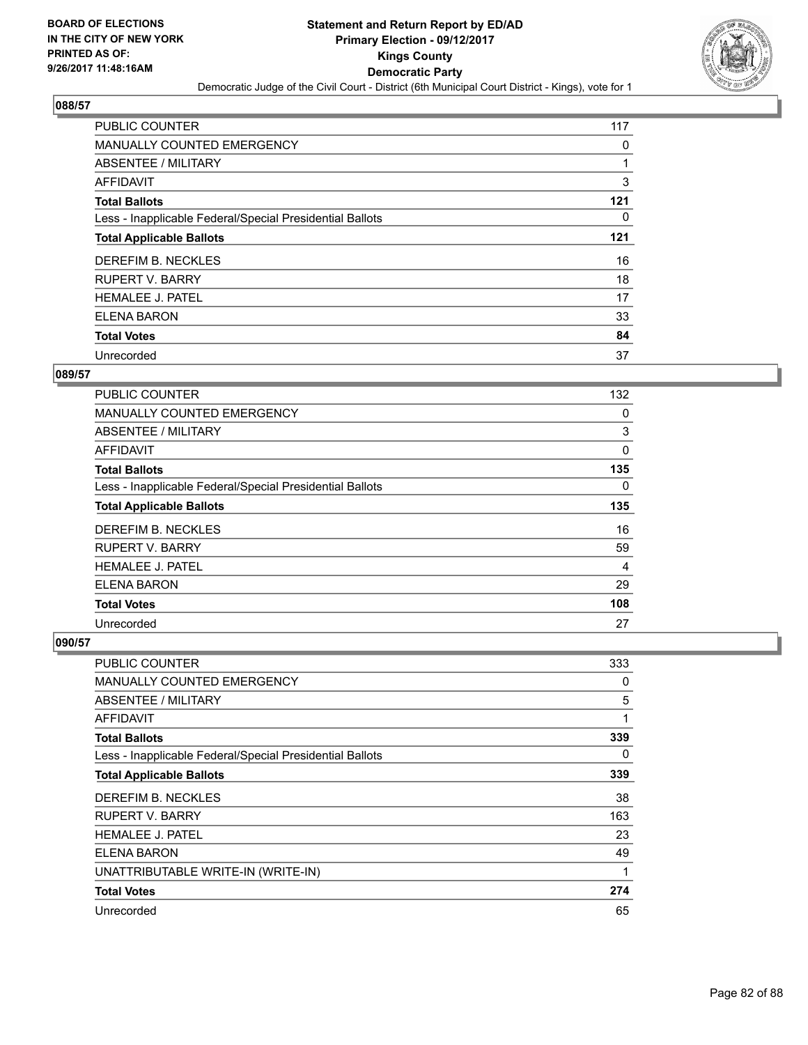## 088/57

| | |
|---|---|
| PUBLIC COUNTER | 117 |
| MANUALLY COUNTED EMERGENCY | 0 |
| ABSENTEE / MILITARY | 1 |
| AFFIDAVIT | 3 |
| **Total Ballots** | **121** |
| Less - Inapplicable Federal/Special Presidential Ballots | 0 |
| **Total Applicable Ballots** | **121** |
| DEREFIM B. NECKLES | 16 |
| RUPERT V. BARRY | 18 |
| HEMALEE J. PATEL | 17 |
| ELENA BARON | 33 |
| **Total Votes** | **84** |
| Unrecorded | 37 |

## 089/57

| | |
|---|---|
| PUBLIC COUNTER | 132 |
| MANUALLY COUNTED EMERGENCY | 0 |
| ABSENTEE / MILITARY | 3 |
| AFFIDAVIT | 0 |
| **Total Ballots** | **135** |
| Less - Inapplicable Federal/Special Presidential Ballots | 0 |
| **Total Applicable Ballots** | **135** |
| DEREFIM B. NECKLES | 16 |
| RUPERT V. BARRY | 59 |
| HEMALEE J. PATEL | 4 |
| ELENA BARON | 29 |
| **Total Votes** | **108** |
| Unrecorded | 27 |

## 090/57

| | |
|---|---|
| PUBLIC COUNTER | 333 |
| MANUALLY COUNTED EMERGENCY | 0 |
| ABSENTEE / MILITARY | 5 |
| AFFIDAVIT | 1 |
| **Total Ballots** | **339** |
| Less - Inapplicable Federal/Special Presidential Ballots | 0 |
| **Total Applicable Ballots** | **339** |
| DEREFIM B. NECKLES | 38 |
| RUPERT V. BARRY | 163 |
| HEMALEE J. PATEL | 23 |
| ELENA BARON | 49 |
| UNATTRIBUTABLE WRITE-IN (WRITE-IN) | 1 |
| **Total Votes** | **274** |
| Unrecorded | 65 |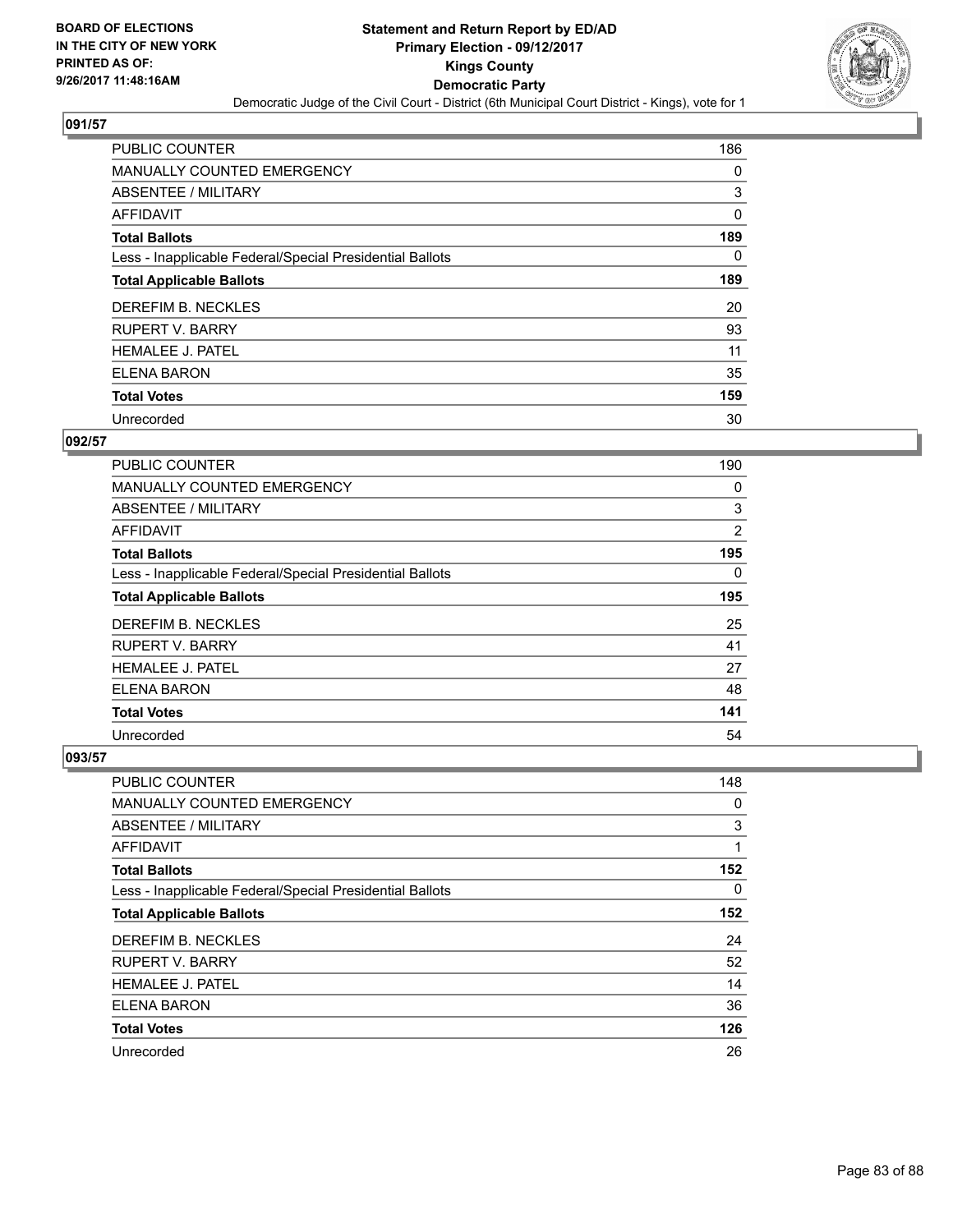**Statement and Return Report by ED/AD**
**Primary Election - 09/12/2017**
**Kings County**
**Democratic Party**
Democratic Judge of the Civil Court - District (6th Municipal Court District - Kings), vote for 1

BOARD OF ELECTIONS
IN THE CITY OF NEW YORK
PRINTED AS OF:
9/26/2017 11:48:16AM

## 091/57

| | |
|---|---|
| PUBLIC COUNTER | 186 |
| MANUALLY COUNTED EMERGENCY | 0 |
| ABSENTEE / MILITARY | 3 |
| AFFIDAVIT | 0 |
| **Total Ballots** | **189** |
| Less - Inapplicable Federal/Special Presidential Ballots | 0 |
| **Total Applicable Ballots** | **189** |
| DEREFIM B. NECKLES | 20 |
| RUPERT V. BARRY | 93 |
| HEMALEE J. PATEL | 11 |
| ELENA BARON | 35 |
| **Total Votes** | **159** |
| Unrecorded | 30 |

## 092/57

| | |
|---|---|
| PUBLIC COUNTER | 190 |
| MANUALLY COUNTED EMERGENCY | 0 |
| ABSENTEE / MILITARY | 3 |
| AFFIDAVIT | 2 |
| **Total Ballots** | **195** |
| Less - Inapplicable Federal/Special Presidential Ballots | 0 |
| **Total Applicable Ballots** | **195** |
| DEREFIM B. NECKLES | 25 |
| RUPERT V. BARRY | 41 |
| HEMALEE J. PATEL | 27 |
| ELENA BARON | 48 |
| **Total Votes** | **141** |
| Unrecorded | 54 |

## 093/57

| | |
|---|---|
| PUBLIC COUNTER | 148 |
| MANUALLY COUNTED EMERGENCY | 0 |
| ABSENTEE / MILITARY | 3 |
| AFFIDAVIT | 1 |
| **Total Ballots** | **152** |
| Less - Inapplicable Federal/Special Presidential Ballots | 0 |
| **Total Applicable Ballots** | **152** |
| DEREFIM B. NECKLES | 24 |
| RUPERT V. BARRY | 52 |
| HEMALEE J. PATEL | 14 |
| ELENA BARON | 36 |
| **Total Votes** | **126** |
| Unrecorded | 26 |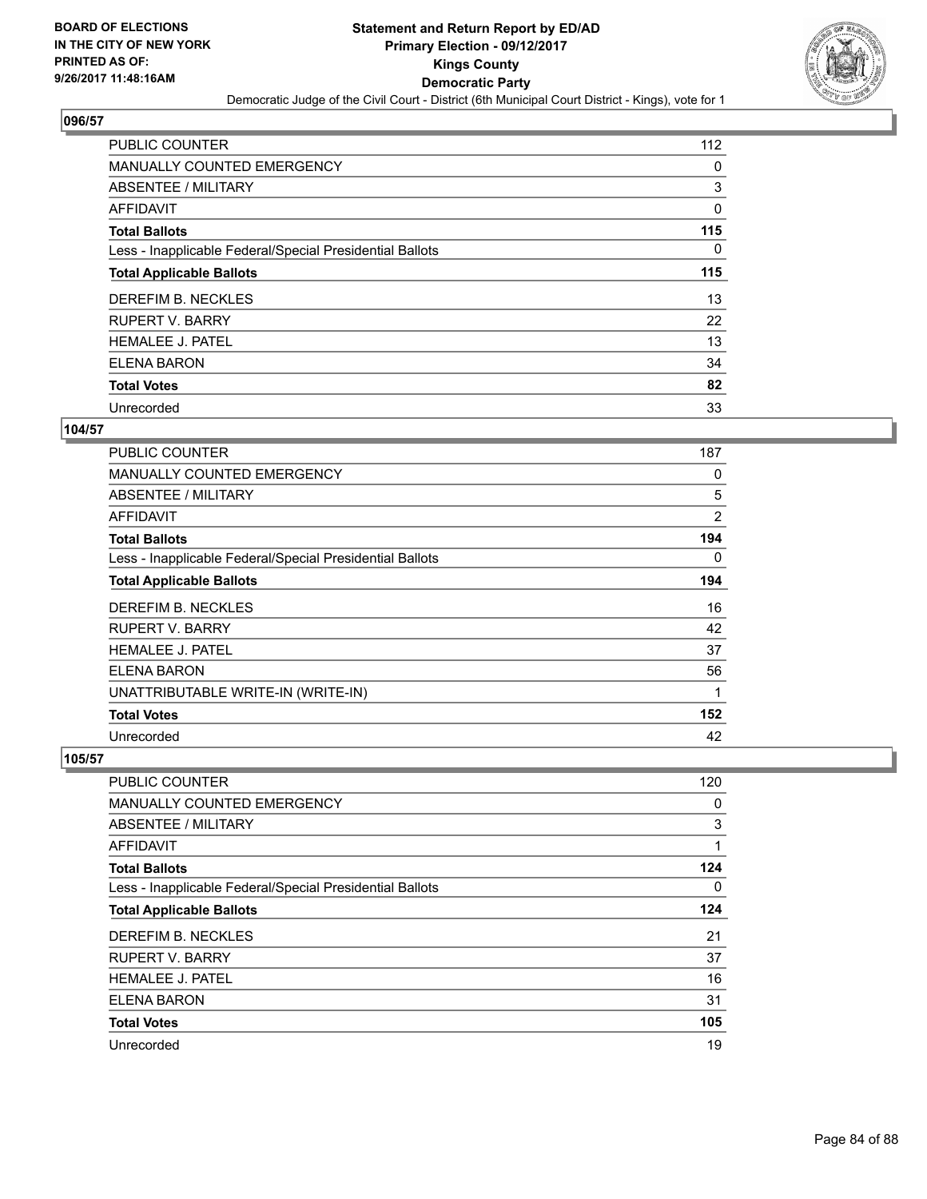BOARD OF ELECTIONS
IN THE CITY OF NEW YORK
PRINTED AS OF:
9/26/2017 11:48:16AM

**Statement and Return Report by ED/AD**
**Primary Election - 09/12/2017**
**Kings County**
**Democratic Party**
Democratic Judge of the Civil Court - District (6th Municipal Court District - Kings), vote for 1

## 096/57

| | |
|---|---|
| PUBLIC COUNTER | 112 |
| MANUALLY COUNTED EMERGENCY | 0 |
| ABSENTEE / MILITARY | 3 |
| AFFIDAVIT | 0 |
| **Total Ballots** | **115** |
| Less - Inapplicable Federal/Special Presidential Ballots | 0 |
| **Total Applicable Ballots** | **115** |
| DEREFIM B. NECKLES | 13 |
| RUPERT V. BARRY | 22 |
| HEMALEE J. PATEL | 13 |
| ELENA BARON | 34 |
| **Total Votes** | **82** |
| Unrecorded | 33 |

## 104/57

| | |
|---|---|
| PUBLIC COUNTER | 187 |
| MANUALLY COUNTED EMERGENCY | 0 |
| ABSENTEE / MILITARY | 5 |
| AFFIDAVIT | 2 |
| **Total Ballots** | **194** |
| Less - Inapplicable Federal/Special Presidential Ballots | 0 |
| **Total Applicable Ballots** | **194** |
| DEREFIM B. NECKLES | 16 |
| RUPERT V. BARRY | 42 |
| HEMALEE J. PATEL | 37 |
| ELENA BARON | 56 |
| UNATTRIBUTABLE WRITE-IN (WRITE-IN) | 1 |
| **Total Votes** | **152** |
| Unrecorded | 42 |

## 105/57

| | |
|---|---|
| PUBLIC COUNTER | 120 |
| MANUALLY COUNTED EMERGENCY | 0 |
| ABSENTEE / MILITARY | 3 |
| AFFIDAVIT | 1 |
| **Total Ballots** | **124** |
| Less - Inapplicable Federal/Special Presidential Ballots | 0 |
| **Total Applicable Ballots** | **124** |
| DEREFIM B. NECKLES | 21 |
| RUPERT V. BARRY | 37 |
| HEMALEE J. PATEL | 16 |
| ELENA BARON | 31 |
| **Total Votes** | **105** |
| Unrecorded | 19 |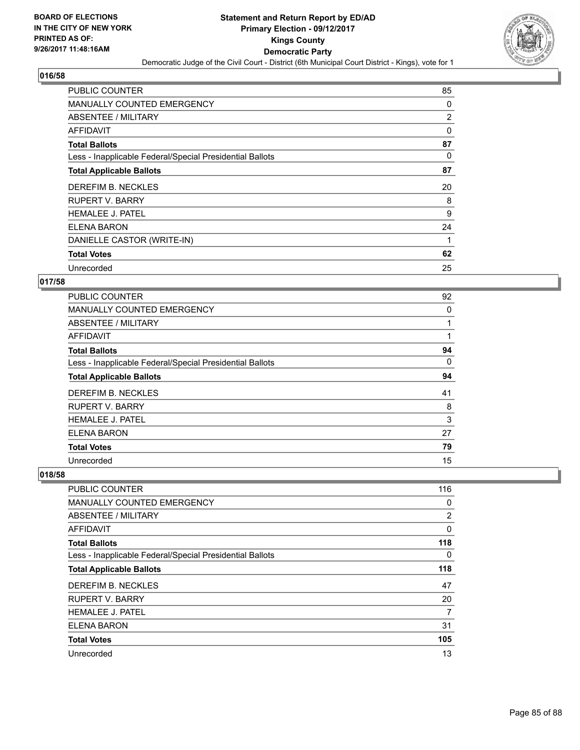BOARD OF ELECTIONS
IN THE CITY OF NEW YORK
PRINTED AS OF:
9/26/2017 11:48:16AM

**Statement and Return Report by ED/AD**
**Primary Election - 09/12/2017**
**Kings County**
**Democratic Party**
Democratic Judge of the Civil Court - District (6th Municipal Court District - Kings), vote for 1

## 016/58

| | |
|---|---|
| PUBLIC COUNTER | 85 |
| MANUALLY COUNTED EMERGENCY | 0 |
| ABSENTEE / MILITARY | 2 |
| AFFIDAVIT | 0 |
| **Total Ballots** | **87** |
| Less - Inapplicable Federal/Special Presidential Ballots | 0 |
| **Total Applicable Ballots** | **87** |
| DEREFIM B. NECKLES | 20 |
| RUPERT V. BARRY | 8 |
| HEMALEE J. PATEL | 9 |
| ELENA BARON | 24 |
| DANIELLE CASTOR (WRITE-IN) | 1 |
| **Total Votes** | **62** |
| Unrecorded | 25 |

## 017/58

| | |
|---|---|
| PUBLIC COUNTER | 92 |
| MANUALLY COUNTED EMERGENCY | 0 |
| ABSENTEE / MILITARY | 1 |
| AFFIDAVIT | 1 |
| **Total Ballots** | **94** |
| Less - Inapplicable Federal/Special Presidential Ballots | 0 |
| **Total Applicable Ballots** | **94** |
| DEREFIM B. NECKLES | 41 |
| RUPERT V. BARRY | 8 |
| HEMALEE J. PATEL | 3 |
| ELENA BARON | 27 |
| **Total Votes** | **79** |
| Unrecorded | 15 |

## 018/58

| | |
|---|---|
| PUBLIC COUNTER | 116 |
| MANUALLY COUNTED EMERGENCY | 0 |
| ABSENTEE / MILITARY | 2 |
| AFFIDAVIT | 0 |
| **Total Ballots** | **118** |
| Less - Inapplicable Federal/Special Presidential Ballots | 0 |
| **Total Applicable Ballots** | **118** |
| DEREFIM B. NECKLES | 47 |
| RUPERT V. BARRY | 20 |
| HEMALEE J. PATEL | 7 |
| ELENA BARON | 31 |
| **Total Votes** | **105** |
| Unrecorded | 13 |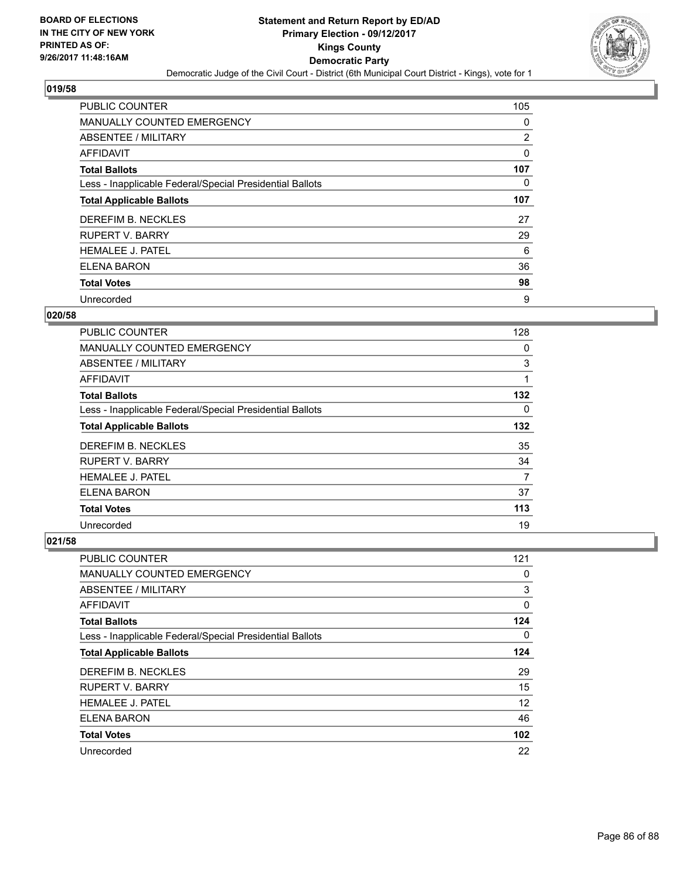**Statement and Return Report by ED/AD**
**Primary Election - 09/12/2017**
**Kings County**
**Democratic Party**
Democratic Judge of the Civil Court - District (6th Municipal Court District - Kings), vote for 1

BOARD OF ELECTIONS IN THE CITY OF NEW YORK PRINTED AS OF: 9/26/2017 11:48:16AM

## 019/58

| | |
|---|---|
| PUBLIC COUNTER | 105 |
| MANUALLY COUNTED EMERGENCY | 0 |
| ABSENTEE / MILITARY | 2 |
| AFFIDAVIT | 0 |
| **Total Ballots** | **107** |
| Less - Inapplicable Federal/Special Presidential Ballots | 0 |
| **Total Applicable Ballots** | **107** |
| DEREFIM B. NECKLES | 27 |
| RUPERT V. BARRY | 29 |
| HEMALEE J. PATEL | 6 |
| ELENA BARON | 36 |
| **Total Votes** | **98** |
| Unrecorded | 9 |

## 020/58

| | |
|---|---|
| PUBLIC COUNTER | 128 |
| MANUALLY COUNTED EMERGENCY | 0 |
| ABSENTEE / MILITARY | 3 |
| AFFIDAVIT | 1 |
| **Total Ballots** | **132** |
| Less - Inapplicable Federal/Special Presidential Ballots | 0 |
| **Total Applicable Ballots** | **132** |
| DEREFIM B. NECKLES | 35 |
| RUPERT V. BARRY | 34 |
| HEMALEE J. PATEL | 7 |
| ELENA BARON | 37 |
| **Total Votes** | **113** |
| Unrecorded | 19 |

## 021/58

| | |
|---|---|
| PUBLIC COUNTER | 121 |
| MANUALLY COUNTED EMERGENCY | 0 |
| ABSENTEE / MILITARY | 3 |
| AFFIDAVIT | 0 |
| **Total Ballots** | **124** |
| Less - Inapplicable Federal/Special Presidential Ballots | 0 |
| **Total Applicable Ballots** | **124** |
| DEREFIM B. NECKLES | 29 |
| RUPERT V. BARRY | 15 |
| HEMALEE J. PATEL | 12 |
| ELENA BARON | 46 |
| **Total Votes** | **102** |
| Unrecorded | 22 |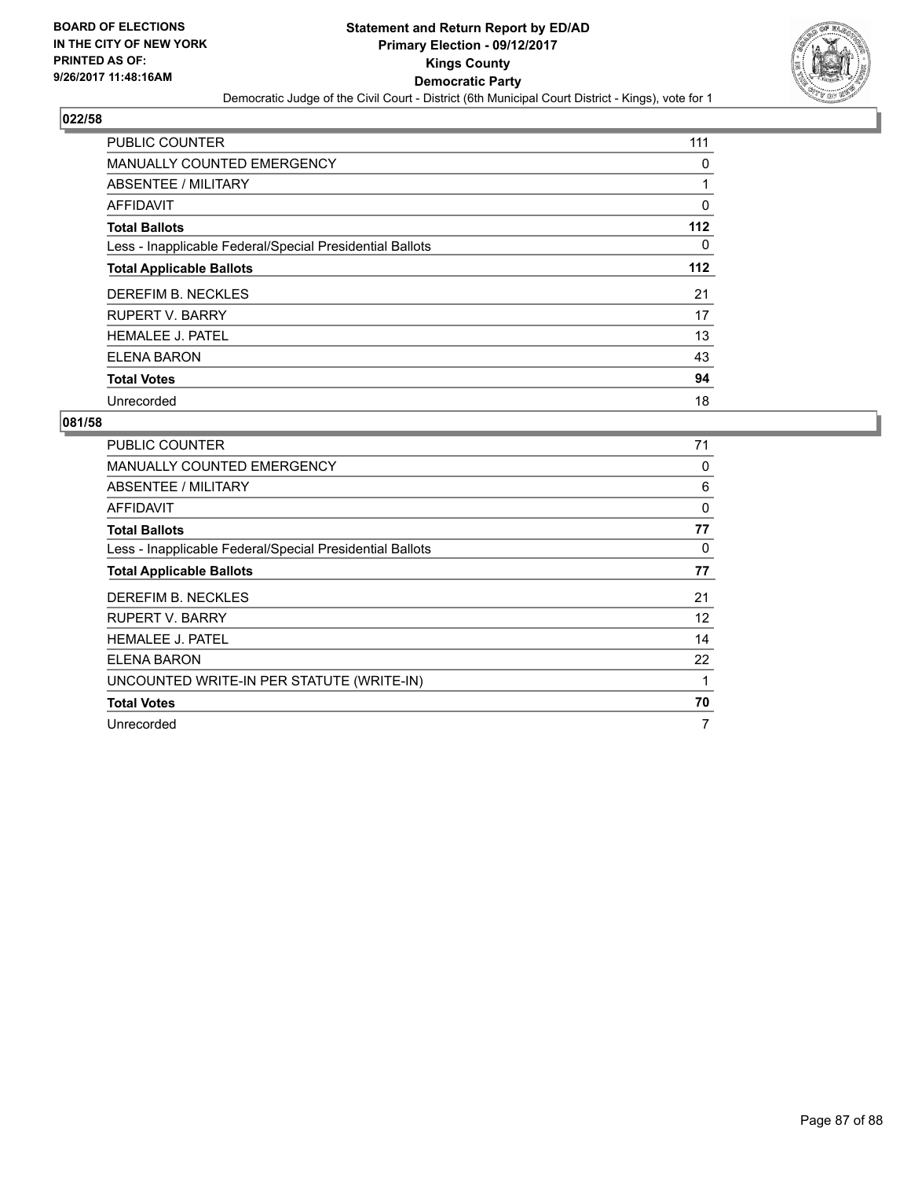**BOARD OF ELECTIONS IN THE CITY OF NEW YORK PRINTED AS OF: 9/26/2017 11:48:16AM**

# Statement and Return Report by ED/AD
## Primary Election - 09/12/2017
## Kings County
## Democratic Party
### Democratic Judge of the Civil Court - District (6th Municipal Court District - Kings), vote for 1

**022/58**

| | |
|---|---|
| PUBLIC COUNTER | 111 |
| MANUALLY COUNTED EMERGENCY | 0 |
| ABSENTEE / MILITARY | 1 |
| AFFIDAVIT | 0 |
| **Total Ballots** | **112** |
| Less - Inapplicable Federal/Special Presidential Ballots | 0 |
| **Total Applicable Ballots** | **112** |
| DEREFIM B. NECKLES | 21 |
| RUPERT V. BARRY | 17 |
| HEMALEE J. PATEL | 13 |
| ELENA BARON | 43 |
| **Total Votes** | **94** |
| Unrecorded | 18 |

**081/58**

| | |
|---|---|
| PUBLIC COUNTER | 71 |
| MANUALLY COUNTED EMERGENCY | 0 |
| ABSENTEE / MILITARY | 6 |
| AFFIDAVIT | 0 |
| **Total Ballots** | **77** |
| Less - Inapplicable Federal/Special Presidential Ballots | 0 |
| **Total Applicable Ballots** | **77** |
| DEREFIM B. NECKLES | 21 |
| RUPERT V. BARRY | 12 |
| HEMALEE J. PATEL | 14 |
| ELENA BARON | 22 |
| UNCOUNTED WRITE-IN PER STATUTE (WRITE-IN) | 1 |
| **Total Votes** | **70** |
| Unrecorded | 7 |